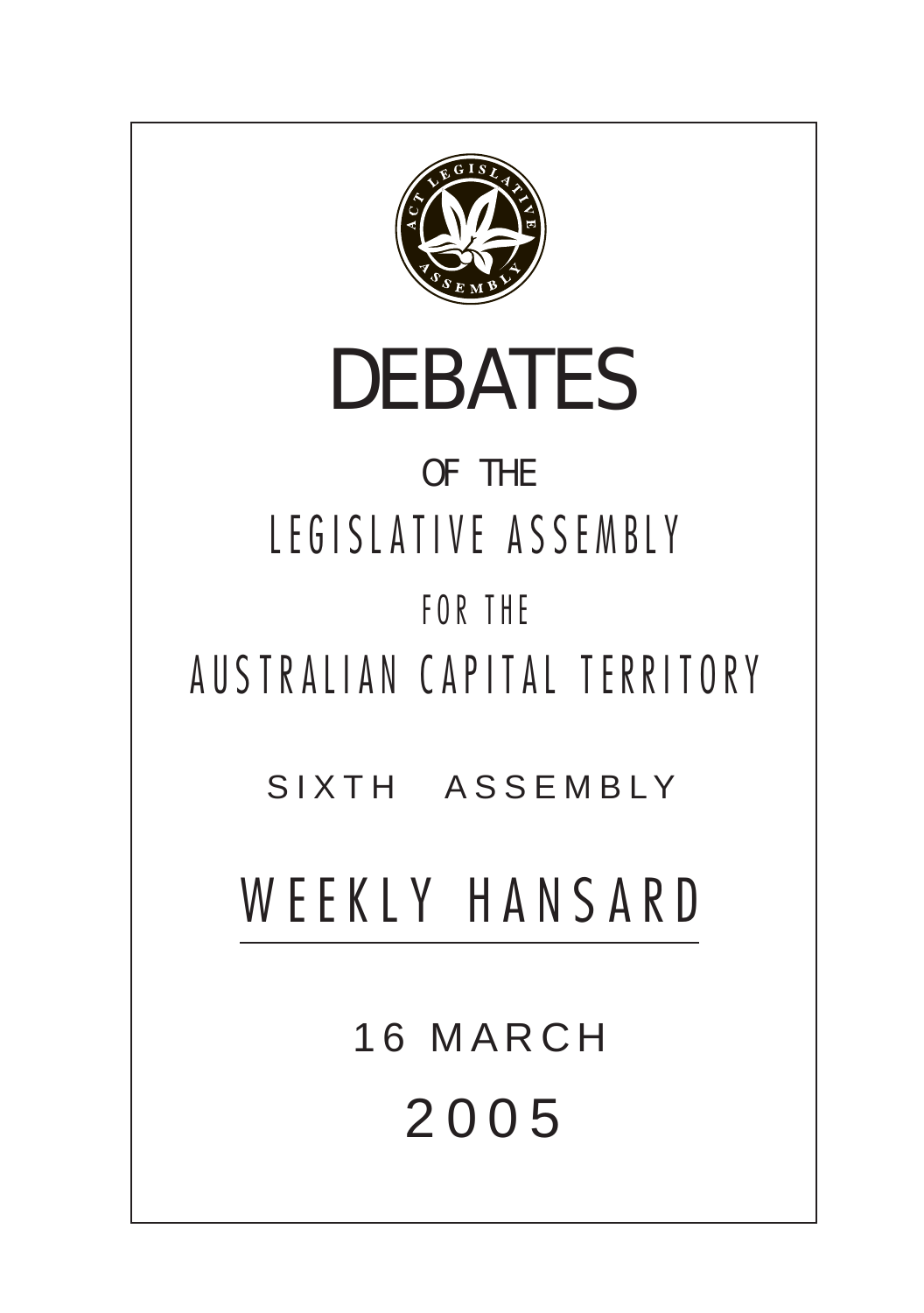# DEBATES

OF THE

LEGISLATIVE ASSEMBLY

FOR THE

AUSTRALIAN CAPITAL TERRITORY

SIXTH ASSEMBLY

## WEEKLY HANSARD

16 MARCH

2005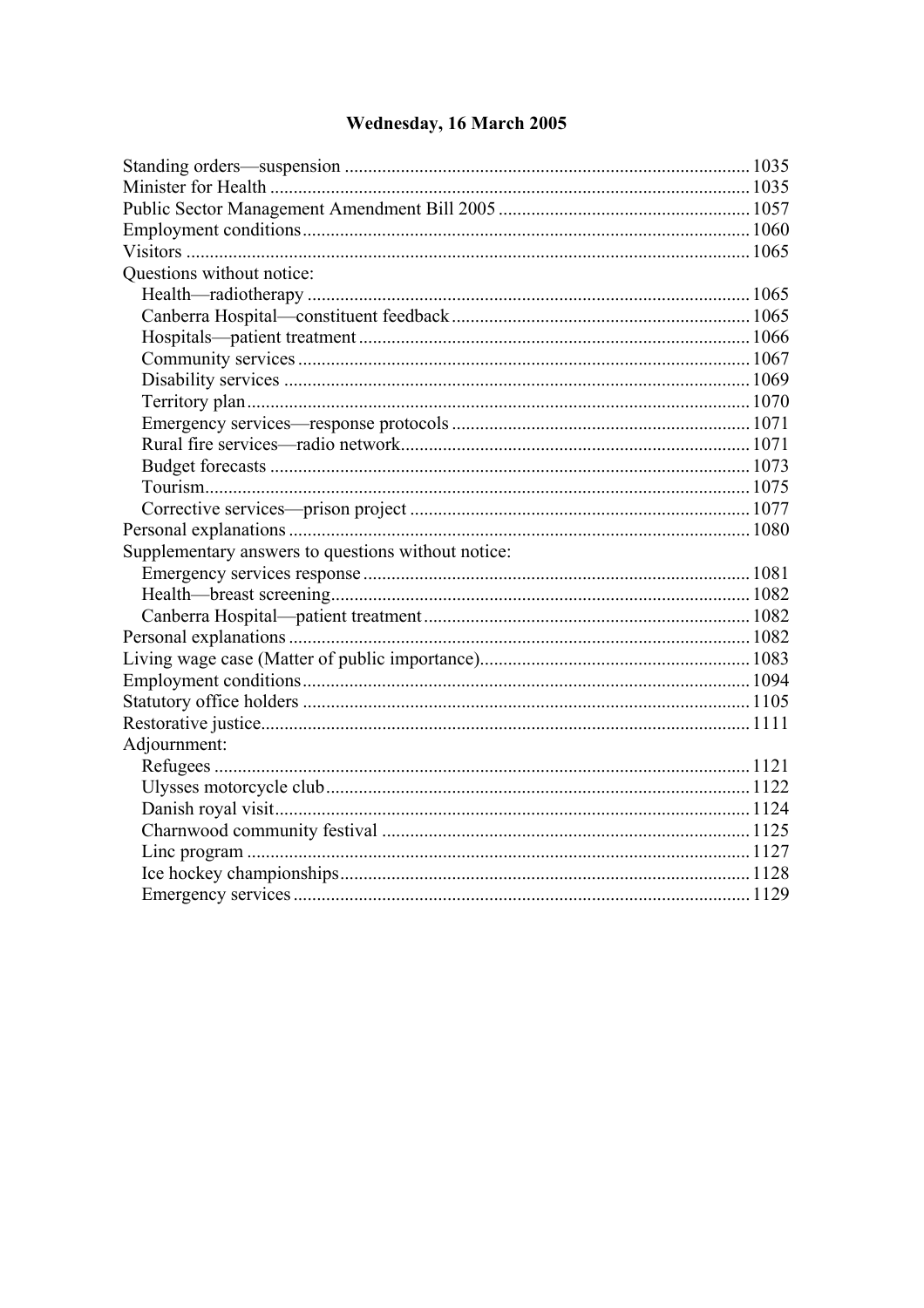## Wednesday, 16 March 2005

Standing orders—suspension ....................................................................................... 1035
Minister for Health ....................................................................................................... 1035
Public Sector Management Amendment Bill 2005 ...................................................... 1057
Employment conditions................................................................................................ 1060
Visitors ......................................................................................................................... 1065
Questions without notice:
- Health—radiotherapy ............................................................................................ 1065
- Canberra Hospital—constituent feedback ............................................................. 1065
- Hospitals—patient treatment ................................................................................. 1066
- Community services .............................................................................................. 1067
- Disability services ................................................................................................. 1069
- Territory plan......................................................................................................... 1070
- Emergency services—response protocols ............................................................. 1071
- Rural fire services—radio network........................................................................ 1071
- Budget forecasts .................................................................................................... 1073
- Tourism.................................................................................................................. 1075
- Corrective services—prison project ...................................................................... 1077

Personal explanations ................................................................................................... 1080
Supplementary answers to questions without notice:
- Emergency services response ................................................................................ 1081
- Health—breast screening....................................................................................... 1082
- Canberra Hospital—patient treatment ................................................................... 1082

Personal explanations ................................................................................................... 1082
Living wage case (Matter of public importance).......................................................... 1083
Employment conditions................................................................................................ 1094
Statutory office holders ................................................................................................ 1105
Restorative justice......................................................................................................... 1111
Adjournment:
- Refugees ................................................................................................................ 1121
- Ulysses motorcycle club......................................................................................... 1122
- Danish royal visit.................................................................................................... 1124
- Charnwood community festival ............................................................................ 1125
- Linc program .......................................................................................................... 1127
- Ice hockey championships..................................................................................... 1128
- Emergency services ................................................................................................ 1129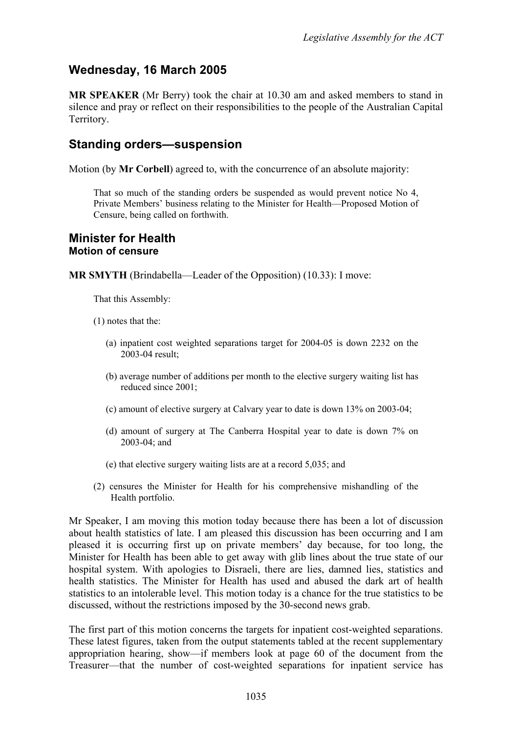## Wednesday, 16 March 2005

**MR SPEAKER** (Mr Berry) took the chair at 10.30 am and asked members to stand in silence and pray or reflect on their responsibilities to the people of the Australian Capital Territory.

## Standing orders—suspension

Motion (by **Mr Corbell**) agreed to, with the concurrence of an absolute majority:

> That so much of the standing orders be suspended as would prevent notice No 4, Private Members' business relating to the Minister for Health—Proposed Motion of Censure, being called on forthwith.

## Minister for Health
### Motion of censure

**MR SMYTH** (Brindabella—Leader of the Opposition) (10.33): I move:

> That this Assembly:
>
> (1) notes that the:
>
> (a) inpatient cost weighted separations target for 2004-05 is down 2232 on the 2003-04 result;
>
> (b) average number of additions per month to the elective surgery waiting list has reduced since 2001;
>
> (c) amount of elective surgery at Calvary year to date is down 13% on 2003-04;
>
> (d) amount of surgery at The Canberra Hospital year to date is down 7% on 2003-04; and
>
> (e) that elective surgery waiting lists are at a record 5,035; and
>
> (2) censures the Minister for Health for his comprehensive mishandling of the Health portfolio.

Mr Speaker, I am moving this motion today because there has been a lot of discussion about health statistics of late. I am pleased this discussion has been occurring and I am pleased it is occurring first up on private members' day because, for too long, the Minister for Health has been able to get away with glib lines about the true state of our hospital system. With apologies to Disraeli, there are lies, damned lies, statistics and health statistics. The Minister for Health has used and abused the dark art of health statistics to an intolerable level. This motion today is a chance for the true statistics to be discussed, without the restrictions imposed by the 30-second news grab.

The first part of this motion concerns the targets for inpatient cost-weighted separations. These latest figures, taken from the output statements tabled at the recent supplementary appropriation hearing, show—if members look at page 60 of the document from the Treasurer—that the number of cost-weighted separations for inpatient service has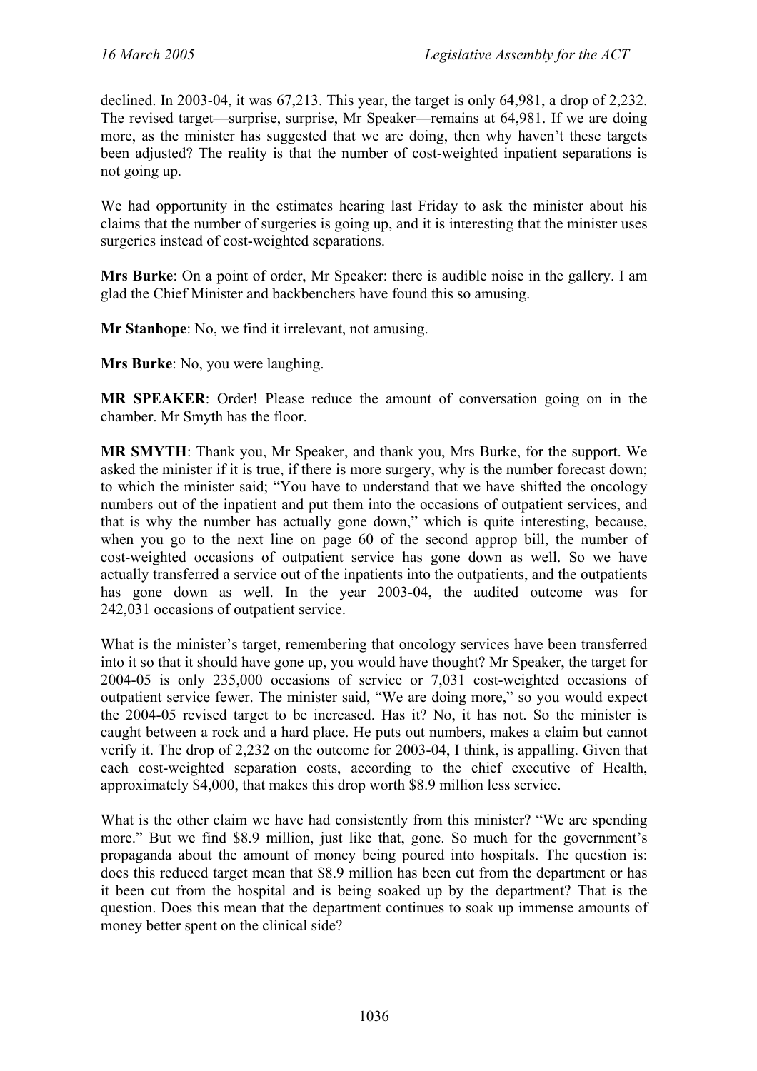declined. In 2003-04, it was 67,213. This year, the target is only 64,981, a drop of 2,232. The revised target—surprise, surprise, Mr Speaker—remains at 64,981. If we are doing more, as the minister has suggested that we are doing, then why haven't these targets been adjusted? The reality is that the number of cost-weighted inpatient separations is not going up.

We had opportunity in the estimates hearing last Friday to ask the minister about his claims that the number of surgeries is going up, and it is interesting that the minister uses surgeries instead of cost-weighted separations.

**Mrs Burke**: On a point of order, Mr Speaker: there is audible noise in the gallery. I am glad the Chief Minister and backbenchers have found this so amusing.

**Mr Stanhope**: No, we find it irrelevant, not amusing.

**Mrs Burke**: No, you were laughing.

**MR SPEAKER**: Order! Please reduce the amount of conversation going on in the chamber. Mr Smyth has the floor.

**MR SMYTH**: Thank you, Mr Speaker, and thank you, Mrs Burke, for the support. We asked the minister if it is true, if there is more surgery, why is the number forecast down; to which the minister said; "You have to understand that we have shifted the oncology numbers out of the inpatient and put them into the occasions of outpatient services, and that is why the number has actually gone down," which is quite interesting, because, when you go to the next line on page 60 of the second approp bill, the number of cost-weighted occasions of outpatient service has gone down as well. So we have actually transferred a service out of the inpatients into the outpatients, and the outpatients has gone down as well. In the year 2003-04, the audited outcome was for 242,031 occasions of outpatient service.

What is the minister's target, remembering that oncology services have been transferred into it so that it should have gone up, you would have thought? Mr Speaker, the target for 2004-05 is only 235,000 occasions of service or 7,031 cost-weighted occasions of outpatient service fewer. The minister said, "We are doing more," so you would expect the 2004-05 revised target to be increased. Has it? No, it has not. So the minister is caught between a rock and a hard place. He puts out numbers, makes a claim but cannot verify it. The drop of 2,232 on the outcome for 2003-04, I think, is appalling. Given that each cost-weighted separation costs, according to the chief executive of Health, approximately $4,000, that makes this drop worth $8.9 million less service.

What is the other claim we have had consistently from this minister? "We are spending more." But we find $8.9 million, just like that, gone. So much for the government's propaganda about the amount of money being poured into hospitals. The question is: does this reduced target mean that $8.9 million has been cut from the department or has it been cut from the hospital and is being soaked up by the department? That is the question. Does this mean that the department continues to soak up immense amounts of money better spent on the clinical side?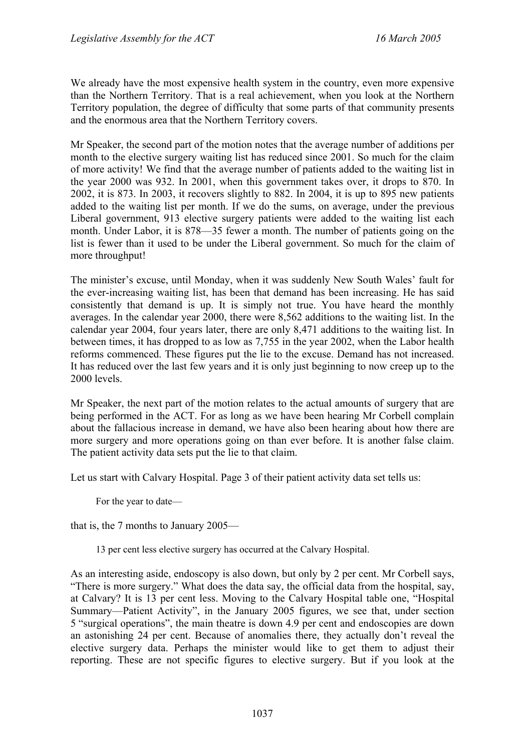We already have the most expensive health system in the country, even more expensive than the Northern Territory. That is a real achievement, when you look at the Northern Territory population, the degree of difficulty that some parts of that community presents and the enormous area that the Northern Territory covers.

Mr Speaker, the second part of the motion notes that the average number of additions per month to the elective surgery waiting list has reduced since 2001. So much for the claim of more activity! We find that the average number of patients added to the waiting list in the year 2000 was 932. In 2001, when this government takes over, it drops to 870. In 2002, it is 873. In 2003, it recovers slightly to 882. In 2004, it is up to 895 new patients added to the waiting list per month. If we do the sums, on average, under the previous Liberal government, 913 elective surgery patients were added to the waiting list each month. Under Labor, it is 878—35 fewer a month. The number of patients going on the list is fewer than it used to be under the Liberal government. So much for the claim of more throughput!

The minister's excuse, until Monday, when it was suddenly New South Wales' fault for the ever-increasing waiting list, has been that demand has been increasing. He has said consistently that demand is up. It is simply not true. You have heard the monthly averages. In the calendar year 2000, there were 8,562 additions to the waiting list. In the calendar year 2004, four years later, there are only 8,471 additions to the waiting list. In between times, it has dropped to as low as 7,755 in the year 2002, when the Labor health reforms commenced. These figures put the lie to the excuse. Demand has not increased. It has reduced over the last few years and it is only just beginning to now creep up to the 2000 levels.

Mr Speaker, the next part of the motion relates to the actual amounts of surgery that are being performed in the ACT. For as long as we have been hearing Mr Corbell complain about the fallacious increase in demand, we have also been hearing about how there are more surgery and more operations going on than ever before. It is another false claim. The patient activity data sets put the lie to that claim.

Let us start with Calvary Hospital. Page 3 of their patient activity data set tells us:

> For the year to date—

that is, the 7 months to January 2005—

> 13 per cent less elective surgery has occurred at the Calvary Hospital.

As an interesting aside, endoscopy is also down, but only by 2 per cent. Mr Corbell says, "There is more surgery." What does the data say, the official data from the hospital, say, at Calvary? It is 13 per cent less. Moving to the Calvary Hospital table one, "Hospital Summary—Patient Activity", in the January 2005 figures, we see that, under section 5 "surgical operations", the main theatre is down 4.9 per cent and endoscopies are down an astonishing 24 per cent. Because of anomalies there, they actually don't reveal the elective surgery data. Perhaps the minister would like to get them to adjust their reporting. These are not specific figures to elective surgery. But if you look at the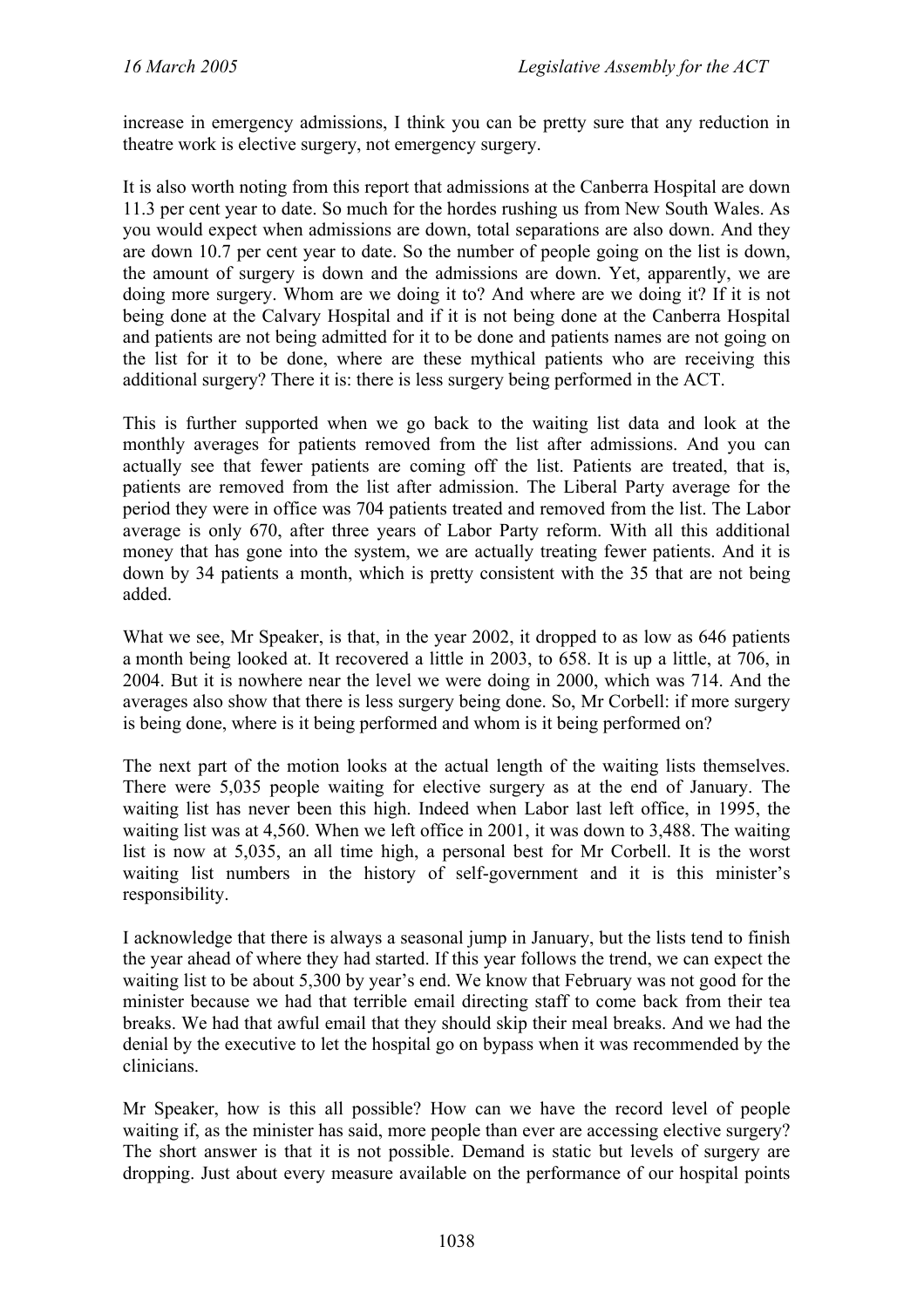increase in emergency admissions, I think you can be pretty sure that any reduction in theatre work is elective surgery, not emergency surgery.

It is also worth noting from this report that admissions at the Canberra Hospital are down 11.3 per cent year to date. So much for the hordes rushing us from New South Wales. As you would expect when admissions are down, total separations are also down. And they are down 10.7 per cent year to date. So the number of people going on the list is down, the amount of surgery is down and the admissions are down. Yet, apparently, we are doing more surgery. Whom are we doing it to? And where are we doing it? If it is not being done at the Calvary Hospital and if it is not being done at the Canberra Hospital and patients are not being admitted for it to be done and patients names are not going on the list for it to be done, where are these mythical patients who are receiving this additional surgery? There it is: there is less surgery being performed in the ACT.

This is further supported when we go back to the waiting list data and look at the monthly averages for patients removed from the list after admissions. And you can actually see that fewer patients are coming off the list. Patients are treated, that is, patients are removed from the list after admission. The Liberal Party average for the period they were in office was 704 patients treated and removed from the list. The Labor average is only 670, after three years of Labor Party reform. With all this additional money that has gone into the system, we are actually treating fewer patients. And it is down by 34 patients a month, which is pretty consistent with the 35 that are not being added.

What we see, Mr Speaker, is that, in the year 2002, it dropped to as low as 646 patients a month being looked at. It recovered a little in 2003, to 658. It is up a little, at 706, in 2004. But it is nowhere near the level we were doing in 2000, which was 714. And the averages also show that there is less surgery being done. So, Mr Corbell: if more surgery is being done, where is it being performed and whom is it being performed on?

The next part of the motion looks at the actual length of the waiting lists themselves. There were 5,035 people waiting for elective surgery as at the end of January. The waiting list has never been this high. Indeed when Labor last left office, in 1995, the waiting list was at 4,560. When we left office in 2001, it was down to 3,488. The waiting list is now at 5,035, an all time high, a personal best for Mr Corbell. It is the worst waiting list numbers in the history of self-government and it is this minister's responsibility.

I acknowledge that there is always a seasonal jump in January, but the lists tend to finish the year ahead of where they had started. If this year follows the trend, we can expect the waiting list to be about 5,300 by year's end. We know that February was not good for the minister because we had that terrible email directing staff to come back from their tea breaks. We had that awful email that they should skip their meal breaks. And we had the denial by the executive to let the hospital go on bypass when it was recommended by the clinicians.

Mr Speaker, how is this all possible? How can we have the record level of people waiting if, as the minister has said, more people than ever are accessing elective surgery? The short answer is that it is not possible. Demand is static but levels of surgery are dropping. Just about every measure available on the performance of our hospital points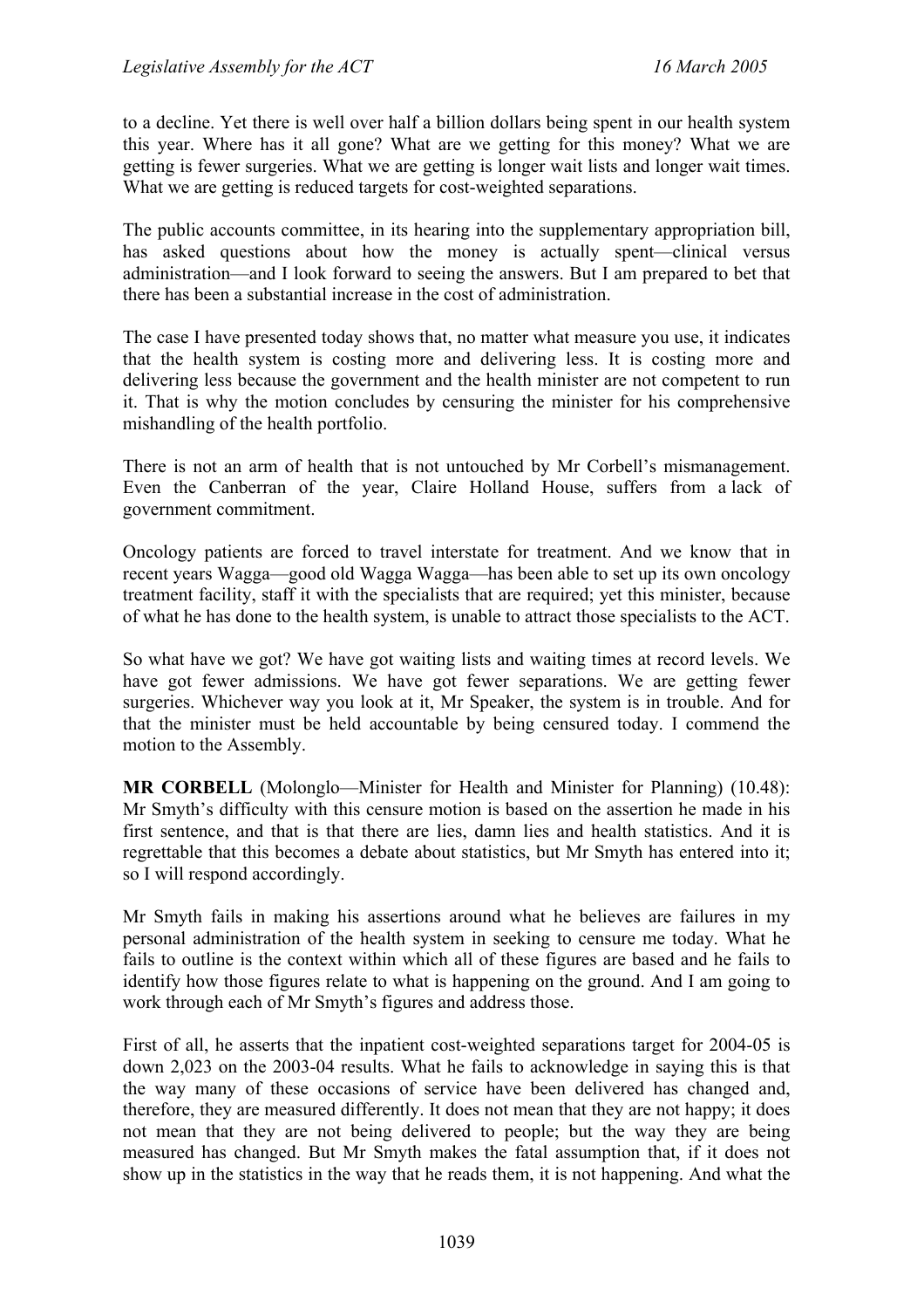to a decline. Yet there is well over half a billion dollars being spent in our health system this year. Where has it all gone? What are we getting for this money? What we are getting is fewer surgeries. What we are getting is longer wait lists and longer wait times. What we are getting is reduced targets for cost-weighted separations.

The public accounts committee, in its hearing into the supplementary appropriation bill, has asked questions about how the money is actually spent—clinical versus administration—and I look forward to seeing the answers. But I am prepared to bet that there has been a substantial increase in the cost of administration.

The case I have presented today shows that, no matter what measure you use, it indicates that the health system is costing more and delivering less. It is costing more and delivering less because the government and the health minister are not competent to run it. That is why the motion concludes by censuring the minister for his comprehensive mishandling of the health portfolio.

There is not an arm of health that is not untouched by Mr Corbell's mismanagement. Even the Canberran of the year, Claire Holland House, suffers from a lack of government commitment.

Oncology patients are forced to travel interstate for treatment. And we know that in recent years Wagga—good old Wagga Wagga—has been able to set up its own oncology treatment facility, staff it with the specialists that are required; yet this minister, because of what he has done to the health system, is unable to attract those specialists to the ACT.

So what have we got? We have got waiting lists and waiting times at record levels. We have got fewer admissions. We have got fewer separations. We are getting fewer surgeries. Whichever way you look at it, Mr Speaker, the system is in trouble. And for that the minister must be held accountable by being censured today. I commend the motion to the Assembly.

**MR CORBELL** (Molonglo—Minister for Health and Minister for Planning) (10.48): Mr Smyth's difficulty with this censure motion is based on the assertion he made in his first sentence, and that is that there are lies, damn lies and health statistics. And it is regrettable that this becomes a debate about statistics, but Mr Smyth has entered into it; so I will respond accordingly.

Mr Smyth fails in making his assertions around what he believes are failures in my personal administration of the health system in seeking to censure me today. What he fails to outline is the context within which all of these figures are based and he fails to identify how those figures relate to what is happening on the ground. And I am going to work through each of Mr Smyth's figures and address those.

First of all, he asserts that the inpatient cost-weighted separations target for 2004-05 is down 2,023 on the 2003-04 results. What he fails to acknowledge in saying this is that the way many of these occasions of service have been delivered has changed and, therefore, they are measured differently. It does not mean that they are not happy; it does not mean that they are not being delivered to people; but the way they are being measured has changed. But Mr Smyth makes the fatal assumption that, if it does not show up in the statistics in the way that he reads them, it is not happening. And what the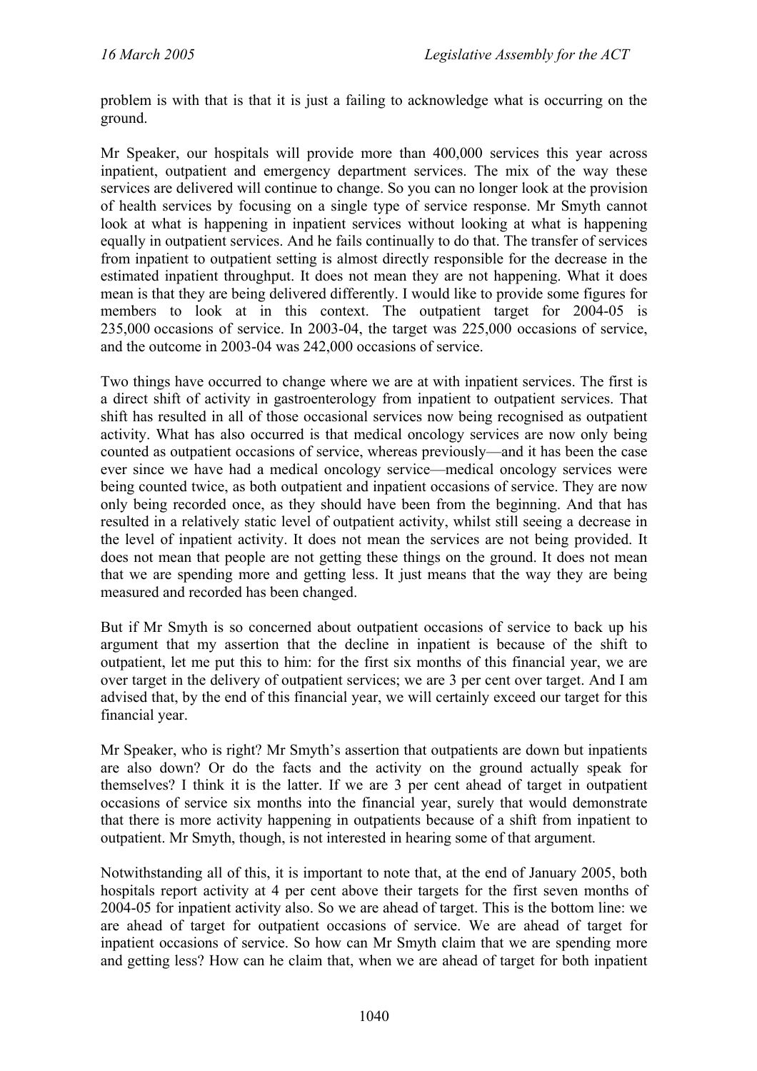problem is with that is that it is just a failing to acknowledge what is occurring on the ground.

Mr Speaker, our hospitals will provide more than 400,000 services this year across inpatient, outpatient and emergency department services. The mix of the way these services are delivered will continue to change. So you can no longer look at the provision of health services by focusing on a single type of service response. Mr Smyth cannot look at what is happening in inpatient services without looking at what is happening equally in outpatient services. And he fails continually to do that. The transfer of services from inpatient to outpatient setting is almost directly responsible for the decrease in the estimated inpatient throughput. It does not mean they are not happening. What it does mean is that they are being delivered differently. I would like to provide some figures for members to look at in this context. The outpatient target for 2004-05 is 235,000 occasions of service. In 2003-04, the target was 225,000 occasions of service, and the outcome in 2003-04 was 242,000 occasions of service.

Two things have occurred to change where we are at with inpatient services. The first is a direct shift of activity in gastroenterology from inpatient to outpatient services. That shift has resulted in all of those occasional services now being recognised as outpatient activity. What has also occurred is that medical oncology services are now only being counted as outpatient occasions of service, whereas previously—and it has been the case ever since we have had a medical oncology service—medical oncology services were being counted twice, as both outpatient and inpatient occasions of service. They are now only being recorded once, as they should have been from the beginning. And that has resulted in a relatively static level of outpatient activity, whilst still seeing a decrease in the level of inpatient activity. It does not mean the services are not being provided. It does not mean that people are not getting these things on the ground. It does not mean that we are spending more and getting less. It just means that the way they are being measured and recorded has been changed.

But if Mr Smyth is so concerned about outpatient occasions of service to back up his argument that my assertion that the decline in inpatient is because of the shift to outpatient, let me put this to him: for the first six months of this financial year, we are over target in the delivery of outpatient services; we are 3 per cent over target. And I am advised that, by the end of this financial year, we will certainly exceed our target for this financial year.

Mr Speaker, who is right? Mr Smyth's assertion that outpatients are down but inpatients are also down? Or do the facts and the activity on the ground actually speak for themselves? I think it is the latter. If we are 3 per cent ahead of target in outpatient occasions of service six months into the financial year, surely that would demonstrate that there is more activity happening in outpatients because of a shift from inpatient to outpatient. Mr Smyth, though, is not interested in hearing some of that argument.

Notwithstanding all of this, it is important to note that, at the end of January 2005, both hospitals report activity at 4 per cent above their targets for the first seven months of 2004-05 for inpatient activity also. So we are ahead of target. This is the bottom line: we are ahead of target for outpatient occasions of service. We are ahead of target for inpatient occasions of service. So how can Mr Smyth claim that we are spending more and getting less? How can he claim that, when we are ahead of target for both inpatient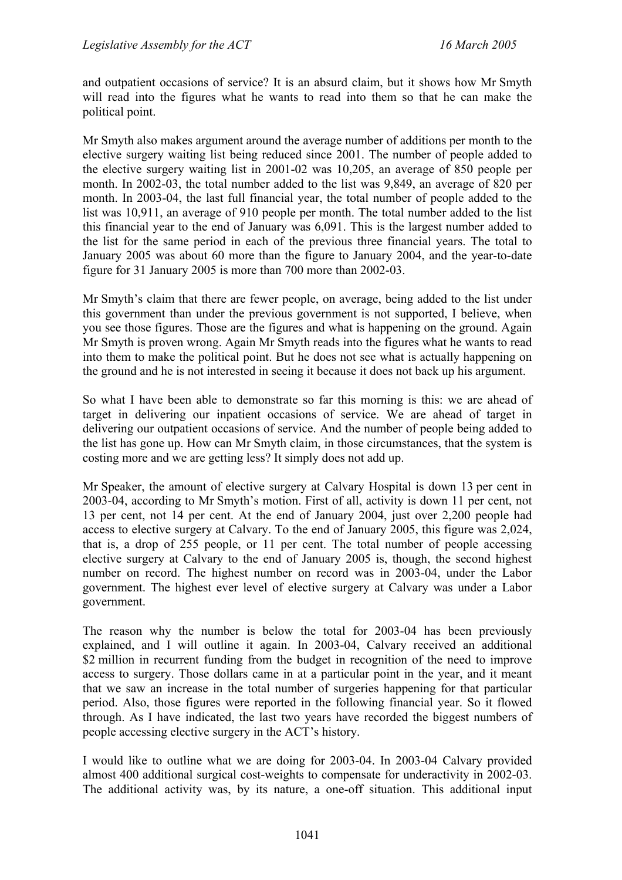and outpatient occasions of service? It is an absurd claim, but it shows how Mr Smyth will read into the figures what he wants to read into them so that he can make the political point.

Mr Smyth also makes argument around the average number of additions per month to the elective surgery waiting list being reduced since 2001. The number of people added to the elective surgery waiting list in 2001-02 was 10,205, an average of 850 people per month. In 2002-03, the total number added to the list was 9,849, an average of 820 per month. In 2003-04, the last full financial year, the total number of people added to the list was 10,911, an average of 910 people per month. The total number added to the list this financial year to the end of January was 6,091. This is the largest number added to the list for the same period in each of the previous three financial years. The total to January 2005 was about 60 more than the figure to January 2004, and the year-to-date figure for 31 January 2005 is more than 700 more than 2002-03.

Mr Smyth's claim that there are fewer people, on average, being added to the list under this government than under the previous government is not supported, I believe, when you see those figures. Those are the figures and what is happening on the ground. Again Mr Smyth is proven wrong. Again Mr Smyth reads into the figures what he wants to read into them to make the political point. But he does not see what is actually happening on the ground and he is not interested in seeing it because it does not back up his argument.

So what I have been able to demonstrate so far this morning is this: we are ahead of target in delivering our inpatient occasions of service. We are ahead of target in delivering our outpatient occasions of service. And the number of people being added to the list has gone up. How can Mr Smyth claim, in those circumstances, that the system is costing more and we are getting less? It simply does not add up.

Mr Speaker, the amount of elective surgery at Calvary Hospital is down 13 per cent in 2003-04, according to Mr Smyth's motion. First of all, activity is down 11 per cent, not 13 per cent, not 14 per cent. At the end of January 2004, just over 2,200 people had access to elective surgery at Calvary. To the end of January 2005, this figure was 2,024, that is, a drop of 255 people, or 11 per cent. The total number of people accessing elective surgery at Calvary to the end of January 2005 is, though, the second highest number on record. The highest number on record was in 2003-04, under the Labor government. The highest ever level of elective surgery at Calvary was under a Labor government.

The reason why the number is below the total for 2003-04 has been previously explained, and I will outline it again. In 2003-04, Calvary received an additional $2 million in recurrent funding from the budget in recognition of the need to improve access to surgery. Those dollars came in at a particular point in the year, and it meant that we saw an increase in the total number of surgeries happening for that particular period. Also, those figures were reported in the following financial year. So it flowed through. As I have indicated, the last two years have recorded the biggest numbers of people accessing elective surgery in the ACT's history.

I would like to outline what we are doing for 2003-04. In 2003-04 Calvary provided almost 400 additional surgical cost-weights to compensate for underactivity in 2002-03. The additional activity was, by its nature, a one-off situation. This additional input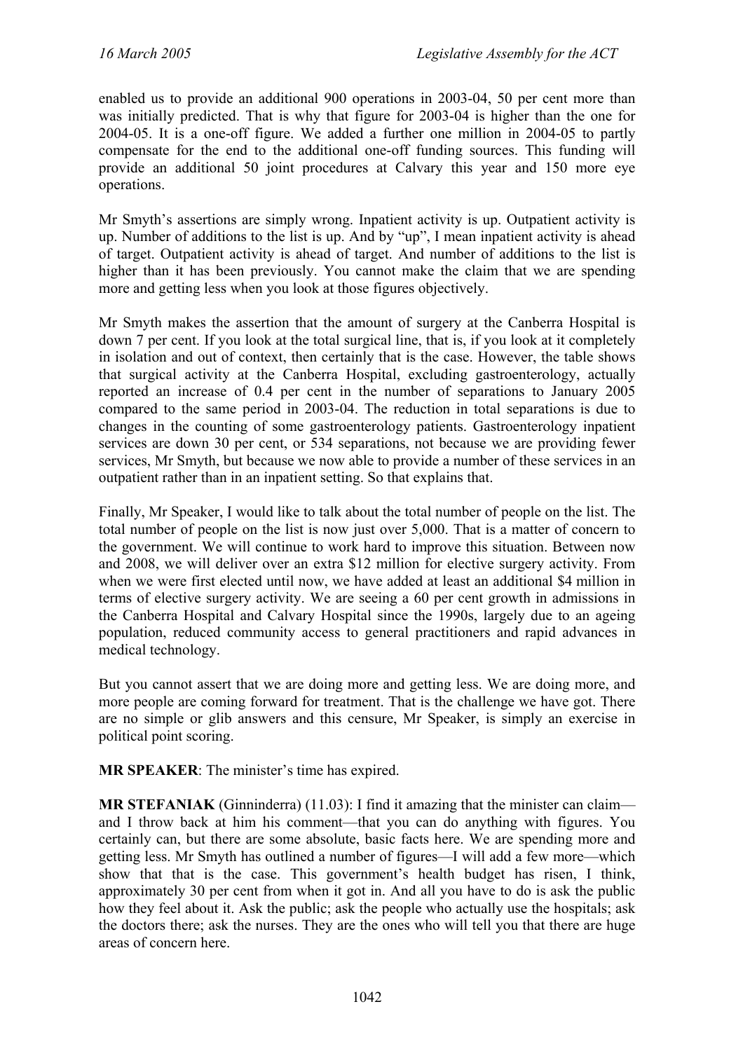enabled us to provide an additional 900 operations in 2003-04, 50 per cent more than was initially predicted. That is why that figure for 2003-04 is higher than the one for 2004-05. It is a one-off figure. We added a further one million in 2004-05 to partly compensate for the end to the additional one-off funding sources. This funding will provide an additional 50 joint procedures at Calvary this year and 150 more eye operations.

Mr Smyth's assertions are simply wrong. Inpatient activity is up. Outpatient activity is up. Number of additions to the list is up. And by "up", I mean inpatient activity is ahead of target. Outpatient activity is ahead of target. And number of additions to the list is higher than it has been previously. You cannot make the claim that we are spending more and getting less when you look at those figures objectively.

Mr Smyth makes the assertion that the amount of surgery at the Canberra Hospital is down 7 per cent. If you look at the total surgical line, that is, if you look at it completely in isolation and out of context, then certainly that is the case. However, the table shows that surgical activity at the Canberra Hospital, excluding gastroenterology, actually reported an increase of 0.4 per cent in the number of separations to January 2005 compared to the same period in 2003-04. The reduction in total separations is due to changes in the counting of some gastroenterology patients. Gastroenterology inpatient services are down 30 per cent, or 534 separations, not because we are providing fewer services, Mr Smyth, but because we now able to provide a number of these services in an outpatient rather than in an inpatient setting. So that explains that.

Finally, Mr Speaker, I would like to talk about the total number of people on the list. The total number of people on the list is now just over 5,000. That is a matter of concern to the government. We will continue to work hard to improve this situation. Between now and 2008, we will deliver over an extra $12 million for elective surgery activity. From when we were first elected until now, we have added at least an additional $4 million in terms of elective surgery activity. We are seeing a 60 per cent growth in admissions in the Canberra Hospital and Calvary Hospital since the 1990s, largely due to an ageing population, reduced community access to general practitioners and rapid advances in medical technology.

But you cannot assert that we are doing more and getting less. We are doing more, and more people are coming forward for treatment. That is the challenge we have got. There are no simple or glib answers and this censure, Mr Speaker, is simply an exercise in political point scoring.

**MR SPEAKER**: The minister's time has expired.

**MR STEFANIAK** (Ginninderra) (11.03): I find it amazing that the minister can claim—and I throw back at him his comment—that you can do anything with figures. You certainly can, but there are some absolute, basic facts here. We are spending more and getting less. Mr Smyth has outlined a number of figures—I will add a few more—which show that that is the case. This government's health budget has risen, I think, approximately 30 per cent from when it got in. And all you have to do is ask the public how they feel about it. Ask the public; ask the people who actually use the hospitals; ask the doctors there; ask the nurses. They are the ones who will tell you that there are huge areas of concern here.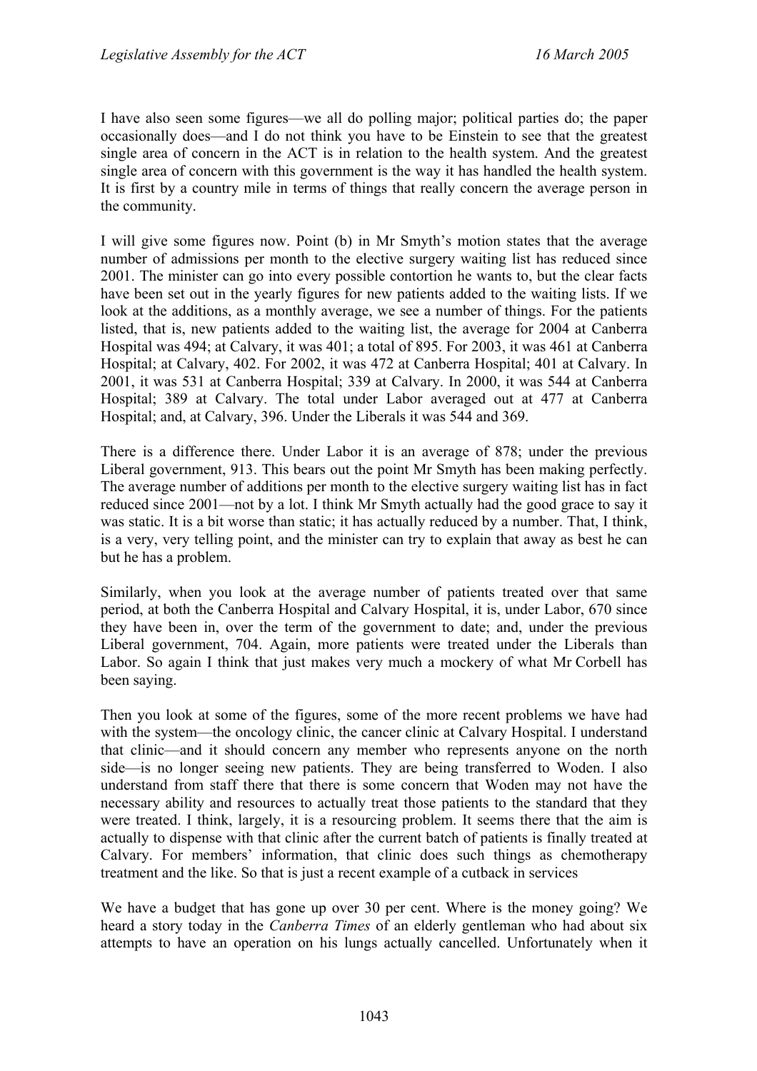I have also seen some figures—we all do polling major; political parties do; the paper occasionally does—and I do not think you have to be Einstein to see that the greatest single area of concern in the ACT is in relation to the health system. And the greatest single area of concern with this government is the way it has handled the health system. It is first by a country mile in terms of things that really concern the average person in the community.

I will give some figures now. Point (b) in Mr Smyth's motion states that the average number of admissions per month to the elective surgery waiting list has reduced since 2001. The minister can go into every possible contortion he wants to, but the clear facts have been set out in the yearly figures for new patients added to the waiting lists. If we look at the additions, as a monthly average, we see a number of things. For the patients listed, that is, new patients added to the waiting list, the average for 2004 at Canberra Hospital was 494; at Calvary, it was 401; a total of 895. For 2003, it was 461 at Canberra Hospital; at Calvary, 402. For 2002, it was 472 at Canberra Hospital; 401 at Calvary. In 2001, it was 531 at Canberra Hospital; 339 at Calvary. In 2000, it was 544 at Canberra Hospital; 389 at Calvary. The total under Labor averaged out at 477 at Canberra Hospital; and, at Calvary, 396. Under the Liberals it was 544 and 369.

There is a difference there. Under Labor it is an average of 878; under the previous Liberal government, 913. This bears out the point Mr Smyth has been making perfectly. The average number of additions per month to the elective surgery waiting list has in fact reduced since 2001—not by a lot. I think Mr Smyth actually had the good grace to say it was static. It is a bit worse than static; it has actually reduced by a number. That, I think, is a very, very telling point, and the minister can try to explain that away as best he can but he has a problem.

Similarly, when you look at the average number of patients treated over that same period, at both the Canberra Hospital and Calvary Hospital, it is, under Labor, 670 since they have been in, over the term of the government to date; and, under the previous Liberal government, 704. Again, more patients were treated under the Liberals than Labor. So again I think that just makes very much a mockery of what Mr Corbell has been saying.

Then you look at some of the figures, some of the more recent problems we have had with the system—the oncology clinic, the cancer clinic at Calvary Hospital. I understand that clinic—and it should concern any member who represents anyone on the north side—is no longer seeing new patients. They are being transferred to Woden. I also understand from staff there that there is some concern that Woden may not have the necessary ability and resources to actually treat those patients to the standard that they were treated. I think, largely, it is a resourcing problem. It seems there that the aim is actually to dispense with that clinic after the current batch of patients is finally treated at Calvary. For members' information, that clinic does such things as chemotherapy treatment and the like. So that is just a recent example of a cutback in services

We have a budget that has gone up over 30 per cent. Where is the money going? We heard a story today in the *Canberra Times* of an elderly gentleman who had about six attempts to have an operation on his lungs actually cancelled. Unfortunately when it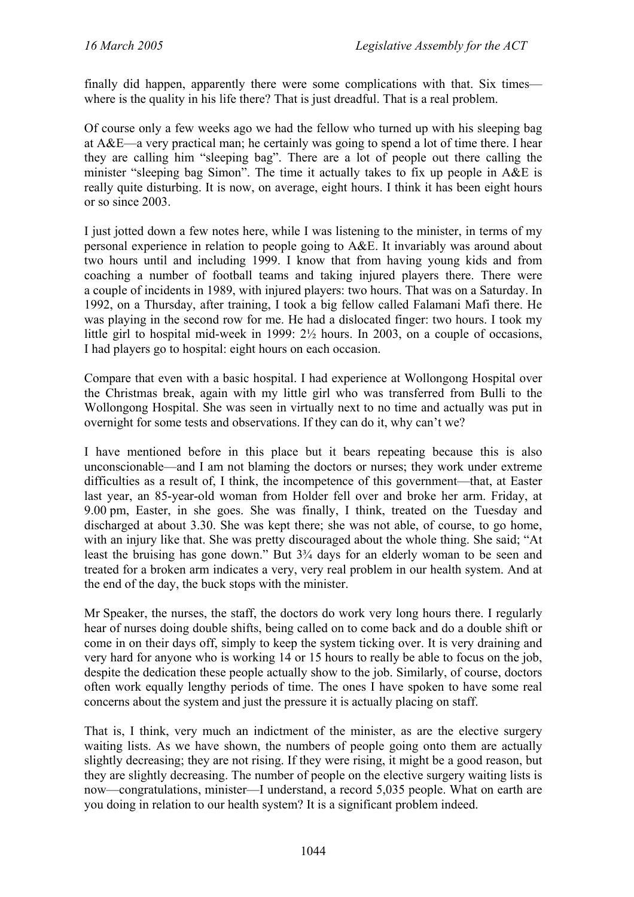finally did happen, apparently there were some complications with that. Six times—where is the quality in his life there? That is just dreadful. That is a real problem.

Of course only a few weeks ago we had the fellow who turned up with his sleeping bag at A&E—a very practical man; he certainly was going to spend a lot of time there. I hear they are calling him "sleeping bag". There are a lot of people out there calling the minister "sleeping bag Simon". The time it actually takes to fix up people in A&E is really quite disturbing. It is now, on average, eight hours. I think it has been eight hours or so since 2003.

I just jotted down a few notes here, while I was listening to the minister, in terms of my personal experience in relation to people going to A&E. It invariably was around about two hours until and including 1999. I know that from having young kids and from coaching a number of football teams and taking injured players there. There were a couple of incidents in 1989, with injured players: two hours. That was on a Saturday. In 1992, on a Thursday, after training, I took a big fellow called Falamani Mafi there. He was playing in the second row for me. He had a dislocated finger: two hours. I took my little girl to hospital mid-week in 1999: 2½ hours. In 2003, on a couple of occasions, I had players go to hospital: eight hours on each occasion.

Compare that even with a basic hospital. I had experience at Wollongong Hospital over the Christmas break, again with my little girl who was transferred from Bulli to the Wollongong Hospital. She was seen in virtually next to no time and actually was put in overnight for some tests and observations. If they can do it, why can't we?

I have mentioned before in this place but it bears repeating because this is also unconscionable—and I am not blaming the doctors or nurses; they work under extreme difficulties as a result of, I think, the incompetence of this government—that, at Easter last year, an 85-year-old woman from Holder fell over and broke her arm. Friday, at 9.00 pm, Easter, in she goes. She was finally, I think, treated on the Tuesday and discharged at about 3.30. She was kept there; she was not able, of course, to go home, with an injury like that. She was pretty discouraged about the whole thing. She said; "At least the bruising has gone down." But 3¾ days for an elderly woman to be seen and treated for a broken arm indicates a very, very real problem in our health system. And at the end of the day, the buck stops with the minister.

Mr Speaker, the nurses, the staff, the doctors do work very long hours there. I regularly hear of nurses doing double shifts, being called on to come back and do a double shift or come in on their days off, simply to keep the system ticking over. It is very draining and very hard for anyone who is working 14 or 15 hours to really be able to focus on the job, despite the dedication these people actually show to the job. Similarly, of course, doctors often work equally lengthy periods of time. The ones I have spoken to have some real concerns about the system and just the pressure it is actually placing on staff.

That is, I think, very much an indictment of the minister, as are the elective surgery waiting lists. As we have shown, the numbers of people going onto them are actually slightly decreasing; they are not rising. If they were rising, it might be a good reason, but they are slightly decreasing. The number of people on the elective surgery waiting lists is now—congratulations, minister—I understand, a record 5,035 people. What on earth are you doing in relation to our health system? It is a significant problem indeed.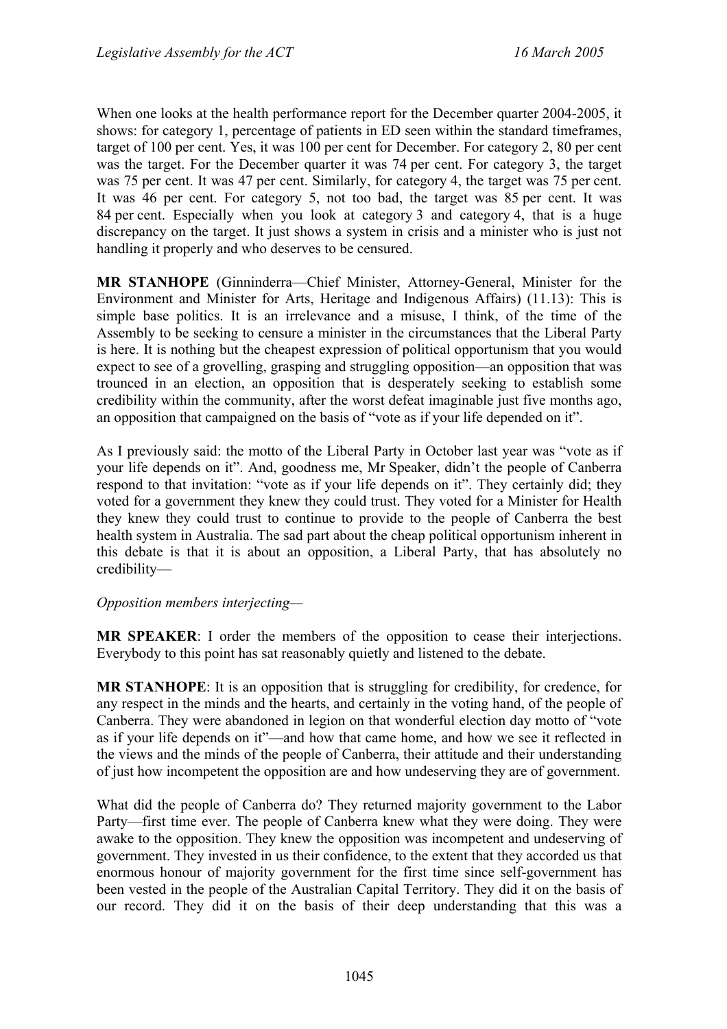When one looks at the health performance report for the December quarter 2004-2005, it shows: for category 1, percentage of patients in ED seen within the standard timeframes, target of 100 per cent. Yes, it was 100 per cent for December. For category 2, 80 per cent was the target. For the December quarter it was 74 per cent. For category 3, the target was 75 per cent. It was 47 per cent. Similarly, for category 4, the target was 75 per cent. It was 46 per cent. For category 5, not too bad, the target was 85 per cent. It was 84 per cent. Especially when you look at category 3 and category 4, that is a huge discrepancy on the target. It just shows a system in crisis and a minister who is just not handling it properly and who deserves to be censured.

**MR STANHOPE** (Ginninderra—Chief Minister, Attorney-General, Minister for the Environment and Minister for Arts, Heritage and Indigenous Affairs) (11.13): This is simple base politics. It is an irrelevance and a misuse, I think, of the time of the Assembly to be seeking to censure a minister in the circumstances that the Liberal Party is here. It is nothing but the cheapest expression of political opportunism that you would expect to see of a grovelling, grasping and struggling opposition—an opposition that was trounced in an election, an opposition that is desperately seeking to establish some credibility within the community, after the worst defeat imaginable just five months ago, an opposition that campaigned on the basis of "vote as if your life depended on it".

As I previously said: the motto of the Liberal Party in October last year was "vote as if your life depends on it". And, goodness me, Mr Speaker, didn't the people of Canberra respond to that invitation: "vote as if your life depends on it". They certainly did; they voted for a government they knew they could trust. They voted for a Minister for Health they knew they could trust to continue to provide to the people of Canberra the best health system in Australia. The sad part about the cheap political opportunism inherent in this debate is that it is about an opposition, a Liberal Party, that has absolutely no credibility—

*Opposition members interjecting*—

**MR SPEAKER**: I order the members of the opposition to cease their interjections. Everybody to this point has sat reasonably quietly and listened to the debate.

**MR STANHOPE**: It is an opposition that is struggling for credibility, for credence, for any respect in the minds and the hearts, and certainly in the voting hand, of the people of Canberra. They were abandoned in legion on that wonderful election day motto of "vote as if your life depends on it"—and how that came home, and how we see it reflected in the views and the minds of the people of Canberra, their attitude and their understanding of just how incompetent the opposition are and how undeserving they are of government.

What did the people of Canberra do? They returned majority government to the Labor Party—first time ever. The people of Canberra knew what they were doing. They were awake to the opposition. They knew the opposition was incompetent and undeserving of government. They invested in us their confidence, to the extent that they accorded us that enormous honour of majority government for the first time since self-government has been vested in the people of the Australian Capital Territory. They did it on the basis of our record. They did it on the basis of their deep understanding that this was a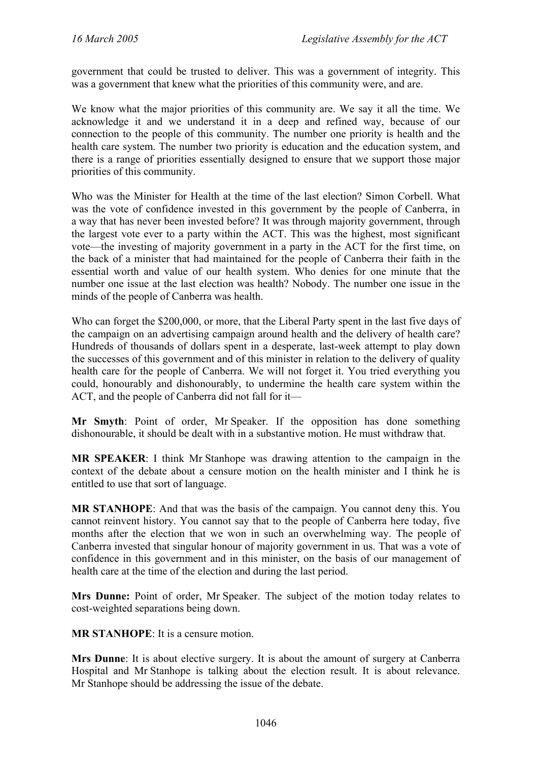government that could be trusted to deliver. This was a government of integrity. This was a government that knew what the priorities of this community were, and are.

We know what the major priorities of this community are. We say it all the time. We acknowledge it and we understand it in a deep and refined way, because of our connection to the people of this community. The number one priority is health and the health care system. The number two priority is education and the education system, and there is a range of priorities essentially designed to ensure that we support those major priorities of this community.

Who was the Minister for Health at the time of the last election? Simon Corbell. What was the vote of confidence invested in this government by the people of Canberra, in a way that has never been invested before? It was through majority government, through the largest vote ever to a party within the ACT. This was the highest, most significant vote—the investing of majority government in a party in the ACT for the first time, on the back of a minister that had maintained for the people of Canberra their faith in the essential worth and value of our health system. Who denies for one minute that the number one issue at the last election was health? Nobody. The number one issue in the minds of the people of Canberra was health.

Who can forget the $200,000, or more, that the Liberal Party spent in the last five days of the campaign on an advertising campaign around health and the delivery of health care? Hundreds of thousands of dollars spent in a desperate, last-week attempt to play down the successes of this government and of this minister in relation to the delivery of quality health care for the people of Canberra. We will not forget it. You tried everything you could, honourably and dishonourably, to undermine the health care system within the ACT, and the people of Canberra did not fall for it—

**Mr Smyth**: Point of order, Mr Speaker. If the opposition has done something dishonourable, it should be dealt with in a substantive motion. He must withdraw that.

**MR SPEAKER**: I think Mr Stanhope was drawing attention to the campaign in the context of the debate about a censure motion on the health minister and I think he is entitled to use that sort of language.

**MR STANHOPE**: And that was the basis of the campaign. You cannot deny this. You cannot reinvent history. You cannot say that to the people of Canberra here today, five months after the election that we won in such an overwhelming way. The people of Canberra invested that singular honour of majority government in us. That was a vote of confidence in this government and in this minister, on the basis of our management of health care at the time of the election and during the last period.

**Mrs Dunne:** Point of order, Mr Speaker. The subject of the motion today relates to cost-weighted separations being down.

**MR STANHOPE**: It is a censure motion.

**Mrs Dunne**: It is about elective surgery. It is about the amount of surgery at Canberra Hospital and Mr Stanhope is talking about the election result. It is about relevance. Mr Stanhope should be addressing the issue of the debate.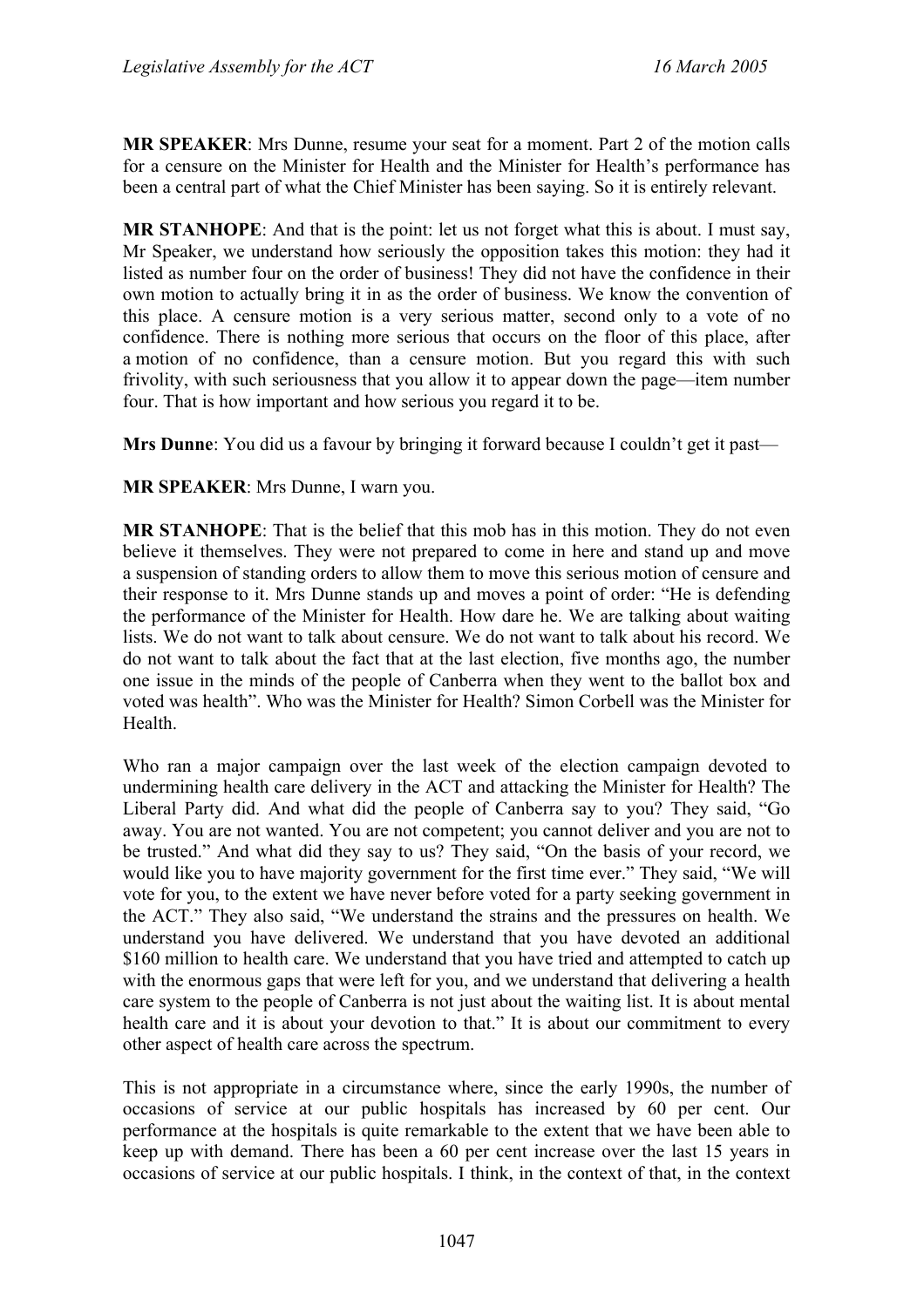**MR SPEAKER**: Mrs Dunne, resume your seat for a moment. Part 2 of the motion calls for a censure on the Minister for Health and the Minister for Health's performance has been a central part of what the Chief Minister has been saying. So it is entirely relevant.

**MR STANHOPE**: And that is the point: let us not forget what this is about. I must say, Mr Speaker, we understand how seriously the opposition takes this motion: they had it listed as number four on the order of business! They did not have the confidence in their own motion to actually bring it in as the order of business. We know the convention of this place. A censure motion is a very serious matter, second only to a vote of no confidence. There is nothing more serious that occurs on the floor of this place, after a motion of no confidence, than a censure motion. But you regard this with such frivolity, with such seriousness that you allow it to appear down the page—item number four. That is how important and how serious you regard it to be.

**Mrs Dunne**: You did us a favour by bringing it forward because I couldn't get it past—

**MR SPEAKER**: Mrs Dunne, I warn you.

**MR STANHOPE**: That is the belief that this mob has in this motion. They do not even believe it themselves. They were not prepared to come in here and stand up and move a suspension of standing orders to allow them to move this serious motion of censure and their response to it. Mrs Dunne stands up and moves a point of order: "He is defending the performance of the Minister for Health. How dare he. We are talking about waiting lists. We do not want to talk about censure. We do not want to talk about his record. We do not want to talk about the fact that at the last election, five months ago, the number one issue in the minds of the people of Canberra when they went to the ballot box and voted was health". Who was the Minister for Health? Simon Corbell was the Minister for Health.

Who ran a major campaign over the last week of the election campaign devoted to undermining health care delivery in the ACT and attacking the Minister for Health? The Liberal Party did. And what did the people of Canberra say to you? They said, "Go away. You are not wanted. You are not competent; you cannot deliver and you are not to be trusted." And what did they say to us? They said, "On the basis of your record, we would like you to have majority government for the first time ever." They said, "We will vote for you, to the extent we have never before voted for a party seeking government in the ACT." They also said, "We understand the strains and the pressures on health. We understand you have delivered. We understand that you have devoted an additional $160 million to health care. We understand that you have tried and attempted to catch up with the enormous gaps that were left for you, and we understand that delivering a health care system to the people of Canberra is not just about the waiting list. It is about mental health care and it is about your devotion to that." It is about our commitment to every other aspect of health care across the spectrum.

This is not appropriate in a circumstance where, since the early 1990s, the number of occasions of service at our public hospitals has increased by 60 per cent. Our performance at the hospitals is quite remarkable to the extent that we have been able to keep up with demand. There has been a 60 per cent increase over the last 15 years in occasions of service at our public hospitals. I think, in the context of that, in the context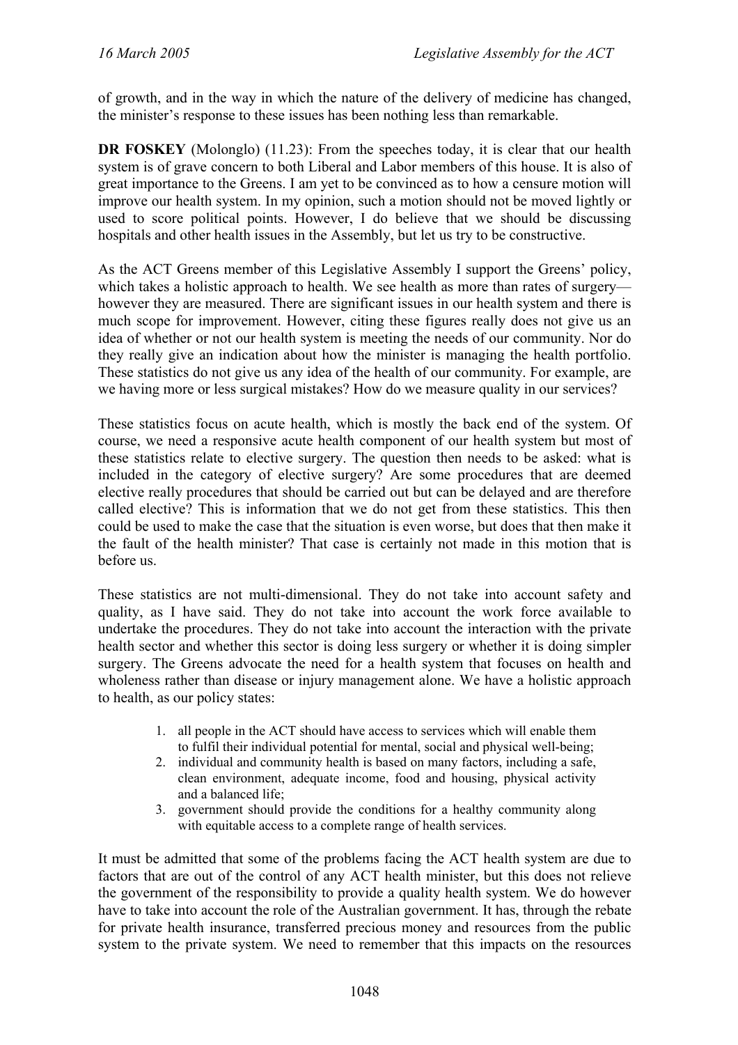of growth, and in the way in which the nature of the delivery of medicine has changed, the minister's response to these issues has been nothing less than remarkable.

**DR FOSKEY** (Molonglo) (11.23): From the speeches today, it is clear that our health system is of grave concern to both Liberal and Labor members of this house. It is also of great importance to the Greens. I am yet to be convinced as to how a censure motion will improve our health system. In my opinion, such a motion should not be moved lightly or used to score political points. However, I do believe that we should be discussing hospitals and other health issues in the Assembly, but let us try to be constructive.

As the ACT Greens member of this Legislative Assembly I support the Greens' policy, which takes a holistic approach to health. We see health as more than rates of surgery—however they are measured. There are significant issues in our health system and there is much scope for improvement. However, citing these figures really does not give us an idea of whether or not our health system is meeting the needs of our community. Nor do they really give an indication about how the minister is managing the health portfolio. These statistics do not give us any idea of the health of our community. For example, are we having more or less surgical mistakes? How do we measure quality in our services?

These statistics focus on acute health, which is mostly the back end of the system. Of course, we need a responsive acute health component of our health system but most of these statistics relate to elective surgery. The question then needs to be asked: what is included in the category of elective surgery? Are some procedures that are deemed elective really procedures that should be carried out but can be delayed and are therefore called elective? This is information that we do not get from these statistics. This then could be used to make the case that the situation is even worse, but does that then make it the fault of the health minister? That case is certainly not made in this motion that is before us.

These statistics are not multi-dimensional. They do not take into account safety and quality, as I have said. They do not take into account the work force available to undertake the procedures. They do not take into account the interaction with the private health sector and whether this sector is doing less surgery or whether it is doing simpler surgery. The Greens advocate the need for a health system that focuses on health and wholeness rather than disease or injury management alone. We have a holistic approach to health, as our policy states:

> 1. all people in the ACT should have access to services which will enable them to fulfil their individual potential for mental, social and physical well-being;
> 2. individual and community health is based on many factors, including a safe, clean environment, adequate income, food and housing, physical activity and a balanced life;
> 3. government should provide the conditions for a healthy community along with equitable access to a complete range of health services.

It must be admitted that some of the problems facing the ACT health system are due to factors that are out of the control of any ACT health minister, but this does not relieve the government of the responsibility to provide a quality health system. We do however have to take into account the role of the Australian government. It has, through the rebate for private health insurance, transferred precious money and resources from the public system to the private system. We need to remember that this impacts on the resources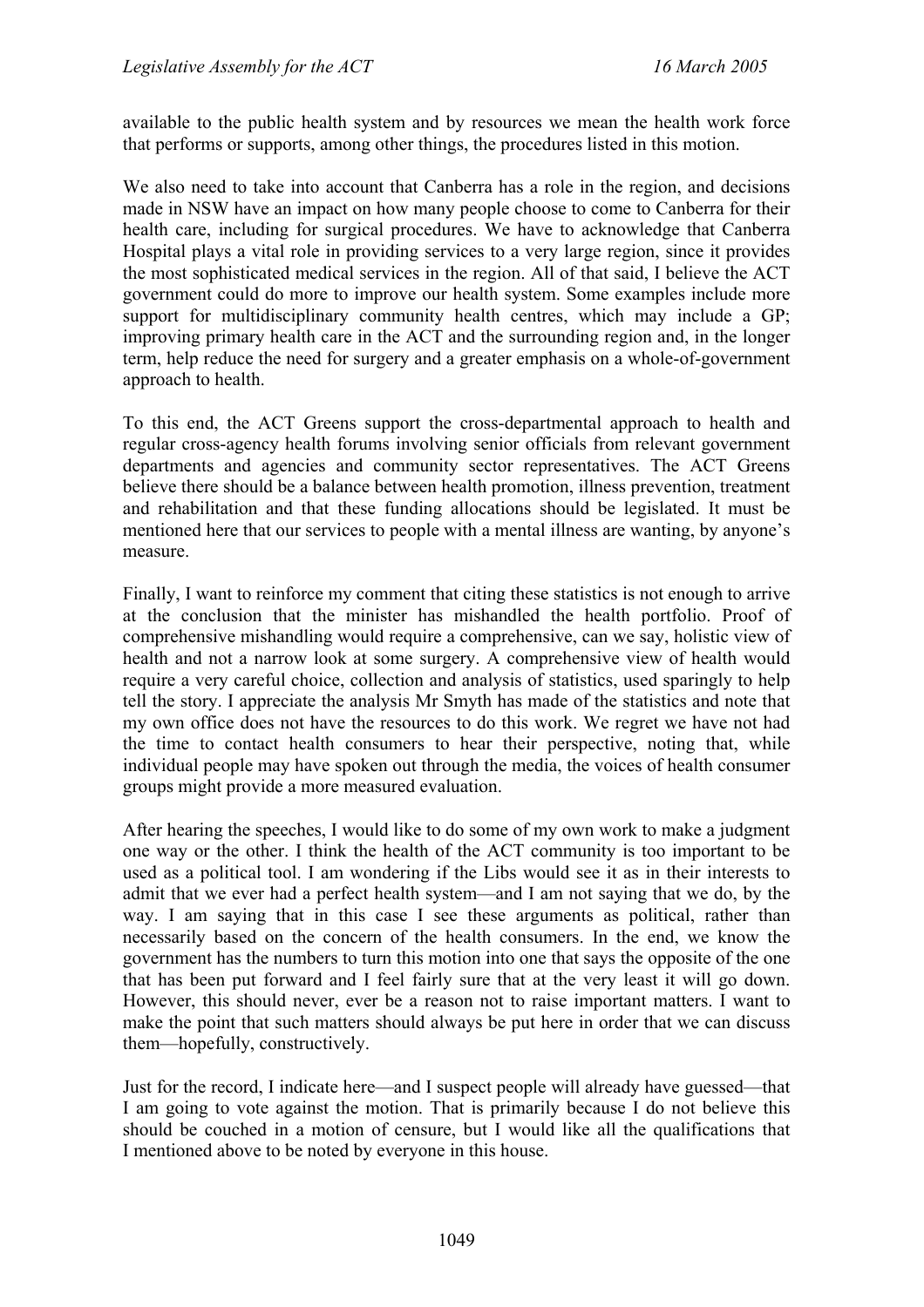available to the public health system and by resources we mean the health work force that performs or supports, among other things, the procedures listed in this motion.

We also need to take into account that Canberra has a role in the region, and decisions made in NSW have an impact on how many people choose to come to Canberra for their health care, including for surgical procedures. We have to acknowledge that Canberra Hospital plays a vital role in providing services to a very large region, since it provides the most sophisticated medical services in the region. All of that said, I believe the ACT government could do more to improve our health system. Some examples include more support for multidisciplinary community health centres, which may include a GP; improving primary health care in the ACT and the surrounding region and, in the longer term, help reduce the need for surgery and a greater emphasis on a whole-of-government approach to health.

To this end, the ACT Greens support the cross-departmental approach to health and regular cross-agency health forums involving senior officials from relevant government departments and agencies and community sector representatives. The ACT Greens believe there should be a balance between health promotion, illness prevention, treatment and rehabilitation and that these funding allocations should be legislated. It must be mentioned here that our services to people with a mental illness are wanting, by anyone's measure.

Finally, I want to reinforce my comment that citing these statistics is not enough to arrive at the conclusion that the minister has mishandled the health portfolio. Proof of comprehensive mishandling would require a comprehensive, can we say, holistic view of health and not a narrow look at some surgery. A comprehensive view of health would require a very careful choice, collection and analysis of statistics, used sparingly to help tell the story. I appreciate the analysis Mr Smyth has made of the statistics and note that my own office does not have the resources to do this work. We regret we have not had the time to contact health consumers to hear their perspective, noting that, while individual people may have spoken out through the media, the voices of health consumer groups might provide a more measured evaluation.

After hearing the speeches, I would like to do some of my own work to make a judgment one way or the other. I think the health of the ACT community is too important to be used as a political tool. I am wondering if the Libs would see it as in their interests to admit that we ever had a perfect health system—and I am not saying that we do, by the way. I am saying that in this case I see these arguments as political, rather than necessarily based on the concern of the health consumers. In the end, we know the government has the numbers to turn this motion into one that says the opposite of the one that has been put forward and I feel fairly sure that at the very least it will go down. However, this should never, ever be a reason not to raise important matters. I want to make the point that such matters should always be put here in order that we can discuss them—hopefully, constructively.

Just for the record, I indicate here—and I suspect people will already have guessed—that I am going to vote against the motion. That is primarily because I do not believe this should be couched in a motion of censure, but I would like all the qualifications that I mentioned above to be noted by everyone in this house.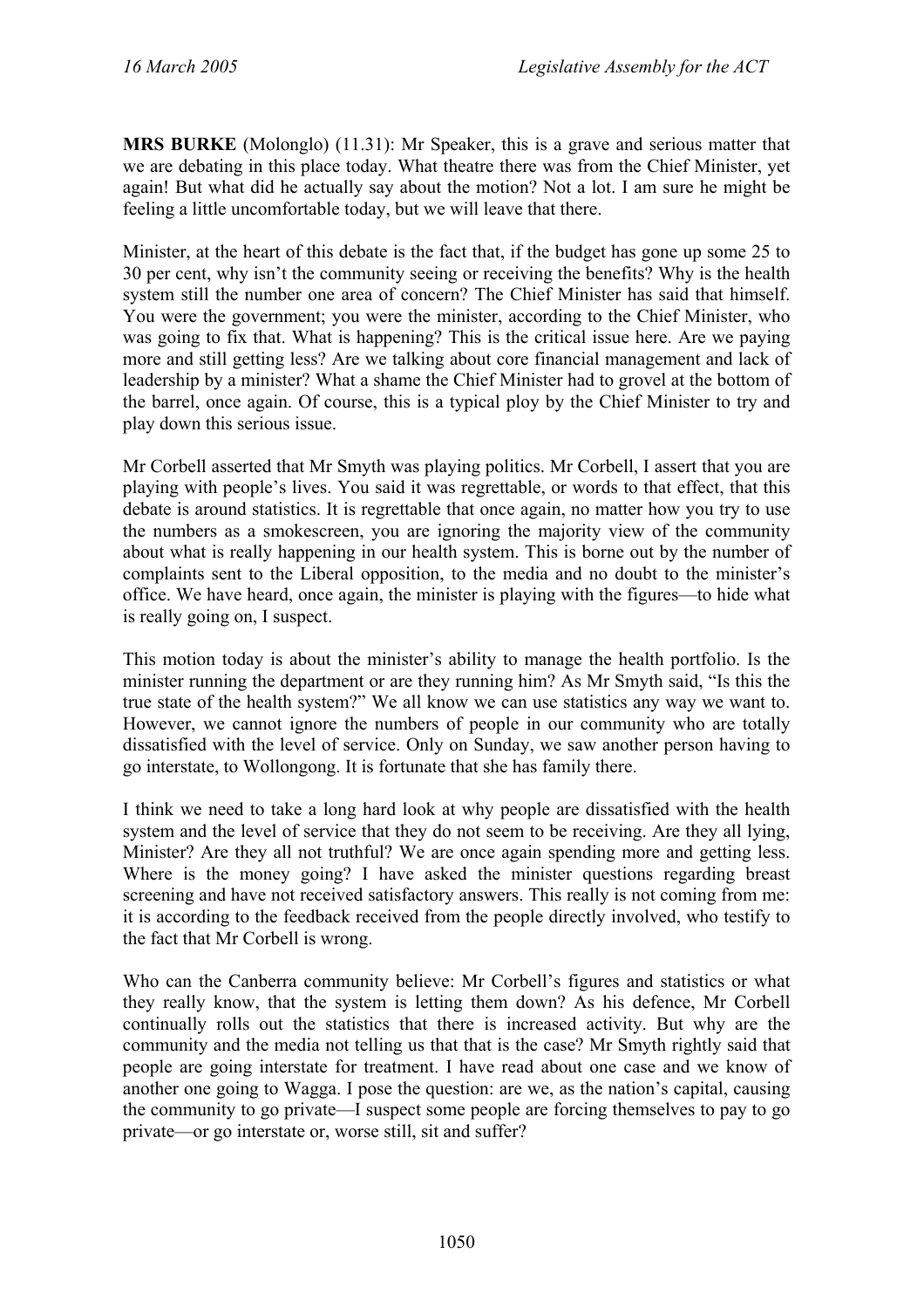**MRS BURKE** (Molonglo) (11.31): Mr Speaker, this is a grave and serious matter that we are debating in this place today. What theatre there was from the Chief Minister, yet again! But what did he actually say about the motion? Not a lot. I am sure he might be feeling a little uncomfortable today, but we will leave that there.

Minister, at the heart of this debate is the fact that, if the budget has gone up some 25 to 30 per cent, why isn't the community seeing or receiving the benefits? Why is the health system still the number one area of concern? The Chief Minister has said that himself. You were the government; you were the minister, according to the Chief Minister, who was going to fix that. What is happening? This is the critical issue here. Are we paying more and still getting less? Are we talking about core financial management and lack of leadership by a minister? What a shame the Chief Minister had to grovel at the bottom of the barrel, once again. Of course, this is a typical ploy by the Chief Minister to try and play down this serious issue.

Mr Corbell asserted that Mr Smyth was playing politics. Mr Corbell, I assert that you are playing with people's lives. You said it was regrettable, or words to that effect, that this debate is around statistics. It is regrettable that once again, no matter how you try to use the numbers as a smokescreen, you are ignoring the majority view of the community about what is really happening in our health system. This is borne out by the number of complaints sent to the Liberal opposition, to the media and no doubt to the minister's office. We have heard, once again, the minister is playing with the figures—to hide what is really going on, I suspect.

This motion today is about the minister's ability to manage the health portfolio. Is the minister running the department or are they running him? As Mr Smyth said, "Is this the true state of the health system?" We all know we can use statistics any way we want to. However, we cannot ignore the numbers of people in our community who are totally dissatisfied with the level of service. Only on Sunday, we saw another person having to go interstate, to Wollongong. It is fortunate that she has family there.

I think we need to take a long hard look at why people are dissatisfied with the health system and the level of service that they do not seem to be receiving. Are they all lying, Minister? Are they all not truthful? We are once again spending more and getting less. Where is the money going? I have asked the minister questions regarding breast screening and have not received satisfactory answers. This really is not coming from me: it is according to the feedback received from the people directly involved, who testify to the fact that Mr Corbell is wrong.

Who can the Canberra community believe: Mr Corbell's figures and statistics or what they really know, that the system is letting them down? As his defence, Mr Corbell continually rolls out the statistics that there is increased activity. But why are the community and the media not telling us that that is the case? Mr Smyth rightly said that people are going interstate for treatment. I have read about one case and we know of another one going to Wagga. I pose the question: are we, as the nation's capital, causing the community to go private—I suspect some people are forcing themselves to pay to go private—or go interstate or, worse still, sit and suffer?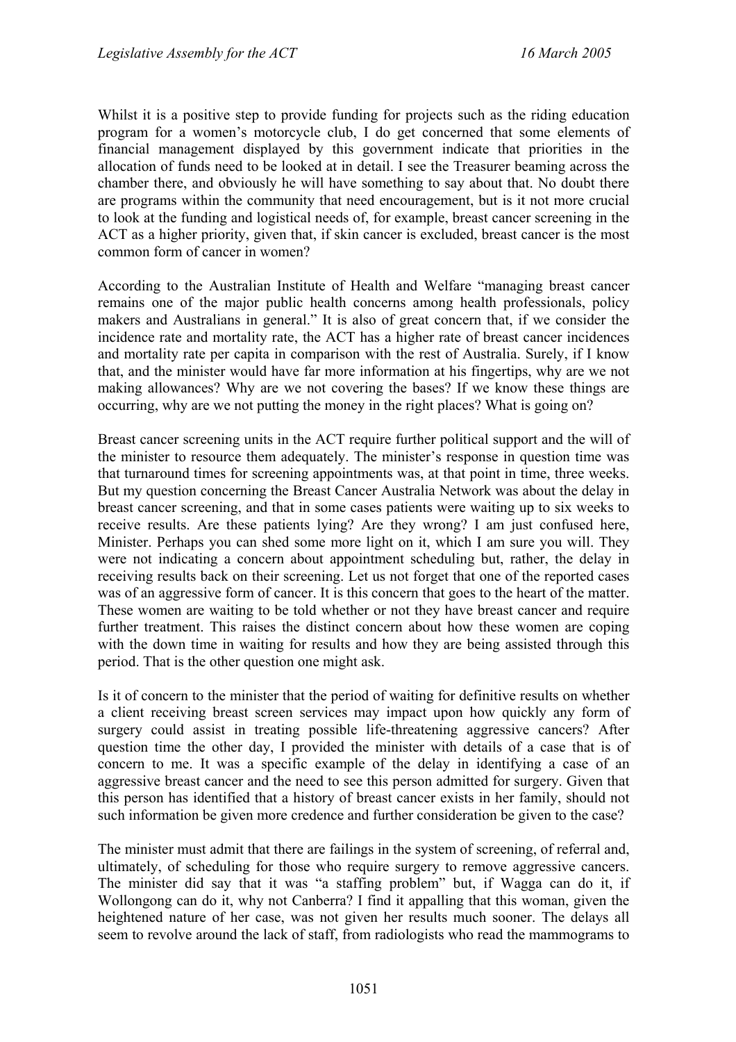Whilst it is a positive step to provide funding for projects such as the riding education program for a women's motorcycle club, I do get concerned that some elements of financial management displayed by this government indicate that priorities in the allocation of funds need to be looked at in detail. I see the Treasurer beaming across the chamber there, and obviously he will have something to say about that. No doubt there are programs within the community that need encouragement, but is it not more crucial to look at the funding and logistical needs of, for example, breast cancer screening in the ACT as a higher priority, given that, if skin cancer is excluded, breast cancer is the most common form of cancer in women?

According to the Australian Institute of Health and Welfare "managing breast cancer remains one of the major public health concerns among health professionals, policy makers and Australians in general." It is also of great concern that, if we consider the incidence rate and mortality rate, the ACT has a higher rate of breast cancer incidences and mortality rate per capita in comparison with the rest of Australia. Surely, if I know that, and the minister would have far more information at his fingertips, why are we not making allowances? Why are we not covering the bases? If we know these things are occurring, why are we not putting the money in the right places? What is going on?

Breast cancer screening units in the ACT require further political support and the will of the minister to resource them adequately. The minister's response in question time was that turnaround times for screening appointments was, at that point in time, three weeks. But my question concerning the Breast Cancer Australia Network was about the delay in breast cancer screening, and that in some cases patients were waiting up to six weeks to receive results. Are these patients lying? Are they wrong? I am just confused here, Minister. Perhaps you can shed some more light on it, which I am sure you will. They were not indicating a concern about appointment scheduling but, rather, the delay in receiving results back on their screening. Let us not forget that one of the reported cases was of an aggressive form of cancer. It is this concern that goes to the heart of the matter. These women are waiting to be told whether or not they have breast cancer and require further treatment. This raises the distinct concern about how these women are coping with the down time in waiting for results and how they are being assisted through this period. That is the other question one might ask.

Is it of concern to the minister that the period of waiting for definitive results on whether a client receiving breast screen services may impact upon how quickly any form of surgery could assist in treating possible life-threatening aggressive cancers? After question time the other day, I provided the minister with details of a case that is of concern to me. It was a specific example of the delay in identifying a case of an aggressive breast cancer and the need to see this person admitted for surgery. Given that this person has identified that a history of breast cancer exists in her family, should not such information be given more credence and further consideration be given to the case?

The minister must admit that there are failings in the system of screening, of referral and, ultimately, of scheduling for those who require surgery to remove aggressive cancers. The minister did say that it was "a staffing problem" but, if Wagga can do it, if Wollongong can do it, why not Canberra? I find it appalling that this woman, given the heightened nature of her case, was not given her results much sooner. The delays all seem to revolve around the lack of staff, from radiologists who read the mammograms to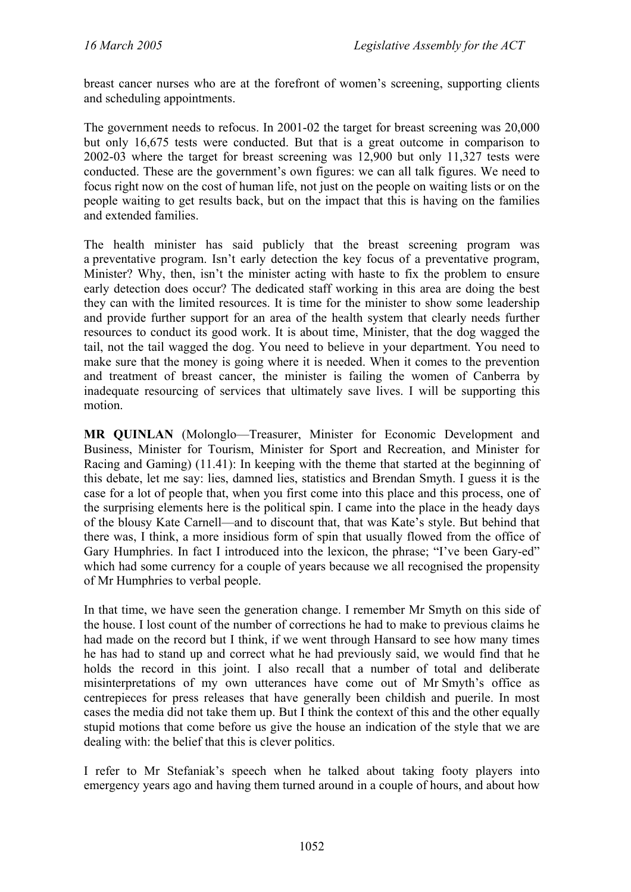breast cancer nurses who are at the forefront of women's screening, supporting clients and scheduling appointments.

The government needs to refocus. In 2001-02 the target for breast screening was 20,000 but only 16,675 tests were conducted. But that is a great outcome in comparison to 2002-03 where the target for breast screening was 12,900 but only 11,327 tests were conducted. These are the government's own figures: we can all talk figures. We need to focus right now on the cost of human life, not just on the people on waiting lists or on the people waiting to get results back, but on the impact that this is having on the families and extended families.

The health minister has said publicly that the breast screening program was a preventative program. Isn't early detection the key focus of a preventative program, Minister? Why, then, isn't the minister acting with haste to fix the problem to ensure early detection does occur? The dedicated staff working in this area are doing the best they can with the limited resources. It is time for the minister to show some leadership and provide further support for an area of the health system that clearly needs further resources to conduct its good work. It is about time, Minister, that the dog wagged the tail, not the tail wagged the dog. You need to believe in your department. You need to make sure that the money is going where it is needed. When it comes to the prevention and treatment of breast cancer, the minister is failing the women of Canberra by inadequate resourcing of services that ultimately save lives. I will be supporting this motion.

**MR QUINLAN** (Molonglo—Treasurer, Minister for Economic Development and Business, Minister for Tourism, Minister for Sport and Recreation, and Minister for Racing and Gaming) (11.41): In keeping with the theme that started at the beginning of this debate, let me say: lies, damned lies, statistics and Brendan Smyth. I guess it is the case for a lot of people that, when you first come into this place and this process, one of the surprising elements here is the political spin. I came into the place in the heady days of the blousy Kate Carnell—and to discount that, that was Kate's style. But behind that there was, I think, a more insidious form of spin that usually flowed from the office of Gary Humphries. In fact I introduced into the lexicon, the phrase; "I've been Gary-ed" which had some currency for a couple of years because we all recognised the propensity of Mr Humphries to verbal people.

In that time, we have seen the generation change. I remember Mr Smyth on this side of the house. I lost count of the number of corrections he had to make to previous claims he had made on the record but I think, if we went through Hansard to see how many times he has had to stand up and correct what he had previously said, we would find that he holds the record in this joint. I also recall that a number of total and deliberate misinterpretations of my own utterances have come out of Mr Smyth's office as centrepieces for press releases that have generally been childish and puerile. In most cases the media did not take them up. But I think the context of this and the other equally stupid motions that come before us give the house an indication of the style that we are dealing with: the belief that this is clever politics.

I refer to Mr Stefaniak's speech when he talked about taking footy players into emergency years ago and having them turned around in a couple of hours, and about how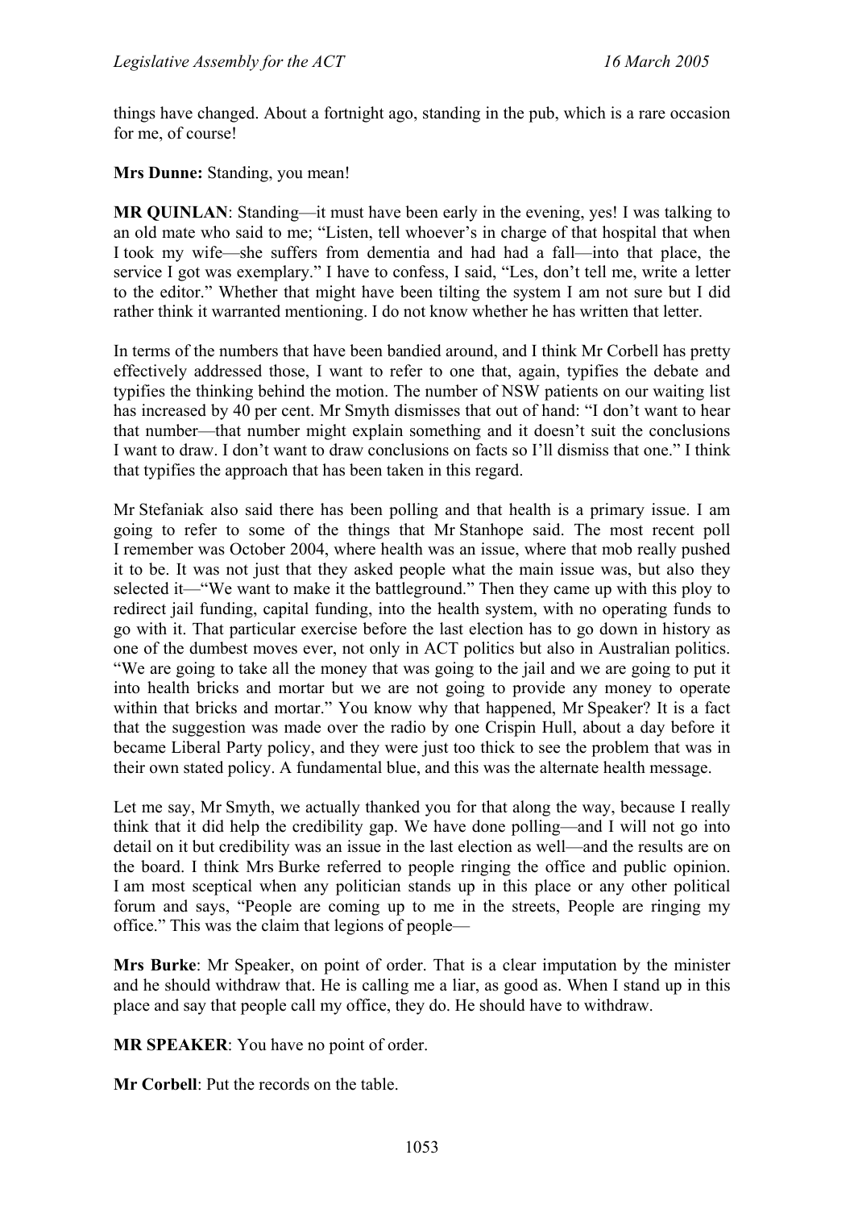things have changed. About a fortnight ago, standing in the pub, which is a rare occasion for me, of course!

**Mrs Dunne:** Standing, you mean!

**MR QUINLAN**: Standing—it must have been early in the evening, yes! I was talking to an old mate who said to me; "Listen, tell whoever's in charge of that hospital that when I took my wife—she suffers from dementia and had had a fall—into that place, the service I got was exemplary." I have to confess, I said, "Les, don't tell me, write a letter to the editor." Whether that might have been tilting the system I am not sure but I did rather think it warranted mentioning. I do not know whether he has written that letter.

In terms of the numbers that have been bandied around, and I think Mr Corbell has pretty effectively addressed those, I want to refer to one that, again, typifies the debate and typifies the thinking behind the motion. The number of NSW patients on our waiting list has increased by 40 per cent. Mr Smyth dismisses that out of hand: "I don't want to hear that number—that number might explain something and it doesn't suit the conclusions I want to draw. I don't want to draw conclusions on facts so I'll dismiss that one." I think that typifies the approach that has been taken in this regard.

Mr Stefaniak also said there has been polling and that health is a primary issue. I am going to refer to some of the things that Mr Stanhope said. The most recent poll I remember was October 2004, where health was an issue, where that mob really pushed it to be. It was not just that they asked people what the main issue was, but also they selected it—"We want to make it the battleground." Then they came up with this ploy to redirect jail funding, capital funding, into the health system, with no operating funds to go with it. That particular exercise before the last election has to go down in history as one of the dumbest moves ever, not only in ACT politics but also in Australian politics. "We are going to take all the money that was going to the jail and we are going to put it into health bricks and mortar but we are not going to provide any money to operate within that bricks and mortar." You know why that happened, Mr Speaker? It is a fact that the suggestion was made over the radio by one Crispin Hull, about a day before it became Liberal Party policy, and they were just too thick to see the problem that was in their own stated policy. A fundamental blue, and this was the alternate health message.

Let me say, Mr Smyth, we actually thanked you for that along the way, because I really think that it did help the credibility gap. We have done polling—and I will not go into detail on it but credibility was an issue in the last election as well—and the results are on the board. I think Mrs Burke referred to people ringing the office and public opinion. I am most sceptical when any politician stands up in this place or any other political forum and says, "People are coming up to me in the streets, People are ringing my office." This was the claim that legions of people—

**Mrs Burke**: Mr Speaker, on point of order. That is a clear imputation by the minister and he should withdraw that. He is calling me a liar, as good as. When I stand up in this place and say that people call my office, they do. He should have to withdraw.

**MR SPEAKER**: You have no point of order.

**Mr Corbell**: Put the records on the table.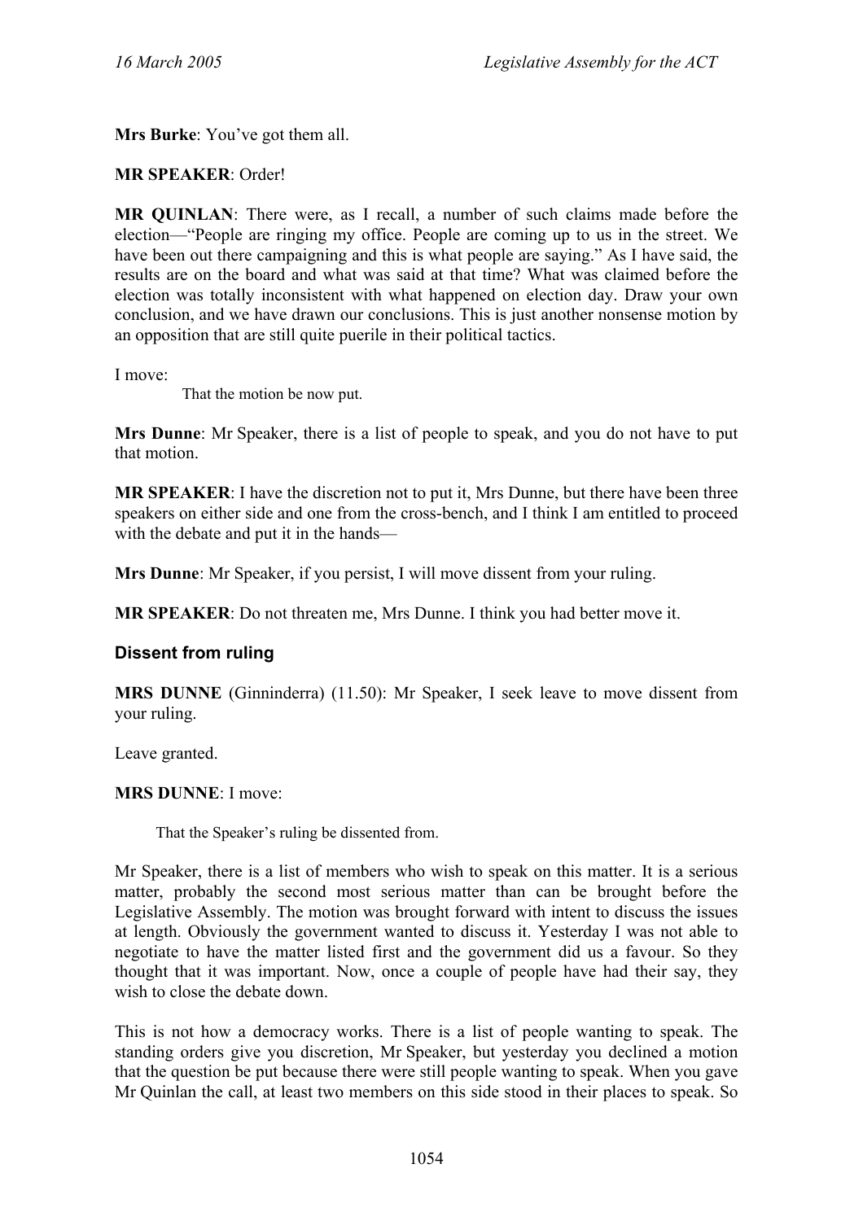**Mrs Burke**: You've got them all.

**MR SPEAKER**: Order!

**MR QUINLAN**: There were, as I recall, a number of such claims made before the election—"People are ringing my office. People are coming up to us in the street. We have been out there campaigning and this is what people are saying." As I have said, the results are on the board and what was said at that time? What was claimed before the election was totally inconsistent with what happened on election day. Draw your own conclusion, and we have drawn our conclusions. This is just another nonsense motion by an opposition that are still quite puerile in their political tactics.

I move:

> That the motion be now put.

**Mrs Dunne**: Mr Speaker, there is a list of people to speak, and you do not have to put that motion.

**MR SPEAKER**: I have the discretion not to put it, Mrs Dunne, but there have been three speakers on either side and one from the cross-bench, and I think I am entitled to proceed with the debate and put it in the hands—

**Mrs Dunne**: Mr Speaker, if you persist, I will move dissent from your ruling.

**MR SPEAKER**: Do not threaten me, Mrs Dunne. I think you had better move it.

### Dissent from ruling

**MRS DUNNE** (Ginninderra) (11.50): Mr Speaker, I seek leave to move dissent from your ruling.

Leave granted.

**MRS DUNNE**: I move:

> That the Speaker's ruling be dissented from.

Mr Speaker, there is a list of members who wish to speak on this matter. It is a serious matter, probably the second most serious matter than can be brought before the Legislative Assembly. The motion was brought forward with intent to discuss the issues at length. Obviously the government wanted to discuss it. Yesterday I was not able to negotiate to have the matter listed first and the government did us a favour. So they thought that it was important. Now, once a couple of people have had their say, they wish to close the debate down.

This is not how a democracy works. There is a list of people wanting to speak. The standing orders give you discretion, Mr Speaker, but yesterday you declined a motion that the question be put because there were still people wanting to speak. When you gave Mr Quinlan the call, at least two members on this side stood in their places to speak. So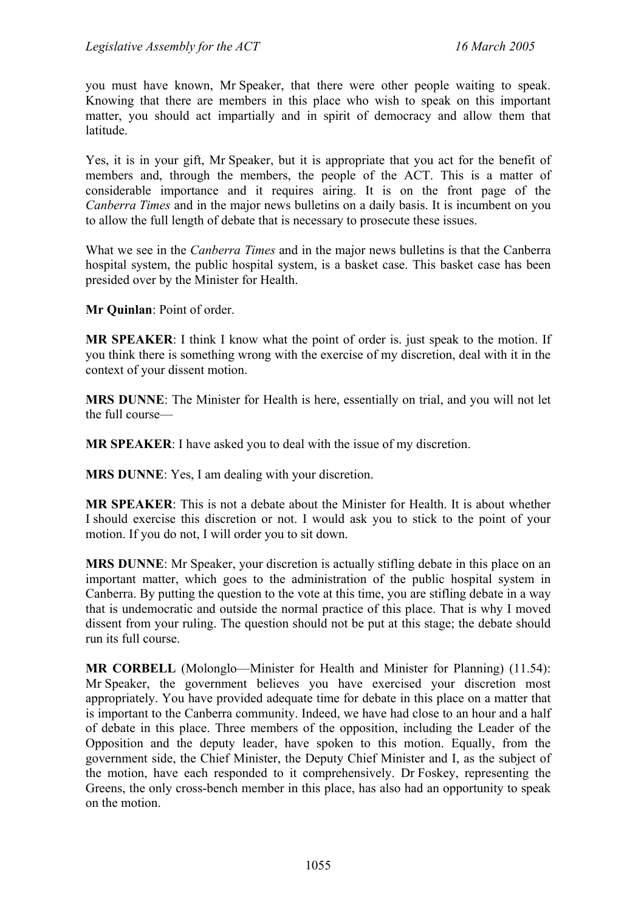you must have known, Mr Speaker, that there were other people waiting to speak. Knowing that there are members in this place who wish to speak on this important matter, you should act impartially and in spirit of democracy and allow them that latitude.

Yes, it is in your gift, Mr Speaker, but it is appropriate that you act for the benefit of members and, through the members, the people of the ACT. This is a matter of considerable importance and it requires airing. It is on the front page of the *Canberra Times* and in the major news bulletins on a daily basis. It is incumbent on you to allow the full length of debate that is necessary to prosecute these issues.

What we see in the *Canberra Times* and in the major news bulletins is that the Canberra hospital system, the public hospital system, is a basket case. This basket case has been presided over by the Minister for Health.

**Mr Quinlan**: Point of order.

**MR SPEAKER**: I think I know what the point of order is. just speak to the motion. If you think there is something wrong with the exercise of my discretion, deal with it in the context of your dissent motion.

**MRS DUNNE**: The Minister for Health is here, essentially on trial, and you will not let the full course—

**MR SPEAKER**: I have asked you to deal with the issue of my discretion.

**MRS DUNNE**: Yes, I am dealing with your discretion.

**MR SPEAKER**: This is not a debate about the Minister for Health. It is about whether I should exercise this discretion or not. I would ask you to stick to the point of your motion. If you do not, I will order you to sit down.

**MRS DUNNE**: Mr Speaker, your discretion is actually stifling debate in this place on an important matter, which goes to the administration of the public hospital system in Canberra. By putting the question to the vote at this time, you are stifling debate in a way that is undemocratic and outside the normal practice of this place. That is why I moved dissent from your ruling. The question should not be put at this stage; the debate should run its full course.

**MR CORBELL** (Molonglo—Minister for Health and Minister for Planning) (11.54): Mr Speaker, the government believes you have exercised your discretion most appropriately. You have provided adequate time for debate in this place on a matter that is important to the Canberra community. Indeed, we have had close to an hour and a half of debate in this place. Three members of the opposition, including the Leader of the Opposition and the deputy leader, have spoken to this motion. Equally, from the government side, the Chief Minister, the Deputy Chief Minister and I, as the subject of the motion, have each responded to it comprehensively. Dr Foskey, representing the Greens, the only cross-bench member in this place, has also had an opportunity to speak on the motion.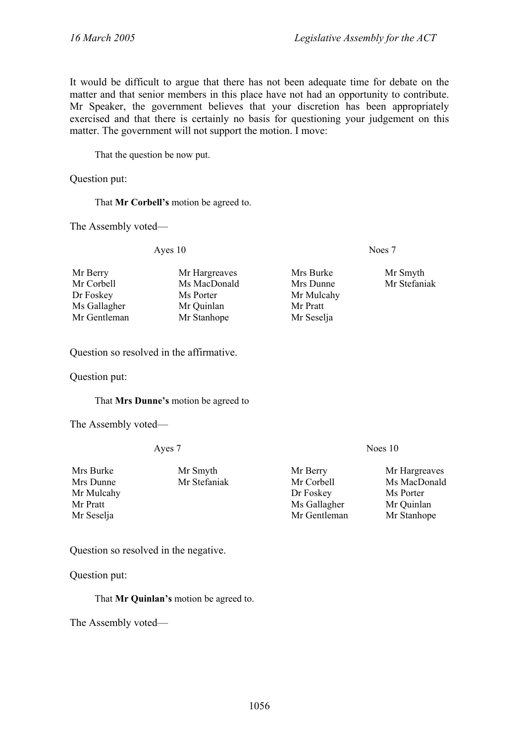It would be difficult to argue that there has not been adequate time for debate on the matter and that senior members in this place have not had an opportunity to contribute. Mr Speaker, the government believes that your discretion has been appropriately exercised and that there is certainly no basis for questioning your judgement on this matter. The government will not support the motion. I move:

> That the question be now put.

Question put:

> That **Mr Corbell's** motion be agreed to.

The Assembly voted—

| Ayes 10 | | Noes 7 | |
|---|---|---|---|
| Mr Berry | Mr Hargreaves | Mrs Burke | Mr Smyth |
| Mr Corbell | Ms MacDonald | Mrs Dunne | Mr Stefaniak |
| Dr Foskey | Ms Porter | Mr Mulcahy | |
| Ms Gallagher | Mr Quinlan | Mr Pratt | |
| Mr Gentleman | Mr Stanhope | Mr Seselja | |

Question so resolved in the affirmative.

Question put:

> That **Mrs Dunne's** motion be agreed to

The Assembly voted—

| Ayes 7 | | Noes 10 | |
|---|---|---|---|
| Mrs Burke | Mr Smyth | Mr Berry | Mr Hargreaves |
| Mrs Dunne | Mr Stefaniak | Mr Corbell | Ms MacDonald |
| Mr Mulcahy | | Dr Foskey | Ms Porter |
| Mr Pratt | | Ms Gallagher | Mr Quinlan |
| Mr Seselja | | Mr Gentleman | Mr Stanhope |

Question so resolved in the negative.

Question put:

> That **Mr Quinlan's** motion be agreed to.

The Assembly voted—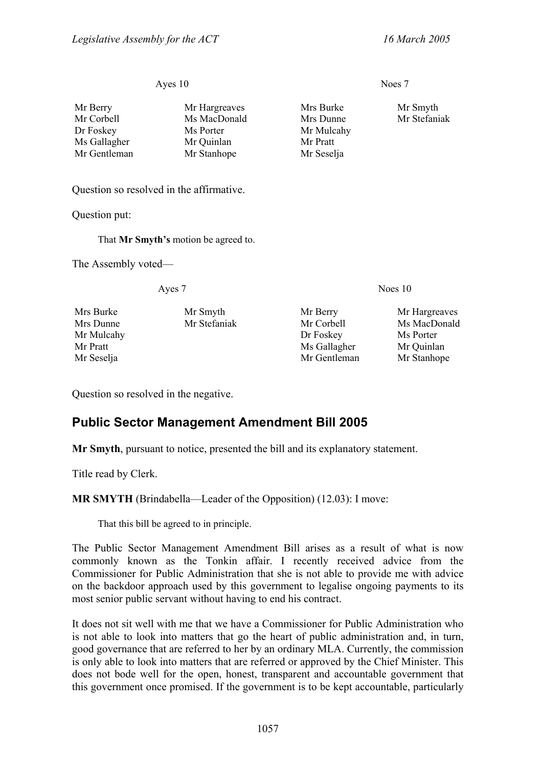| Ayes 10 | | Noes 7 | |
|---|---|---|---|
| Mr Berry | Mr Hargreaves | Mrs Burke | Mr Smyth |
| Mr Corbell | Ms MacDonald | Mrs Dunne | Mr Stefaniak |
| Dr Foskey | Ms Porter | Mr Mulcahy | |
| Ms Gallagher | Mr Quinlan | Mr Pratt | |
| Mr Gentleman | Mr Stanhope | Mr Seselja | |

Question so resolved in the affirmative.

Question put:

> That **Mr Smyth's** motion be agreed to.

The Assembly voted—

| Ayes 7 | | Noes 10 | |
|---|---|---|---|
| Mrs Burke | Mr Smyth | Mr Berry | Mr Hargreaves |
| Mrs Dunne | Mr Stefaniak | Mr Corbell | Ms MacDonald |
| Mr Mulcahy | | Dr Foskey | Ms Porter |
| Mr Pratt | | Ms Gallagher | Mr Quinlan |
| Mr Seselja | | Mr Gentleman | Mr Stanhope |

Question so resolved in the negative.

## Public Sector Management Amendment Bill 2005

**Mr Smyth**, pursuant to notice, presented the bill and its explanatory statement.

Title read by Clerk.

**MR SMYTH** (Brindabella—Leader of the Opposition) (12.03): I move:

> That this bill be agreed to in principle.

The Public Sector Management Amendment Bill arises as a result of what is now commonly known as the Tonkin affair. I recently received advice from the Commissioner for Public Administration that she is not able to provide me with advice on the backdoor approach used by this government to legalise ongoing payments to its most senior public servant without having to end his contract.

It does not sit well with me that we have a Commissioner for Public Administration who is not able to look into matters that go the heart of public administration and, in turn, good governance that are referred to her by an ordinary MLA. Currently, the commission is only able to look into matters that are referred or approved by the Chief Minister. This does not bode well for the open, honest, transparent and accountable government that this government once promised. If the government is to be kept accountable, particularly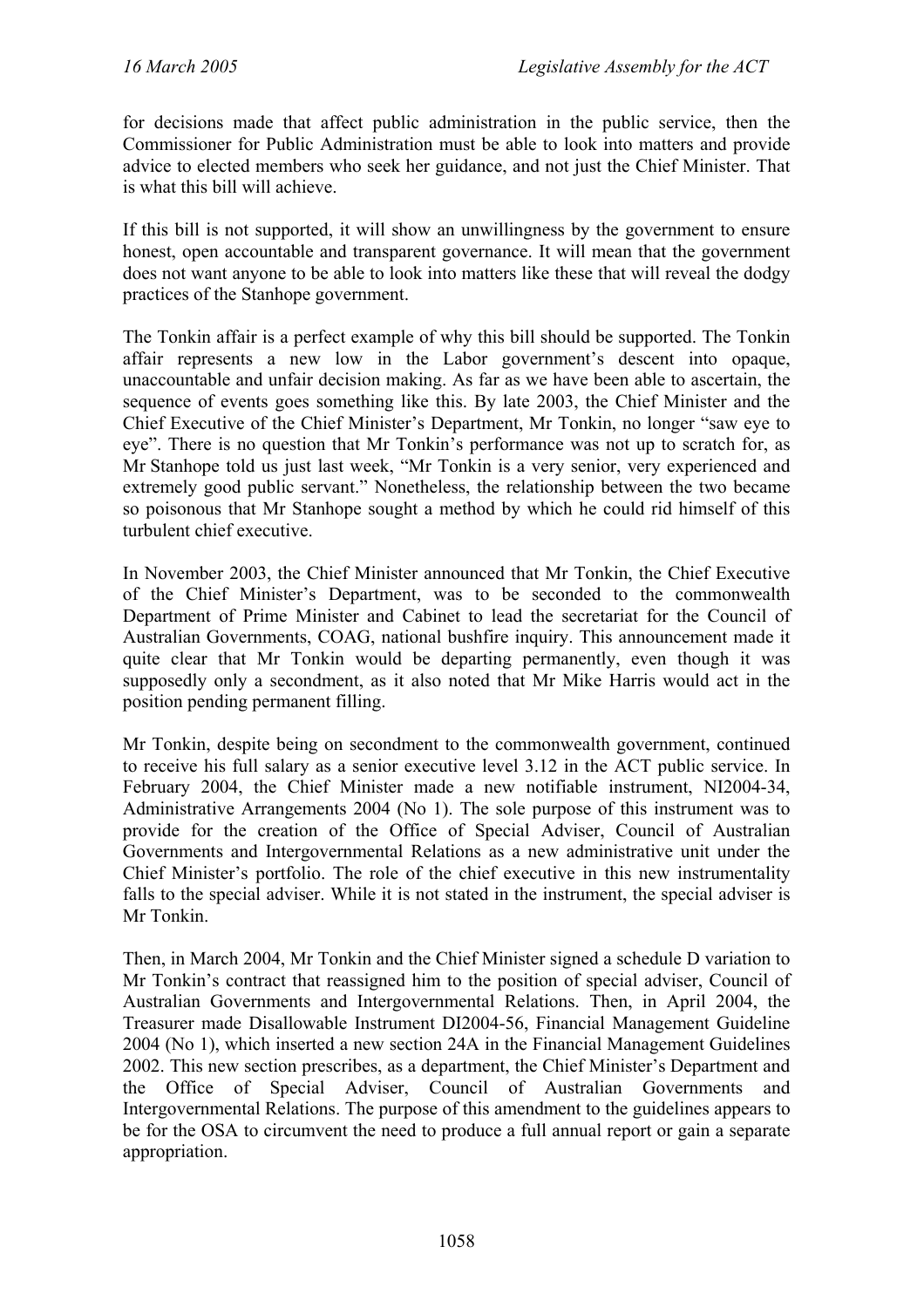for decisions made that affect public administration in the public service, then the Commissioner for Public Administration must be able to look into matters and provide advice to elected members who seek her guidance, and not just the Chief Minister. That is what this bill will achieve.

If this bill is not supported, it will show an unwillingness by the government to ensure honest, open accountable and transparent governance. It will mean that the government does not want anyone to be able to look into matters like these that will reveal the dodgy practices of the Stanhope government.

The Tonkin affair is a perfect example of why this bill should be supported. The Tonkin affair represents a new low in the Labor government's descent into opaque, unaccountable and unfair decision making. As far as we have been able to ascertain, the sequence of events goes something like this. By late 2003, the Chief Minister and the Chief Executive of the Chief Minister's Department, Mr Tonkin, no longer "saw eye to eye". There is no question that Mr Tonkin's performance was not up to scratch for, as Mr Stanhope told us just last week, "Mr Tonkin is a very senior, very experienced and extremely good public servant." Nonetheless, the relationship between the two became so poisonous that Mr Stanhope sought a method by which he could rid himself of this turbulent chief executive.

In November 2003, the Chief Minister announced that Mr Tonkin, the Chief Executive of the Chief Minister's Department, was to be seconded to the commonwealth Department of Prime Minister and Cabinet to lead the secretariat for the Council of Australian Governments, COAG, national bushfire inquiry. This announcement made it quite clear that Mr Tonkin would be departing permanently, even though it was supposedly only a secondment, as it also noted that Mr Mike Harris would act in the position pending permanent filling.

Mr Tonkin, despite being on secondment to the commonwealth government, continued to receive his full salary as a senior executive level 3.12 in the ACT public service. In February 2004, the Chief Minister made a new notifiable instrument, NI2004-34, Administrative Arrangements 2004 (No 1). The sole purpose of this instrument was to provide for the creation of the Office of Special Adviser, Council of Australian Governments and Intergovernmental Relations as a new administrative unit under the Chief Minister's portfolio. The role of the chief executive in this new instrumentality falls to the special adviser. While it is not stated in the instrument, the special adviser is Mr Tonkin.

Then, in March 2004, Mr Tonkin and the Chief Minister signed a schedule D variation to Mr Tonkin's contract that reassigned him to the position of special adviser, Council of Australian Governments and Intergovernmental Relations. Then, in April 2004, the Treasurer made Disallowable Instrument DI2004-56, Financial Management Guideline 2004 (No 1), which inserted a new section 24A in the Financial Management Guidelines 2002. This new section prescribes, as a department, the Chief Minister's Department and the Office of Special Adviser, Council of Australian Governments and Intergovernmental Relations. The purpose of this amendment to the guidelines appears to be for the OSA to circumvent the need to produce a full annual report or gain a separate appropriation.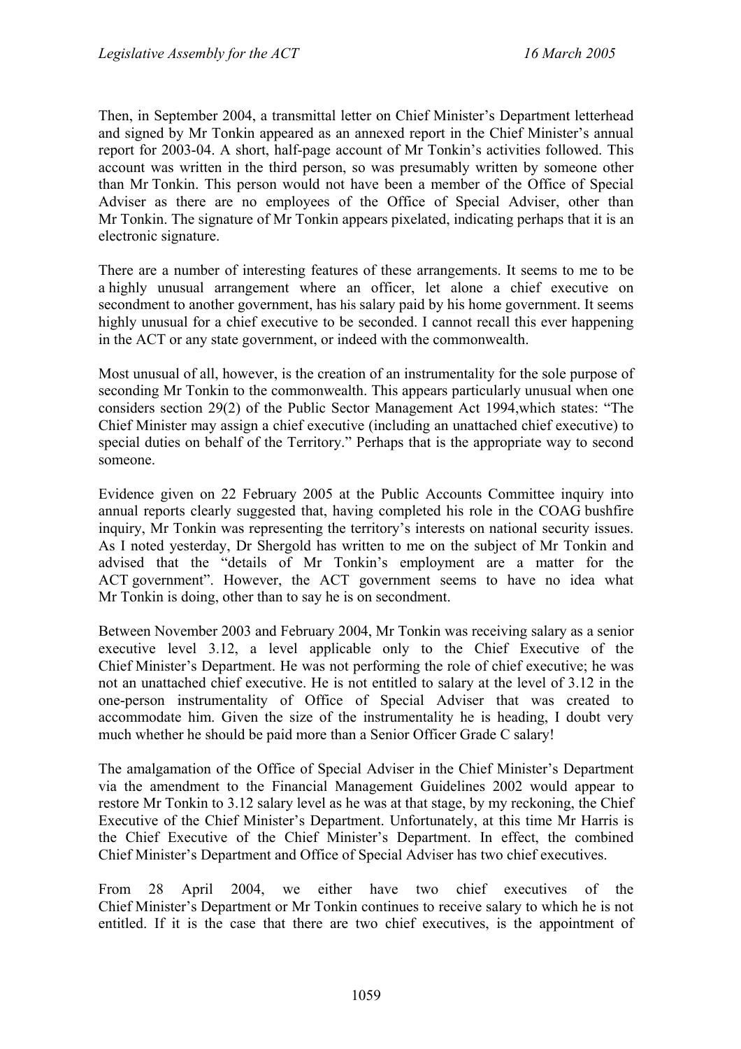Then, in September 2004, a transmittal letter on Chief Minister's Department letterhead and signed by Mr Tonkin appeared as an annexed report in the Chief Minister's annual report for 2003-04. A short, half-page account of Mr Tonkin's activities followed. This account was written in the third person, so was presumably written by someone other than Mr Tonkin. This person would not have been a member of the Office of Special Adviser as there are no employees of the Office of Special Adviser, other than Mr Tonkin. The signature of Mr Tonkin appears pixelated, indicating perhaps that it is an electronic signature.

There are a number of interesting features of these arrangements. It seems to me to be a highly unusual arrangement where an officer, let alone a chief executive on secondment to another government, has his salary paid by his home government. It seems highly unusual for a chief executive to be seconded. I cannot recall this ever happening in the ACT or any state government, or indeed with the commonwealth.

Most unusual of all, however, is the creation of an instrumentality for the sole purpose of seconding Mr Tonkin to the commonwealth. This appears particularly unusual when one considers section 29(2) of the Public Sector Management Act 1994,which states: "The Chief Minister may assign a chief executive (including an unattached chief executive) to special duties on behalf of the Territory." Perhaps that is the appropriate way to second someone.

Evidence given on 22 February 2005 at the Public Accounts Committee inquiry into annual reports clearly suggested that, having completed his role in the COAG bushfire inquiry, Mr Tonkin was representing the territory's interests on national security issues. As I noted yesterday, Dr Shergold has written to me on the subject of Mr Tonkin and advised that the "details of Mr Tonkin's employment are a matter for the ACT government". However, the ACT government seems to have no idea what Mr Tonkin is doing, other than to say he is on secondment.

Between November 2003 and February 2004, Mr Tonkin was receiving salary as a senior executive level 3.12, a level applicable only to the Chief Executive of the Chief Minister's Department. He was not performing the role of chief executive; he was not an unattached chief executive. He is not entitled to salary at the level of 3.12 in the one-person instrumentality of Office of Special Adviser that was created to accommodate him. Given the size of the instrumentality he is heading, I doubt very much whether he should be paid more than a Senior Officer Grade C salary!

The amalgamation of the Office of Special Adviser in the Chief Minister's Department via the amendment to the Financial Management Guidelines 2002 would appear to restore Mr Tonkin to 3.12 salary level as he was at that stage, by my reckoning, the Chief Executive of the Chief Minister's Department. Unfortunately, at this time Mr Harris is the Chief Executive of the Chief Minister's Department. In effect, the combined Chief Minister's Department and Office of Special Adviser has two chief executives.

From 28 April 2004, we either have two chief executives of the Chief Minister's Department or Mr Tonkin continues to receive salary to which he is not entitled. If it is the case that there are two chief executives, is the appointment of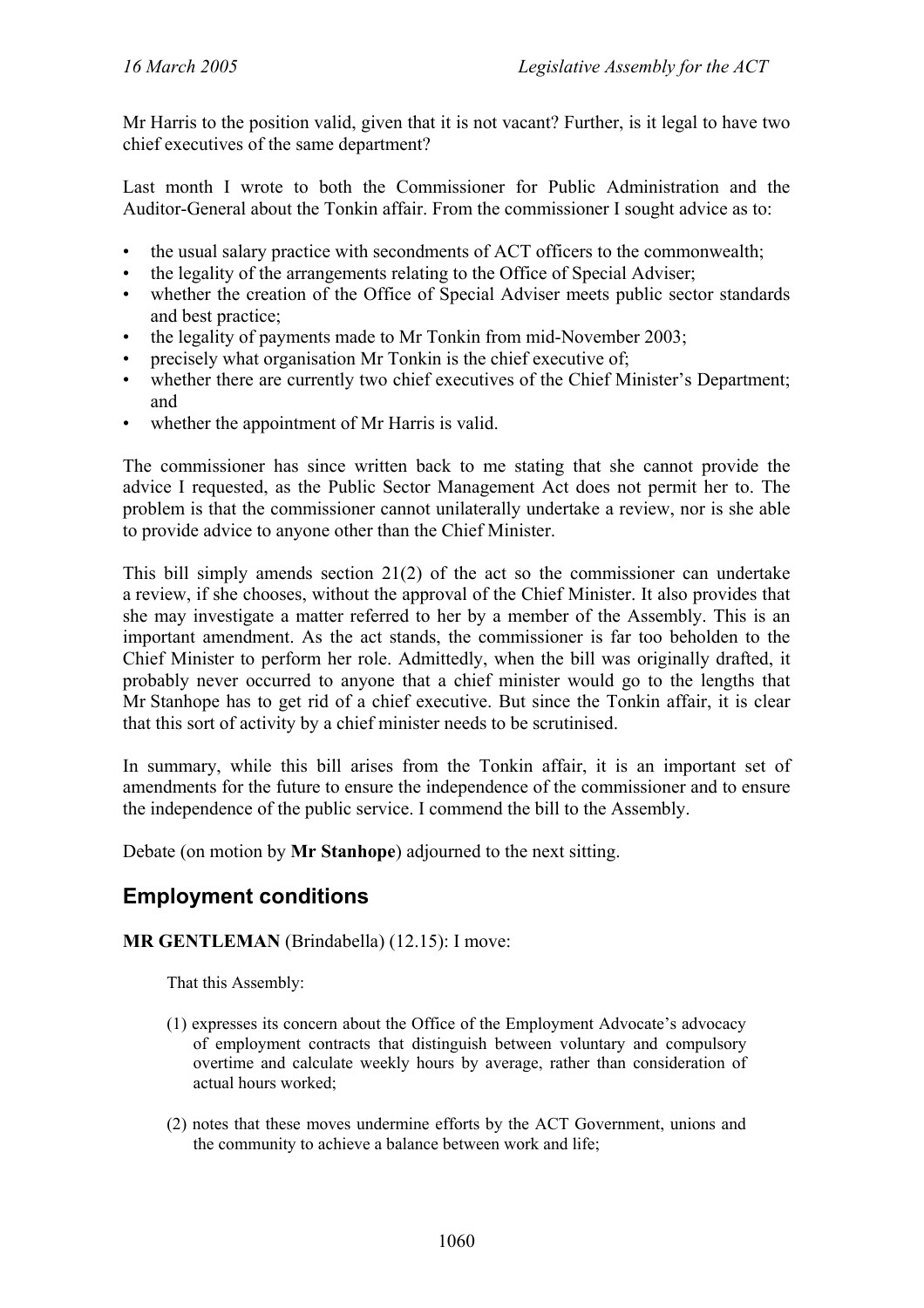Mr Harris to the position valid, given that it is not vacant? Further, is it legal to have two chief executives of the same department?

Last month I wrote to both the Commissioner for Public Administration and the Auditor-General about the Tonkin affair. From the commissioner I sought advice as to:

- the usual salary practice with secondments of ACT officers to the commonwealth;
- the legality of the arrangements relating to the Office of Special Adviser;
- whether the creation of the Office of Special Adviser meets public sector standards and best practice;
- the legality of payments made to Mr Tonkin from mid-November 2003;
- precisely what organisation Mr Tonkin is the chief executive of;
- whether there are currently two chief executives of the Chief Minister's Department; and
- whether the appointment of Mr Harris is valid.

The commissioner has since written back to me stating that she cannot provide the advice I requested, as the Public Sector Management Act does not permit her to. The problem is that the commissioner cannot unilaterally undertake a review, nor is she able to provide advice to anyone other than the Chief Minister.

This bill simply amends section 21(2) of the act so the commissioner can undertake a review, if she chooses, without the approval of the Chief Minister. It also provides that she may investigate a matter referred to her by a member of the Assembly. This is an important amendment. As the act stands, the commissioner is far too beholden to the Chief Minister to perform her role. Admittedly, when the bill was originally drafted, it probably never occurred to anyone that a chief minister would go to the lengths that Mr Stanhope has to get rid of a chief executive. But since the Tonkin affair, it is clear that this sort of activity by a chief minister needs to be scrutinised.

In summary, while this bill arises from the Tonkin affair, it is an important set of amendments for the future to ensure the independence of the commissioner and to ensure the independence of the public service. I commend the bill to the Assembly.

Debate (on motion by **Mr Stanhope**) adjourned to the next sitting.

## Employment conditions

**MR GENTLEMAN** (Brindabella) (12.15): I move:

> That this Assembly:
>
> (1) expresses its concern about the Office of the Employment Advocate's advocacy of employment contracts that distinguish between voluntary and compulsory overtime and calculate weekly hours by average, rather than consideration of actual hours worked;
>
> (2) notes that these moves undermine efforts by the ACT Government, unions and the community to achieve a balance between work and life;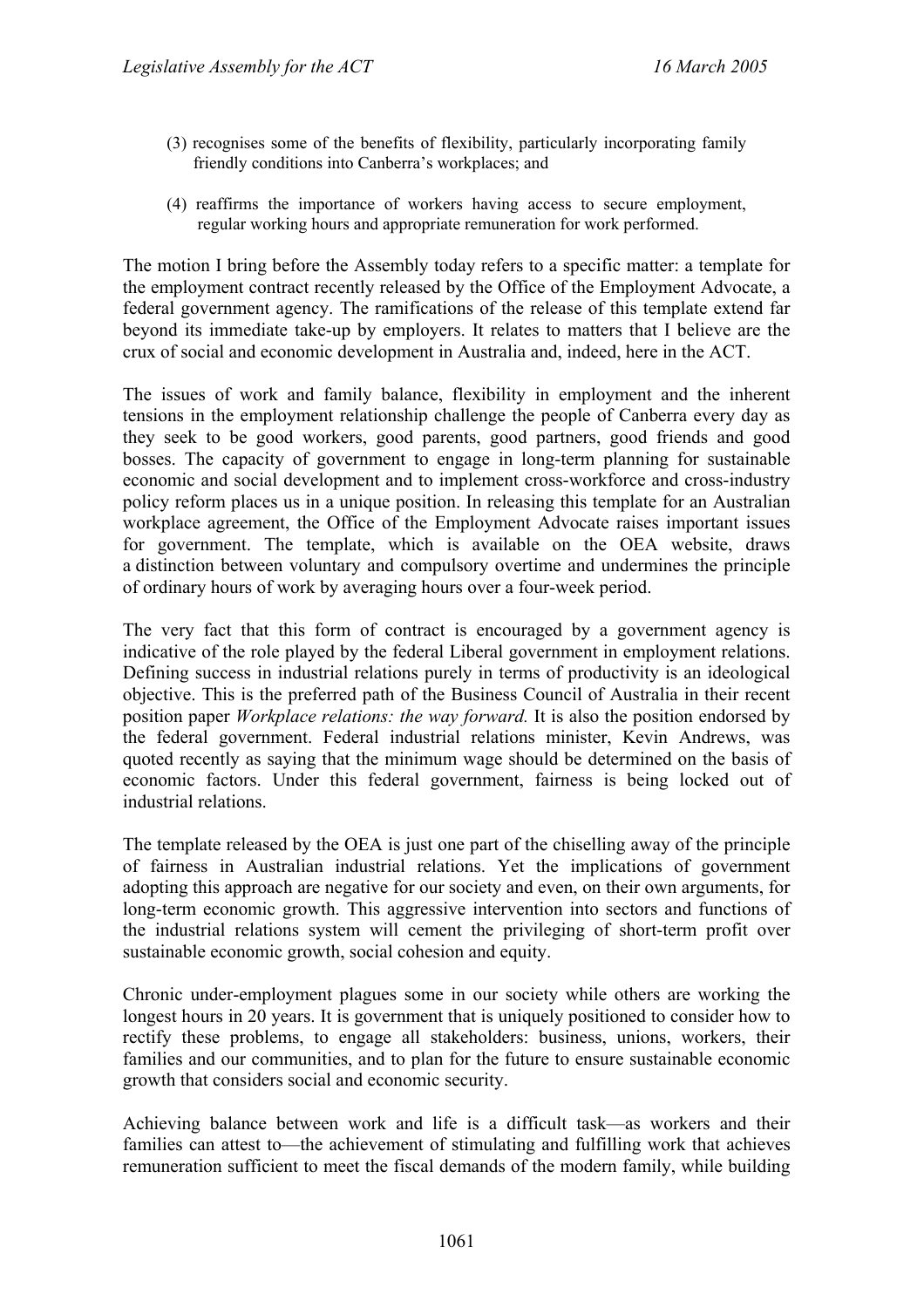(3) recognises some of the benefits of flexibility, particularly incorporating family friendly conditions into Canberra's workplaces; and

(4) reaffirms the importance of workers having access to secure employment, regular working hours and appropriate remuneration for work performed.

The motion I bring before the Assembly today refers to a specific matter: a template for the employment contract recently released by the Office of the Employment Advocate, a federal government agency. The ramifications of the release of this template extend far beyond its immediate take-up by employers. It relates to matters that I believe are the crux of social and economic development in Australia and, indeed, here in the ACT.

The issues of work and family balance, flexibility in employment and the inherent tensions in the employment relationship challenge the people of Canberra every day as they seek to be good workers, good parents, good partners, good friends and good bosses. The capacity of government to engage in long-term planning for sustainable economic and social development and to implement cross-workforce and cross-industry policy reform places us in a unique position. In releasing this template for an Australian workplace agreement, the Office of the Employment Advocate raises important issues for government. The template, which is available on the OEA website, draws a distinction between voluntary and compulsory overtime and undermines the principle of ordinary hours of work by averaging hours over a four-week period.

The very fact that this form of contract is encouraged by a government agency is indicative of the role played by the federal Liberal government in employment relations. Defining success in industrial relations purely in terms of productivity is an ideological objective. This is the preferred path of the Business Council of Australia in their recent position paper *Workplace relations: the way forward.* It is also the position endorsed by the federal government. Federal industrial relations minister, Kevin Andrews, was quoted recently as saying that the minimum wage should be determined on the basis of economic factors. Under this federal government, fairness is being locked out of industrial relations.

The template released by the OEA is just one part of the chiselling away of the principle of fairness in Australian industrial relations. Yet the implications of government adopting this approach are negative for our society and even, on their own arguments, for long-term economic growth. This aggressive intervention into sectors and functions of the industrial relations system will cement the privileging of short-term profit over sustainable economic growth, social cohesion and equity.

Chronic under-employment plagues some in our society while others are working the longest hours in 20 years. It is government that is uniquely positioned to consider how to rectify these problems, to engage all stakeholders: business, unions, workers, their families and our communities, and to plan for the future to ensure sustainable economic growth that considers social and economic security.

Achieving balance between work and life is a difficult task—as workers and their families can attest to—the achievement of stimulating and fulfilling work that achieves remuneration sufficient to meet the fiscal demands of the modern family, while building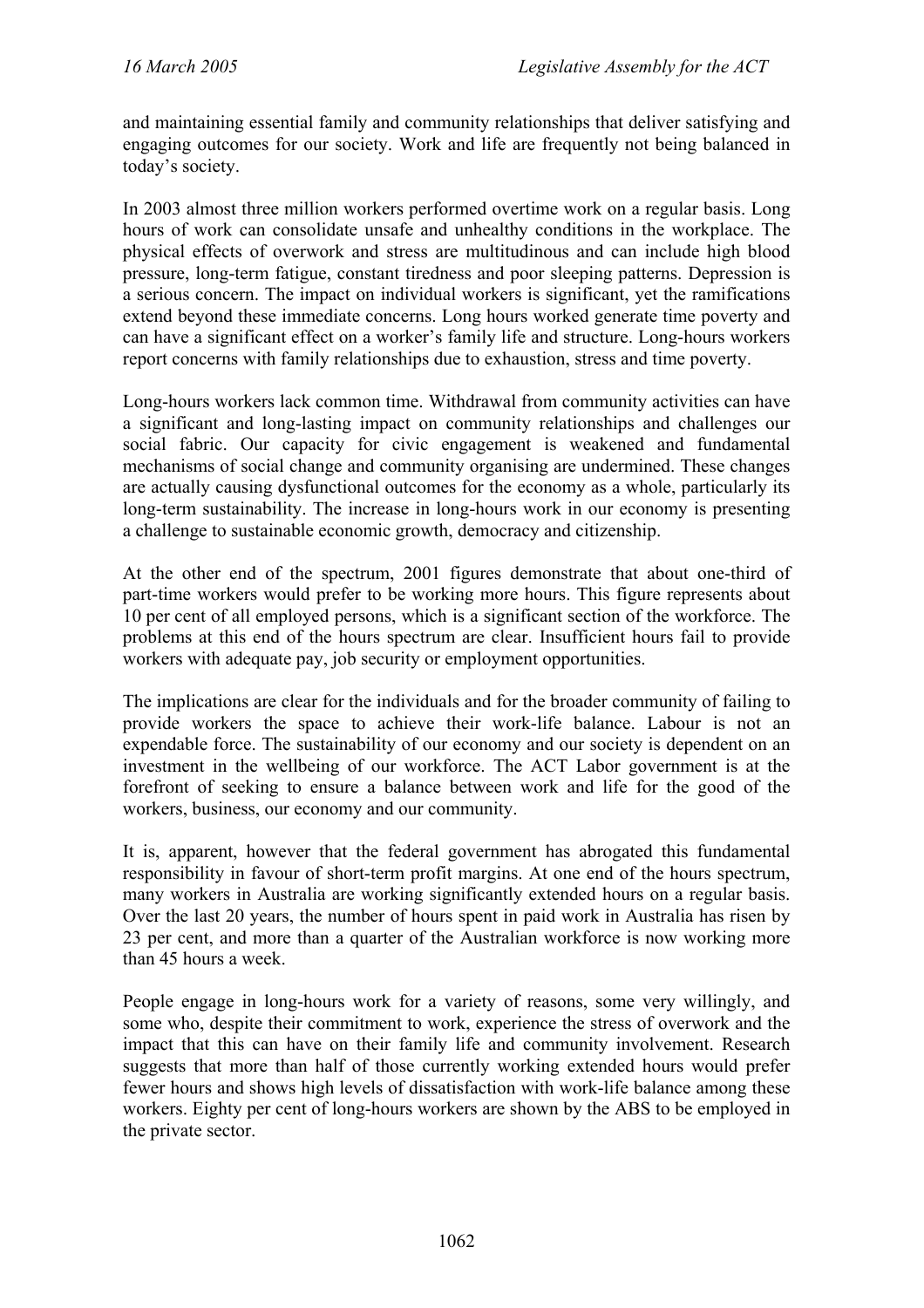and maintaining essential family and community relationships that deliver satisfying and engaging outcomes for our society. Work and life are frequently not being balanced in today's society.

In 2003 almost three million workers performed overtime work on a regular basis. Long hours of work can consolidate unsafe and unhealthy conditions in the workplace. The physical effects of overwork and stress are multitudinous and can include high blood pressure, long-term fatigue, constant tiredness and poor sleeping patterns. Depression is a serious concern. The impact on individual workers is significant, yet the ramifications extend beyond these immediate concerns. Long hours worked generate time poverty and can have a significant effect on a worker's family life and structure. Long-hours workers report concerns with family relationships due to exhaustion, stress and time poverty.

Long-hours workers lack common time. Withdrawal from community activities can have a significant and long-lasting impact on community relationships and challenges our social fabric. Our capacity for civic engagement is weakened and fundamental mechanisms of social change and community organising are undermined. These changes are actually causing dysfunctional outcomes for the economy as a whole, particularly its long-term sustainability. The increase in long-hours work in our economy is presenting a challenge to sustainable economic growth, democracy and citizenship.

At the other end of the spectrum, 2001 figures demonstrate that about one-third of part-time workers would prefer to be working more hours. This figure represents about 10 per cent of all employed persons, which is a significant section of the workforce. The problems at this end of the hours spectrum are clear. Insufficient hours fail to provide workers with adequate pay, job security or employment opportunities.

The implications are clear for the individuals and for the broader community of failing to provide workers the space to achieve their work-life balance. Labour is not an expendable force. The sustainability of our economy and our society is dependent on an investment in the wellbeing of our workforce. The ACT Labor government is at the forefront of seeking to ensure a balance between work and life for the good of the workers, business, our economy and our community.

It is, apparent, however that the federal government has abrogated this fundamental responsibility in favour of short-term profit margins. At one end of the hours spectrum, many workers in Australia are working significantly extended hours on a regular basis. Over the last 20 years, the number of hours spent in paid work in Australia has risen by 23 per cent, and more than a quarter of the Australian workforce is now working more than 45 hours a week.

People engage in long-hours work for a variety of reasons, some very willingly, and some who, despite their commitment to work, experience the stress of overwork and the impact that this can have on their family life and community involvement. Research suggests that more than half of those currently working extended hours would prefer fewer hours and shows high levels of dissatisfaction with work-life balance among these workers. Eighty per cent of long-hours workers are shown by the ABS to be employed in the private sector.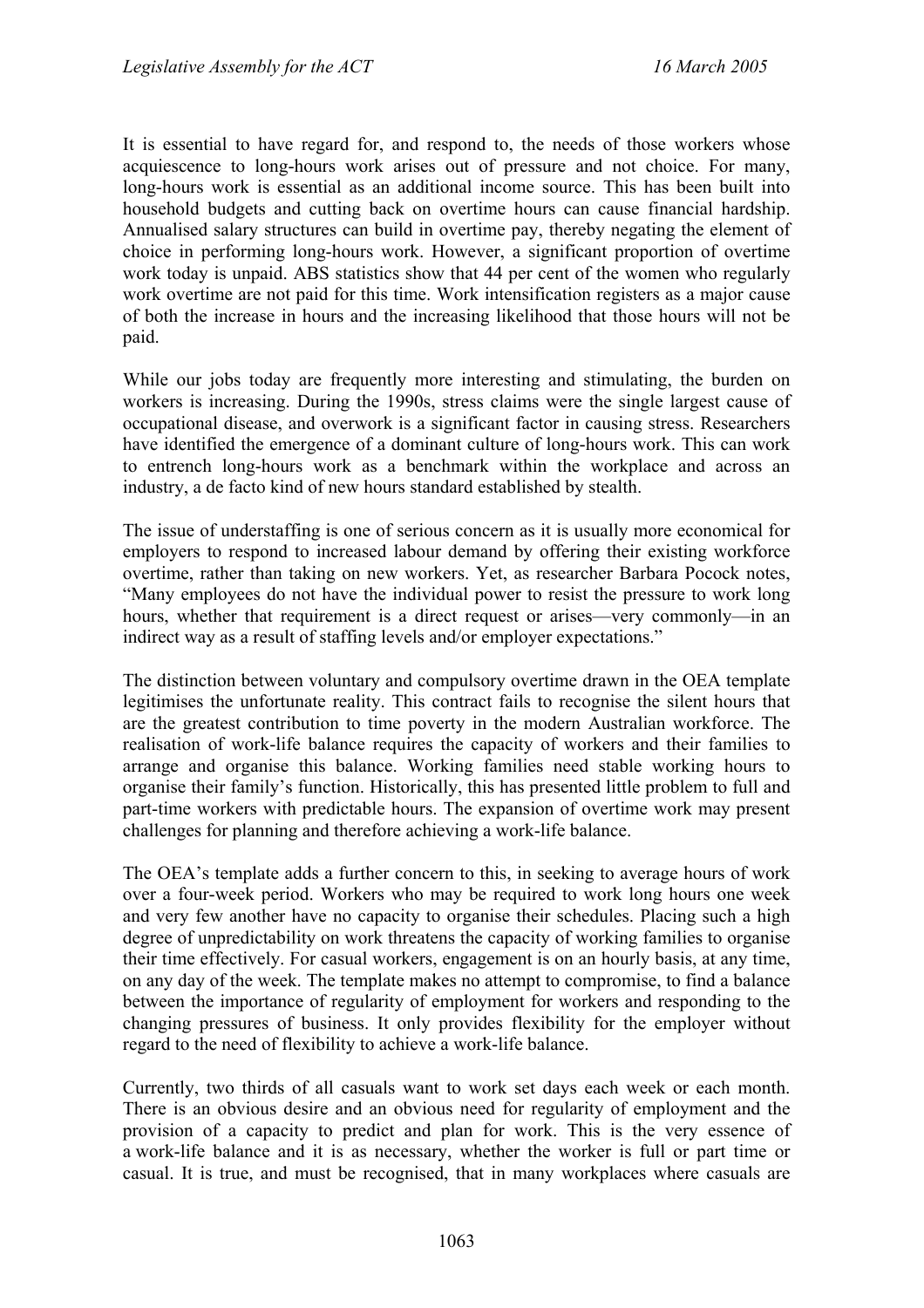It is essential to have regard for, and respond to, the needs of those workers whose acquiescence to long-hours work arises out of pressure and not choice. For many, long-hours work is essential as an additional income source. This has been built into household budgets and cutting back on overtime hours can cause financial hardship. Annualised salary structures can build in overtime pay, thereby negating the element of choice in performing long-hours work. However, a significant proportion of overtime work today is unpaid. ABS statistics show that 44 per cent of the women who regularly work overtime are not paid for this time. Work intensification registers as a major cause of both the increase in hours and the increasing likelihood that those hours will not be paid.

While our jobs today are frequently more interesting and stimulating, the burden on workers is increasing. During the 1990s, stress claims were the single largest cause of occupational disease, and overwork is a significant factor in causing stress. Researchers have identified the emergence of a dominant culture of long-hours work. This can work to entrench long-hours work as a benchmark within the workplace and across an industry, a de facto kind of new hours standard established by stealth.

The issue of understaffing is one of serious concern as it is usually more economical for employers to respond to increased labour demand by offering their existing workforce overtime, rather than taking on new workers. Yet, as researcher Barbara Pocock notes, "Many employees do not have the individual power to resist the pressure to work long hours, whether that requirement is a direct request or arises—very commonly—in an indirect way as a result of staffing levels and/or employer expectations."

The distinction between voluntary and compulsory overtime drawn in the OEA template legitimises the unfortunate reality. This contract fails to recognise the silent hours that are the greatest contribution to time poverty in the modern Australian workforce. The realisation of work-life balance requires the capacity of workers and their families to arrange and organise this balance. Working families need stable working hours to organise their family's function. Historically, this has presented little problem to full and part-time workers with predictable hours. The expansion of overtime work may present challenges for planning and therefore achieving a work-life balance.

The OEA's template adds a further concern to this, in seeking to average hours of work over a four-week period. Workers who may be required to work long hours one week and very few another have no capacity to organise their schedules. Placing such a high degree of unpredictability on work threatens the capacity of working families to organise their time effectively. For casual workers, engagement is on an hourly basis, at any time, on any day of the week. The template makes no attempt to compromise, to find a balance between the importance of regularity of employment for workers and responding to the changing pressures of business. It only provides flexibility for the employer without regard to the need of flexibility to achieve a work-life balance.

Currently, two thirds of all casuals want to work set days each week or each month. There is an obvious desire and an obvious need for regularity of employment and the provision of a capacity to predict and plan for work. This is the very essence of a work-life balance and it is as necessary, whether the worker is full or part time or casual. It is true, and must be recognised, that in many workplaces where casuals are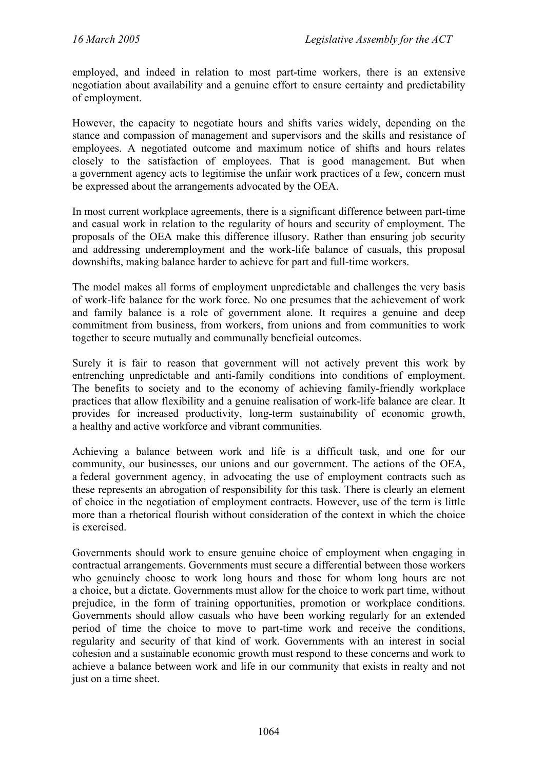employed, and indeed in relation to most part-time workers, there is an extensive negotiation about availability and a genuine effort to ensure certainty and predictability of employment.

However, the capacity to negotiate hours and shifts varies widely, depending on the stance and compassion of management and supervisors and the skills and resistance of employees. A negotiated outcome and maximum notice of shifts and hours relates closely to the satisfaction of employees. That is good management. But when a government agency acts to legitimise the unfair work practices of a few, concern must be expressed about the arrangements advocated by the OEA.

In most current workplace agreements, there is a significant difference between part-time and casual work in relation to the regularity of hours and security of employment. The proposals of the OEA make this difference illusory. Rather than ensuring job security and addressing underemployment and the work-life balance of casuals, this proposal downshifts, making balance harder to achieve for part and full-time workers.

The model makes all forms of employment unpredictable and challenges the very basis of work-life balance for the work force. No one presumes that the achievement of work and family balance is a role of government alone. It requires a genuine and deep commitment from business, from workers, from unions and from communities to work together to secure mutually and communally beneficial outcomes.

Surely it is fair to reason that government will not actively prevent this work by entrenching unpredictable and anti-family conditions into conditions of employment. The benefits to society and to the economy of achieving family-friendly workplace practices that allow flexibility and a genuine realisation of work-life balance are clear. It provides for increased productivity, long-term sustainability of economic growth, a healthy and active workforce and vibrant communities.

Achieving a balance between work and life is a difficult task, and one for our community, our businesses, our unions and our government. The actions of the OEA, a federal government agency, in advocating the use of employment contracts such as these represents an abrogation of responsibility for this task. There is clearly an element of choice in the negotiation of employment contracts. However, use of the term is little more than a rhetorical flourish without consideration of the context in which the choice is exercised.

Governments should work to ensure genuine choice of employment when engaging in contractual arrangements. Governments must secure a differential between those workers who genuinely choose to work long hours and those for whom long hours are not a choice, but a dictate. Governments must allow for the choice to work part time, without prejudice, in the form of training opportunities, promotion or workplace conditions. Governments should allow casuals who have been working regularly for an extended period of time the choice to move to part-time work and receive the conditions, regularity and security of that kind of work. Governments with an interest in social cohesion and a sustainable economic growth must respond to these concerns and work to achieve a balance between work and life in our community that exists in realty and not just on a time sheet.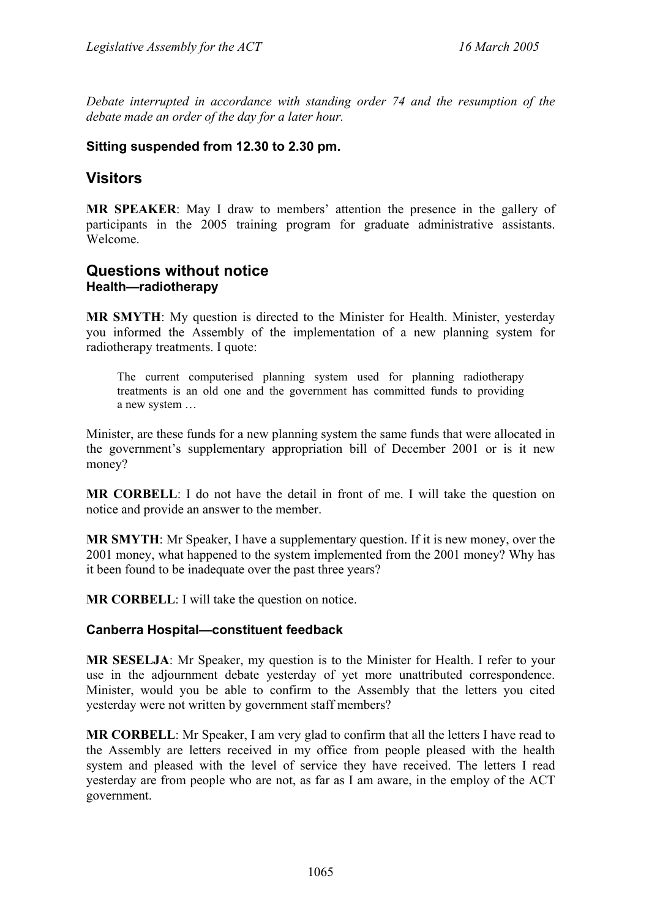*Debate interrupted in accordance with standing order 74 and the resumption of the debate made an order of the day for a later hour.*

**Sitting suspended from 12.30 to 2.30 pm.**

## Visitors

**MR SPEAKER**: May I draw to members' attention the presence in the gallery of participants in the 2005 training program for graduate administrative assistants. Welcome.

## Questions without notice

### Health—radiotherapy

**MR SMYTH**: My question is directed to the Minister for Health. Minister, yesterday you informed the Assembly of the implementation of a new planning system for radiotherapy treatments. I quote:

> The current computerised planning system used for planning radiotherapy treatments is an old one and the government has committed funds to providing a new system …

Minister, are these funds for a new planning system the same funds that were allocated in the government's supplementary appropriation bill of December 2001 or is it new money?

**MR CORBELL**: I do not have the detail in front of me. I will take the question on notice and provide an answer to the member.

**MR SMYTH**: Mr Speaker, I have a supplementary question. If it is new money, over the 2001 money, what happened to the system implemented from the 2001 money? Why has it been found to be inadequate over the past three years?

**MR CORBELL**: I will take the question on notice.

### Canberra Hospital—constituent feedback

**MR SESELJA**: Mr Speaker, my question is to the Minister for Health. I refer to your use in the adjournment debate yesterday of yet more unattributed correspondence. Minister, would you be able to confirm to the Assembly that the letters you cited yesterday were not written by government staff members?

**MR CORBELL**: Mr Speaker, I am very glad to confirm that all the letters I have read to the Assembly are letters received in my office from people pleased with the health system and pleased with the level of service they have received. The letters I read yesterday are from people who are not, as far as I am aware, in the employ of the ACT government.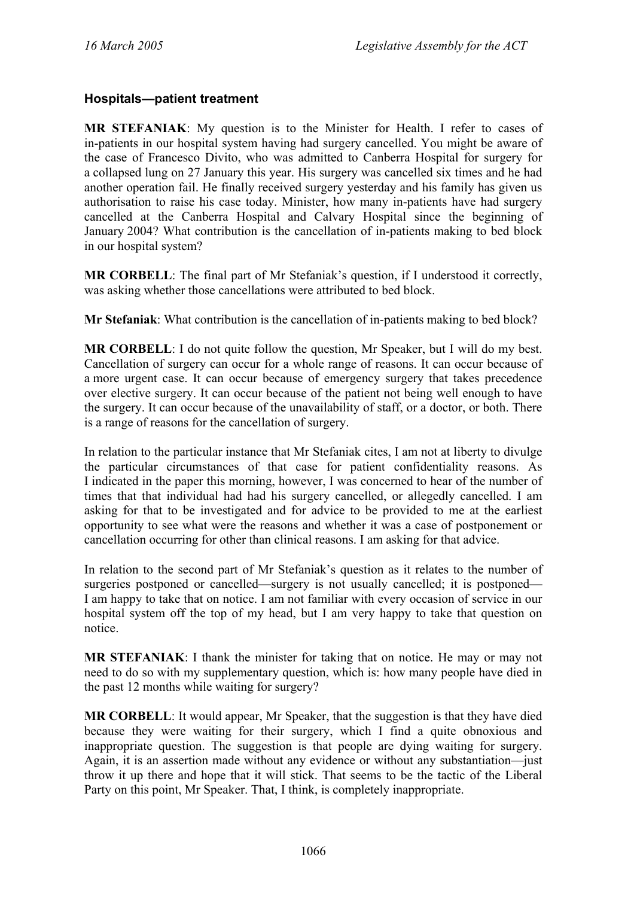### Hospitals—patient treatment

**MR STEFANIAK**: My question is to the Minister for Health. I refer to cases of in-patients in our hospital system having had surgery cancelled. You might be aware of the case of Francesco Divito, who was admitted to Canberra Hospital for surgery for a collapsed lung on 27 January this year. His surgery was cancelled six times and he had another operation fail. He finally received surgery yesterday and his family has given us authorisation to raise his case today. Minister, how many in-patients have had surgery cancelled at the Canberra Hospital and Calvary Hospital since the beginning of January 2004? What contribution is the cancellation of in-patients making to bed block in our hospital system?

**MR CORBELL**: The final part of Mr Stefaniak's question, if I understood it correctly, was asking whether those cancellations were attributed to bed block.

**Mr Stefaniak**: What contribution is the cancellation of in-patients making to bed block?

**MR CORBELL**: I do not quite follow the question, Mr Speaker, but I will do my best. Cancellation of surgery can occur for a whole range of reasons. It can occur because of a more urgent case. It can occur because of emergency surgery that takes precedence over elective surgery. It can occur because of the patient not being well enough to have the surgery. It can occur because of the unavailability of staff, or a doctor, or both. There is a range of reasons for the cancellation of surgery.

In relation to the particular instance that Mr Stefaniak cites, I am not at liberty to divulge the particular circumstances of that case for patient confidentiality reasons. As I indicated in the paper this morning, however, I was concerned to hear of the number of times that that individual had had his surgery cancelled, or allegedly cancelled. I am asking for that to be investigated and for advice to be provided to me at the earliest opportunity to see what were the reasons and whether it was a case of postponement or cancellation occurring for other than clinical reasons. I am asking for that advice.

In relation to the second part of Mr Stefaniak's question as it relates to the number of surgeries postponed or cancelled—surgery is not usually cancelled; it is postponed—I am happy to take that on notice. I am not familiar with every occasion of service in our hospital system off the top of my head, but I am very happy to take that question on notice.

**MR STEFANIAK**: I thank the minister for taking that on notice. He may or may not need to do so with my supplementary question, which is: how many people have died in the past 12 months while waiting for surgery?

**MR CORBELL**: It would appear, Mr Speaker, that the suggestion is that they have died because they were waiting for their surgery, which I find a quite obnoxious and inappropriate question. The suggestion is that people are dying waiting for surgery. Again, it is an assertion made without any evidence or without any substantiation—just throw it up there and hope that it will stick. That seems to be the tactic of the Liberal Party on this point, Mr Speaker. That, I think, is completely inappropriate.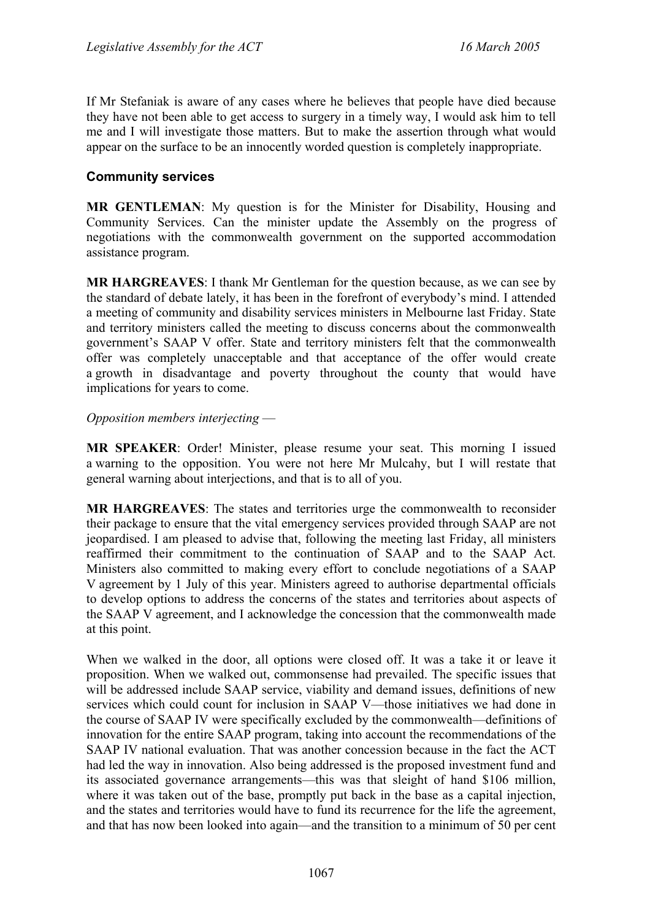If Mr Stefaniak is aware of any cases where he believes that people have died because they have not been able to get access to surgery in a timely way, I would ask him to tell me and I will investigate those matters. But to make the assertion through what would appear on the surface to be an innocently worded question is completely inappropriate.

### Community services

**MR GENTLEMAN**: My question is for the Minister for Disability, Housing and Community Services. Can the minister update the Assembly on the progress of negotiations with the commonwealth government on the supported accommodation assistance program.

**MR HARGREAVES**: I thank Mr Gentleman for the question because, as we can see by the standard of debate lately, it has been in the forefront of everybody's mind. I attended a meeting of community and disability services ministers in Melbourne last Friday. State and territory ministers called the meeting to discuss concerns about the commonwealth government's SAAP V offer. State and territory ministers felt that the commonwealth offer was completely unacceptable and that acceptance of the offer would create a growth in disadvantage and poverty throughout the county that would have implications for years to come.

*Opposition members interjecting* —

**MR SPEAKER**: Order! Minister, please resume your seat. This morning I issued a warning to the opposition. You were not here Mr Mulcahy, but I will restate that general warning about interjections, and that is to all of you.

**MR HARGREAVES**: The states and territories urge the commonwealth to reconsider their package to ensure that the vital emergency services provided through SAAP are not jeopardised. I am pleased to advise that, following the meeting last Friday, all ministers reaffirmed their commitment to the continuation of SAAP and to the SAAP Act. Ministers also committed to making every effort to conclude negotiations of a SAAP V agreement by 1 July of this year. Ministers agreed to authorise departmental officials to develop options to address the concerns of the states and territories about aspects of the SAAP V agreement, and I acknowledge the concession that the commonwealth made at this point.

When we walked in the door, all options were closed off. It was a take it or leave it proposition. When we walked out, commonsense had prevailed. The specific issues that will be addressed include SAAP service, viability and demand issues, definitions of new services which could count for inclusion in SAAP V—those initiatives we had done in the course of SAAP IV were specifically excluded by the commonwealth—definitions of innovation for the entire SAAP program, taking into account the recommendations of the SAAP IV national evaluation. That was another concession because in the fact the ACT had led the way in innovation. Also being addressed is the proposed investment fund and its associated governance arrangements—this was that sleight of hand $106 million, where it was taken out of the base, promptly put back in the base as a capital injection, and the states and territories would have to fund its recurrence for the life the agreement, and that has now been looked into again—and the transition to a minimum of 50 per cent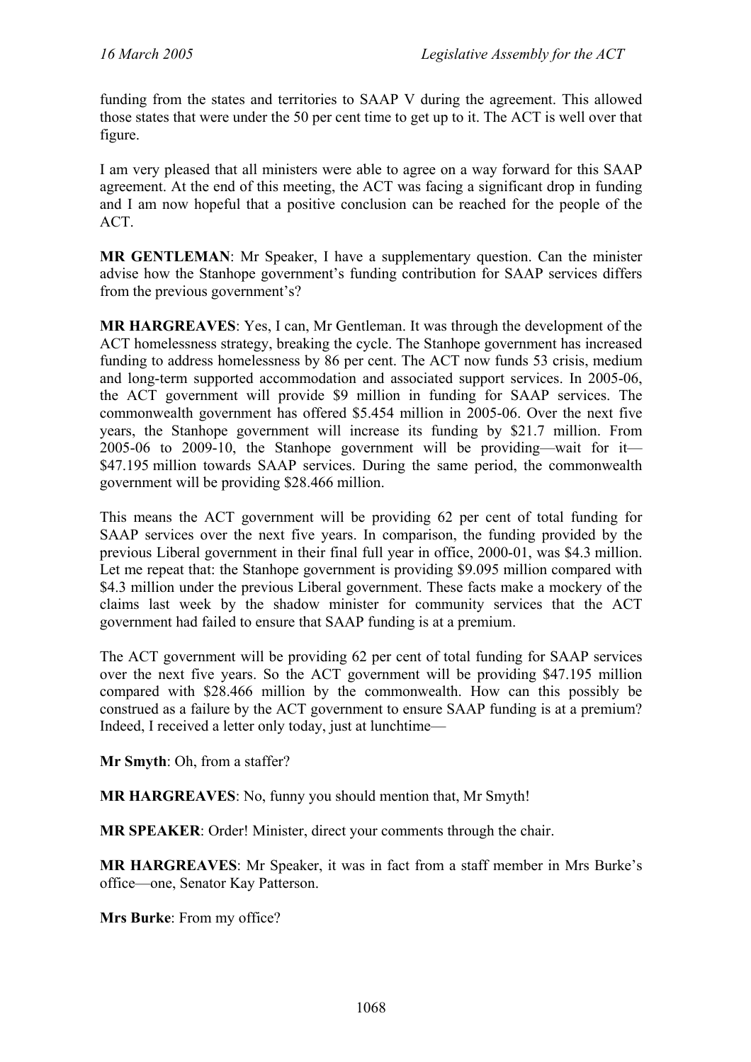funding from the states and territories to SAAP V during the agreement. This allowed those states that were under the 50 per cent time to get up to it. The ACT is well over that figure.

I am very pleased that all ministers were able to agree on a way forward for this SAAP agreement. At the end of this meeting, the ACT was facing a significant drop in funding and I am now hopeful that a positive conclusion can be reached for the people of the ACT.

**MR GENTLEMAN**: Mr Speaker, I have a supplementary question. Can the minister advise how the Stanhope government's funding contribution for SAAP services differs from the previous government's?

**MR HARGREAVES**: Yes, I can, Mr Gentleman. It was through the development of the ACT homelessness strategy, breaking the cycle. The Stanhope government has increased funding to address homelessness by 86 per cent. The ACT now funds 53 crisis, medium and long-term supported accommodation and associated support services. In 2005-06, the ACT government will provide $9 million in funding for SAAP services. The commonwealth government has offered $5.454 million in 2005-06. Over the next five years, the Stanhope government will increase its funding by $21.7 million. From 2005-06 to 2009-10, the Stanhope government will be providing—wait for it—$47.195 million towards SAAP services. During the same period, the commonwealth government will be providing $28.466 million.

This means the ACT government will be providing 62 per cent of total funding for SAAP services over the next five years. In comparison, the funding provided by the previous Liberal government in their final full year in office, 2000-01, was $4.3 million. Let me repeat that: the Stanhope government is providing $9.095 million compared with $4.3 million under the previous Liberal government. These facts make a mockery of the claims last week by the shadow minister for community services that the ACT government had failed to ensure that SAAP funding is at a premium.

The ACT government will be providing 62 per cent of total funding for SAAP services over the next five years. So the ACT government will be providing $47.195 million compared with $28.466 million by the commonwealth. How can this possibly be construed as a failure by the ACT government to ensure SAAP funding is at a premium? Indeed, I received a letter only today, just at lunchtime—

**Mr Smyth**: Oh, from a staffer?

**MR HARGREAVES**: No, funny you should mention that, Mr Smyth!

**MR SPEAKER**: Order! Minister, direct your comments through the chair.

**MR HARGREAVES**: Mr Speaker, it was in fact from a staff member in Mrs Burke's office—one, Senator Kay Patterson.

**Mrs Burke**: From my office?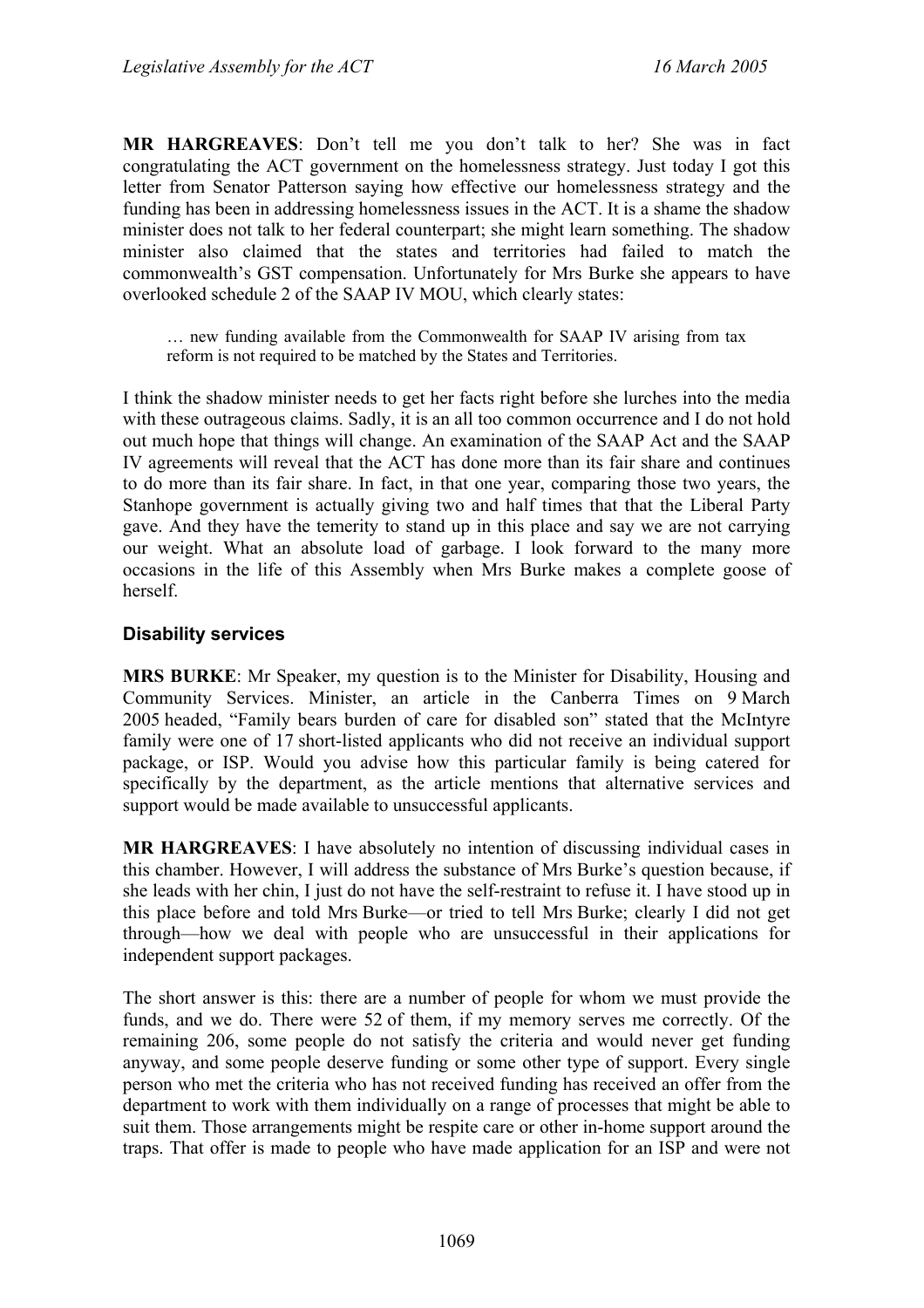**MR HARGREAVES**: Don't tell me you don't talk to her? She was in fact congratulating the ACT government on the homelessness strategy. Just today I got this letter from Senator Patterson saying how effective our homelessness strategy and the funding has been in addressing homelessness issues in the ACT. It is a shame the shadow minister does not talk to her federal counterpart; she might learn something. The shadow minister also claimed that the states and territories had failed to match the commonwealth's GST compensation. Unfortunately for Mrs Burke she appears to have overlooked schedule 2 of the SAAP IV MOU, which clearly states:

> … new funding available from the Commonwealth for SAAP IV arising from tax reform is not required to be matched by the States and Territories.

I think the shadow minister needs to get her facts right before she lurches into the media with these outrageous claims. Sadly, it is an all too common occurrence and I do not hold out much hope that things will change. An examination of the SAAP Act and the SAAP IV agreements will reveal that the ACT has done more than its fair share and continues to do more than its fair share. In fact, in that one year, comparing those two years, the Stanhope government is actually giving two and half times that that the Liberal Party gave. And they have the temerity to stand up in this place and say we are not carrying our weight. What an absolute load of garbage. I look forward to the many more occasions in the life of this Assembly when Mrs Burke makes a complete goose of herself.

## Disability services

**MRS BURKE**: Mr Speaker, my question is to the Minister for Disability, Housing and Community Services. Minister, an article in the Canberra Times on 9 March 2005 headed, "Family bears burden of care for disabled son" stated that the McIntyre family were one of 17 short-listed applicants who did not receive an individual support package, or ISP. Would you advise how this particular family is being catered for specifically by the department, as the article mentions that alternative services and support would be made available to unsuccessful applicants.

**MR HARGREAVES**: I have absolutely no intention of discussing individual cases in this chamber. However, I will address the substance of Mrs Burke's question because, if she leads with her chin, I just do not have the self-restraint to refuse it. I have stood up in this place before and told Mrs Burke—or tried to tell Mrs Burke; clearly I did not get through—how we deal with people who are unsuccessful in their applications for independent support packages.

The short answer is this: there are a number of people for whom we must provide the funds, and we do. There were 52 of them, if my memory serves me correctly. Of the remaining 206, some people do not satisfy the criteria and would never get funding anyway, and some people deserve funding or some other type of support. Every single person who met the criteria who has not received funding has received an offer from the department to work with them individually on a range of processes that might be able to suit them. Those arrangements might be respite care or other in-home support around the traps. That offer is made to people who have made application for an ISP and were not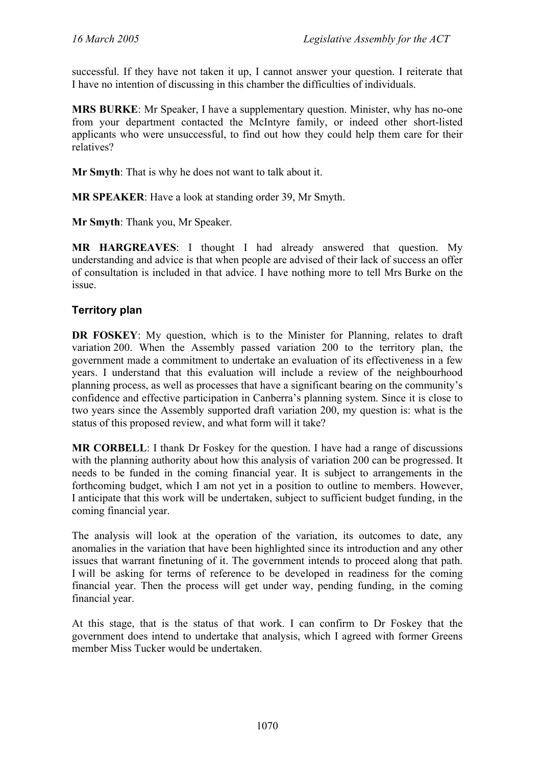successful. If they have not taken it up, I cannot answer your question. I reiterate that I have no intention of discussing in this chamber the difficulties of individuals.

**MRS BURKE**: Mr Speaker, I have a supplementary question. Minister, why has no-one from your department contacted the McIntyre family, or indeed other short-listed applicants who were unsuccessful, to find out how they could help them care for their relatives?

**Mr Smyth**: That is why he does not want to talk about it.

**MR SPEAKER**: Have a look at standing order 39, Mr Smyth.

**Mr Smyth**: Thank you, Mr Speaker.

**MR HARGREAVES**: I thought I had already answered that question. My understanding and advice is that when people are advised of their lack of success an offer of consultation is included in that advice. I have nothing more to tell Mrs Burke on the issue.

### Territory plan

**DR FOSKEY**: My question, which is to the Minister for Planning, relates to draft variation 200. When the Assembly passed variation 200 to the territory plan, the government made a commitment to undertake an evaluation of its effectiveness in a few years. I understand that this evaluation will include a review of the neighbourhood planning process, as well as processes that have a significant bearing on the community's confidence and effective participation in Canberra's planning system. Since it is close to two years since the Assembly supported draft variation 200, my question is: what is the status of this proposed review, and what form will it take?

**MR CORBELL**: I thank Dr Foskey for the question. I have had a range of discussions with the planning authority about how this analysis of variation 200 can be progressed. It needs to be funded in the coming financial year. It is subject to arrangements in the forthcoming budget, which I am not yet in a position to outline to members. However, I anticipate that this work will be undertaken, subject to sufficient budget funding, in the coming financial year.

The analysis will look at the operation of the variation, its outcomes to date, any anomalies in the variation that have been highlighted since its introduction and any other issues that warrant finetuning of it. The government intends to proceed along that path. I will be asking for terms of reference to be developed in readiness for the coming financial year. Then the process will get under way, pending funding, in the coming financial year.

At this stage, that is the status of that work. I can confirm to Dr Foskey that the government does intend to undertake that analysis, which I agreed with former Greens member Miss Tucker would be undertaken.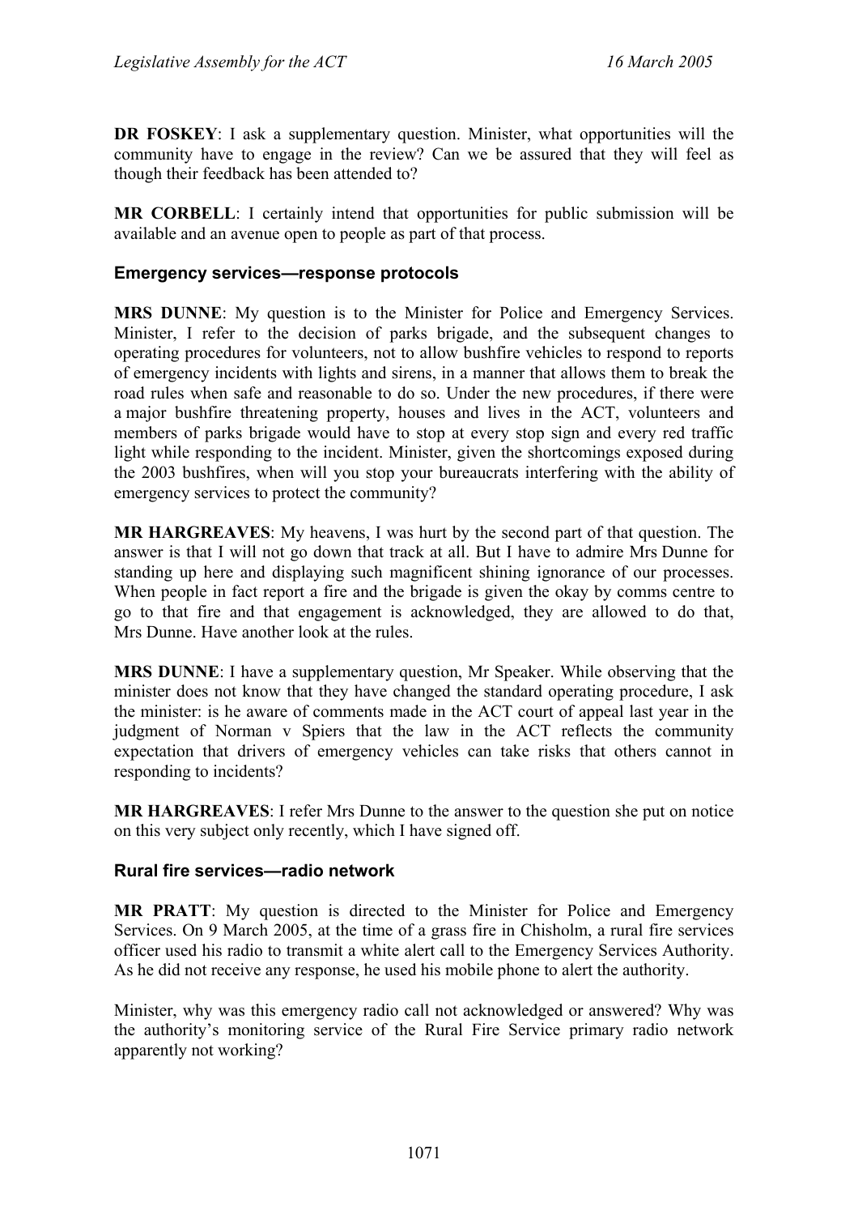**DR FOSKEY**: I ask a supplementary question. Minister, what opportunities will the community have to engage in the review? Can we be assured that they will feel as though their feedback has been attended to?

**MR CORBELL**: I certainly intend that opportunities for public submission will be available and an avenue open to people as part of that process.

### Emergency services—response protocols

**MRS DUNNE**: My question is to the Minister for Police and Emergency Services. Minister, I refer to the decision of parks brigade, and the subsequent changes to operating procedures for volunteers, not to allow bushfire vehicles to respond to reports of emergency incidents with lights and sirens, in a manner that allows them to break the road rules when safe and reasonable to do so. Under the new procedures, if there were a major bushfire threatening property, houses and lives in the ACT, volunteers and members of parks brigade would have to stop at every stop sign and every red traffic light while responding to the incident. Minister, given the shortcomings exposed during the 2003 bushfires, when will you stop your bureaucrats interfering with the ability of emergency services to protect the community?

**MR HARGREAVES**: My heavens, I was hurt by the second part of that question. The answer is that I will not go down that track at all. But I have to admire Mrs Dunne for standing up here and displaying such magnificent shining ignorance of our processes. When people in fact report a fire and the brigade is given the okay by comms centre to go to that fire and that engagement is acknowledged, they are allowed to do that, Mrs Dunne. Have another look at the rules.

**MRS DUNNE**: I have a supplementary question, Mr Speaker. While observing that the minister does not know that they have changed the standard operating procedure, I ask the minister: is he aware of comments made in the ACT court of appeal last year in the judgment of Norman v Spiers that the law in the ACT reflects the community expectation that drivers of emergency vehicles can take risks that others cannot in responding to incidents?

**MR HARGREAVES**: I refer Mrs Dunne to the answer to the question she put on notice on this very subject only recently, which I have signed off.

### Rural fire services—radio network

**MR PRATT**: My question is directed to the Minister for Police and Emergency Services. On 9 March 2005, at the time of a grass fire in Chisholm, a rural fire services officer used his radio to transmit a white alert call to the Emergency Services Authority. As he did not receive any response, he used his mobile phone to alert the authority.

Minister, why was this emergency radio call not acknowledged or answered? Why was the authority's monitoring service of the Rural Fire Service primary radio network apparently not working?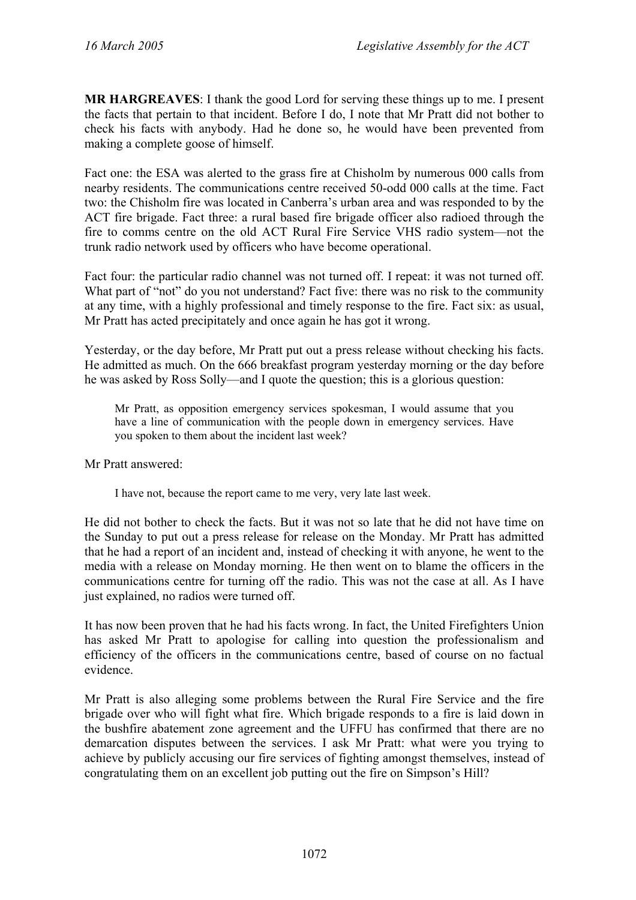**MR HARGREAVES**: I thank the good Lord for serving these things up to me. I present the facts that pertain to that incident. Before I do, I note that Mr Pratt did not bother to check his facts with anybody. Had he done so, he would have been prevented from making a complete goose of himself.

Fact one: the ESA was alerted to the grass fire at Chisholm by numerous 000 calls from nearby residents. The communications centre received 50-odd 000 calls at the time. Fact two: the Chisholm fire was located in Canberra's urban area and was responded to by the ACT fire brigade. Fact three: a rural based fire brigade officer also radioed through the fire to comms centre on the old ACT Rural Fire Service VHS radio system—not the trunk radio network used by officers who have become operational.

Fact four: the particular radio channel was not turned off. I repeat: it was not turned off. What part of "not" do you not understand? Fact five: there was no risk to the community at any time, with a highly professional and timely response to the fire. Fact six: as usual, Mr Pratt has acted precipitately and once again he has got it wrong.

Yesterday, or the day before, Mr Pratt put out a press release without checking his facts. He admitted as much. On the 666 breakfast program yesterday morning or the day before he was asked by Ross Solly—and I quote the question; this is a glorious question:

> Mr Pratt, as opposition emergency services spokesman, I would assume that you have a line of communication with the people down in emergency services. Have you spoken to them about the incident last week?

Mr Pratt answered:

> I have not, because the report came to me very, very late last week.

He did not bother to check the facts. But it was not so late that he did not have time on the Sunday to put out a press release for release on the Monday. Mr Pratt has admitted that he had a report of an incident and, instead of checking it with anyone, he went to the media with a release on Monday morning. He then went on to blame the officers in the communications centre for turning off the radio. This was not the case at all. As I have just explained, no radios were turned off.

It has now been proven that he had his facts wrong. In fact, the United Firefighters Union has asked Mr Pratt to apologise for calling into question the professionalism and efficiency of the officers in the communications centre, based of course on no factual evidence.

Mr Pratt is also alleging some problems between the Rural Fire Service and the fire brigade over who will fight what fire. Which brigade responds to a fire is laid down in the bushfire abatement zone agreement and the UFFU has confirmed that there are no demarcation disputes between the services. I ask Mr Pratt: what were you trying to achieve by publicly accusing our fire services of fighting amongst themselves, instead of congratulating them on an excellent job putting out the fire on Simpson's Hill?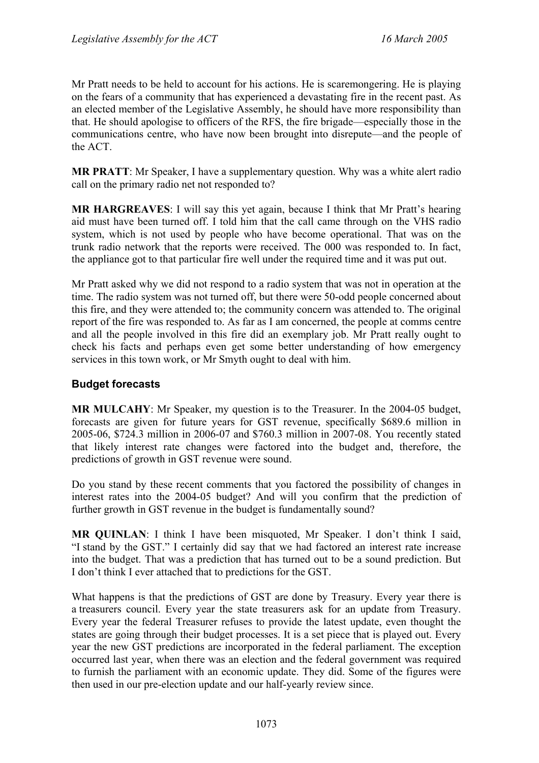Mr Pratt needs to be held to account for his actions. He is scaremongering. He is playing on the fears of a community that has experienced a devastating fire in the recent past. As an elected member of the Legislative Assembly, he should have more responsibility than that. He should apologise to officers of the RFS, the fire brigade—especially those in the communications centre, who have now been brought into disrepute—and the people of the ACT.

**MR PRATT**: Mr Speaker, I have a supplementary question. Why was a white alert radio call on the primary radio net not responded to?

**MR HARGREAVES**: I will say this yet again, because I think that Mr Pratt's hearing aid must have been turned off. I told him that the call came through on the VHS radio system, which is not used by people who have become operational. That was on the trunk radio network that the reports were received. The 000 was responded to. In fact, the appliance got to that particular fire well under the required time and it was put out.

Mr Pratt asked why we did not respond to a radio system that was not in operation at the time. The radio system was not turned off, but there were 50-odd people concerned about this fire, and they were attended to; the community concern was attended to. The original report of the fire was responded to. As far as I am concerned, the people at comms centre and all the people involved in this fire did an exemplary job. Mr Pratt really ought to check his facts and perhaps even get some better understanding of how emergency services in this town work, or Mr Smyth ought to deal with him.

### Budget forecasts

**MR MULCAHY**: Mr Speaker, my question is to the Treasurer. In the 2004-05 budget, forecasts are given for future years for GST revenue, specifically $689.6 million in 2005-06, $724.3 million in 2006-07 and $760.3 million in 2007-08. You recently stated that likely interest rate changes were factored into the budget and, therefore, the predictions of growth in GST revenue were sound.

Do you stand by these recent comments that you factored the possibility of changes in interest rates into the 2004-05 budget? And will you confirm that the prediction of further growth in GST revenue in the budget is fundamentally sound?

**MR QUINLAN**: I think I have been misquoted, Mr Speaker. I don't think I said, "I stand by the GST." I certainly did say that we had factored an interest rate increase into the budget. That was a prediction that has turned out to be a sound prediction. But I don't think I ever attached that to predictions for the GST.

What happens is that the predictions of GST are done by Treasury. Every year there is a treasurers council. Every year the state treasurers ask for an update from Treasury. Every year the federal Treasurer refuses to provide the latest update, even thought the states are going through their budget processes. It is a set piece that is played out. Every year the new GST predictions are incorporated in the federal parliament. The exception occurred last year, when there was an election and the federal government was required to furnish the parliament with an economic update. They did. Some of the figures were then used in our pre-election update and our half-yearly review since.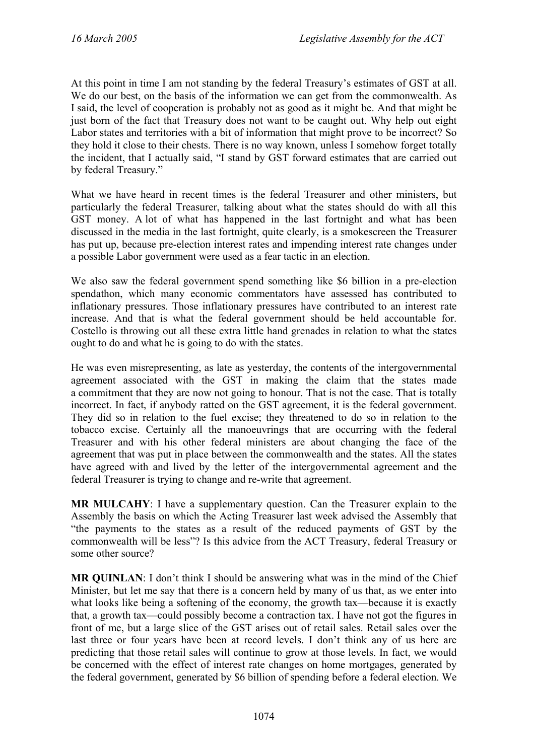At this point in time I am not standing by the federal Treasury's estimates of GST at all. We do our best, on the basis of the information we can get from the commonwealth. As I said, the level of cooperation is probably not as good as it might be. And that might be just born of the fact that Treasury does not want to be caught out. Why help out eight Labor states and territories with a bit of information that might prove to be incorrect? So they hold it close to their chests. There is no way known, unless I somehow forget totally the incident, that I actually said, "I stand by GST forward estimates that are carried out by federal Treasury."

What we have heard in recent times is the federal Treasurer and other ministers, but particularly the federal Treasurer, talking about what the states should do with all this GST money. A lot of what has happened in the last fortnight and what has been discussed in the media in the last fortnight, quite clearly, is a smokescreen the Treasurer has put up, because pre-election interest rates and impending interest rate changes under a possible Labor government were used as a fear tactic in an election.

We also saw the federal government spend something like $6 billion in a pre-election spendathon, which many economic commentators have assessed has contributed to inflationary pressures. Those inflationary pressures have contributed to an interest rate increase. And that is what the federal government should be held accountable for. Costello is throwing out all these extra little hand grenades in relation to what the states ought to do and what he is going to do with the states.

He was even misrepresenting, as late as yesterday, the contents of the intergovernmental agreement associated with the GST in making the claim that the states made a commitment that they are now not going to honour. That is not the case. That is totally incorrect. In fact, if anybody ratted on the GST agreement, it is the federal government. They did so in relation to the fuel excise; they threatened to do so in relation to the tobacco excise. Certainly all the manoeuvrings that are occurring with the federal Treasurer and with his other federal ministers are about changing the face of the agreement that was put in place between the commonwealth and the states. All the states have agreed with and lived by the letter of the intergovernmental agreement and the federal Treasurer is trying to change and re-write that agreement.

**MR MULCAHY**: I have a supplementary question. Can the Treasurer explain to the Assembly the basis on which the Acting Treasurer last week advised the Assembly that "the payments to the states as a result of the reduced payments of GST by the commonwealth will be less"? Is this advice from the ACT Treasury, federal Treasury or some other source?

**MR QUINLAN**: I don't think I should be answering what was in the mind of the Chief Minister, but let me say that there is a concern held by many of us that, as we enter into what looks like being a softening of the economy, the growth tax—because it is exactly that, a growth tax—could possibly become a contraction tax. I have not got the figures in front of me, but a large slice of the GST arises out of retail sales. Retail sales over the last three or four years have been at record levels. I don't think any of us here are predicting that those retail sales will continue to grow at those levels. In fact, we would be concerned with the effect of interest rate changes on home mortgages, generated by the federal government, generated by $6 billion of spending before a federal election. We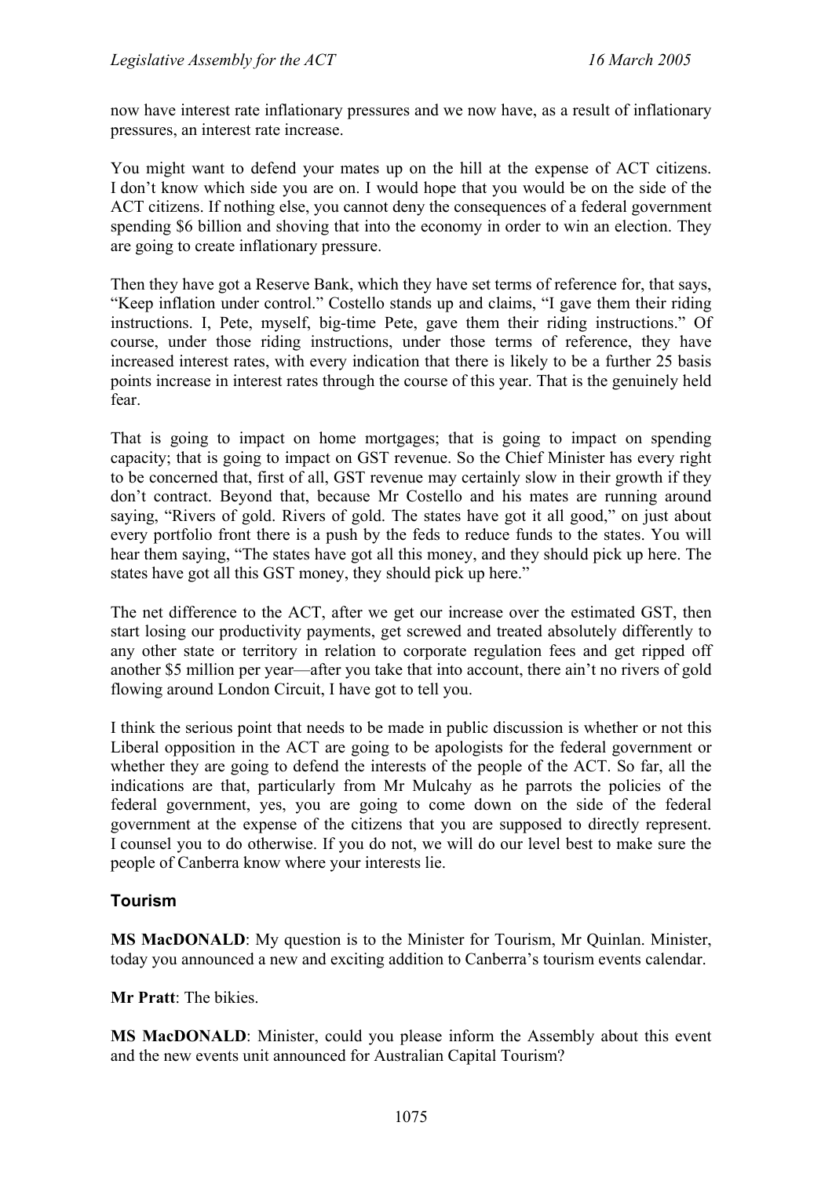now have interest rate inflationary pressures and we now have, as a result of inflationary pressures, an interest rate increase.

You might want to defend your mates up on the hill at the expense of ACT citizens. I don't know which side you are on. I would hope that you would be on the side of the ACT citizens. If nothing else, you cannot deny the consequences of a federal government spending $6 billion and shoving that into the economy in order to win an election. They are going to create inflationary pressure.

Then they have got a Reserve Bank, which they have set terms of reference for, that says, "Keep inflation under control." Costello stands up and claims, "I gave them their riding instructions. I, Pete, myself, big-time Pete, gave them their riding instructions." Of course, under those riding instructions, under those terms of reference, they have increased interest rates, with every indication that there is likely to be a further 25 basis points increase in interest rates through the course of this year. That is the genuinely held fear.

That is going to impact on home mortgages; that is going to impact on spending capacity; that is going to impact on GST revenue. So the Chief Minister has every right to be concerned that, first of all, GST revenue may certainly slow in their growth if they don't contract. Beyond that, because Mr Costello and his mates are running around saying, "Rivers of gold. Rivers of gold. The states have got it all good," on just about every portfolio front there is a push by the feds to reduce funds to the states. You will hear them saying, "The states have got all this money, and they should pick up here. The states have got all this GST money, they should pick up here."

The net difference to the ACT, after we get our increase over the estimated GST, then start losing our productivity payments, get screwed and treated absolutely differently to any other state or territory in relation to corporate regulation fees and get ripped off another $5 million per year—after you take that into account, there ain't no rivers of gold flowing around London Circuit, I have got to tell you.

I think the serious point that needs to be made in public discussion is whether or not this Liberal opposition in the ACT are going to be apologists for the federal government or whether they are going to defend the interests of the people of the ACT. So far, all the indications are that, particularly from Mr Mulcahy as he parrots the policies of the federal government, yes, you are going to come down on the side of the federal government at the expense of the citizens that you are supposed to directly represent. I counsel you to do otherwise. If you do not, we will do our level best to make sure the people of Canberra know where your interests lie.

## Tourism

**MS MacDONALD**: My question is to the Minister for Tourism, Mr Quinlan. Minister, today you announced a new and exciting addition to Canberra's tourism events calendar.

**Mr Pratt**: The bikies.

**MS MacDONALD**: Minister, could you please inform the Assembly about this event and the new events unit announced for Australian Capital Tourism?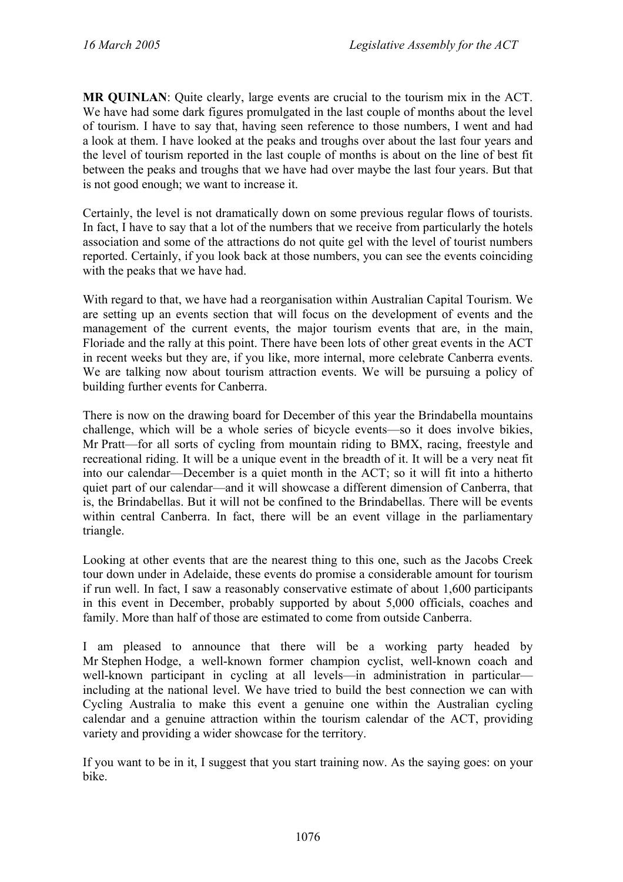**MR QUINLAN**: Quite clearly, large events are crucial to the tourism mix in the ACT. We have had some dark figures promulgated in the last couple of months about the level of tourism. I have to say that, having seen reference to those numbers, I went and had a look at them. I have looked at the peaks and troughs over about the last four years and the level of tourism reported in the last couple of months is about on the line of best fit between the peaks and troughs that we have had over maybe the last four years. But that is not good enough; we want to increase it.

Certainly, the level is not dramatically down on some previous regular flows of tourists. In fact, I have to say that a lot of the numbers that we receive from particularly the hotels association and some of the attractions do not quite gel with the level of tourist numbers reported. Certainly, if you look back at those numbers, you can see the events coinciding with the peaks that we have had.

With regard to that, we have had a reorganisation within Australian Capital Tourism. We are setting up an events section that will focus on the development of events and the management of the current events, the major tourism events that are, in the main, Floriade and the rally at this point. There have been lots of other great events in the ACT in recent weeks but they are, if you like, more internal, more celebrate Canberra events. We are talking now about tourism attraction events. We will be pursuing a policy of building further events for Canberra.

There is now on the drawing board for December of this year the Brindabella mountains challenge, which will be a whole series of bicycle events—so it does involve bikies, Mr Pratt—for all sorts of cycling from mountain riding to BMX, racing, freestyle and recreational riding. It will be a unique event in the breadth of it. It will be a very neat fit into our calendar—December is a quiet month in the ACT; so it will fit into a hitherto quiet part of our calendar—and it will showcase a different dimension of Canberra, that is, the Brindabellas. But it will not be confined to the Brindabellas. There will be events within central Canberra. In fact, there will be an event village in the parliamentary triangle.

Looking at other events that are the nearest thing to this one, such as the Jacobs Creek tour down under in Adelaide, these events do promise a considerable amount for tourism if run well. In fact, I saw a reasonably conservative estimate of about 1,600 participants in this event in December, probably supported by about 5,000 officials, coaches and family. More than half of those are estimated to come from outside Canberra.

I am pleased to announce that there will be a working party headed by Mr Stephen Hodge, a well-known former champion cyclist, well-known coach and well-known participant in cycling at all levels—in administration in particular—including at the national level. We have tried to build the best connection we can with Cycling Australia to make this event a genuine one within the Australian cycling calendar and a genuine attraction within the tourism calendar of the ACT, providing variety and providing a wider showcase for the territory.

If you want to be in it, I suggest that you start training now. As the saying goes: on your bike.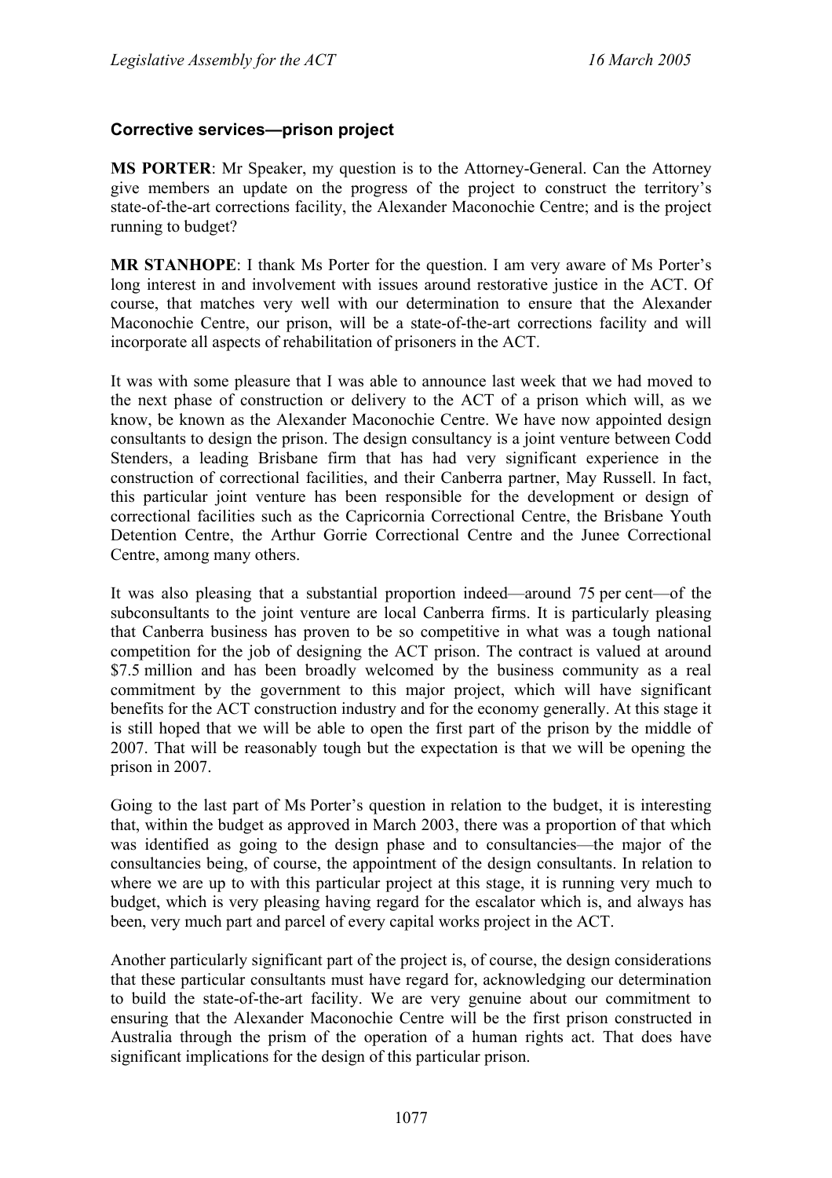### Corrective services—prison project

**MS PORTER**: Mr Speaker, my question is to the Attorney-General. Can the Attorney give members an update on the progress of the project to construct the territory's state-of-the-art corrections facility, the Alexander Maconochie Centre; and is the project running to budget?

**MR STANHOPE**: I thank Ms Porter for the question. I am very aware of Ms Porter's long interest in and involvement with issues around restorative justice in the ACT. Of course, that matches very well with our determination to ensure that the Alexander Maconochie Centre, our prison, will be a state-of-the-art corrections facility and will incorporate all aspects of rehabilitation of prisoners in the ACT.

It was with some pleasure that I was able to announce last week that we had moved to the next phase of construction or delivery to the ACT of a prison which will, as we know, be known as the Alexander Maconochie Centre. We have now appointed design consultants to design the prison. The design consultancy is a joint venture between Codd Stenders, a leading Brisbane firm that has had very significant experience in the construction of correctional facilities, and their Canberra partner, May Russell. In fact, this particular joint venture has been responsible for the development or design of correctional facilities such as the Capricornia Correctional Centre, the Brisbane Youth Detention Centre, the Arthur Gorrie Correctional Centre and the Junee Correctional Centre, among many others.

It was also pleasing that a substantial proportion indeed—around 75 per cent—of the subconsultants to the joint venture are local Canberra firms. It is particularly pleasing that Canberra business has proven to be so competitive in what was a tough national competition for the job of designing the ACT prison. The contract is valued at around $7.5 million and has been broadly welcomed by the business community as a real commitment by the government to this major project, which will have significant benefits for the ACT construction industry and for the economy generally. At this stage it is still hoped that we will be able to open the first part of the prison by the middle of 2007. That will be reasonably tough but the expectation is that we will be opening the prison in 2007.

Going to the last part of Ms Porter's question in relation to the budget, it is interesting that, within the budget as approved in March 2003, there was a proportion of that which was identified as going to the design phase and to consultancies—the major of the consultancies being, of course, the appointment of the design consultants. In relation to where we are up to with this particular project at this stage, it is running very much to budget, which is very pleasing having regard for the escalator which is, and always has been, very much part and parcel of every capital works project in the ACT.

Another particularly significant part of the project is, of course, the design considerations that these particular consultants must have regard for, acknowledging our determination to build the state-of-the-art facility. We are very genuine about our commitment to ensuring that the Alexander Maconochie Centre will be the first prison constructed in Australia through the prism of the operation of a human rights act. That does have significant implications for the design of this particular prison.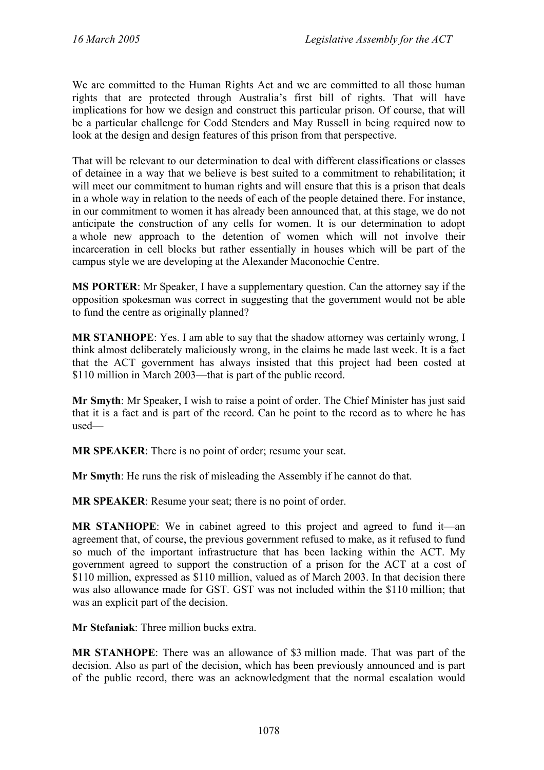We are committed to the Human Rights Act and we are committed to all those human rights that are protected through Australia's first bill of rights. That will have implications for how we design and construct this particular prison. Of course, that will be a particular challenge for Codd Stenders and May Russell in being required now to look at the design and design features of this prison from that perspective.

That will be relevant to our determination to deal with different classifications or classes of detainee in a way that we believe is best suited to a commitment to rehabilitation; it will meet our commitment to human rights and will ensure that this is a prison that deals in a whole way in relation to the needs of each of the people detained there. For instance, in our commitment to women it has already been announced that, at this stage, we do not anticipate the construction of any cells for women. It is our determination to adopt a whole new approach to the detention of women which will not involve their incarceration in cell blocks but rather essentially in houses which will be part of the campus style we are developing at the Alexander Maconochie Centre.

**MS PORTER**: Mr Speaker, I have a supplementary question. Can the attorney say if the opposition spokesman was correct in suggesting that the government would not be able to fund the centre as originally planned?

**MR STANHOPE**: Yes. I am able to say that the shadow attorney was certainly wrong, I think almost deliberately maliciously wrong, in the claims he made last week. It is a fact that the ACT government has always insisted that this project had been costed at \$110 million in March 2003—that is part of the public record.

**Mr Smyth**: Mr Speaker, I wish to raise a point of order. The Chief Minister has just said that it is a fact and is part of the record. Can he point to the record as to where he has used—

**MR SPEAKER**: There is no point of order; resume your seat.

**Mr Smyth**: He runs the risk of misleading the Assembly if he cannot do that.

**MR SPEAKER**: Resume your seat; there is no point of order.

**MR STANHOPE**: We in cabinet agreed to this project and agreed to fund it—an agreement that, of course, the previous government refused to make, as it refused to fund so much of the important infrastructure that has been lacking within the ACT. My government agreed to support the construction of a prison for the ACT at a cost of \$110 million, expressed as \$110 million, valued as of March 2003. In that decision there was also allowance made for GST. GST was not included within the \$110 million; that was an explicit part of the decision.

**Mr Stefaniak**: Three million bucks extra.

**MR STANHOPE**: There was an allowance of \$3 million made. That was part of the decision. Also as part of the decision, which has been previously announced and is part of the public record, there was an acknowledgment that the normal escalation would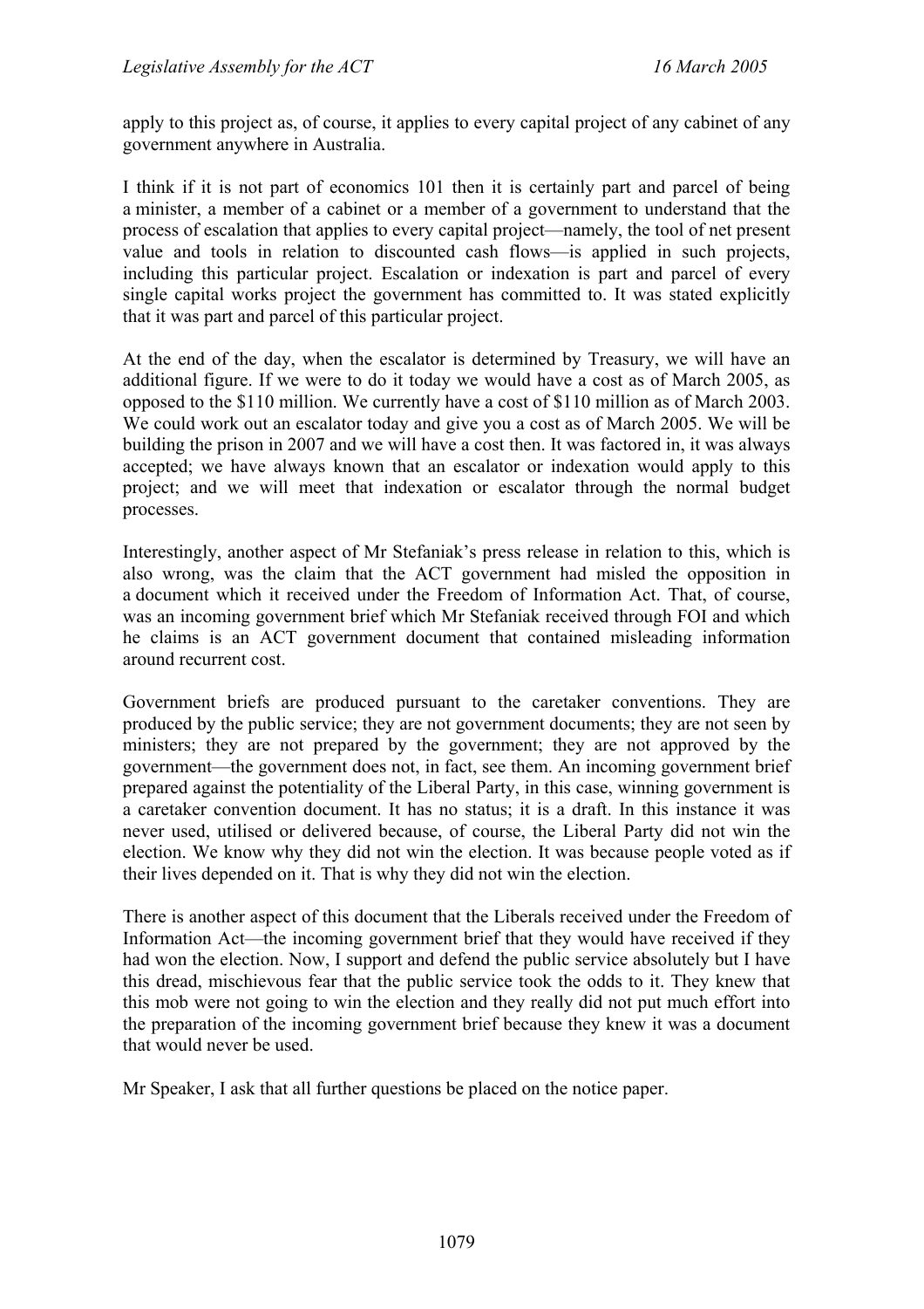apply to this project as, of course, it applies to every capital project of any cabinet of any government anywhere in Australia.

I think if it is not part of economics 101 then it is certainly part and parcel of being a minister, a member of a cabinet or a member of a government to understand that the process of escalation that applies to every capital project—namely, the tool of net present value and tools in relation to discounted cash flows—is applied in such projects, including this particular project. Escalation or indexation is part and parcel of every single capital works project the government has committed to. It was stated explicitly that it was part and parcel of this particular project.

At the end of the day, when the escalator is determined by Treasury, we will have an additional figure. If we were to do it today we would have a cost as of March 2005, as opposed to the $110 million. We currently have a cost of $110 million as of March 2003. We could work out an escalator today and give you a cost as of March 2005. We will be building the prison in 2007 and we will have a cost then. It was factored in, it was always accepted; we have always known that an escalator or indexation would apply to this project; and we will meet that indexation or escalator through the normal budget processes.

Interestingly, another aspect of Mr Stefaniak's press release in relation to this, which is also wrong, was the claim that the ACT government had misled the opposition in a document which it received under the Freedom of Information Act. That, of course, was an incoming government brief which Mr Stefaniak received through FOI and which he claims is an ACT government document that contained misleading information around recurrent cost.

Government briefs are produced pursuant to the caretaker conventions. They are produced by the public service; they are not government documents; they are not seen by ministers; they are not prepared by the government; they are not approved by the government—the government does not, in fact, see them. An incoming government brief prepared against the potentiality of the Liberal Party, in this case, winning government is a caretaker convention document. It has no status; it is a draft. In this instance it was never used, utilised or delivered because, of course, the Liberal Party did not win the election. We know why they did not win the election. It was because people voted as if their lives depended on it. That is why they did not win the election.

There is another aspect of this document that the Liberals received under the Freedom of Information Act—the incoming government brief that they would have received if they had won the election. Now, I support and defend the public service absolutely but I have this dread, mischievous fear that the public service took the odds to it. They knew that this mob were not going to win the election and they really did not put much effort into the preparation of the incoming government brief because they knew it was a document that would never be used.

Mr Speaker, I ask that all further questions be placed on the notice paper.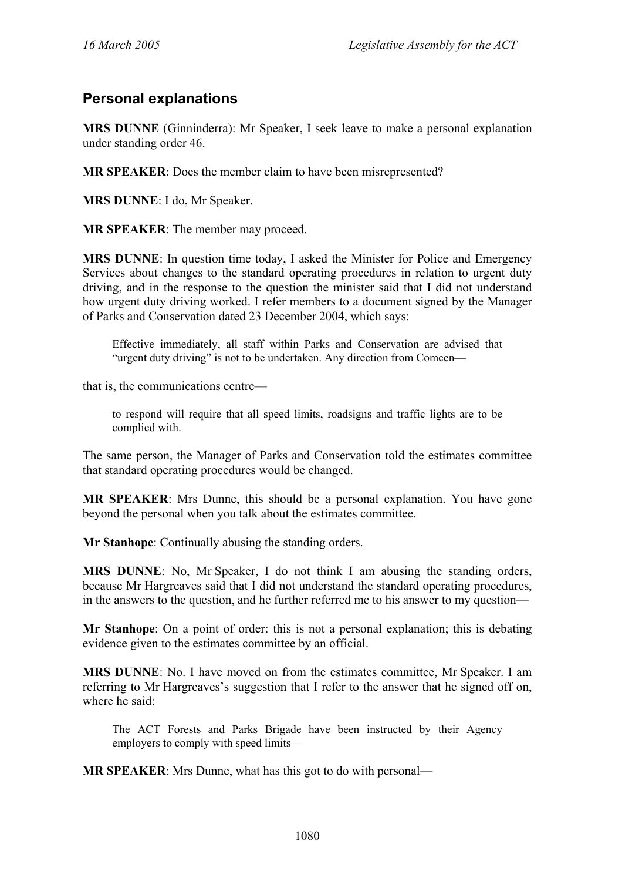## Personal explanations

**MRS DUNNE** (Ginninderra): Mr Speaker, I seek leave to make a personal explanation under standing order 46.

**MR SPEAKER**: Does the member claim to have been misrepresented?

**MRS DUNNE**: I do, Mr Speaker.

**MR SPEAKER**: The member may proceed.

**MRS DUNNE**: In question time today, I asked the Minister for Police and Emergency Services about changes to the standard operating procedures in relation to urgent duty driving, and in the response to the question the minister said that I did not understand how urgent duty driving worked. I refer members to a document signed by the Manager of Parks and Conservation dated 23 December 2004, which says:

> Effective immediately, all staff within Parks and Conservation are advised that "urgent duty driving" is not to be undertaken. Any direction from Comcen—

that is, the communications centre—

> to respond will require that all speed limits, roadsigns and traffic lights are to be complied with.

The same person, the Manager of Parks and Conservation told the estimates committee that standard operating procedures would be changed.

**MR SPEAKER**: Mrs Dunne, this should be a personal explanation. You have gone beyond the personal when you talk about the estimates committee.

**Mr Stanhope**: Continually abusing the standing orders.

**MRS DUNNE**: No, Mr Speaker, I do not think I am abusing the standing orders, because Mr Hargreaves said that I did not understand the standard operating procedures, in the answers to the question, and he further referred me to his answer to my question—

**Mr Stanhope**: On a point of order: this is not a personal explanation; this is debating evidence given to the estimates committee by an official.

**MRS DUNNE**: No. I have moved on from the estimates committee, Mr Speaker. I am referring to Mr Hargreaves's suggestion that I refer to the answer that he signed off on, where he said:

> The ACT Forests and Parks Brigade have been instructed by their Agency employers to comply with speed limits—

**MR SPEAKER**: Mrs Dunne, what has this got to do with personal—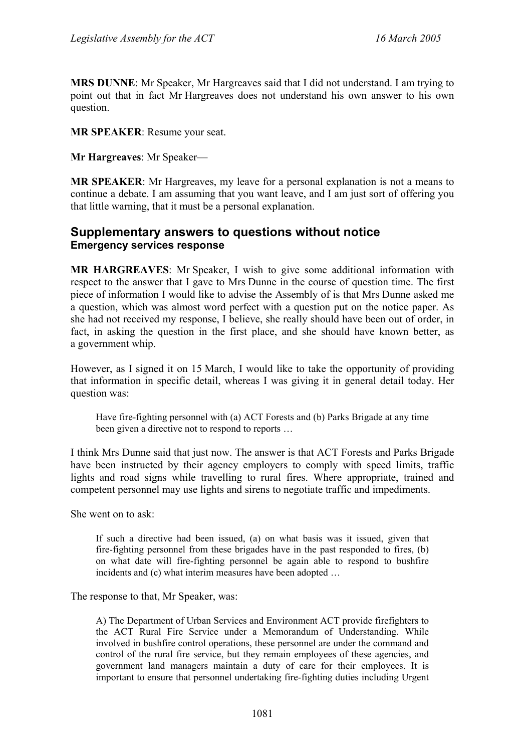**MRS DUNNE**: Mr Speaker, Mr Hargreaves said that I did not understand. I am trying to point out that in fact Mr Hargreaves does not understand his own answer to his own question.

**MR SPEAKER**: Resume your seat.

**Mr Hargreaves**: Mr Speaker—

**MR SPEAKER**: Mr Hargreaves, my leave for a personal explanation is not a means to continue a debate. I am assuming that you want leave, and I am just sort of offering you that little warning, that it must be a personal explanation.

## Supplementary answers to questions without notice

### Emergency services response

**MR HARGREAVES**: Mr Speaker, I wish to give some additional information with respect to the answer that I gave to Mrs Dunne in the course of question time. The first piece of information I would like to advise the Assembly of is that Mrs Dunne asked me a question, which was almost word perfect with a question put on the notice paper. As she had not received my response, I believe, she really should have been out of order, in fact, in asking the question in the first place, and she should have known better, as a government whip.

However, as I signed it on 15 March, I would like to take the opportunity of providing that information in specific detail, whereas I was giving it in general detail today. Her question was:

> Have fire-fighting personnel with (a) ACT Forests and (b) Parks Brigade at any time been given a directive not to respond to reports …

I think Mrs Dunne said that just now. The answer is that ACT Forests and Parks Brigade have been instructed by their agency employers to comply with speed limits, traffic lights and road signs while travelling to rural fires. Where appropriate, trained and competent personnel may use lights and sirens to negotiate traffic and impediments.

She went on to ask:

> If such a directive had been issued, (a) on what basis was it issued, given that fire-fighting personnel from these brigades have in the past responded to fires, (b) on what date will fire-fighting personnel be again able to respond to bushfire incidents and (c) what interim measures have been adopted …

The response to that, Mr Speaker, was:

> A) The Department of Urban Services and Environment ACT provide firefighters to the ACT Rural Fire Service under a Memorandum of Understanding. While involved in bushfire control operations, these personnel are under the command and control of the rural fire service, but they remain employees of these agencies, and government land managers maintain a duty of care for their employees. It is important to ensure that personnel undertaking fire-fighting duties including Urgent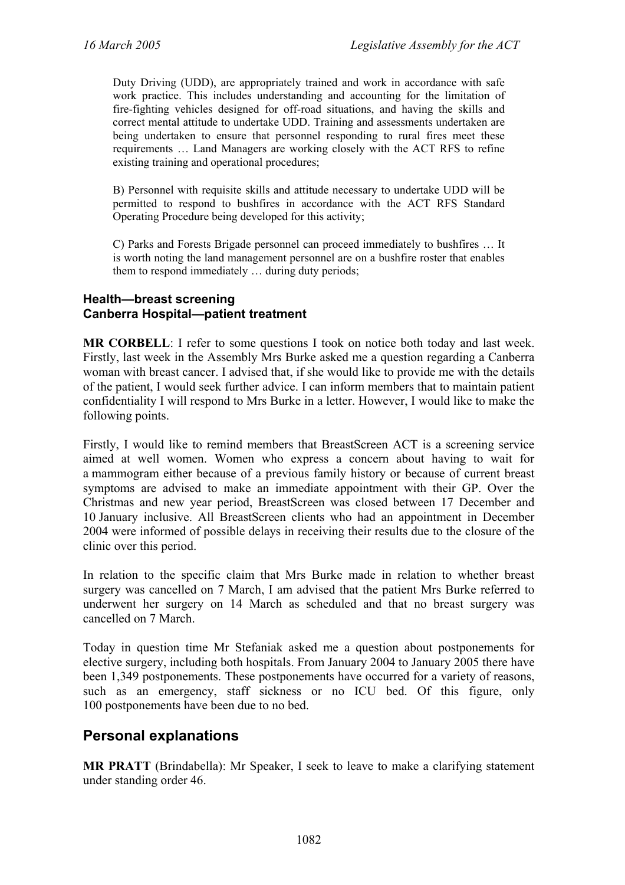> Duty Driving (UDD), are appropriately trained and work in accordance with safe work practice. This includes understanding and accounting for the limitation of fire-fighting vehicles designed for off-road situations, and having the skills and correct mental attitude to undertake UDD. Training and assessments undertaken are being undertaken to ensure that personnel responding to rural fires meet these requirements … Land Managers are working closely with the ACT RFS to refine existing training and operational procedures;
>
> B) Personnel with requisite skills and attitude necessary to undertake UDD will be permitted to respond to bushfires in accordance with the ACT RFS Standard Operating Procedure being developed for this activity;
>
> C) Parks and Forests Brigade personnel can proceed immediately to bushfires … It is worth noting the land management personnel are on a bushfire roster that enables them to respond immediately … during duty periods;

### Health—breast screening
### Canberra Hospital—patient treatment

**MR CORBELL**: I refer to some questions I took on notice both today and last week. Firstly, last week in the Assembly Mrs Burke asked me a question regarding a Canberra woman with breast cancer. I advised that, if she would like to provide me with the details of the patient, I would seek further advice. I can inform members that to maintain patient confidentiality I will respond to Mrs Burke in a letter. However, I would like to make the following points.

Firstly, I would like to remind members that BreastScreen ACT is a screening service aimed at well women. Women who express a concern about having to wait for a mammogram either because of a previous family history or because of current breast symptoms are advised to make an immediate appointment with their GP. Over the Christmas and new year period, BreastScreen was closed between 17 December and 10 January inclusive. All BreastScreen clients who had an appointment in December 2004 were informed of possible delays in receiving their results due to the closure of the clinic over this period.

In relation to the specific claim that Mrs Burke made in relation to whether breast surgery was cancelled on 7 March, I am advised that the patient Mrs Burke referred to underwent her surgery on 14 March as scheduled and that no breast surgery was cancelled on 7 March.

Today in question time Mr Stefaniak asked me a question about postponements for elective surgery, including both hospitals. From January 2004 to January 2005 there have been 1,349 postponements. These postponements have occurred for a variety of reasons, such as an emergency, staff sickness or no ICU bed. Of this figure, only 100 postponements have been due to no bed.

## Personal explanations

**MR PRATT** (Brindabella): Mr Speaker, I seek to leave to make a clarifying statement under standing order 46.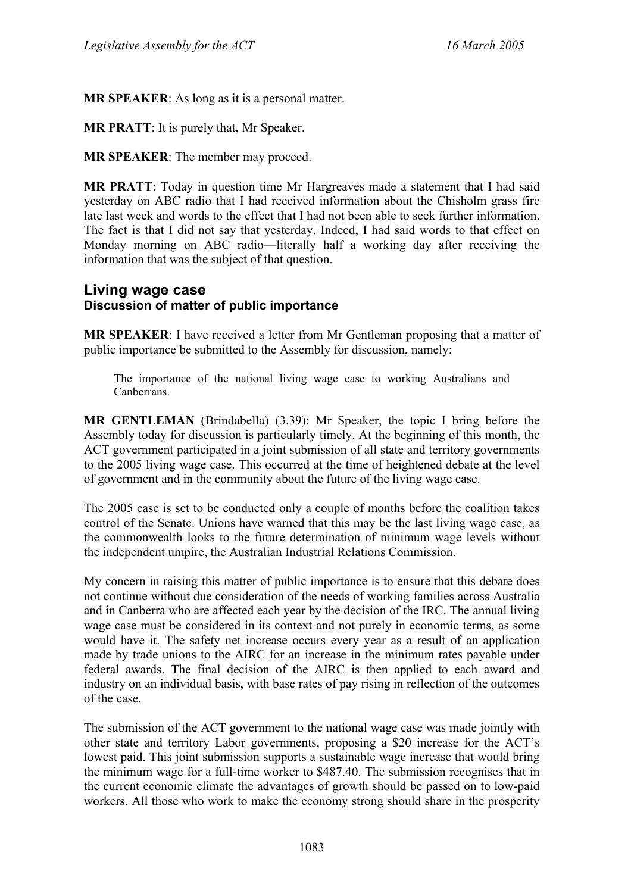**MR SPEAKER**: As long as it is a personal matter.

**MR PRATT**: It is purely that, Mr Speaker.

**MR SPEAKER**: The member may proceed.

**MR PRATT**: Today in question time Mr Hargreaves made a statement that I had said yesterday on ABC radio that I had received information about the Chisholm grass fire late last week and words to the effect that I had not been able to seek further information. The fact is that I did not say that yesterday. Indeed, I had said words to that effect on Monday morning on ABC radio—literally half a working day after receiving the information that was the subject of that question.

## Living wage case

### Discussion of matter of public importance

**MR SPEAKER**: I have received a letter from Mr Gentleman proposing that a matter of public importance be submitted to the Assembly for discussion, namely:

> The importance of the national living wage case to working Australians and Canberrans.

**MR GENTLEMAN** (Brindabella) (3.39): Mr Speaker, the topic I bring before the Assembly today for discussion is particularly timely. At the beginning of this month, the ACT government participated in a joint submission of all state and territory governments to the 2005 living wage case. This occurred at the time of heightened debate at the level of government and in the community about the future of the living wage case.

The 2005 case is set to be conducted only a couple of months before the coalition takes control of the Senate. Unions have warned that this may be the last living wage case, as the commonwealth looks to the future determination of minimum wage levels without the independent umpire, the Australian Industrial Relations Commission.

My concern in raising this matter of public importance is to ensure that this debate does not continue without due consideration of the needs of working families across Australia and in Canberra who are affected each year by the decision of the IRC. The annual living wage case must be considered in its context and not purely in economic terms, as some would have it. The safety net increase occurs every year as a result of an application made by trade unions to the AIRC for an increase in the minimum rates payable under federal awards. The final decision of the AIRC is then applied to each award and industry on an individual basis, with base rates of pay rising in reflection of the outcomes of the case.

The submission of the ACT government to the national wage case was made jointly with other state and territory Labor governments, proposing a $20 increase for the ACT's lowest paid. This joint submission supports a sustainable wage increase that would bring the minimum wage for a full-time worker to $487.40. The submission recognises that in the current economic climate the advantages of growth should be passed on to low-paid workers. All those who work to make the economy strong should share in the prosperity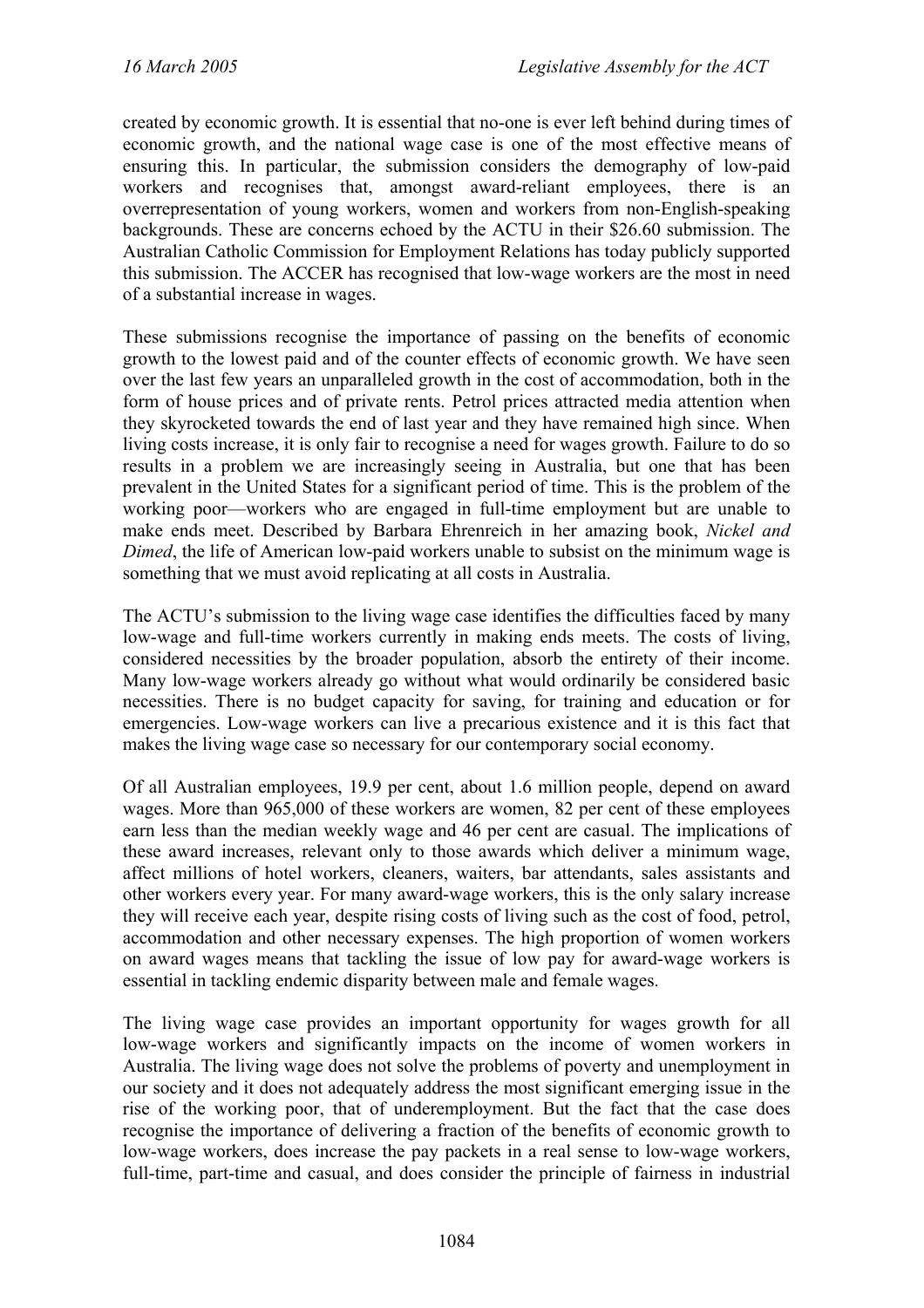created by economic growth. It is essential that no-one is ever left behind during times of economic growth, and the national wage case is one of the most effective means of ensuring this. In particular, the submission considers the demography of low-paid workers and recognises that, amongst award-reliant employees, there is an overrepresentation of young workers, women and workers from non-English-speaking backgrounds. These are concerns echoed by the ACTU in their $26.60 submission. The Australian Catholic Commission for Employment Relations has today publicly supported this submission. The ACCER has recognised that low-wage workers are the most in need of a substantial increase in wages.

These submissions recognise the importance of passing on the benefits of economic growth to the lowest paid and of the counter effects of economic growth. We have seen over the last few years an unparalleled growth in the cost of accommodation, both in the form of house prices and of private rents. Petrol prices attracted media attention when they skyrocketed towards the end of last year and they have remained high since. When living costs increase, it is only fair to recognise a need for wages growth. Failure to do so results in a problem we are increasingly seeing in Australia, but one that has been prevalent in the United States for a significant period of time. This is the problem of the working poor—workers who are engaged in full-time employment but are unable to make ends meet. Described by Barbara Ehrenreich in her amazing book, *Nickel and Dimed*, the life of American low-paid workers unable to subsist on the minimum wage is something that we must avoid replicating at all costs in Australia.

The ACTU's submission to the living wage case identifies the difficulties faced by many low-wage and full-time workers currently in making ends meets. The costs of living, considered necessities by the broader population, absorb the entirety of their income. Many low-wage workers already go without what would ordinarily be considered basic necessities. There is no budget capacity for saving, for training and education or for emergencies. Low-wage workers can live a precarious existence and it is this fact that makes the living wage case so necessary for our contemporary social economy.

Of all Australian employees, 19.9 per cent, about 1.6 million people, depend on award wages. More than 965,000 of these workers are women, 82 per cent of these employees earn less than the median weekly wage and 46 per cent are casual. The implications of these award increases, relevant only to those awards which deliver a minimum wage, affect millions of hotel workers, cleaners, waiters, bar attendants, sales assistants and other workers every year. For many award-wage workers, this is the only salary increase they will receive each year, despite rising costs of living such as the cost of food, petrol, accommodation and other necessary expenses. The high proportion of women workers on award wages means that tackling the issue of low pay for award-wage workers is essential in tackling endemic disparity between male and female wages.

The living wage case provides an important opportunity for wages growth for all low-wage workers and significantly impacts on the income of women workers in Australia. The living wage does not solve the problems of poverty and unemployment in our society and it does not adequately address the most significant emerging issue in the rise of the working poor, that of underemployment. But the fact that the case does recognise the importance of delivering a fraction of the benefits of economic growth to low-wage workers, does increase the pay packets in a real sense to low-wage workers, full-time, part-time and casual, and does consider the principle of fairness in industrial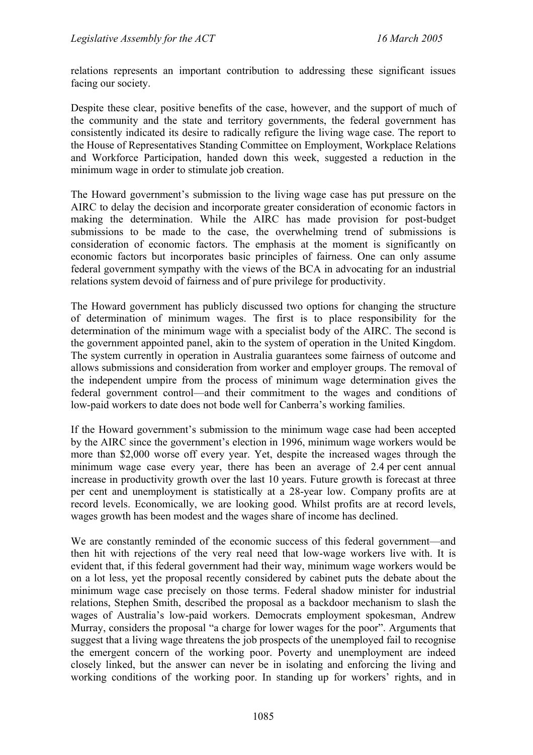relations represents an important contribution to addressing these significant issues facing our society.

Despite these clear, positive benefits of the case, however, and the support of much of the community and the state and territory governments, the federal government has consistently indicated its desire to radically refigure the living wage case. The report to the House of Representatives Standing Committee on Employment, Workplace Relations and Workforce Participation, handed down this week, suggested a reduction in the minimum wage in order to stimulate job creation.

The Howard government's submission to the living wage case has put pressure on the AIRC to delay the decision and incorporate greater consideration of economic factors in making the determination. While the AIRC has made provision for post-budget submissions to be made to the case, the overwhelming trend of submissions is consideration of economic factors. The emphasis at the moment is significantly on economic factors but incorporates basic principles of fairness. One can only assume federal government sympathy with the views of the BCA in advocating for an industrial relations system devoid of fairness and of pure privilege for productivity.

The Howard government has publicly discussed two options for changing the structure of determination of minimum wages. The first is to place responsibility for the determination of the minimum wage with a specialist body of the AIRC. The second is the government appointed panel, akin to the system of operation in the United Kingdom. The system currently in operation in Australia guarantees some fairness of outcome and allows submissions and consideration from worker and employer groups. The removal of the independent umpire from the process of minimum wage determination gives the federal government control—and their commitment to the wages and conditions of low-paid workers to date does not bode well for Canberra's working families.

If the Howard government's submission to the minimum wage case had been accepted by the AIRC since the government's election in 1996, minimum wage workers would be more than $2,000 worse off every year. Yet, despite the increased wages through the minimum wage case every year, there has been an average of 2.4 per cent annual increase in productivity growth over the last 10 years. Future growth is forecast at three per cent and unemployment is statistically at a 28-year low. Company profits are at record levels. Economically, we are looking good. Whilst profits are at record levels, wages growth has been modest and the wages share of income has declined.

We are constantly reminded of the economic success of this federal government—and then hit with rejections of the very real need that low-wage workers live with. It is evident that, if this federal government had their way, minimum wage workers would be on a lot less, yet the proposal recently considered by cabinet puts the debate about the minimum wage case precisely on those terms. Federal shadow minister for industrial relations, Stephen Smith, described the proposal as a backdoor mechanism to slash the wages of Australia's low-paid workers. Democrats employment spokesman, Andrew Murray, considers the proposal "a charge for lower wages for the poor". Arguments that suggest that a living wage threatens the job prospects of the unemployed fail to recognise the emergent concern of the working poor. Poverty and unemployment are indeed closely linked, but the answer can never be in isolating and enforcing the living and working conditions of the working poor. In standing up for workers' rights, and in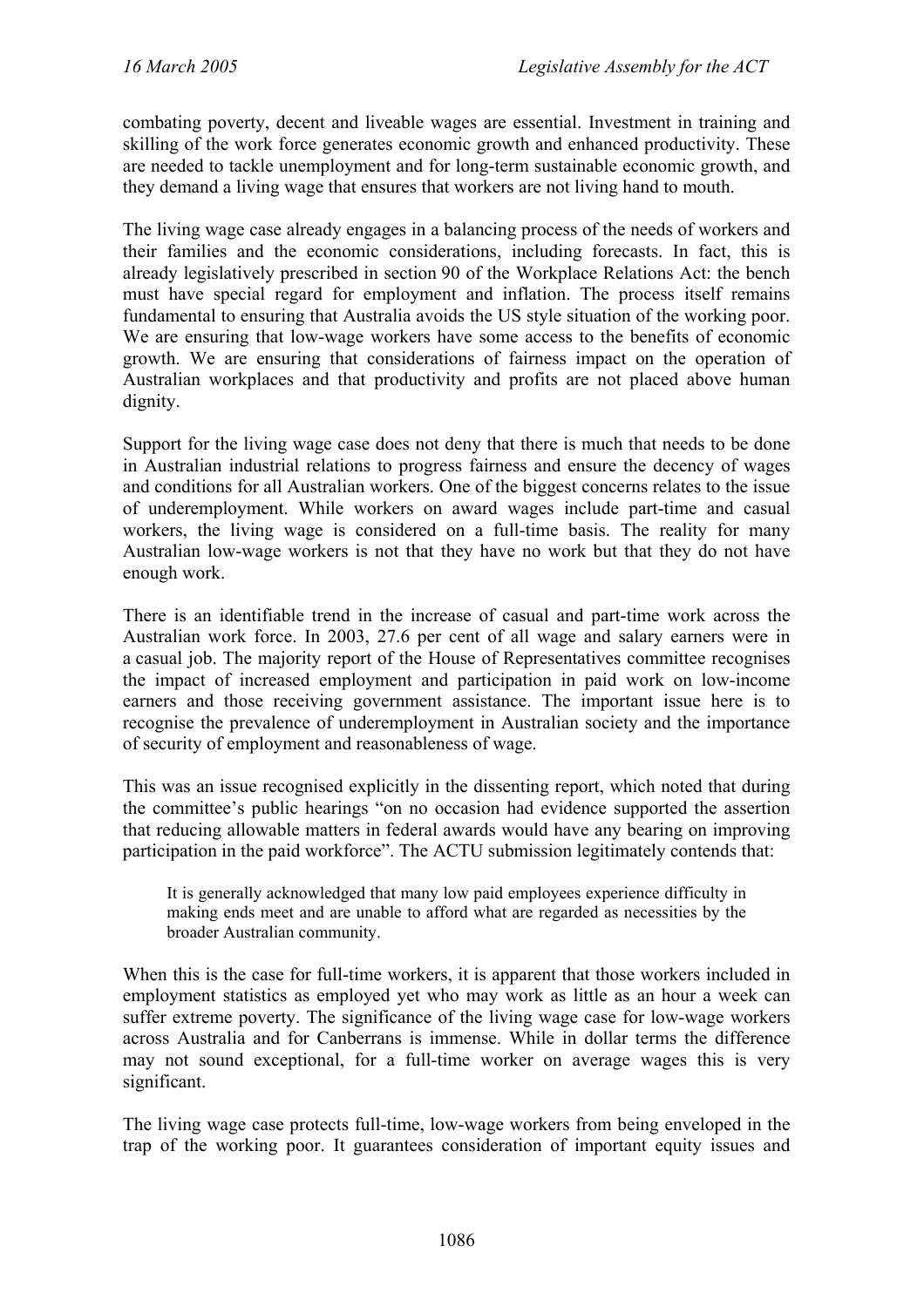combating poverty, decent and liveable wages are essential. Investment in training and skilling of the work force generates economic growth and enhanced productivity. These are needed to tackle unemployment and for long-term sustainable economic growth, and they demand a living wage that ensures that workers are not living hand to mouth.

The living wage case already engages in a balancing process of the needs of workers and their families and the economic considerations, including forecasts. In fact, this is already legislatively prescribed in section 90 of the Workplace Relations Act: the bench must have special regard for employment and inflation. The process itself remains fundamental to ensuring that Australia avoids the US style situation of the working poor. We are ensuring that low-wage workers have some access to the benefits of economic growth. We are ensuring that considerations of fairness impact on the operation of Australian workplaces and that productivity and profits are not placed above human dignity.

Support for the living wage case does not deny that there is much that needs to be done in Australian industrial relations to progress fairness and ensure the decency of wages and conditions for all Australian workers. One of the biggest concerns relates to the issue of underemployment. While workers on award wages include part-time and casual workers, the living wage is considered on a full-time basis. The reality for many Australian low-wage workers is not that they have no work but that they do not have enough work.

There is an identifiable trend in the increase of casual and part-time work across the Australian work force. In 2003, 27.6 per cent of all wage and salary earners were in a casual job. The majority report of the House of Representatives committee recognises the impact of increased employment and participation in paid work on low-income earners and those receiving government assistance. The important issue here is to recognise the prevalence of underemployment in Australian society and the importance of security of employment and reasonableness of wage.

This was an issue recognised explicitly in the dissenting report, which noted that during the committee's public hearings "on no occasion had evidence supported the assertion that reducing allowable matters in federal awards would have any bearing on improving participation in the paid workforce". The ACTU submission legitimately contends that:

> It is generally acknowledged that many low paid employees experience difficulty in making ends meet and are unable to afford what are regarded as necessities by the broader Australian community.

When this is the case for full-time workers, it is apparent that those workers included in employment statistics as employed yet who may work as little as an hour a week can suffer extreme poverty. The significance of the living wage case for low-wage workers across Australia and for Canberrans is immense. While in dollar terms the difference may not sound exceptional, for a full-time worker on average wages this is very significant.

The living wage case protects full-time, low-wage workers from being enveloped in the trap of the working poor. It guarantees consideration of important equity issues and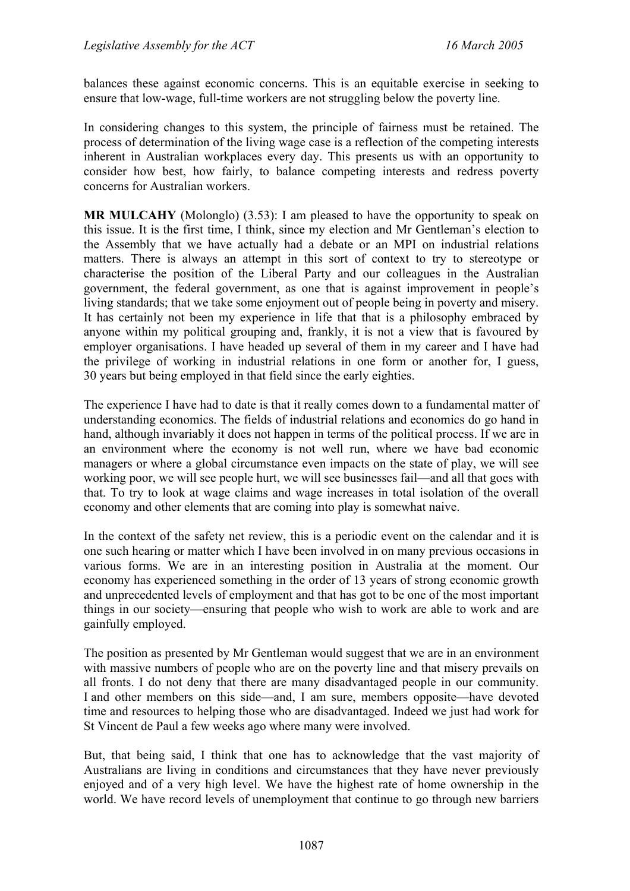balances these against economic concerns. This is an equitable exercise in seeking to ensure that low-wage, full-time workers are not struggling below the poverty line.

In considering changes to this system, the principle of fairness must be retained. The process of determination of the living wage case is a reflection of the competing interests inherent in Australian workplaces every day. This presents us with an opportunity to consider how best, how fairly, to balance competing interests and redress poverty concerns for Australian workers.

**MR MULCAHY** (Molonglo) (3.53): I am pleased to have the opportunity to speak on this issue. It is the first time, I think, since my election and Mr Gentleman's election to the Assembly that we have actually had a debate or an MPI on industrial relations matters. There is always an attempt in this sort of context to try to stereotype or characterise the position of the Liberal Party and our colleagues in the Australian government, the federal government, as one that is against improvement in people's living standards; that we take some enjoyment out of people being in poverty and misery. It has certainly not been my experience in life that that is a philosophy embraced by anyone within my political grouping and, frankly, it is not a view that is favoured by employer organisations. I have headed up several of them in my career and I have had the privilege of working in industrial relations in one form or another for, I guess, 30 years but being employed in that field since the early eighties.

The experience I have had to date is that it really comes down to a fundamental matter of understanding economics. The fields of industrial relations and economics do go hand in hand, although invariably it does not happen in terms of the political process. If we are in an environment where the economy is not well run, where we have bad economic managers or where a global circumstance even impacts on the state of play, we will see working poor, we will see people hurt, we will see businesses fail—and all that goes with that. To try to look at wage claims and wage increases in total isolation of the overall economy and other elements that are coming into play is somewhat naive.

In the context of the safety net review, this is a periodic event on the calendar and it is one such hearing or matter which I have been involved in on many previous occasions in various forms. We are in an interesting position in Australia at the moment. Our economy has experienced something in the order of 13 years of strong economic growth and unprecedented levels of employment and that has got to be one of the most important things in our society—ensuring that people who wish to work are able to work and are gainfully employed.

The position as presented by Mr Gentleman would suggest that we are in an environment with massive numbers of people who are on the poverty line and that misery prevails on all fronts. I do not deny that there are many disadvantaged people in our community. I and other members on this side—and, I am sure, members opposite—have devoted time and resources to helping those who are disadvantaged. Indeed we just had work for St Vincent de Paul a few weeks ago where many were involved.

But, that being said, I think that one has to acknowledge that the vast majority of Australians are living in conditions and circumstances that they have never previously enjoyed and of a very high level. We have the highest rate of home ownership in the world. We have record levels of unemployment that continue to go through new barriers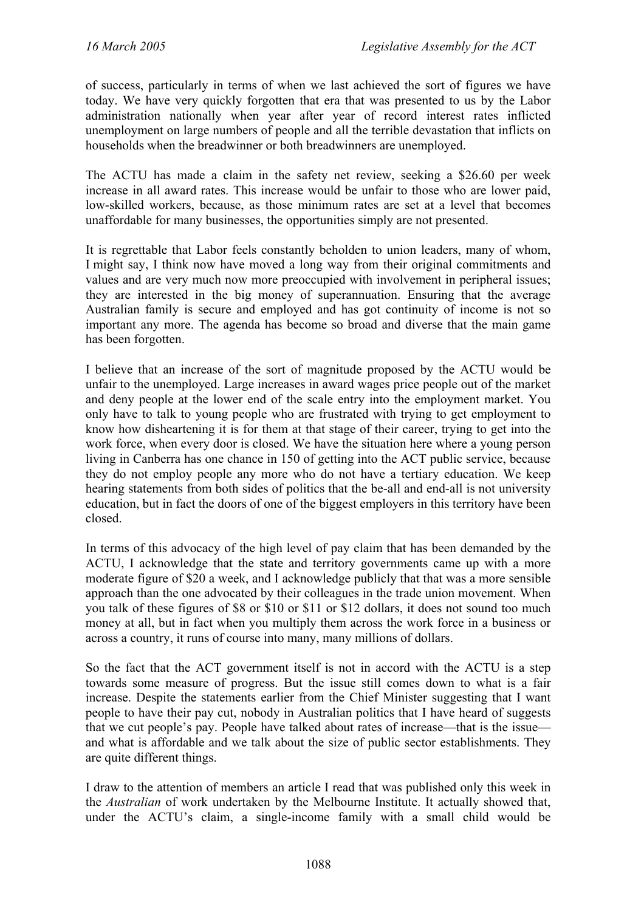of success, particularly in terms of when we last achieved the sort of figures we have today. We have very quickly forgotten that era that was presented to us by the Labor administration nationally when year after year of record interest rates inflicted unemployment on large numbers of people and all the terrible devastation that inflicts on households when the breadwinner or both breadwinners are unemployed.

The ACTU has made a claim in the safety net review, seeking a $26.60 per week increase in all award rates. This increase would be unfair to those who are lower paid, low-skilled workers, because, as those minimum rates are set at a level that becomes unaffordable for many businesses, the opportunities simply are not presented.

It is regrettable that Labor feels constantly beholden to union leaders, many of whom, I might say, I think now have moved a long way from their original commitments and values and are very much now more preoccupied with involvement in peripheral issues; they are interested in the big money of superannuation. Ensuring that the average Australian family is secure and employed and has got continuity of income is not so important any more. The agenda has become so broad and diverse that the main game has been forgotten.

I believe that an increase of the sort of magnitude proposed by the ACTU would be unfair to the unemployed. Large increases in award wages price people out of the market and deny people at the lower end of the scale entry into the employment market. You only have to talk to young people who are frustrated with trying to get employment to know how disheartening it is for them at that stage of their career, trying to get into the work force, when every door is closed. We have the situation here where a young person living in Canberra has one chance in 150 of getting into the ACT public service, because they do not employ people any more who do not have a tertiary education. We keep hearing statements from both sides of politics that the be-all and end-all is not university education, but in fact the doors of one of the biggest employers in this territory have been closed.

In terms of this advocacy of the high level of pay claim that has been demanded by the ACTU, I acknowledge that the state and territory governments came up with a more moderate figure of $20 a week, and I acknowledge publicly that that was a more sensible approach than the one advocated by their colleagues in the trade union movement. When you talk of these figures of $8 or $10 or $11 or $12 dollars, it does not sound too much money at all, but in fact when you multiply them across the work force in a business or across a country, it runs of course into many, many millions of dollars.

So the fact that the ACT government itself is not in accord with the ACTU is a step towards some measure of progress. But the issue still comes down to what is a fair increase. Despite the statements earlier from the Chief Minister suggesting that I want people to have their pay cut, nobody in Australian politics that I have heard of suggests that we cut people's pay. People have talked about rates of increase—that is the issue—and what is affordable and we talk about the size of public sector establishments. They are quite different things.

I draw to the attention of members an article I read that was published only this week in the *Australian* of work undertaken by the Melbourne Institute. It actually showed that, under the ACTU's claim, a single-income family with a small child would be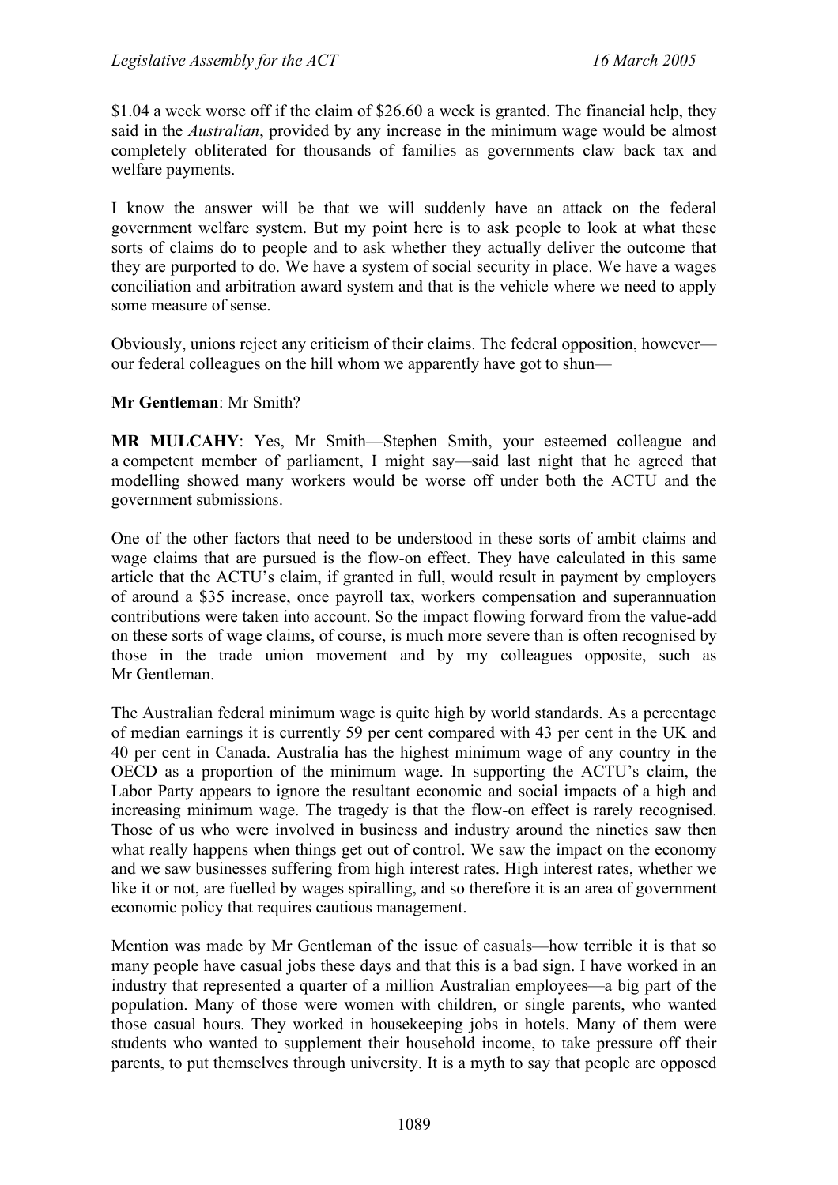$1.04 a week worse off if the claim of $26.60 a week is granted. The financial help, they said in the *Australian*, provided by any increase in the minimum wage would be almost completely obliterated for thousands of families as governments claw back tax and welfare payments.

I know the answer will be that we will suddenly have an attack on the federal government welfare system. But my point here is to ask people to look at what these sorts of claims do to people and to ask whether they actually deliver the outcome that they are purported to do. We have a system of social security in place. We have a wages conciliation and arbitration award system and that is the vehicle where we need to apply some measure of sense.

Obviously, unions reject any criticism of their claims. The federal opposition, however—our federal colleagues on the hill whom we apparently have got to shun—

**Mr Gentleman**: Mr Smith?

**MR MULCAHY**: Yes, Mr Smith—Stephen Smith, your esteemed colleague and a competent member of parliament, I might say—said last night that he agreed that modelling showed many workers would be worse off under both the ACTU and the government submissions.

One of the other factors that need to be understood in these sorts of ambit claims and wage claims that are pursued is the flow-on effect. They have calculated in this same article that the ACTU's claim, if granted in full, would result in payment by employers of around a $35 increase, once payroll tax, workers compensation and superannuation contributions were taken into account. So the impact flowing forward from the value-add on these sorts of wage claims, of course, is much more severe than is often recognised by those in the trade union movement and by my colleagues opposite, such as Mr Gentleman.

The Australian federal minimum wage is quite high by world standards. As a percentage of median earnings it is currently 59 per cent compared with 43 per cent in the UK and 40 per cent in Canada. Australia has the highest minimum wage of any country in the OECD as a proportion of the minimum wage. In supporting the ACTU's claim, the Labor Party appears to ignore the resultant economic and social impacts of a high and increasing minimum wage. The tragedy is that the flow-on effect is rarely recognised. Those of us who were involved in business and industry around the nineties saw then what really happens when things get out of control. We saw the impact on the economy and we saw businesses suffering from high interest rates. High interest rates, whether we like it or not, are fuelled by wages spiralling, and so therefore it is an area of government economic policy that requires cautious management.

Mention was made by Mr Gentleman of the issue of casuals—how terrible it is that so many people have casual jobs these days and that this is a bad sign. I have worked in an industry that represented a quarter of a million Australian employees—a big part of the population. Many of those were women with children, or single parents, who wanted those casual hours. They worked in housekeeping jobs in hotels. Many of them were students who wanted to supplement their household income, to take pressure off their parents, to put themselves through university. It is a myth to say that people are opposed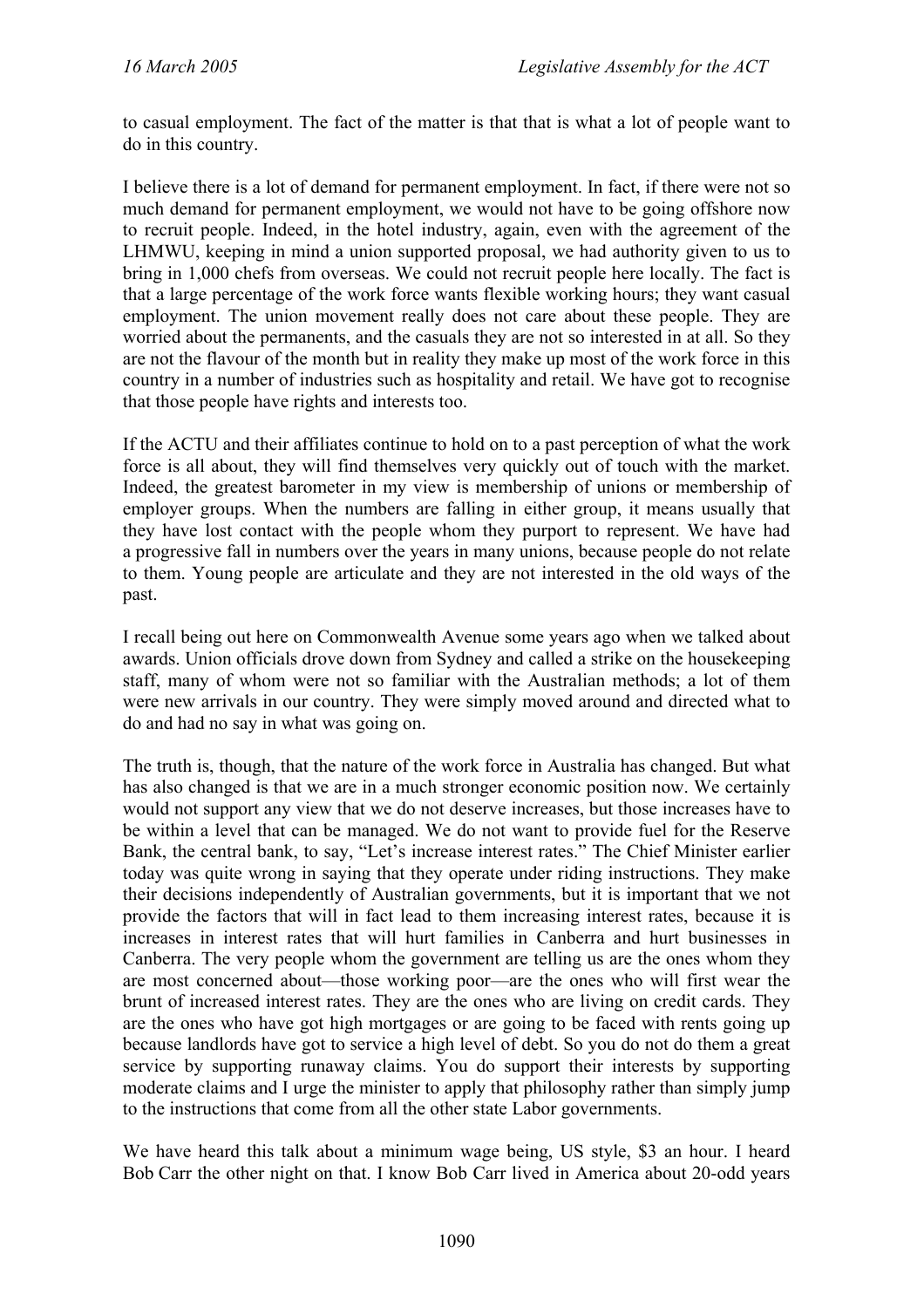to casual employment. The fact of the matter is that that is what a lot of people want to do in this country.

I believe there is a lot of demand for permanent employment. In fact, if there were not so much demand for permanent employment, we would not have to be going offshore now to recruit people. Indeed, in the hotel industry, again, even with the agreement of the LHMWU, keeping in mind a union supported proposal, we had authority given to us to bring in 1,000 chefs from overseas. We could not recruit people here locally. The fact is that a large percentage of the work force wants flexible working hours; they want casual employment. The union movement really does not care about these people. They are worried about the permanents, and the casuals they are not so interested in at all. So they are not the flavour of the month but in reality they make up most of the work force in this country in a number of industries such as hospitality and retail. We have got to recognise that those people have rights and interests too.

If the ACTU and their affiliates continue to hold on to a past perception of what the work force is all about, they will find themselves very quickly out of touch with the market. Indeed, the greatest barometer in my view is membership of unions or membership of employer groups. When the numbers are falling in either group, it means usually that they have lost contact with the people whom they purport to represent. We have had a progressive fall in numbers over the years in many unions, because people do not relate to them. Young people are articulate and they are not interested in the old ways of the past.

I recall being out here on Commonwealth Avenue some years ago when we talked about awards. Union officials drove down from Sydney and called a strike on the housekeeping staff, many of whom were not so familiar with the Australian methods; a lot of them were new arrivals in our country. They were simply moved around and directed what to do and had no say in what was going on.

The truth is, though, that the nature of the work force in Australia has changed. But what has also changed is that we are in a much stronger economic position now. We certainly would not support any view that we do not deserve increases, but those increases have to be within a level that can be managed. We do not want to provide fuel for the Reserve Bank, the central bank, to say, "Let's increase interest rates." The Chief Minister earlier today was quite wrong in saying that they operate under riding instructions. They make their decisions independently of Australian governments, but it is important that we not provide the factors that will in fact lead to them increasing interest rates, because it is increases in interest rates that will hurt families in Canberra and hurt businesses in Canberra. The very people whom the government are telling us are the ones whom they are most concerned about—those working poor—are the ones who will first wear the brunt of increased interest rates. They are the ones who are living on credit cards. They are the ones who have got high mortgages or are going to be faced with rents going up because landlords have got to service a high level of debt. So you do not do them a great service by supporting runaway claims. You do support their interests by supporting moderate claims and I urge the minister to apply that philosophy rather than simply jump to the instructions that come from all the other state Labor governments.

We have heard this talk about a minimum wage being, US style, $3 an hour. I heard Bob Carr the other night on that. I know Bob Carr lived in America about 20-odd years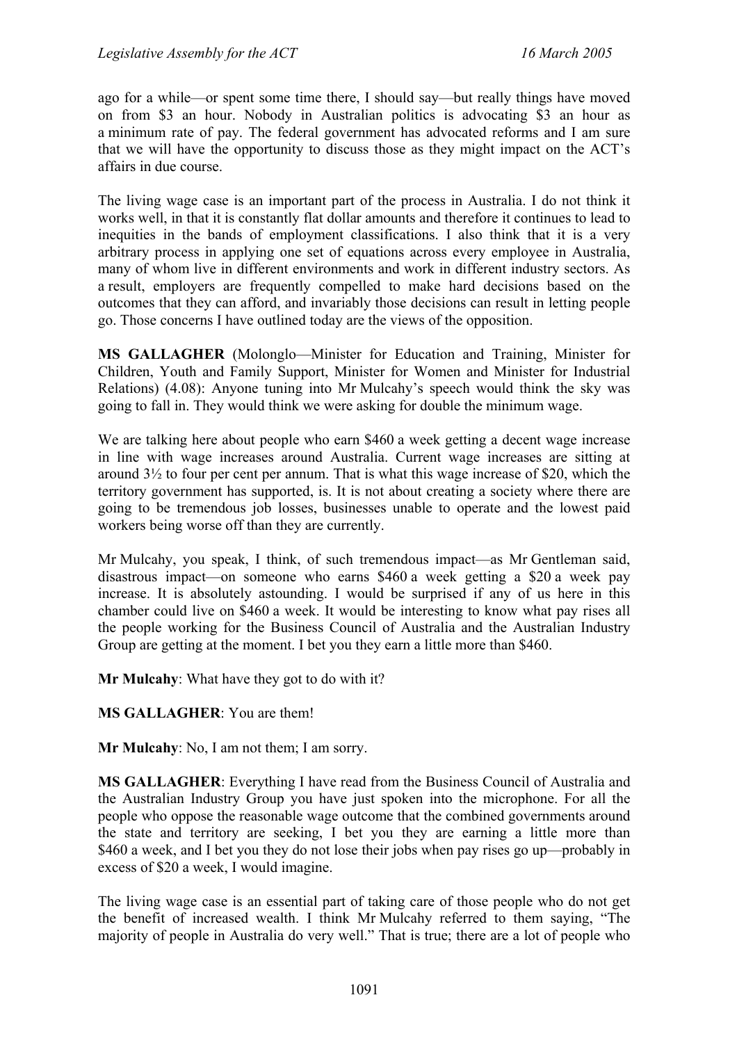ago for a while—or spent some time there, I should say—but really things have moved on from $3 an hour. Nobody in Australian politics is advocating $3 an hour as a minimum rate of pay. The federal government has advocated reforms and I am sure that we will have the opportunity to discuss those as they might impact on the ACT's affairs in due course.

The living wage case is an important part of the process in Australia. I do not think it works well, in that it is constantly flat dollar amounts and therefore it continues to lead to inequities in the bands of employment classifications. I also think that it is a very arbitrary process in applying one set of equations across every employee in Australia, many of whom live in different environments and work in different industry sectors. As a result, employers are frequently compelled to make hard decisions based on the outcomes that they can afford, and invariably those decisions can result in letting people go. Those concerns I have outlined today are the views of the opposition.

**MS GALLAGHER** (Molonglo—Minister for Education and Training, Minister for Children, Youth and Family Support, Minister for Women and Minister for Industrial Relations) (4.08): Anyone tuning into Mr Mulcahy's speech would think the sky was going to fall in. They would think we were asking for double the minimum wage.

We are talking here about people who earn $460 a week getting a decent wage increase in line with wage increases around Australia. Current wage increases are sitting at around 3½ to four per cent per annum. That is what this wage increase of $20, which the territory government has supported, is. It is not about creating a society where there are going to be tremendous job losses, businesses unable to operate and the lowest paid workers being worse off than they are currently.

Mr Mulcahy, you speak, I think, of such tremendous impact—as Mr Gentleman said, disastrous impact—on someone who earns $460 a week getting a $20 a week pay increase. It is absolutely astounding. I would be surprised if any of us here in this chamber could live on $460 a week. It would be interesting to know what pay rises all the people working for the Business Council of Australia and the Australian Industry Group are getting at the moment. I bet you they earn a little more than $460.

**Mr Mulcahy**: What have they got to do with it?

**MS GALLAGHER**: You are them!

**Mr Mulcahy**: No, I am not them; I am sorry.

**MS GALLAGHER**: Everything I have read from the Business Council of Australia and the Australian Industry Group you have just spoken into the microphone. For all the people who oppose the reasonable wage outcome that the combined governments around the state and territory are seeking, I bet you they are earning a little more than $460 a week, and I bet you they do not lose their jobs when pay rises go up—probably in excess of $20 a week, I would imagine.

The living wage case is an essential part of taking care of those people who do not get the benefit of increased wealth. I think Mr Mulcahy referred to them saying, "The majority of people in Australia do very well." That is true; there are a lot of people who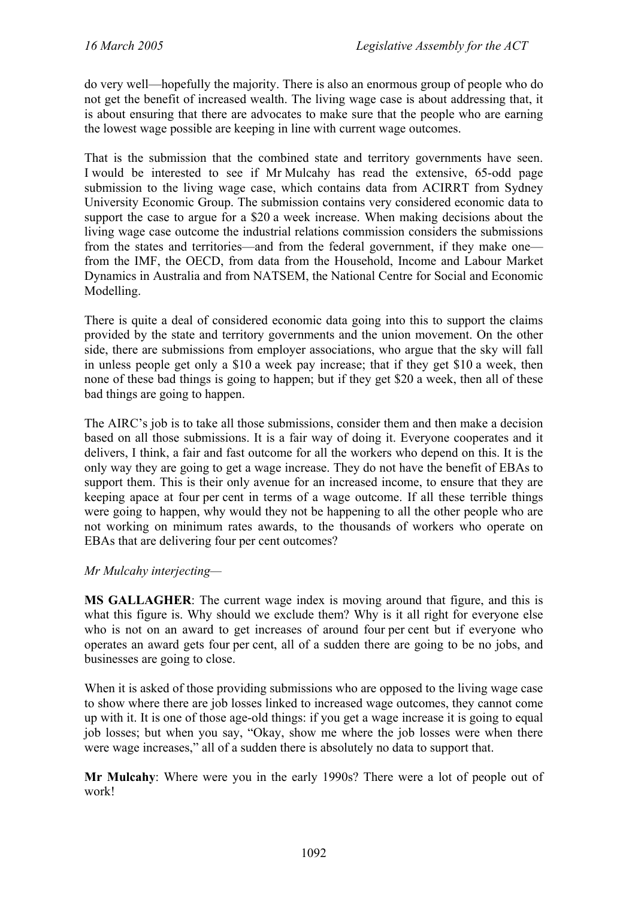do very well—hopefully the majority. There is also an enormous group of people who do not get the benefit of increased wealth. The living wage case is about addressing that, it is about ensuring that there are advocates to make sure that the people who are earning the lowest wage possible are keeping in line with current wage outcomes.

That is the submission that the combined state and territory governments have seen. I would be interested to see if Mr Mulcahy has read the extensive, 65-odd page submission to the living wage case, which contains data from ACIRRT from Sydney University Economic Group. The submission contains very considered economic data to support the case to argue for a $20 a week increase. When making decisions about the living wage case outcome the industrial relations commission considers the submissions from the states and territories—and from the federal government, if they make one—from the IMF, the OECD, from data from the Household, Income and Labour Market Dynamics in Australia and from NATSEM, the National Centre for Social and Economic Modelling.

There is quite a deal of considered economic data going into this to support the claims provided by the state and territory governments and the union movement. On the other side, there are submissions from employer associations, who argue that the sky will fall in unless people get only a $10 a week pay increase; that if they get $10 a week, then none of these bad things is going to happen; but if they get $20 a week, then all of these bad things are going to happen.

The AIRC's job is to take all those submissions, consider them and then make a decision based on all those submissions. It is a fair way of doing it. Everyone cooperates and it delivers, I think, a fair and fast outcome for all the workers who depend on this. It is the only way they are going to get a wage increase. They do not have the benefit of EBAs to support them. This is their only avenue for an increased income, to ensure that they are keeping apace at four per cent in terms of a wage outcome. If all these terrible things were going to happen, why would they not be happening to all the other people who are not working on minimum rates awards, to the thousands of workers who operate on EBAs that are delivering four per cent outcomes?

*Mr Mulcahy interjecting*—

**MS GALLAGHER**: The current wage index is moving around that figure, and this is what this figure is. Why should we exclude them? Why is it all right for everyone else who is not on an award to get increases of around four per cent but if everyone who operates an award gets four per cent, all of a sudden there are going to be no jobs, and businesses are going to close.

When it is asked of those providing submissions who are opposed to the living wage case to show where there are job losses linked to increased wage outcomes, they cannot come up with it. It is one of those age-old things: if you get a wage increase it is going to equal job losses; but when you say, "Okay, show me where the job losses were when there were wage increases," all of a sudden there is absolutely no data to support that.

**Mr Mulcahy**: Where were you in the early 1990s? There were a lot of people out of work!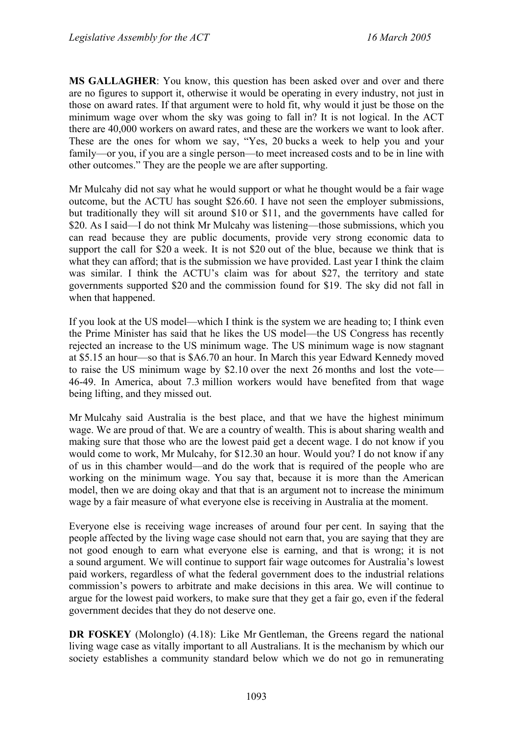**MS GALLAGHER**: You know, this question has been asked over and over and there are no figures to support it, otherwise it would be operating in every industry, not just in those on award rates. If that argument were to hold fit, why would it just be those on the minimum wage over whom the sky was going to fall in? It is not logical. In the ACT there are 40,000 workers on award rates, and these are the workers we want to look after. These are the ones for whom we say, "Yes, 20 bucks a week to help you and your family—or you, if you are a single person—to meet increased costs and to be in line with other outcomes." They are the people we are after supporting.

Mr Mulcahy did not say what he would support or what he thought would be a fair wage outcome, but the ACTU has sought $26.60. I have not seen the employer submissions, but traditionally they will sit around $10 or $11, and the governments have called for $20. As I said—I do not think Mr Mulcahy was listening—those submissions, which you can read because they are public documents, provide very strong economic data to support the call for $20 a week. It is not $20 out of the blue, because we think that is what they can afford; that is the submission we have provided. Last year I think the claim was similar. I think the ACTU's claim was for about $27, the territory and state governments supported $20 and the commission found for $19. The sky did not fall in when that happened.

If you look at the US model—which I think is the system we are heading to; I think even the Prime Minister has said that he likes the US model—the US Congress has recently rejected an increase to the US minimum wage. The US minimum wage is now stagnant at $5.15 an hour—so that is $A6.70 an hour. In March this year Edward Kennedy moved to raise the US minimum wage by $2.10 over the next 26 months and lost the vote—46-49. In America, about 7.3 million workers would have benefited from that wage being lifting, and they missed out.

Mr Mulcahy said Australia is the best place, and that we have the highest minimum wage. We are proud of that. We are a country of wealth. This is about sharing wealth and making sure that those who are the lowest paid get a decent wage. I do not know if you would come to work, Mr Mulcahy, for $12.30 an hour. Would you? I do not know if any of us in this chamber would—and do the work that is required of the people who are working on the minimum wage. You say that, because it is more than the American model, then we are doing okay and that that is an argument not to increase the minimum wage by a fair measure of what everyone else is receiving in Australia at the moment.

Everyone else is receiving wage increases of around four per cent. In saying that the people affected by the living wage case should not earn that, you are saying that they are not good enough to earn what everyone else is earning, and that is wrong; it is not a sound argument. We will continue to support fair wage outcomes for Australia's lowest paid workers, regardless of what the federal government does to the industrial relations commission's powers to arbitrate and make decisions in this area. We will continue to argue for the lowest paid workers, to make sure that they get a fair go, even if the federal government decides that they do not deserve one.

**DR FOSKEY** (Molonglo) (4.18): Like Mr Gentleman, the Greens regard the national living wage case as vitally important to all Australians. It is the mechanism by which our society establishes a community standard below which we do not go in remunerating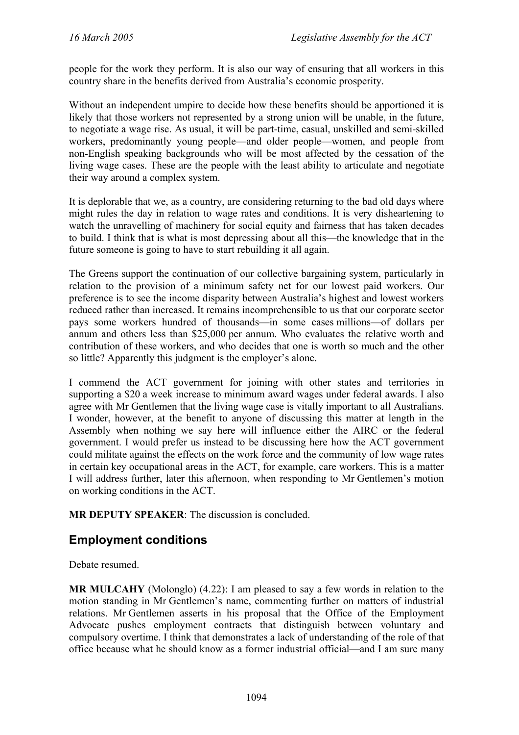people for the work they perform. It is also our way of ensuring that all workers in this country share in the benefits derived from Australia's economic prosperity.

Without an independent umpire to decide how these benefits should be apportioned it is likely that those workers not represented by a strong union will be unable, in the future, to negotiate a wage rise. As usual, it will be part-time, casual, unskilled and semi-skilled workers, predominantly young people—and older people—women, and people from non-English speaking backgrounds who will be most affected by the cessation of the living wage cases. These are the people with the least ability to articulate and negotiate their way around a complex system.

It is deplorable that we, as a country, are considering returning to the bad old days where might rules the day in relation to wage rates and conditions. It is very disheartening to watch the unravelling of machinery for social equity and fairness that has taken decades to build. I think that is what is most depressing about all this—the knowledge that in the future someone is going to have to start rebuilding it all again.

The Greens support the continuation of our collective bargaining system, particularly in relation to the provision of a minimum safety net for our lowest paid workers. Our preference is to see the income disparity between Australia's highest and lowest workers reduced rather than increased. It remains incomprehensible to us that our corporate sector pays some workers hundred of thousands—in some cases millions—of dollars per annum and others less than $25,000 per annum. Who evaluates the relative worth and contribution of these workers, and who decides that one is worth so much and the other so little? Apparently this judgment is the employer's alone.

I commend the ACT government for joining with other states and territories in supporting a $20 a week increase to minimum award wages under federal awards. I also agree with Mr Gentlemen that the living wage case is vitally important to all Australians. I wonder, however, at the benefit to anyone of discussing this matter at length in the Assembly when nothing we say here will influence either the AIRC or the federal government. I would prefer us instead to be discussing here how the ACT government could militate against the effects on the work force and the community of low wage rates in certain key occupational areas in the ACT, for example, care workers. This is a matter I will address further, later this afternoon, when responding to Mr Gentlemen's motion on working conditions in the ACT.

**MR DEPUTY SPEAKER**: The discussion is concluded.

## Employment conditions

Debate resumed.

**MR MULCAHY** (Molonglo) (4.22): I am pleased to say a few words in relation to the motion standing in Mr Gentlemen's name, commenting further on matters of industrial relations. Mr Gentlemen asserts in his proposal that the Office of the Employment Advocate pushes employment contracts that distinguish between voluntary and compulsory overtime. I think that demonstrates a lack of understanding of the role of that office because what he should know as a former industrial official—and I am sure many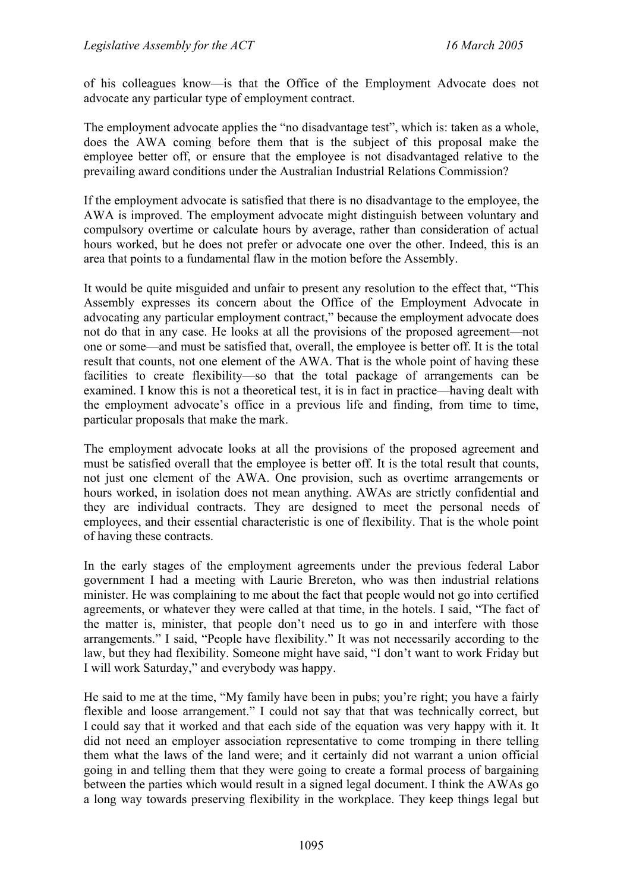of his colleagues know—is that the Office of the Employment Advocate does not advocate any particular type of employment contract.

The employment advocate applies the "no disadvantage test", which is: taken as a whole, does the AWA coming before them that is the subject of this proposal make the employee better off, or ensure that the employee is not disadvantaged relative to the prevailing award conditions under the Australian Industrial Relations Commission?

If the employment advocate is satisfied that there is no disadvantage to the employee, the AWA is improved. The employment advocate might distinguish between voluntary and compulsory overtime or calculate hours by average, rather than consideration of actual hours worked, but he does not prefer or advocate one over the other. Indeed, this is an area that points to a fundamental flaw in the motion before the Assembly.

It would be quite misguided and unfair to present any resolution to the effect that, "This Assembly expresses its concern about the Office of the Employment Advocate in advocating any particular employment contract," because the employment advocate does not do that in any case. He looks at all the provisions of the proposed agreement—not one or some—and must be satisfied that, overall, the employee is better off. It is the total result that counts, not one element of the AWA. That is the whole point of having these facilities to create flexibility—so that the total package of arrangements can be examined. I know this is not a theoretical test, it is in fact in practice—having dealt with the employment advocate's office in a previous life and finding, from time to time, particular proposals that make the mark.

The employment advocate looks at all the provisions of the proposed agreement and must be satisfied overall that the employee is better off. It is the total result that counts, not just one element of the AWA. One provision, such as overtime arrangements or hours worked, in isolation does not mean anything. AWAs are strictly confidential and they are individual contracts. They are designed to meet the personal needs of employees, and their essential characteristic is one of flexibility. That is the whole point of having these contracts.

In the early stages of the employment agreements under the previous federal Labor government I had a meeting with Laurie Brereton, who was then industrial relations minister. He was complaining to me about the fact that people would not go into certified agreements, or whatever they were called at that time, in the hotels. I said, "The fact of the matter is, minister, that people don't need us to go in and interfere with those arrangements." I said, "People have flexibility." It was not necessarily according to the law, but they had flexibility. Someone might have said, "I don't want to work Friday but I will work Saturday," and everybody was happy.

He said to me at the time, "My family have been in pubs; you're right; you have a fairly flexible and loose arrangement." I could not say that that was technically correct, but I could say that it worked and that each side of the equation was very happy with it. It did not need an employer association representative to come tromping in there telling them what the laws of the land were; and it certainly did not warrant a union official going in and telling them that they were going to create a formal process of bargaining between the parties which would result in a signed legal document. I think the AWAs go a long way towards preserving flexibility in the workplace. They keep things legal but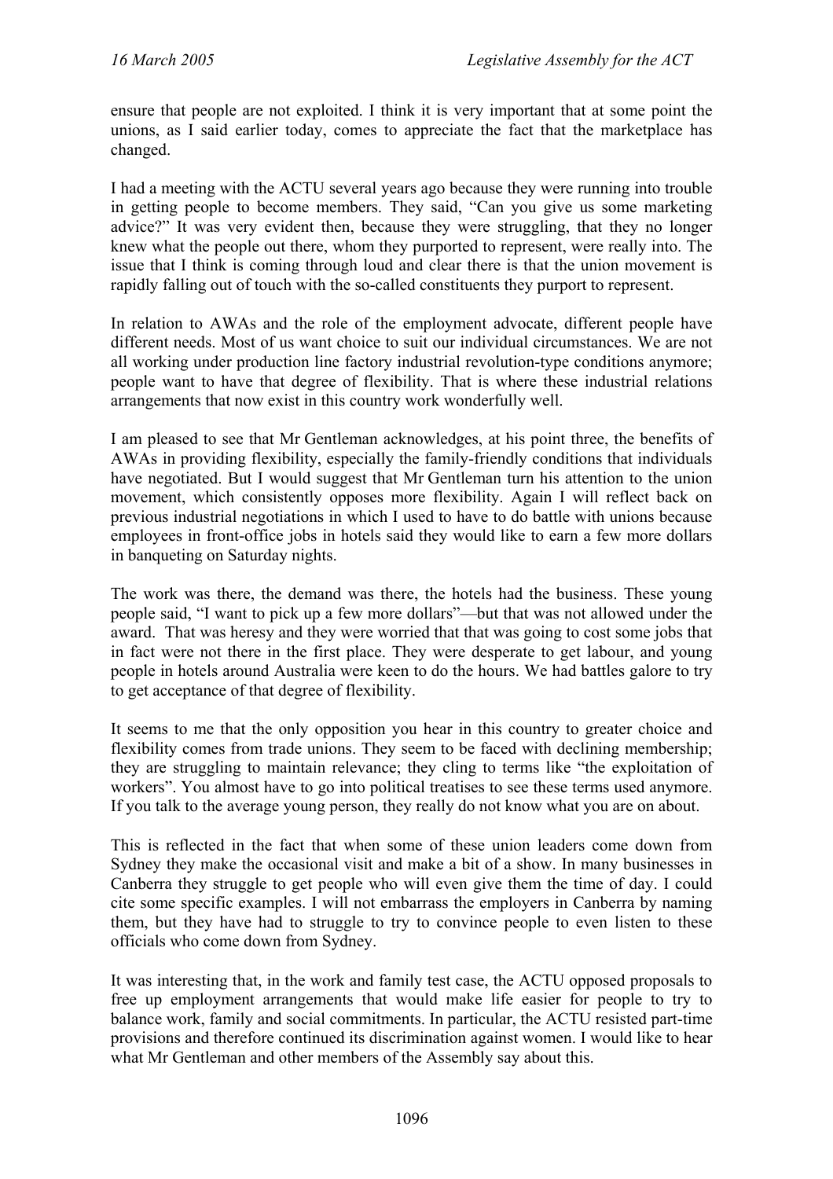ensure that people are not exploited. I think it is very important that at some point the unions, as I said earlier today, comes to appreciate the fact that the marketplace has changed.

I had a meeting with the ACTU several years ago because they were running into trouble in getting people to become members. They said, "Can you give us some marketing advice?" It was very evident then, because they were struggling, that they no longer knew what the people out there, whom they purported to represent, were really into. The issue that I think is coming through loud and clear there is that the union movement is rapidly falling out of touch with the so-called constituents they purport to represent.

In relation to AWAs and the role of the employment advocate, different people have different needs. Most of us want choice to suit our individual circumstances. We are not all working under production line factory industrial revolution-type conditions anymore; people want to have that degree of flexibility. That is where these industrial relations arrangements that now exist in this country work wonderfully well.

I am pleased to see that Mr Gentleman acknowledges, at his point three, the benefits of AWAs in providing flexibility, especially the family-friendly conditions that individuals have negotiated. But I would suggest that Mr Gentleman turn his attention to the union movement, which consistently opposes more flexibility. Again I will reflect back on previous industrial negotiations in which I used to have to do battle with unions because employees in front-office jobs in hotels said they would like to earn a few more dollars in banqueting on Saturday nights.

The work was there, the demand was there, the hotels had the business. These young people said, "I want to pick up a few more dollars"—but that was not allowed under the award. That was heresy and they were worried that that was going to cost some jobs that in fact were not there in the first place. They were desperate to get labour, and young people in hotels around Australia were keen to do the hours. We had battles galore to try to get acceptance of that degree of flexibility.

It seems to me that the only opposition you hear in this country to greater choice and flexibility comes from trade unions. They seem to be faced with declining membership; they are struggling to maintain relevance; they cling to terms like "the exploitation of workers". You almost have to go into political treatises to see these terms used anymore. If you talk to the average young person, they really do not know what you are on about.

This is reflected in the fact that when some of these union leaders come down from Sydney they make the occasional visit and make a bit of a show. In many businesses in Canberra they struggle to get people who will even give them the time of day. I could cite some specific examples. I will not embarrass the employers in Canberra by naming them, but they have had to struggle to try to convince people to even listen to these officials who come down from Sydney.

It was interesting that, in the work and family test case, the ACTU opposed proposals to free up employment arrangements that would make life easier for people to try to balance work, family and social commitments. In particular, the ACTU resisted part-time provisions and therefore continued its discrimination against women. I would like to hear what Mr Gentleman and other members of the Assembly say about this.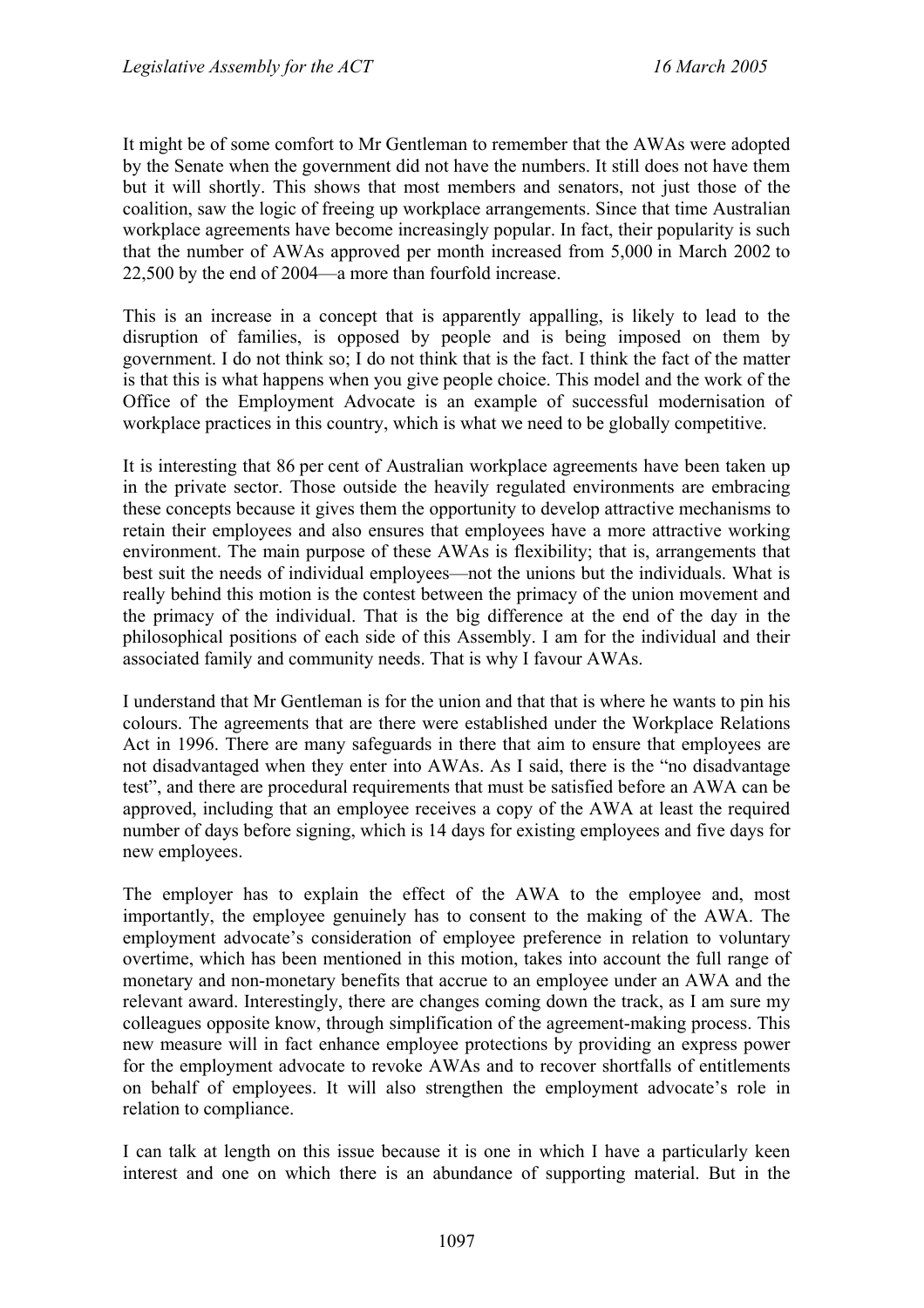It might be of some comfort to Mr Gentleman to remember that the AWAs were adopted by the Senate when the government did not have the numbers. It still does not have them but it will shortly. This shows that most members and senators, not just those of the coalition, saw the logic of freeing up workplace arrangements. Since that time Australian workplace agreements have become increasingly popular. In fact, their popularity is such that the number of AWAs approved per month increased from 5,000 in March 2002 to 22,500 by the end of 2004—a more than fourfold increase.

This is an increase in a concept that is apparently appalling, is likely to lead to the disruption of families, is opposed by people and is being imposed on them by government. I do not think so; I do not think that is the fact. I think the fact of the matter is that this is what happens when you give people choice. This model and the work of the Office of the Employment Advocate is an example of successful modernisation of workplace practices in this country, which is what we need to be globally competitive.

It is interesting that 86 per cent of Australian workplace agreements have been taken up in the private sector. Those outside the heavily regulated environments are embracing these concepts because it gives them the opportunity to develop attractive mechanisms to retain their employees and also ensures that employees have a more attractive working environment. The main purpose of these AWAs is flexibility; that is, arrangements that best suit the needs of individual employees—not the unions but the individuals. What is really behind this motion is the contest between the primacy of the union movement and the primacy of the individual. That is the big difference at the end of the day in the philosophical positions of each side of this Assembly. I am for the individual and their associated family and community needs. That is why I favour AWAs.

I understand that Mr Gentleman is for the union and that that is where he wants to pin his colours. The agreements that are there were established under the Workplace Relations Act in 1996. There are many safeguards in there that aim to ensure that employees are not disadvantaged when they enter into AWAs. As I said, there is the "no disadvantage test", and there are procedural requirements that must be satisfied before an AWA can be approved, including that an employee receives a copy of the AWA at least the required number of days before signing, which is 14 days for existing employees and five days for new employees.

The employer has to explain the effect of the AWA to the employee and, most importantly, the employee genuinely has to consent to the making of the AWA. The employment advocate's consideration of employee preference in relation to voluntary overtime, which has been mentioned in this motion, takes into account the full range of monetary and non-monetary benefits that accrue to an employee under an AWA and the relevant award. Interestingly, there are changes coming down the track, as I am sure my colleagues opposite know, through simplification of the agreement-making process. This new measure will in fact enhance employee protections by providing an express power for the employment advocate to revoke AWAs and to recover shortfalls of entitlements on behalf of employees. It will also strengthen the employment advocate's role in relation to compliance.

I can talk at length on this issue because it is one in which I have a particularly keen interest and one on which there is an abundance of supporting material. But in the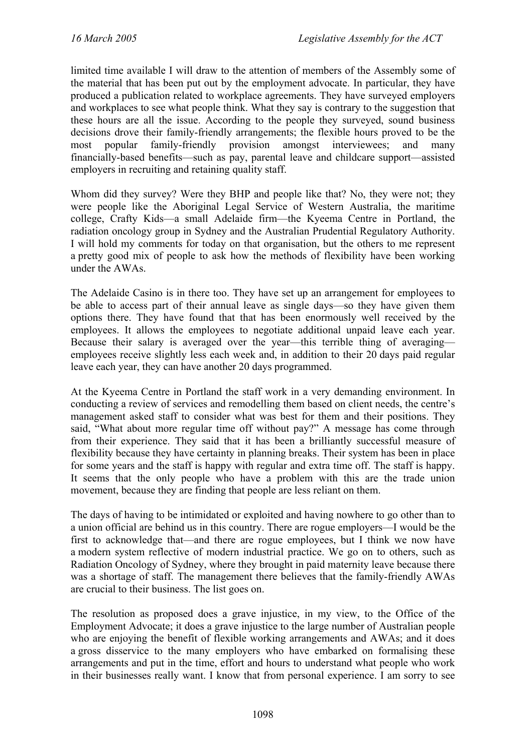limited time available I will draw to the attention of members of the Assembly some of the material that has been put out by the employment advocate. In particular, they have produced a publication related to workplace agreements. They have surveyed employers and workplaces to see what people think. What they say is contrary to the suggestion that these hours are all the issue. According to the people they surveyed, sound business decisions drove their family-friendly arrangements; the flexible hours proved to be the most popular family-friendly provision amongst interviewees; and many financially-based benefits—such as pay, parental leave and childcare support—assisted employers in recruiting and retaining quality staff.

Whom did they survey? Were they BHP and people like that? No, they were not; they were people like the Aboriginal Legal Service of Western Australia, the maritime college, Crafty Kids—a small Adelaide firm—the Kyeema Centre in Portland, the radiation oncology group in Sydney and the Australian Prudential Regulatory Authority. I will hold my comments for today on that organisation, but the others to me represent a pretty good mix of people to ask how the methods of flexibility have been working under the AWAs.

The Adelaide Casino is in there too. They have set up an arrangement for employees to be able to access part of their annual leave as single days—so they have given them options there. They have found that that has been enormously well received by the employees. It allows the employees to negotiate additional unpaid leave each year. Because their salary is averaged over the year—this terrible thing of averaging—employees receive slightly less each week and, in addition to their 20 days paid regular leave each year, they can have another 20 days programmed.

At the Kyeema Centre in Portland the staff work in a very demanding environment. In conducting a review of services and remodelling them based on client needs, the centre's management asked staff to consider what was best for them and their positions. They said, "What about more regular time off without pay?" A message has come through from their experience. They said that it has been a brilliantly successful measure of flexibility because they have certainty in planning breaks. Their system has been in place for some years and the staff is happy with regular and extra time off. The staff is happy. It seems that the only people who have a problem with this are the trade union movement, because they are finding that people are less reliant on them.

The days of having to be intimidated or exploited and having nowhere to go other than to a union official are behind us in this country. There are rogue employers—I would be the first to acknowledge that—and there are rogue employees, but I think we now have a modern system reflective of modern industrial practice. We go on to others, such as Radiation Oncology of Sydney, where they brought in paid maternity leave because there was a shortage of staff. The management there believes that the family-friendly AWAs are crucial to their business. The list goes on.

The resolution as proposed does a grave injustice, in my view, to the Office of the Employment Advocate; it does a grave injustice to the large number of Australian people who are enjoying the benefit of flexible working arrangements and AWAs; and it does a gross disservice to the many employers who have embarked on formalising these arrangements and put in the time, effort and hours to understand what people who work in their businesses really want. I know that from personal experience. I am sorry to see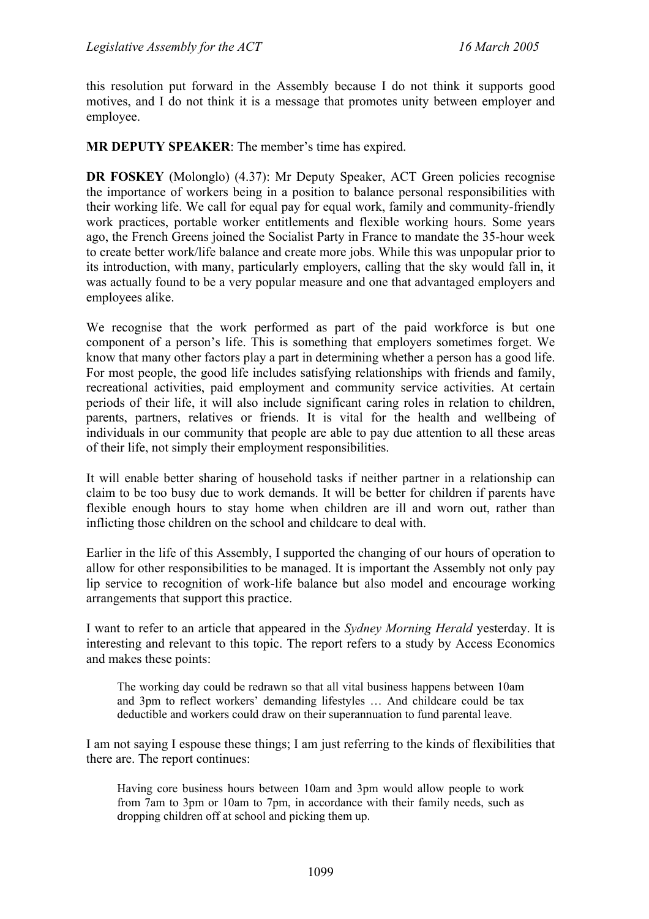this resolution put forward in the Assembly because I do not think it supports good motives, and I do not think it is a message that promotes unity between employer and employee.

**MR DEPUTY SPEAKER**: The member's time has expired.

**DR FOSKEY** (Molonglo) (4.37): Mr Deputy Speaker, ACT Green policies recognise the importance of workers being in a position to balance personal responsibilities with their working life. We call for equal pay for equal work, family and community-friendly work practices, portable worker entitlements and flexible working hours. Some years ago, the French Greens joined the Socialist Party in France to mandate the 35-hour week to create better work/life balance and create more jobs. While this was unpopular prior to its introduction, with many, particularly employers, calling that the sky would fall in, it was actually found to be a very popular measure and one that advantaged employers and employees alike.

We recognise that the work performed as part of the paid workforce is but one component of a person's life. This is something that employers sometimes forget. We know that many other factors play a part in determining whether a person has a good life. For most people, the good life includes satisfying relationships with friends and family, recreational activities, paid employment and community service activities. At certain periods of their life, it will also include significant caring roles in relation to children, parents, partners, relatives or friends. It is vital for the health and wellbeing of individuals in our community that people are able to pay due attention to all these areas of their life, not simply their employment responsibilities.

It will enable better sharing of household tasks if neither partner in a relationship can claim to be too busy due to work demands. It will be better for children if parents have flexible enough hours to stay home when children are ill and worn out, rather than inflicting those children on the school and childcare to deal with.

Earlier in the life of this Assembly, I supported the changing of our hours of operation to allow for other responsibilities to be managed. It is important the Assembly not only pay lip service to recognition of work-life balance but also model and encourage working arrangements that support this practice.

I want to refer to an article that appeared in the *Sydney Morning Herald* yesterday. It is interesting and relevant to this topic. The report refers to a study by Access Economics and makes these points:

> The working day could be redrawn so that all vital business happens between 10am and 3pm to reflect workers' demanding lifestyles … And childcare could be tax deductible and workers could draw on their superannuation to fund parental leave.

I am not saying I espouse these things; I am just referring to the kinds of flexibilities that there are. The report continues:

> Having core business hours between 10am and 3pm would allow people to work from 7am to 3pm or 10am to 7pm, in accordance with their family needs, such as dropping children off at school and picking them up.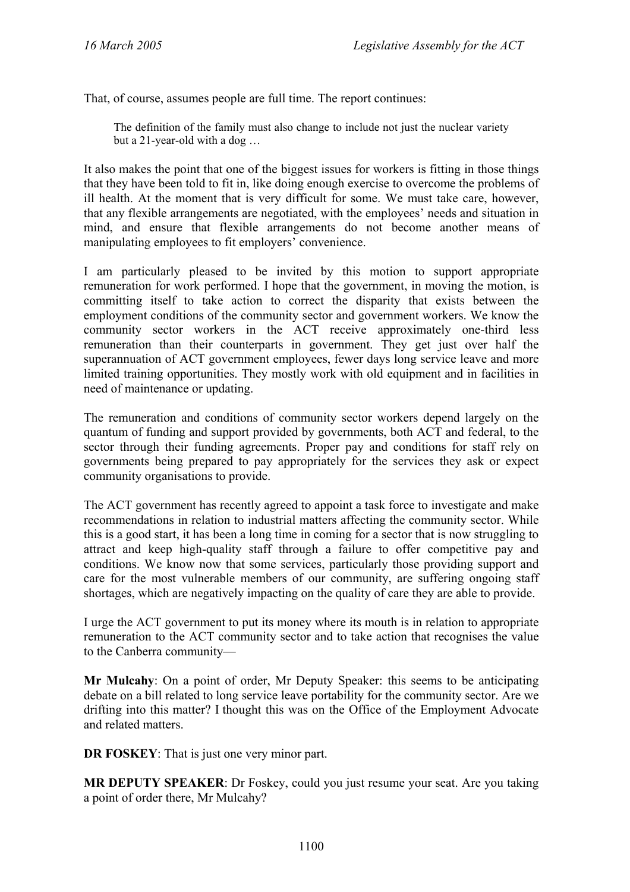That, of course, assumes people are full time. The report continues:

> The definition of the family must also change to include not just the nuclear variety but a 21-year-old with a dog …

It also makes the point that one of the biggest issues for workers is fitting in those things that they have been told to fit in, like doing enough exercise to overcome the problems of ill health. At the moment that is very difficult for some. We must take care, however, that any flexible arrangements are negotiated, with the employees' needs and situation in mind, and ensure that flexible arrangements do not become another means of manipulating employees to fit employers' convenience.

I am particularly pleased to be invited by this motion to support appropriate remuneration for work performed. I hope that the government, in moving the motion, is committing itself to take action to correct the disparity that exists between the employment conditions of the community sector and government workers. We know the community sector workers in the ACT receive approximately one-third less remuneration than their counterparts in government. They get just over half the superannuation of ACT government employees, fewer days long service leave and more limited training opportunities. They mostly work with old equipment and in facilities in need of maintenance or updating.

The remuneration and conditions of community sector workers depend largely on the quantum of funding and support provided by governments, both ACT and federal, to the sector through their funding agreements. Proper pay and conditions for staff rely on governments being prepared to pay appropriately for the services they ask or expect community organisations to provide.

The ACT government has recently agreed to appoint a task force to investigate and make recommendations in relation to industrial matters affecting the community sector. While this is a good start, it has been a long time in coming for a sector that is now struggling to attract and keep high-quality staff through a failure to offer competitive pay and conditions. We know now that some services, particularly those providing support and care for the most vulnerable members of our community, are suffering ongoing staff shortages, which are negatively impacting on the quality of care they are able to provide.

I urge the ACT government to put its money where its mouth is in relation to appropriate remuneration to the ACT community sector and to take action that recognises the value to the Canberra community—

**Mr Mulcahy**: On a point of order, Mr Deputy Speaker: this seems to be anticipating debate on a bill related to long service leave portability for the community sector. Are we drifting into this matter? I thought this was on the Office of the Employment Advocate and related matters.

**DR FOSKEY**: That is just one very minor part.

**MR DEPUTY SPEAKER**: Dr Foskey, could you just resume your seat. Are you taking a point of order there, Mr Mulcahy?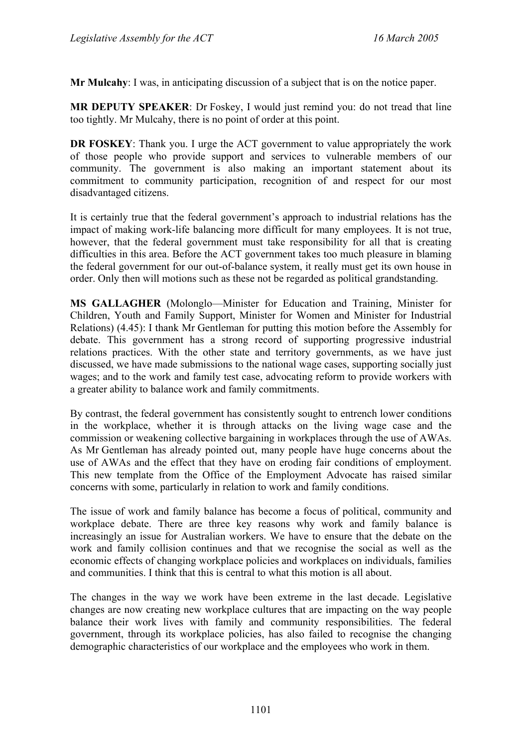**Mr Mulcahy**: I was, in anticipating discussion of a subject that is on the notice paper.

**MR DEPUTY SPEAKER**: Dr Foskey, I would just remind you: do not tread that line too tightly. Mr Mulcahy, there is no point of order at this point.

**DR FOSKEY**: Thank you. I urge the ACT government to value appropriately the work of those people who provide support and services to vulnerable members of our community. The government is also making an important statement about its commitment to community participation, recognition of and respect for our most disadvantaged citizens.

It is certainly true that the federal government's approach to industrial relations has the impact of making work-life balancing more difficult for many employees. It is not true, however, that the federal government must take responsibility for all that is creating difficulties in this area. Before the ACT government takes too much pleasure in blaming the federal government for our out-of-balance system, it really must get its own house in order. Only then will motions such as these not be regarded as political grandstanding.

**MS GALLAGHER** (Molonglo—Minister for Education and Training, Minister for Children, Youth and Family Support, Minister for Women and Minister for Industrial Relations) (4.45): I thank Mr Gentleman for putting this motion before the Assembly for debate. This government has a strong record of supporting progressive industrial relations practices. With the other state and territory governments, as we have just discussed, we have made submissions to the national wage cases, supporting socially just wages; and to the work and family test case, advocating reform to provide workers with a greater ability to balance work and family commitments.

By contrast, the federal government has consistently sought to entrench lower conditions in the workplace, whether it is through attacks on the living wage case and the commission or weakening collective bargaining in workplaces through the use of AWAs. As Mr Gentleman has already pointed out, many people have huge concerns about the use of AWAs and the effect that they have on eroding fair conditions of employment. This new template from the Office of the Employment Advocate has raised similar concerns with some, particularly in relation to work and family conditions.

The issue of work and family balance has become a focus of political, community and workplace debate. There are three key reasons why work and family balance is increasingly an issue for Australian workers. We have to ensure that the debate on the work and family collision continues and that we recognise the social as well as the economic effects of changing workplace policies and workplaces on individuals, families and communities. I think that this is central to what this motion is all about.

The changes in the way we work have been extreme in the last decade. Legislative changes are now creating new workplace cultures that are impacting on the way people balance their work lives with family and community responsibilities. The federal government, through its workplace policies, has also failed to recognise the changing demographic characteristics of our workplace and the employees who work in them.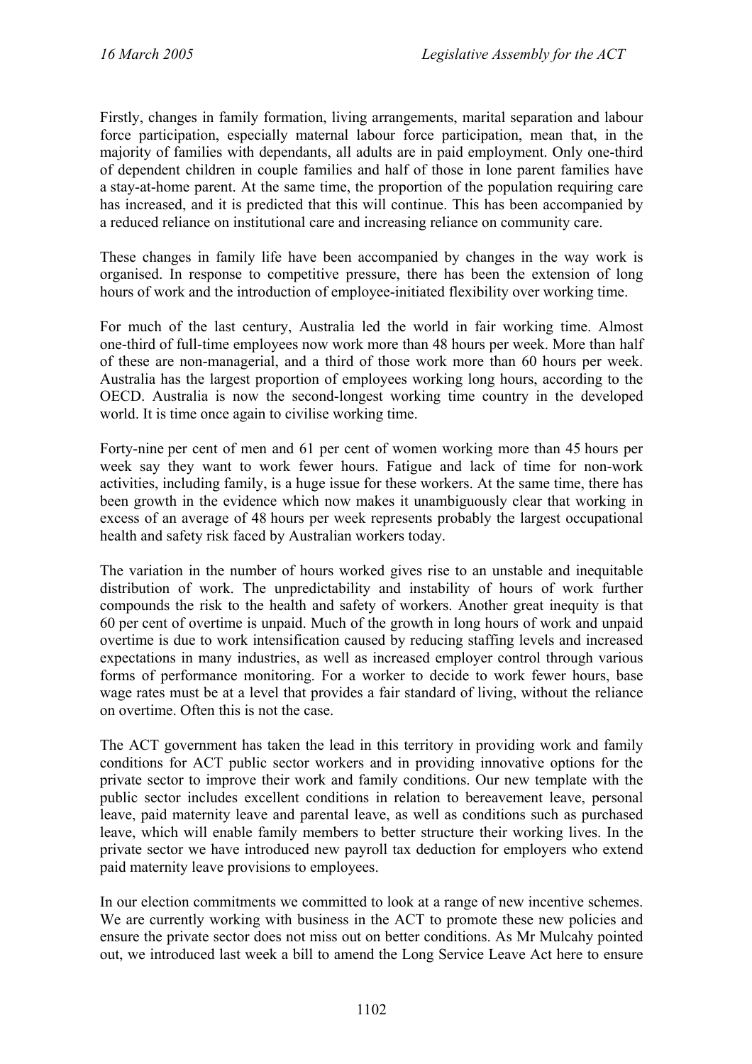Firstly, changes in family formation, living arrangements, marital separation and labour force participation, especially maternal labour force participation, mean that, in the majority of families with dependants, all adults are in paid employment. Only one-third of dependent children in couple families and half of those in lone parent families have a stay-at-home parent. At the same time, the proportion of the population requiring care has increased, and it is predicted that this will continue. This has been accompanied by a reduced reliance on institutional care and increasing reliance on community care.

These changes in family life have been accompanied by changes in the way work is organised. In response to competitive pressure, there has been the extension of long hours of work and the introduction of employee-initiated flexibility over working time.

For much of the last century, Australia led the world in fair working time. Almost one-third of full-time employees now work more than 48 hours per week. More than half of these are non-managerial, and a third of those work more than 60 hours per week. Australia has the largest proportion of employees working long hours, according to the OECD. Australia is now the second-longest working time country in the developed world. It is time once again to civilise working time.

Forty-nine per cent of men and 61 per cent of women working more than 45 hours per week say they want to work fewer hours. Fatigue and lack of time for non-work activities, including family, is a huge issue for these workers. At the same time, there has been growth in the evidence which now makes it unambiguously clear that working in excess of an average of 48 hours per week represents probably the largest occupational health and safety risk faced by Australian workers today.

The variation in the number of hours worked gives rise to an unstable and inequitable distribution of work. The unpredictability and instability of hours of work further compounds the risk to the health and safety of workers. Another great inequity is that 60 per cent of overtime is unpaid. Much of the growth in long hours of work and unpaid overtime is due to work intensification caused by reducing staffing levels and increased expectations in many industries, as well as increased employer control through various forms of performance monitoring. For a worker to decide to work fewer hours, base wage rates must be at a level that provides a fair standard of living, without the reliance on overtime. Often this is not the case.

The ACT government has taken the lead in this territory in providing work and family conditions for ACT public sector workers and in providing innovative options for the private sector to improve their work and family conditions. Our new template with the public sector includes excellent conditions in relation to bereavement leave, personal leave, paid maternity leave and parental leave, as well as conditions such as purchased leave, which will enable family members to better structure their working lives. In the private sector we have introduced new payroll tax deduction for employers who extend paid maternity leave provisions to employees.

In our election commitments we committed to look at a range of new incentive schemes. We are currently working with business in the ACT to promote these new policies and ensure the private sector does not miss out on better conditions. As Mr Mulcahy pointed out, we introduced last week a bill to amend the Long Service Leave Act here to ensure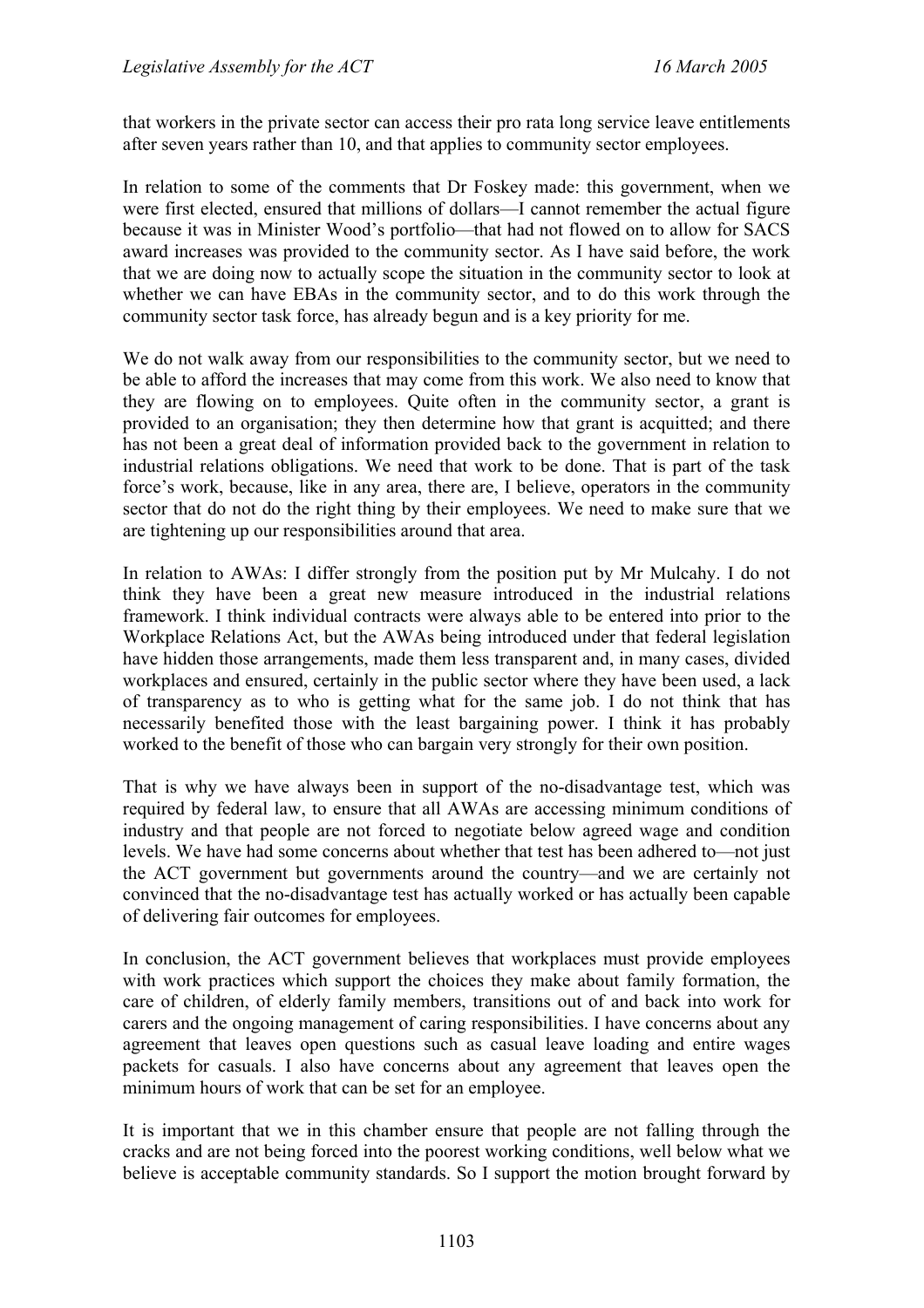that workers in the private sector can access their pro rata long service leave entitlements after seven years rather than 10, and that applies to community sector employees.

In relation to some of the comments that Dr Foskey made: this government, when we were first elected, ensured that millions of dollars—I cannot remember the actual figure because it was in Minister Wood's portfolio—that had not flowed on to allow for SACS award increases was provided to the community sector. As I have said before, the work that we are doing now to actually scope the situation in the community sector to look at whether we can have EBAs in the community sector, and to do this work through the community sector task force, has already begun and is a key priority for me.

We do not walk away from our responsibilities to the community sector, but we need to be able to afford the increases that may come from this work. We also need to know that they are flowing on to employees. Quite often in the community sector, a grant is provided to an organisation; they then determine how that grant is acquitted; and there has not been a great deal of information provided back to the government in relation to industrial relations obligations. We need that work to be done. That is part of the task force's work, because, like in any area, there are, I believe, operators in the community sector that do not do the right thing by their employees. We need to make sure that we are tightening up our responsibilities around that area.

In relation to AWAs: I differ strongly from the position put by Mr Mulcahy. I do not think they have been a great new measure introduced in the industrial relations framework. I think individual contracts were always able to be entered into prior to the Workplace Relations Act, but the AWAs being introduced under that federal legislation have hidden those arrangements, made them less transparent and, in many cases, divided workplaces and ensured, certainly in the public sector where they have been used, a lack of transparency as to who is getting what for the same job. I do not think that has necessarily benefited those with the least bargaining power. I think it has probably worked to the benefit of those who can bargain very strongly for their own position.

That is why we have always been in support of the no-disadvantage test, which was required by federal law, to ensure that all AWAs are accessing minimum conditions of industry and that people are not forced to negotiate below agreed wage and condition levels. We have had some concerns about whether that test has been adhered to—not just the ACT government but governments around the country—and we are certainly not convinced that the no-disadvantage test has actually worked or has actually been capable of delivering fair outcomes for employees.

In conclusion, the ACT government believes that workplaces must provide employees with work practices which support the choices they make about family formation, the care of children, of elderly family members, transitions out of and back into work for carers and the ongoing management of caring responsibilities. I have concerns about any agreement that leaves open questions such as casual leave loading and entire wages packets for casuals. I also have concerns about any agreement that leaves open the minimum hours of work that can be set for an employee.

It is important that we in this chamber ensure that people are not falling through the cracks and are not being forced into the poorest working conditions, well below what we believe is acceptable community standards. So I support the motion brought forward by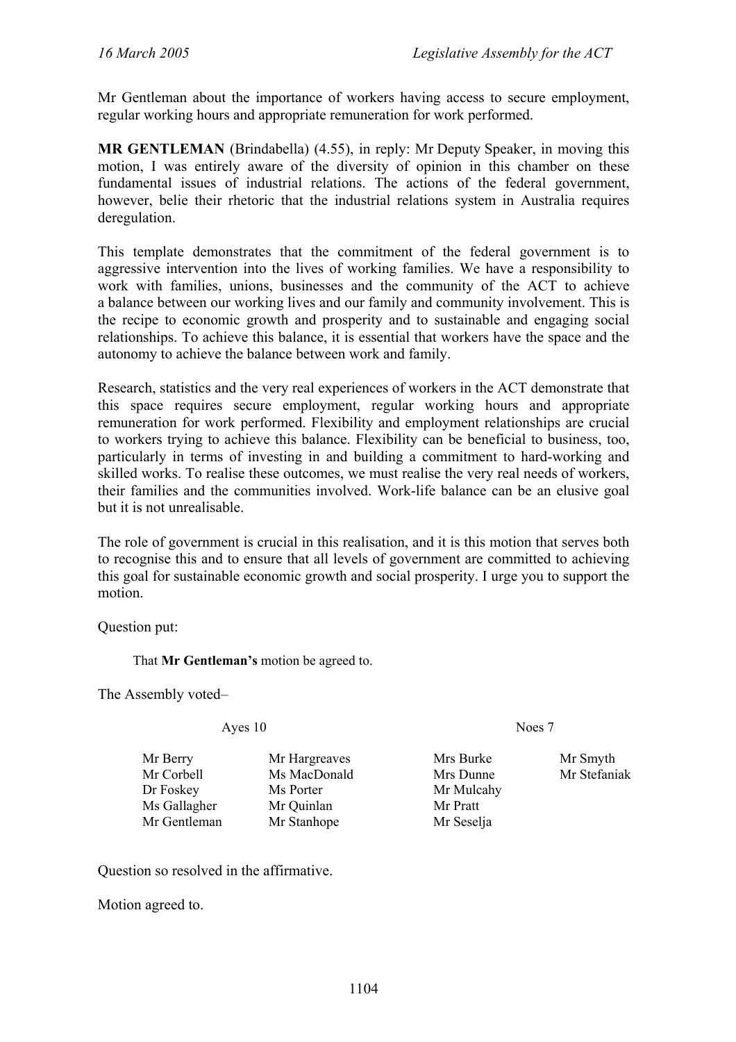Mr Gentleman about the importance of workers having access to secure employment, regular working hours and appropriate remuneration for work performed.

**MR GENTLEMAN** (Brindabella) (4.55), in reply: Mr Deputy Speaker, in moving this motion, I was entirely aware of the diversity of opinion in this chamber on these fundamental issues of industrial relations. The actions of the federal government, however, belie their rhetoric that the industrial relations system in Australia requires deregulation.

This template demonstrates that the commitment of the federal government is to aggressive intervention into the lives of working families. We have a responsibility to work with families, unions, businesses and the community of the ACT to achieve a balance between our working lives and our family and community involvement. This is the recipe to economic growth and prosperity and to sustainable and engaging social relationships. To achieve this balance, it is essential that workers have the space and the autonomy to achieve the balance between work and family.

Research, statistics and the very real experiences of workers in the ACT demonstrate that this space requires secure employment, regular working hours and appropriate remuneration for work performed. Flexibility and employment relationships are crucial to workers trying to achieve this balance. Flexibility can be beneficial to business, too, particularly in terms of investing in and building a commitment to hard-working and skilled works. To realise these outcomes, we must realise the very real needs of workers, their families and the communities involved. Work-life balance can be an elusive goal but it is not unrealisable.

The role of government is crucial in this realisation, and it is this motion that serves both to recognise this and to ensure that all levels of government are committed to achieving this goal for sustainable economic growth and social prosperity. I urge you to support the motion.

Question put:

> That **Mr Gentleman's** motion be agreed to.

The Assembly voted–

| Ayes 10 | | Noes 7 | |
|---|---|---|---|
| Mr Berry | Mr Hargreaves | Mrs Burke | Mr Smyth |
| Mr Corbell | Ms MacDonald | Mrs Dunne | Mr Stefaniak |
| Dr Foskey | Ms Porter | Mr Mulcahy | |
| Ms Gallagher | Mr Quinlan | Mr Pratt | |
| Mr Gentleman | Mr Stanhope | Mr Seselja | |

Question so resolved in the affirmative.

Motion agreed to.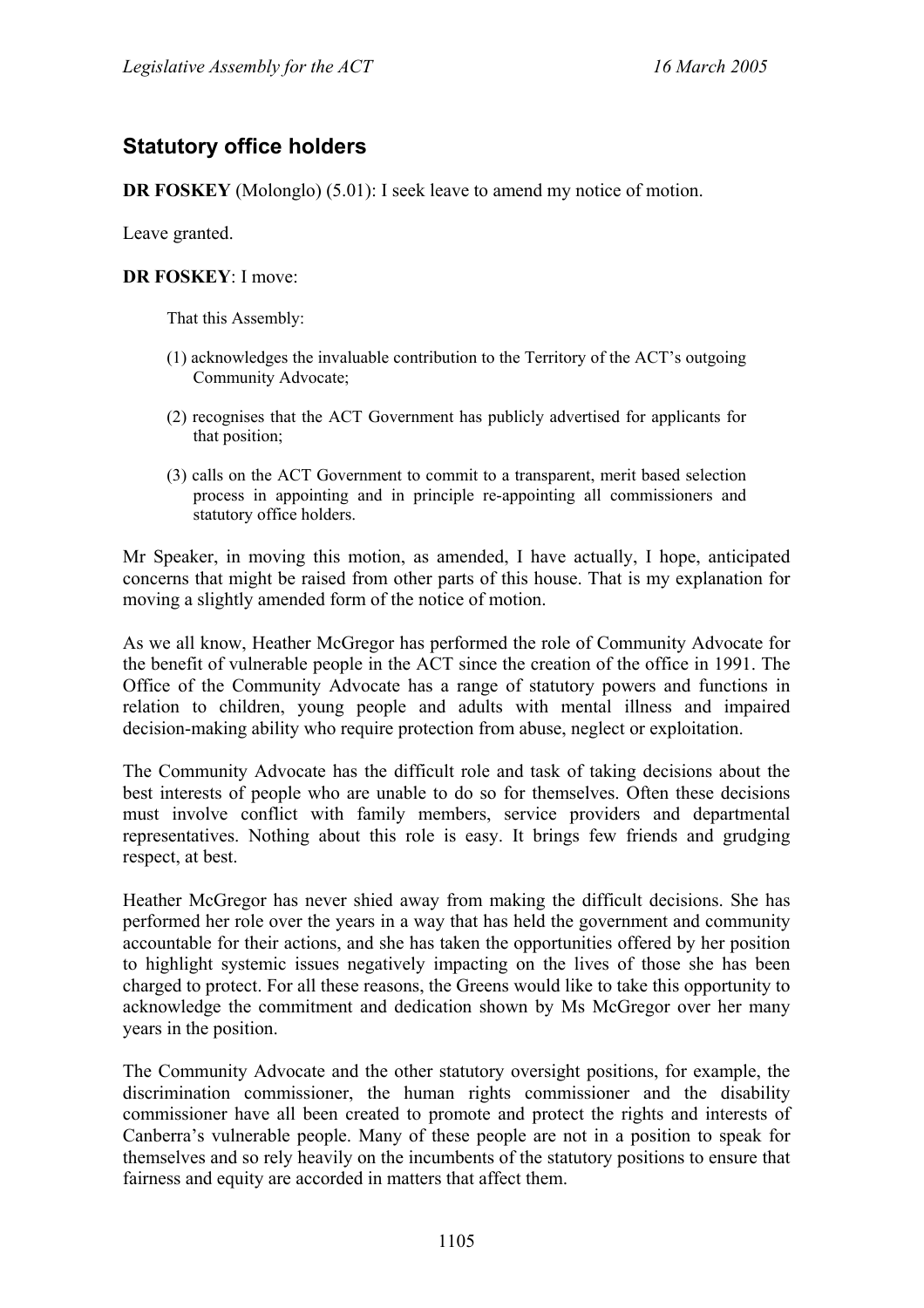## Statutory office holders

**DR FOSKEY** (Molonglo) (5.01): I seek leave to amend my notice of motion.

Leave granted.

**DR FOSKEY**: I move:

> That this Assembly:
>
> (1) acknowledges the invaluable contribution to the Territory of the ACT's outgoing Community Advocate;
>
> (2) recognises that the ACT Government has publicly advertised for applicants for that position;
>
> (3) calls on the ACT Government to commit to a transparent, merit based selection process in appointing and in principle re-appointing all commissioners and statutory office holders.

Mr Speaker, in moving this motion, as amended, I have actually, I hope, anticipated concerns that might be raised from other parts of this house. That is my explanation for moving a slightly amended form of the notice of motion.

As we all know, Heather McGregor has performed the role of Community Advocate for the benefit of vulnerable people in the ACT since the creation of the office in 1991. The Office of the Community Advocate has a range of statutory powers and functions in relation to children, young people and adults with mental illness and impaired decision-making ability who require protection from abuse, neglect or exploitation.

The Community Advocate has the difficult role and task of taking decisions about the best interests of people who are unable to do so for themselves. Often these decisions must involve conflict with family members, service providers and departmental representatives. Nothing about this role is easy. It brings few friends and grudging respect, at best.

Heather McGregor has never shied away from making the difficult decisions. She has performed her role over the years in a way that has held the government and community accountable for their actions, and she has taken the opportunities offered by her position to highlight systemic issues negatively impacting on the lives of those she has been charged to protect. For all these reasons, the Greens would like to take this opportunity to acknowledge the commitment and dedication shown by Ms McGregor over her many years in the position.

The Community Advocate and the other statutory oversight positions, for example, the discrimination commissioner, the human rights commissioner and the disability commissioner have all been created to promote and protect the rights and interests of Canberra's vulnerable people. Many of these people are not in a position to speak for themselves and so rely heavily on the incumbents of the statutory positions to ensure that fairness and equity are accorded in matters that affect them.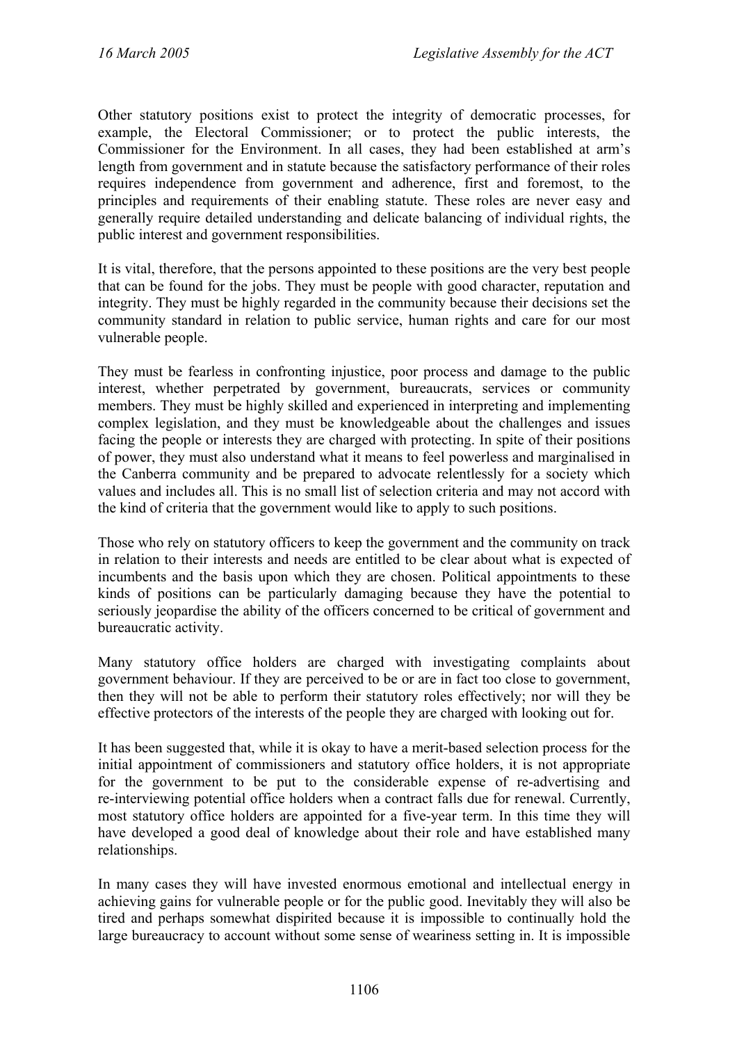Other statutory positions exist to protect the integrity of democratic processes, for example, the Electoral Commissioner; or to protect the public interests, the Commissioner for the Environment. In all cases, they had been established at arm's length from government and in statute because the satisfactory performance of their roles requires independence from government and adherence, first and foremost, to the principles and requirements of their enabling statute. These roles are never easy and generally require detailed understanding and delicate balancing of individual rights, the public interest and government responsibilities.

It is vital, therefore, that the persons appointed to these positions are the very best people that can be found for the jobs. They must be people with good character, reputation and integrity. They must be highly regarded in the community because their decisions set the community standard in relation to public service, human rights and care for our most vulnerable people.

They must be fearless in confronting injustice, poor process and damage to the public interest, whether perpetrated by government, bureaucrats, services or community members. They must be highly skilled and experienced in interpreting and implementing complex legislation, and they must be knowledgeable about the challenges and issues facing the people or interests they are charged with protecting. In spite of their positions of power, they must also understand what it means to feel powerless and marginalised in the Canberra community and be prepared to advocate relentlessly for a society which values and includes all. This is no small list of selection criteria and may not accord with the kind of criteria that the government would like to apply to such positions.

Those who rely on statutory officers to keep the government and the community on track in relation to their interests and needs are entitled to be clear about what is expected of incumbents and the basis upon which they are chosen. Political appointments to these kinds of positions can be particularly damaging because they have the potential to seriously jeopardise the ability of the officers concerned to be critical of government and bureaucratic activity.

Many statutory office holders are charged with investigating complaints about government behaviour. If they are perceived to be or are in fact too close to government, then they will not be able to perform their statutory roles effectively; nor will they be effective protectors of the interests of the people they are charged with looking out for.

It has been suggested that, while it is okay to have a merit-based selection process for the initial appointment of commissioners and statutory office holders, it is not appropriate for the government to be put to the considerable expense of re-advertising and re-interviewing potential office holders when a contract falls due for renewal. Currently, most statutory office holders are appointed for a five-year term. In this time they will have developed a good deal of knowledge about their role and have established many relationships.

In many cases they will have invested enormous emotional and intellectual energy in achieving gains for vulnerable people or for the public good. Inevitably they will also be tired and perhaps somewhat dispirited because it is impossible to continually hold the large bureaucracy to account without some sense of weariness setting in. It is impossible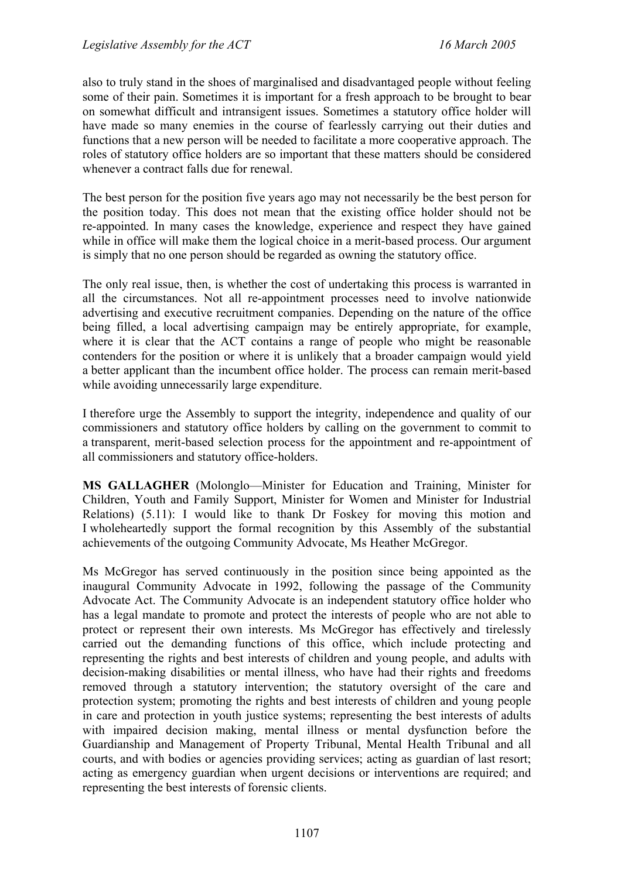also to truly stand in the shoes of marginalised and disadvantaged people without feeling some of their pain. Sometimes it is important for a fresh approach to be brought to bear on somewhat difficult and intransigent issues. Sometimes a statutory office holder will have made so many enemies in the course of fearlessly carrying out their duties and functions that a new person will be needed to facilitate a more cooperative approach. The roles of statutory office holders are so important that these matters should be considered whenever a contract falls due for renewal.

The best person for the position five years ago may not necessarily be the best person for the position today. This does not mean that the existing office holder should not be re-appointed. In many cases the knowledge, experience and respect they have gained while in office will make them the logical choice in a merit-based process. Our argument is simply that no one person should be regarded as owning the statutory office.

The only real issue, then, is whether the cost of undertaking this process is warranted in all the circumstances. Not all re-appointment processes need to involve nationwide advertising and executive recruitment companies. Depending on the nature of the office being filled, a local advertising campaign may be entirely appropriate, for example, where it is clear that the ACT contains a range of people who might be reasonable contenders for the position or where it is unlikely that a broader campaign would yield a better applicant than the incumbent office holder. The process can remain merit-based while avoiding unnecessarily large expenditure.

I therefore urge the Assembly to support the integrity, independence and quality of our commissioners and statutory office holders by calling on the government to commit to a transparent, merit-based selection process for the appointment and re-appointment of all commissioners and statutory office-holders.

**MS GALLAGHER** (Molonglo—Minister for Education and Training, Minister for Children, Youth and Family Support, Minister for Women and Minister for Industrial Relations) (5.11): I would like to thank Dr Foskey for moving this motion and I wholeheartedly support the formal recognition by this Assembly of the substantial achievements of the outgoing Community Advocate, Ms Heather McGregor.

Ms McGregor has served continuously in the position since being appointed as the inaugural Community Advocate in 1992, following the passage of the Community Advocate Act. The Community Advocate is an independent statutory office holder who has a legal mandate to promote and protect the interests of people who are not able to protect or represent their own interests. Ms McGregor has effectively and tirelessly carried out the demanding functions of this office, which include protecting and representing the rights and best interests of children and young people, and adults with decision-making disabilities or mental illness, who have had their rights and freedoms removed through a statutory intervention; the statutory oversight of the care and protection system; promoting the rights and best interests of children and young people in care and protection in youth justice systems; representing the best interests of adults with impaired decision making, mental illness or mental dysfunction before the Guardianship and Management of Property Tribunal, Mental Health Tribunal and all courts, and with bodies or agencies providing services; acting as guardian of last resort; acting as emergency guardian when urgent decisions or interventions are required; and representing the best interests of forensic clients.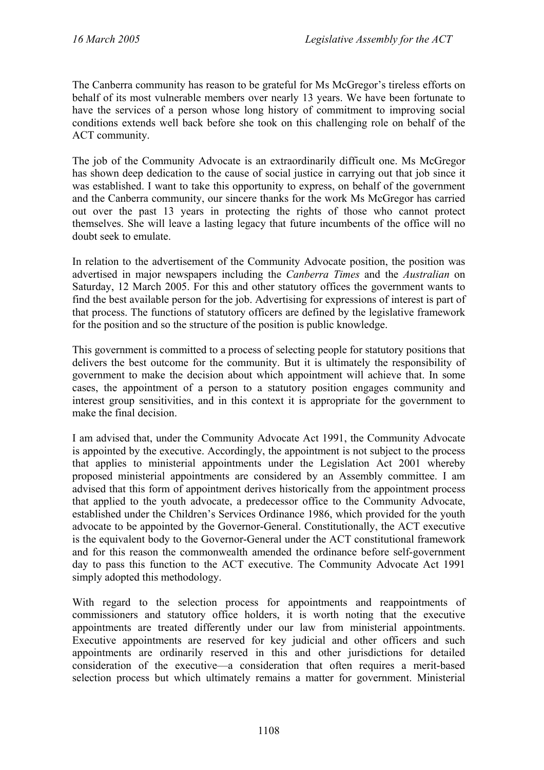The Canberra community has reason to be grateful for Ms McGregor's tireless efforts on behalf of its most vulnerable members over nearly 13 years. We have been fortunate to have the services of a person whose long history of commitment to improving social conditions extends well back before she took on this challenging role on behalf of the ACT community.

The job of the Community Advocate is an extraordinarily difficult one. Ms McGregor has shown deep dedication to the cause of social justice in carrying out that job since it was established. I want to take this opportunity to express, on behalf of the government and the Canberra community, our sincere thanks for the work Ms McGregor has carried out over the past 13 years in protecting the rights of those who cannot protect themselves. She will leave a lasting legacy that future incumbents of the office will no doubt seek to emulate.

In relation to the advertisement of the Community Advocate position, the position was advertised in major newspapers including the *Canberra Times* and the *Australian* on Saturday, 12 March 2005. For this and other statutory offices the government wants to find the best available person for the job. Advertising for expressions of interest is part of that process. The functions of statutory officers are defined by the legislative framework for the position and so the structure of the position is public knowledge.

This government is committed to a process of selecting people for statutory positions that delivers the best outcome for the community. But it is ultimately the responsibility of government to make the decision about which appointment will achieve that. In some cases, the appointment of a person to a statutory position engages community and interest group sensitivities, and in this context it is appropriate for the government to make the final decision.

I am advised that, under the Community Advocate Act 1991, the Community Advocate is appointed by the executive. Accordingly, the appointment is not subject to the process that applies to ministerial appointments under the Legislation Act 2001 whereby proposed ministerial appointments are considered by an Assembly committee. I am advised that this form of appointment derives historically from the appointment process that applied to the youth advocate, a predecessor office to the Community Advocate, established under the Children's Services Ordinance 1986, which provided for the youth advocate to be appointed by the Governor-General. Constitutionally, the ACT executive is the equivalent body to the Governor-General under the ACT constitutional framework and for this reason the commonwealth amended the ordinance before self-government day to pass this function to the ACT executive. The Community Advocate Act 1991 simply adopted this methodology.

With regard to the selection process for appointments and reappointments of commissioners and statutory office holders, it is worth noting that the executive appointments are treated differently under our law from ministerial appointments. Executive appointments are reserved for key judicial and other officers and such appointments are ordinarily reserved in this and other jurisdictions for detailed consideration of the executive—a consideration that often requires a merit-based selection process but which ultimately remains a matter for government. Ministerial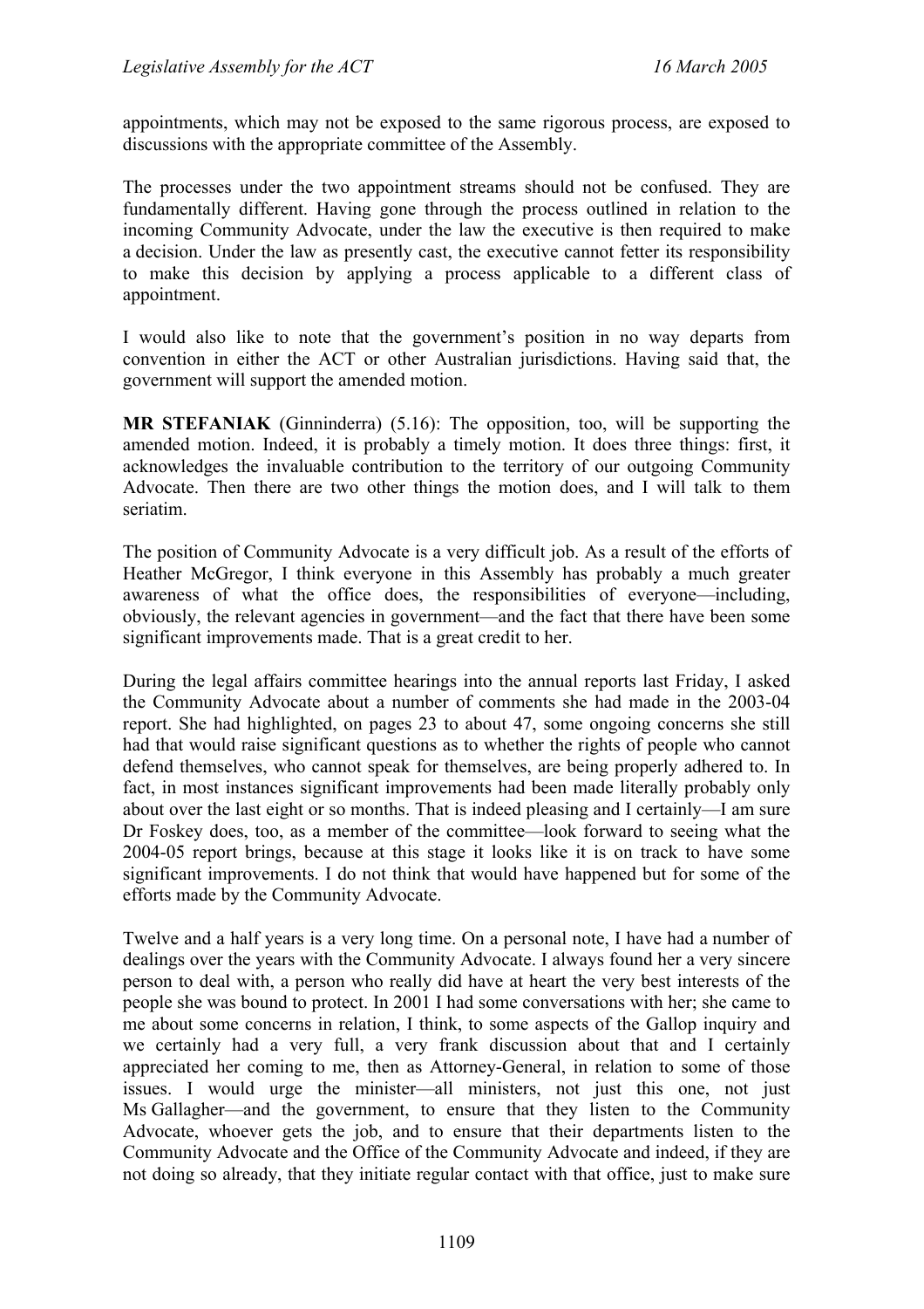appointments, which may not be exposed to the same rigorous process, are exposed to discussions with the appropriate committee of the Assembly.

The processes under the two appointment streams should not be confused. They are fundamentally different. Having gone through the process outlined in relation to the incoming Community Advocate, under the law the executive is then required to make a decision. Under the law as presently cast, the executive cannot fetter its responsibility to make this decision by applying a process applicable to a different class of appointment.

I would also like to note that the government's position in no way departs from convention in either the ACT or other Australian jurisdictions. Having said that, the government will support the amended motion.

**MR STEFANIAK** (Ginninderra) (5.16): The opposition, too, will be supporting the amended motion. Indeed, it is probably a timely motion. It does three things: first, it acknowledges the invaluable contribution to the territory of our outgoing Community Advocate. Then there are two other things the motion does, and I will talk to them seriatim.

The position of Community Advocate is a very difficult job. As a result of the efforts of Heather McGregor, I think everyone in this Assembly has probably a much greater awareness of what the office does, the responsibilities of everyone—including, obviously, the relevant agencies in government—and the fact that there have been some significant improvements made. That is a great credit to her.

During the legal affairs committee hearings into the annual reports last Friday, I asked the Community Advocate about a number of comments she had made in the 2003-04 report. She had highlighted, on pages 23 to about 47, some ongoing concerns she still had that would raise significant questions as to whether the rights of people who cannot defend themselves, who cannot speak for themselves, are being properly adhered to. In fact, in most instances significant improvements had been made literally probably only about over the last eight or so months. That is indeed pleasing and I certainly—I am sure Dr Foskey does, too, as a member of the committee—look forward to seeing what the 2004-05 report brings, because at this stage it looks like it is on track to have some significant improvements. I do not think that would have happened but for some of the efforts made by the Community Advocate.

Twelve and a half years is a very long time. On a personal note, I have had a number of dealings over the years with the Community Advocate. I always found her a very sincere person to deal with, a person who really did have at heart the very best interests of the people she was bound to protect. In 2001 I had some conversations with her; she came to me about some concerns in relation, I think, to some aspects of the Gallop inquiry and we certainly had a very full, a very frank discussion about that and I certainly appreciated her coming to me, then as Attorney-General, in relation to some of those issues. I would urge the minister—all ministers, not just this one, not just Ms Gallagher—and the government, to ensure that they listen to the Community Advocate, whoever gets the job, and to ensure that their departments listen to the Community Advocate and the Office of the Community Advocate and indeed, if they are not doing so already, that they initiate regular contact with that office, just to make sure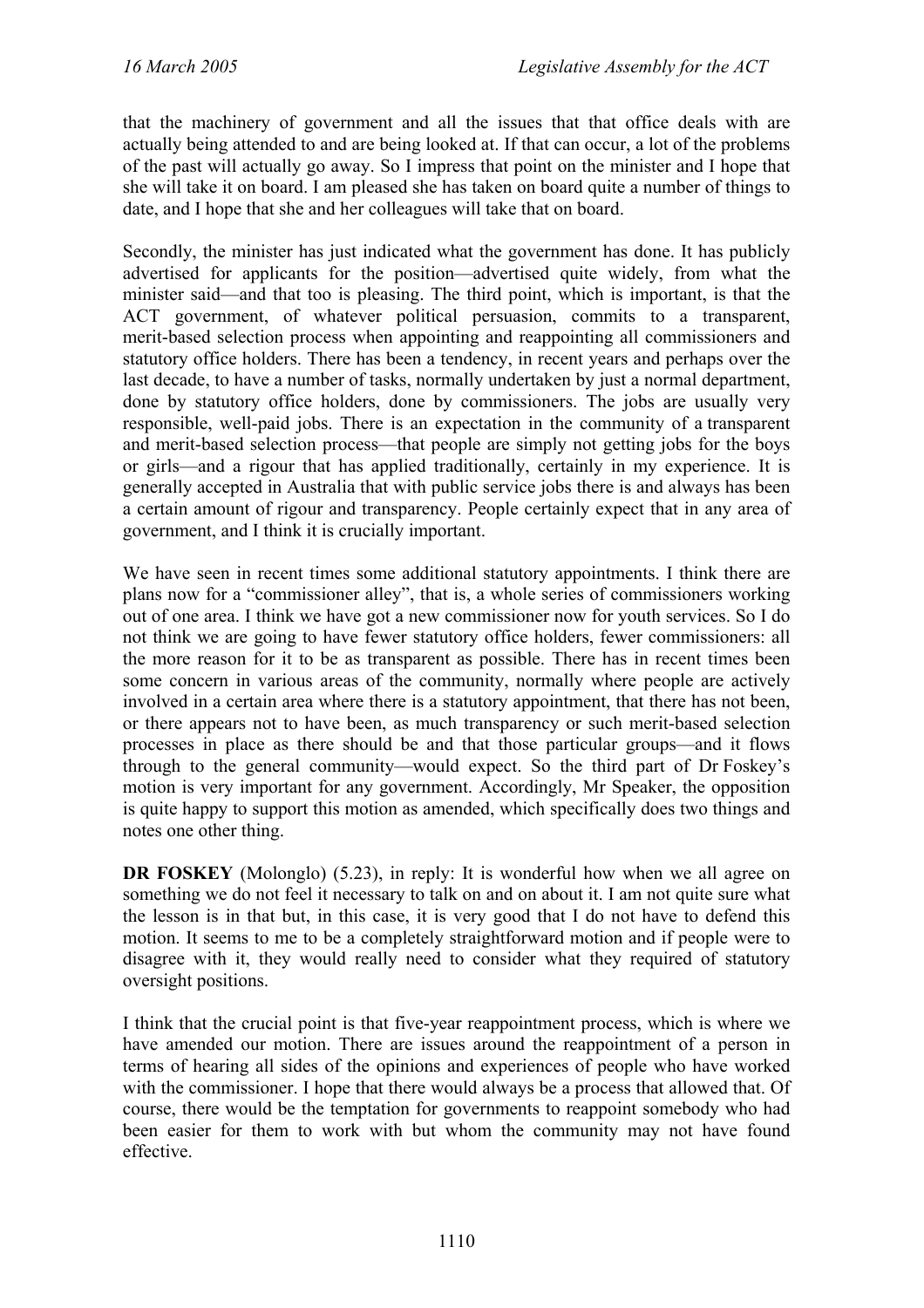that the machinery of government and all the issues that that office deals with are actually being attended to and are being looked at. If that can occur, a lot of the problems of the past will actually go away. So I impress that point on the minister and I hope that she will take it on board. I am pleased she has taken on board quite a number of things to date, and I hope that she and her colleagues will take that on board.

Secondly, the minister has just indicated what the government has done. It has publicly advertised for applicants for the position—advertised quite widely, from what the minister said—and that too is pleasing. The third point, which is important, is that the ACT government, of whatever political persuasion, commits to a transparent, merit-based selection process when appointing and reappointing all commissioners and statutory office holders. There has been a tendency, in recent years and perhaps over the last decade, to have a number of tasks, normally undertaken by just a normal department, done by statutory office holders, done by commissioners. The jobs are usually very responsible, well-paid jobs. There is an expectation in the community of a transparent and merit-based selection process—that people are simply not getting jobs for the boys or girls—and a rigour that has applied traditionally, certainly in my experience. It is generally accepted in Australia that with public service jobs there is and always has been a certain amount of rigour and transparency. People certainly expect that in any area of government, and I think it is crucially important.

We have seen in recent times some additional statutory appointments. I think there are plans now for a "commissioner alley", that is, a whole series of commissioners working out of one area. I think we have got a new commissioner now for youth services. So I do not think we are going to have fewer statutory office holders, fewer commissioners: all the more reason for it to be as transparent as possible. There has in recent times been some concern in various areas of the community, normally where people are actively involved in a certain area where there is a statutory appointment, that there has not been, or there appears not to have been, as much transparency or such merit-based selection processes in place as there should be and that those particular groups—and it flows through to the general community—would expect. So the third part of Dr Foskey's motion is very important for any government. Accordingly, Mr Speaker, the opposition is quite happy to support this motion as amended, which specifically does two things and notes one other thing.

**DR FOSKEY** (Molonglo) (5.23), in reply: It is wonderful how when we all agree on something we do not feel it necessary to talk on and on about it. I am not quite sure what the lesson is in that but, in this case, it is very good that I do not have to defend this motion. It seems to me to be a completely straightforward motion and if people were to disagree with it, they would really need to consider what they required of statutory oversight positions.

I think that the crucial point is that five-year reappointment process, which is where we have amended our motion. There are issues around the reappointment of a person in terms of hearing all sides of the opinions and experiences of people who have worked with the commissioner. I hope that there would always be a process that allowed that. Of course, there would be the temptation for governments to reappoint somebody who had been easier for them to work with but whom the community may not have found effective.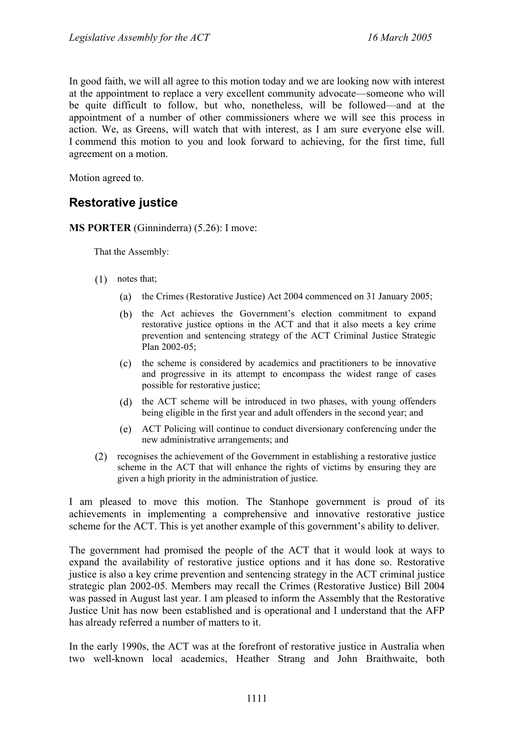In good faith, we will all agree to this motion today and we are looking now with interest at the appointment to replace a very excellent community advocate—someone who will be quite difficult to follow, but who, nonetheless, will be followed—and at the appointment of a number of other commissioners where we will see this process in action. We, as Greens, will watch that with interest, as I am sure everyone else will. I commend this motion to you and look forward to achieving, for the first time, full agreement on a motion.

Motion agreed to.

## Restorative justice

**MS PORTER** (Ginninderra) (5.26): I move:

> That the Assembly:
>
> (1) notes that;
>
> (a) the Crimes (Restorative Justice) Act 2004 commenced on 31 January 2005;
>
> (b) the Act achieves the Government's election commitment to expand restorative justice options in the ACT and that it also meets a key crime prevention and sentencing strategy of the ACT Criminal Justice Strategic Plan 2002-05;
>
> (c) the scheme is considered by academics and practitioners to be innovative and progressive in its attempt to encompass the widest range of cases possible for restorative justice;
>
> (d) the ACT scheme will be introduced in two phases, with young offenders being eligible in the first year and adult offenders in the second year; and
>
> (e) ACT Policing will continue to conduct diversionary conferencing under the new administrative arrangements; and
>
> (2) recognises the achievement of the Government in establishing a restorative justice scheme in the ACT that will enhance the rights of victims by ensuring they are given a high priority in the administration of justice.

I am pleased to move this motion. The Stanhope government is proud of its achievements in implementing a comprehensive and innovative restorative justice scheme for the ACT. This is yet another example of this government's ability to deliver.

The government had promised the people of the ACT that it would look at ways to expand the availability of restorative justice options and it has done so. Restorative justice is also a key crime prevention and sentencing strategy in the ACT criminal justice strategic plan 2002-05. Members may recall the Crimes (Restorative Justice) Bill 2004 was passed in August last year. I am pleased to inform the Assembly that the Restorative Justice Unit has now been established and is operational and I understand that the AFP has already referred a number of matters to it.

In the early 1990s, the ACT was at the forefront of restorative justice in Australia when two well-known local academics, Heather Strang and John Braithwaite, both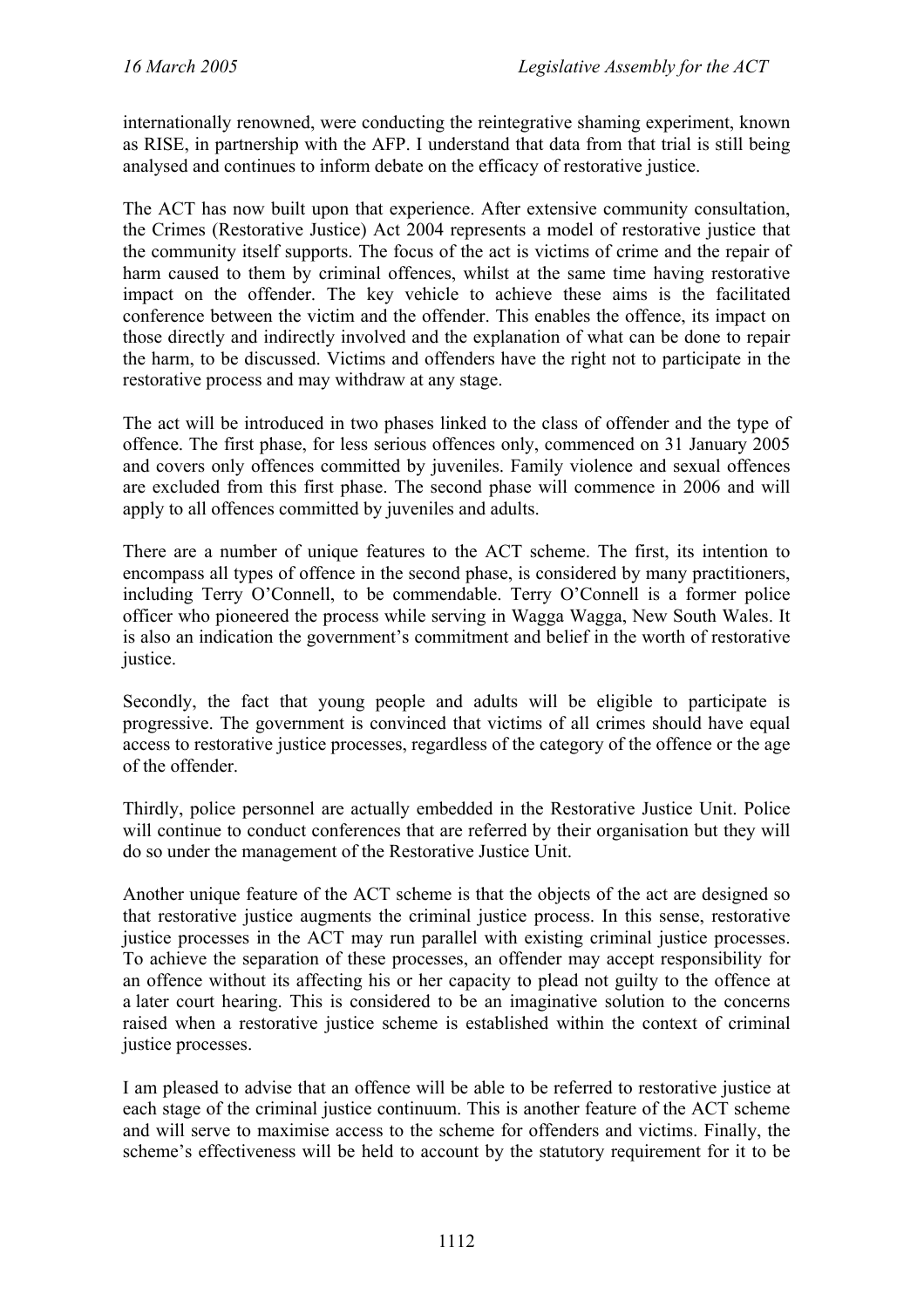internationally renowned, were conducting the reintegrative shaming experiment, known as RISE, in partnership with the AFP. I understand that data from that trial is still being analysed and continues to inform debate on the efficacy of restorative justice.

The ACT has now built upon that experience. After extensive community consultation, the Crimes (Restorative Justice) Act 2004 represents a model of restorative justice that the community itself supports. The focus of the act is victims of crime and the repair of harm caused to them by criminal offences, whilst at the same time having restorative impact on the offender. The key vehicle to achieve these aims is the facilitated conference between the victim and the offender. This enables the offence, its impact on those directly and indirectly involved and the explanation of what can be done to repair the harm, to be discussed. Victims and offenders have the right not to participate in the restorative process and may withdraw at any stage.

The act will be introduced in two phases linked to the class of offender and the type of offence. The first phase, for less serious offences only, commenced on 31 January 2005 and covers only offences committed by juveniles. Family violence and sexual offences are excluded from this first phase. The second phase will commence in 2006 and will apply to all offences committed by juveniles and adults.

There are a number of unique features to the ACT scheme. The first, its intention to encompass all types of offence in the second phase, is considered by many practitioners, including Terry O'Connell, to be commendable. Terry O'Connell is a former police officer who pioneered the process while serving in Wagga Wagga, New South Wales. It is also an indication the government's commitment and belief in the worth of restorative justice.

Secondly, the fact that young people and adults will be eligible to participate is progressive. The government is convinced that victims of all crimes should have equal access to restorative justice processes, regardless of the category of the offence or the age of the offender.

Thirdly, police personnel are actually embedded in the Restorative Justice Unit. Police will continue to conduct conferences that are referred by their organisation but they will do so under the management of the Restorative Justice Unit.

Another unique feature of the ACT scheme is that the objects of the act are designed so that restorative justice augments the criminal justice process. In this sense, restorative justice processes in the ACT may run parallel with existing criminal justice processes. To achieve the separation of these processes, an offender may accept responsibility for an offence without its affecting his or her capacity to plead not guilty to the offence at a later court hearing. This is considered to be an imaginative solution to the concerns raised when a restorative justice scheme is established within the context of criminal justice processes.

I am pleased to advise that an offence will be able to be referred to restorative justice at each stage of the criminal justice continuum. This is another feature of the ACT scheme and will serve to maximise access to the scheme for offenders and victims. Finally, the scheme's effectiveness will be held to account by the statutory requirement for it to be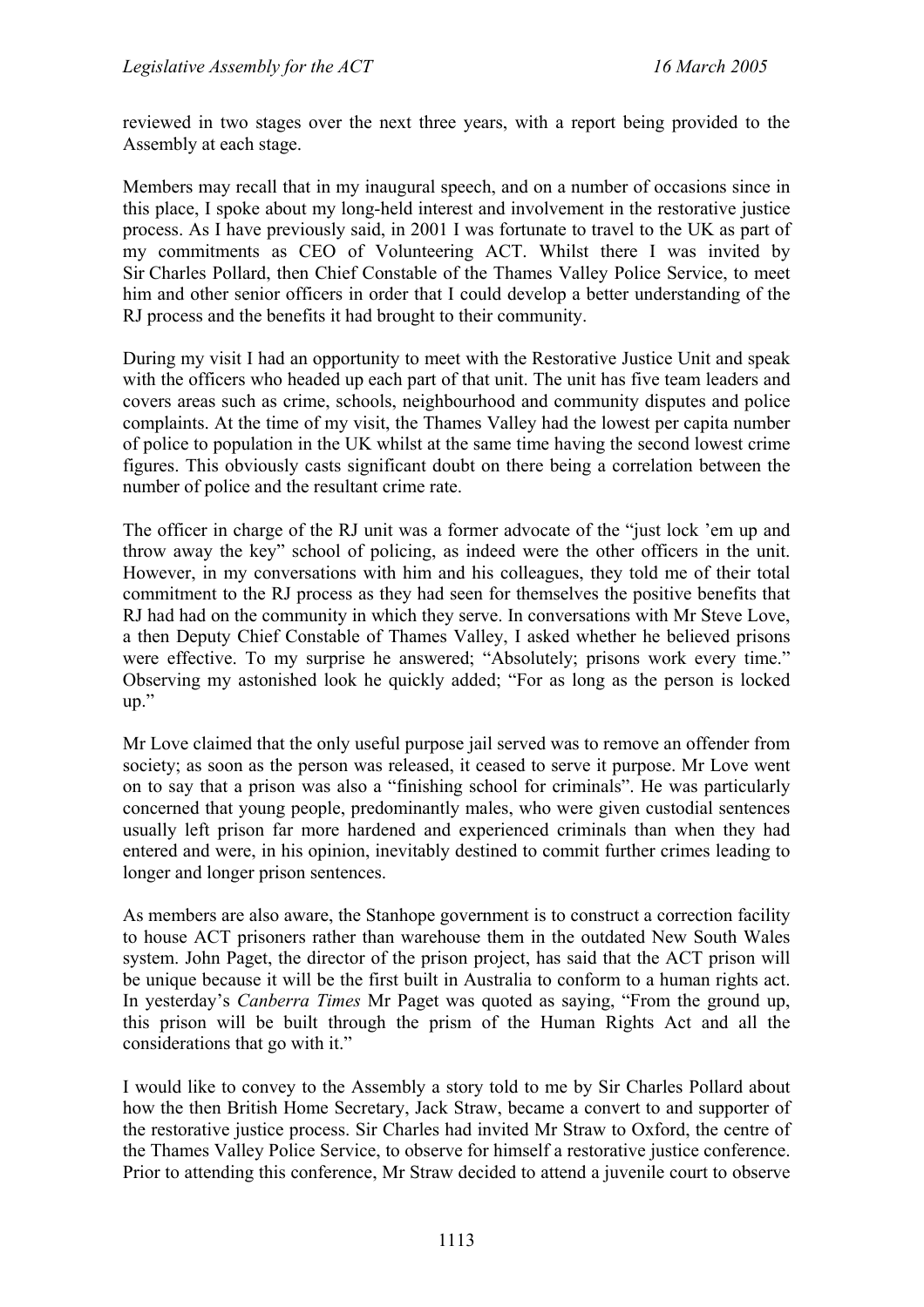reviewed in two stages over the next three years, with a report being provided to the Assembly at each stage.

Members may recall that in my inaugural speech, and on a number of occasions since in this place, I spoke about my long-held interest and involvement in the restorative justice process. As I have previously said, in 2001 I was fortunate to travel to the UK as part of my commitments as CEO of Volunteering ACT. Whilst there I was invited by Sir Charles Pollard, then Chief Constable of the Thames Valley Police Service, to meet him and other senior officers in order that I could develop a better understanding of the RJ process and the benefits it had brought to their community.

During my visit I had an opportunity to meet with the Restorative Justice Unit and speak with the officers who headed up each part of that unit. The unit has five team leaders and covers areas such as crime, schools, neighbourhood and community disputes and police complaints. At the time of my visit, the Thames Valley had the lowest per capita number of police to population in the UK whilst at the same time having the second lowest crime figures. This obviously casts significant doubt on there being a correlation between the number of police and the resultant crime rate.

The officer in charge of the RJ unit was a former advocate of the "just lock 'em up and throw away the key" school of policing, as indeed were the other officers in the unit. However, in my conversations with him and his colleagues, they told me of their total commitment to the RJ process as they had seen for themselves the positive benefits that RJ had had on the community in which they serve. In conversations with Mr Steve Love, a then Deputy Chief Constable of Thames Valley, I asked whether he believed prisons were effective. To my surprise he answered; "Absolutely; prisons work every time." Observing my astonished look he quickly added; "For as long as the person is locked up."

Mr Love claimed that the only useful purpose jail served was to remove an offender from society; as soon as the person was released, it ceased to serve it purpose. Mr Love went on to say that a prison was also a "finishing school for criminals". He was particularly concerned that young people, predominantly males, who were given custodial sentences usually left prison far more hardened and experienced criminals than when they had entered and were, in his opinion, inevitably destined to commit further crimes leading to longer and longer prison sentences.

As members are also aware, the Stanhope government is to construct a correction facility to house ACT prisoners rather than warehouse them in the outdated New South Wales system. John Paget, the director of the prison project, has said that the ACT prison will be unique because it will be the first built in Australia to conform to a human rights act. In yesterday's *Canberra Times* Mr Paget was quoted as saying, "From the ground up, this prison will be built through the prism of the Human Rights Act and all the considerations that go with it."

I would like to convey to the Assembly a story told to me by Sir Charles Pollard about how the then British Home Secretary, Jack Straw, became a convert to and supporter of the restorative justice process. Sir Charles had invited Mr Straw to Oxford, the centre of the Thames Valley Police Service, to observe for himself a restorative justice conference. Prior to attending this conference, Mr Straw decided to attend a juvenile court to observe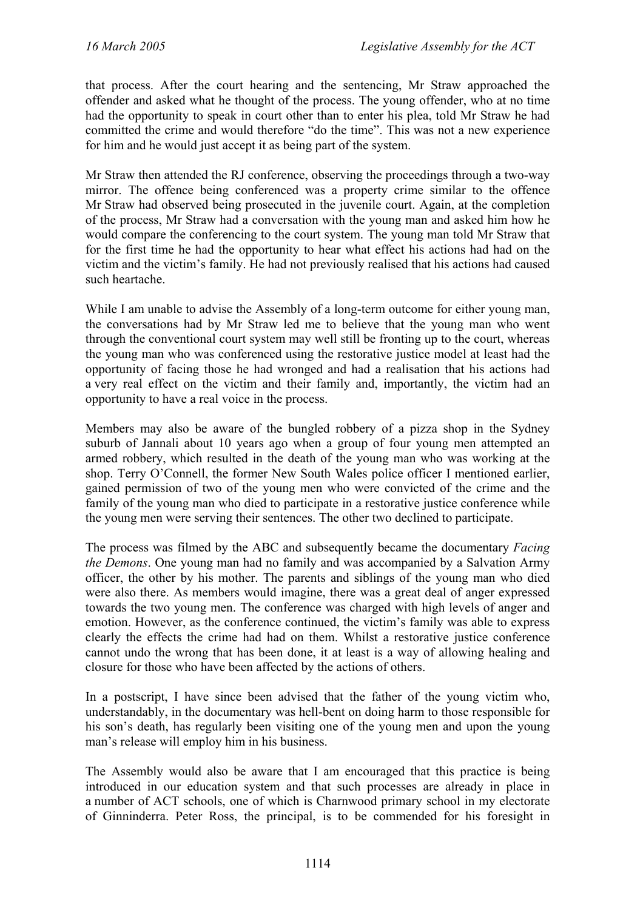that process. After the court hearing and the sentencing, Mr Straw approached the offender and asked what he thought of the process. The young offender, who at no time had the opportunity to speak in court other than to enter his plea, told Mr Straw he had committed the crime and would therefore "do the time". This was not a new experience for him and he would just accept it as being part of the system.

Mr Straw then attended the RJ conference, observing the proceedings through a two-way mirror. The offence being conferenced was a property crime similar to the offence Mr Straw had observed being prosecuted in the juvenile court. Again, at the completion of the process, Mr Straw had a conversation with the young man and asked him how he would compare the conferencing to the court system. The young man told Mr Straw that for the first time he had the opportunity to hear what effect his actions had had on the victim and the victim's family. He had not previously realised that his actions had caused such heartache.

While I am unable to advise the Assembly of a long-term outcome for either young man, the conversations had by Mr Straw led me to believe that the young man who went through the conventional court system may well still be fronting up to the court, whereas the young man who was conferenced using the restorative justice model at least had the opportunity of facing those he had wronged and had a realisation that his actions had a very real effect on the victim and their family and, importantly, the victim had an opportunity to have a real voice in the process.

Members may also be aware of the bungled robbery of a pizza shop in the Sydney suburb of Jannali about 10 years ago when a group of four young men attempted an armed robbery, which resulted in the death of the young man who was working at the shop. Terry O'Connell, the former New South Wales police officer I mentioned earlier, gained permission of two of the young men who were convicted of the crime and the family of the young man who died to participate in a restorative justice conference while the young men were serving their sentences. The other two declined to participate.

The process was filmed by the ABC and subsequently became the documentary *Facing the Demons*. One young man had no family and was accompanied by a Salvation Army officer, the other by his mother. The parents and siblings of the young man who died were also there. As members would imagine, there was a great deal of anger expressed towards the two young men. The conference was charged with high levels of anger and emotion. However, as the conference continued, the victim's family was able to express clearly the effects the crime had had on them. Whilst a restorative justice conference cannot undo the wrong that has been done, it at least is a way of allowing healing and closure for those who have been affected by the actions of others.

In a postscript, I have since been advised that the father of the young victim who, understandably, in the documentary was hell-bent on doing harm to those responsible for his son's death, has regularly been visiting one of the young men and upon the young man's release will employ him in his business.

The Assembly would also be aware that I am encouraged that this practice is being introduced in our education system and that such processes are already in place in a number of ACT schools, one of which is Charnwood primary school in my electorate of Ginninderra. Peter Ross, the principal, is to be commended for his foresight in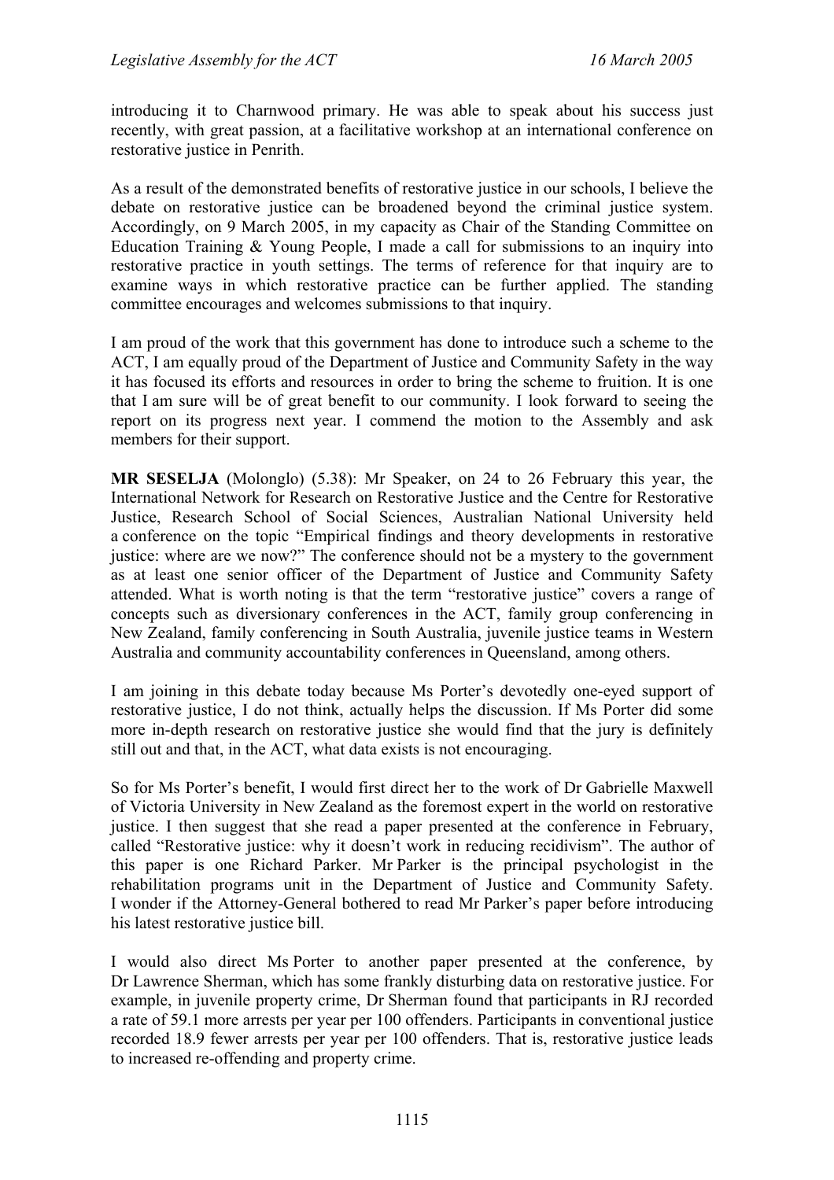introducing it to Charnwood primary. He was able to speak about his success just recently, with great passion, at a facilitative workshop at an international conference on restorative justice in Penrith.

As a result of the demonstrated benefits of restorative justice in our schools, I believe the debate on restorative justice can be broadened beyond the criminal justice system. Accordingly, on 9 March 2005, in my capacity as Chair of the Standing Committee on Education Training & Young People, I made a call for submissions to an inquiry into restorative practice in youth settings. The terms of reference for that inquiry are to examine ways in which restorative practice can be further applied. The standing committee encourages and welcomes submissions to that inquiry.

I am proud of the work that this government has done to introduce such a scheme to the ACT, I am equally proud of the Department of Justice and Community Safety in the way it has focused its efforts and resources in order to bring the scheme to fruition. It is one that I am sure will be of great benefit to our community. I look forward to seeing the report on its progress next year. I commend the motion to the Assembly and ask members for their support.

**MR SESELJA** (Molonglo) (5.38): Mr Speaker, on 24 to 26 February this year, the International Network for Research on Restorative Justice and the Centre for Restorative Justice, Research School of Social Sciences, Australian National University held a conference on the topic "Empirical findings and theory developments in restorative justice: where are we now?" The conference should not be a mystery to the government as at least one senior officer of the Department of Justice and Community Safety attended. What is worth noting is that the term "restorative justice" covers a range of concepts such as diversionary conferences in the ACT, family group conferencing in New Zealand, family conferencing in South Australia, juvenile justice teams in Western Australia and community accountability conferences in Queensland, among others.

I am joining in this debate today because Ms Porter's devotedly one-eyed support of restorative justice, I do not think, actually helps the discussion. If Ms Porter did some more in-depth research on restorative justice she would find that the jury is definitely still out and that, in the ACT, what data exists is not encouraging.

So for Ms Porter's benefit, I would first direct her to the work of Dr Gabrielle Maxwell of Victoria University in New Zealand as the foremost expert in the world on restorative justice. I then suggest that she read a paper presented at the conference in February, called "Restorative justice: why it doesn't work in reducing recidivism". The author of this paper is one Richard Parker. Mr Parker is the principal psychologist in the rehabilitation programs unit in the Department of Justice and Community Safety. I wonder if the Attorney-General bothered to read Mr Parker's paper before introducing his latest restorative justice bill.

I would also direct Ms Porter to another paper presented at the conference, by Dr Lawrence Sherman, which has some frankly disturbing data on restorative justice. For example, in juvenile property crime, Dr Sherman found that participants in RJ recorded a rate of 59.1 more arrests per year per 100 offenders. Participants in conventional justice recorded 18.9 fewer arrests per year per 100 offenders. That is, restorative justice leads to increased re-offending and property crime.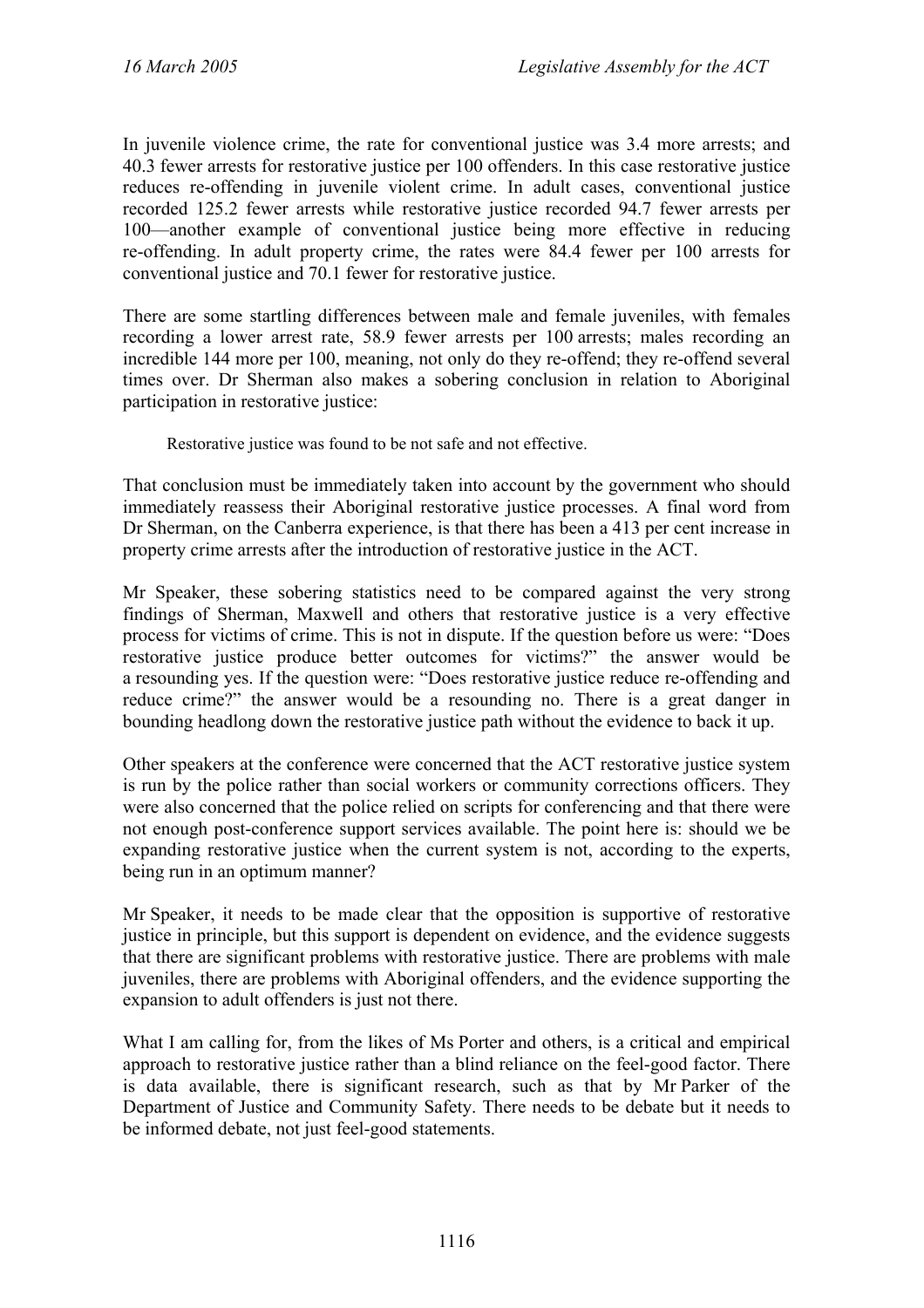In juvenile violence crime, the rate for conventional justice was 3.4 more arrests; and 40.3 fewer arrests for restorative justice per 100 offenders. In this case restorative justice reduces re-offending in juvenile violent crime. In adult cases, conventional justice recorded 125.2 fewer arrests while restorative justice recorded 94.7 fewer arrests per 100—another example of conventional justice being more effective in reducing re-offending. In adult property crime, the rates were 84.4 fewer per 100 arrests for conventional justice and 70.1 fewer for restorative justice.

There are some startling differences between male and female juveniles, with females recording a lower arrest rate, 58.9 fewer arrests per 100 arrests; males recording an incredible 144 more per 100, meaning, not only do they re-offend; they re-offend several times over. Dr Sherman also makes a sobering conclusion in relation to Aboriginal participation in restorative justice:

> Restorative justice was found to be not safe and not effective.

That conclusion must be immediately taken into account by the government who should immediately reassess their Aboriginal restorative justice processes. A final word from Dr Sherman, on the Canberra experience, is that there has been a 413 per cent increase in property crime arrests after the introduction of restorative justice in the ACT.

Mr Speaker, these sobering statistics need to be compared against the very strong findings of Sherman, Maxwell and others that restorative justice is a very effective process for victims of crime. This is not in dispute. If the question before us were: "Does restorative justice produce better outcomes for victims?" the answer would be a resounding yes. If the question were: "Does restorative justice reduce re-offending and reduce crime?" the answer would be a resounding no. There is a great danger in bounding headlong down the restorative justice path without the evidence to back it up.

Other speakers at the conference were concerned that the ACT restorative justice system is run by the police rather than social workers or community corrections officers. They were also concerned that the police relied on scripts for conferencing and that there were not enough post-conference support services available. The point here is: should we be expanding restorative justice when the current system is not, according to the experts, being run in an optimum manner?

Mr Speaker, it needs to be made clear that the opposition is supportive of restorative justice in principle, but this support is dependent on evidence, and the evidence suggests that there are significant problems with restorative justice. There are problems with male juveniles, there are problems with Aboriginal offenders, and the evidence supporting the expansion to adult offenders is just not there.

What I am calling for, from the likes of Ms Porter and others, is a critical and empirical approach to restorative justice rather than a blind reliance on the feel-good factor. There is data available, there is significant research, such as that by Mr Parker of the Department of Justice and Community Safety. There needs to be debate but it needs to be informed debate, not just feel-good statements.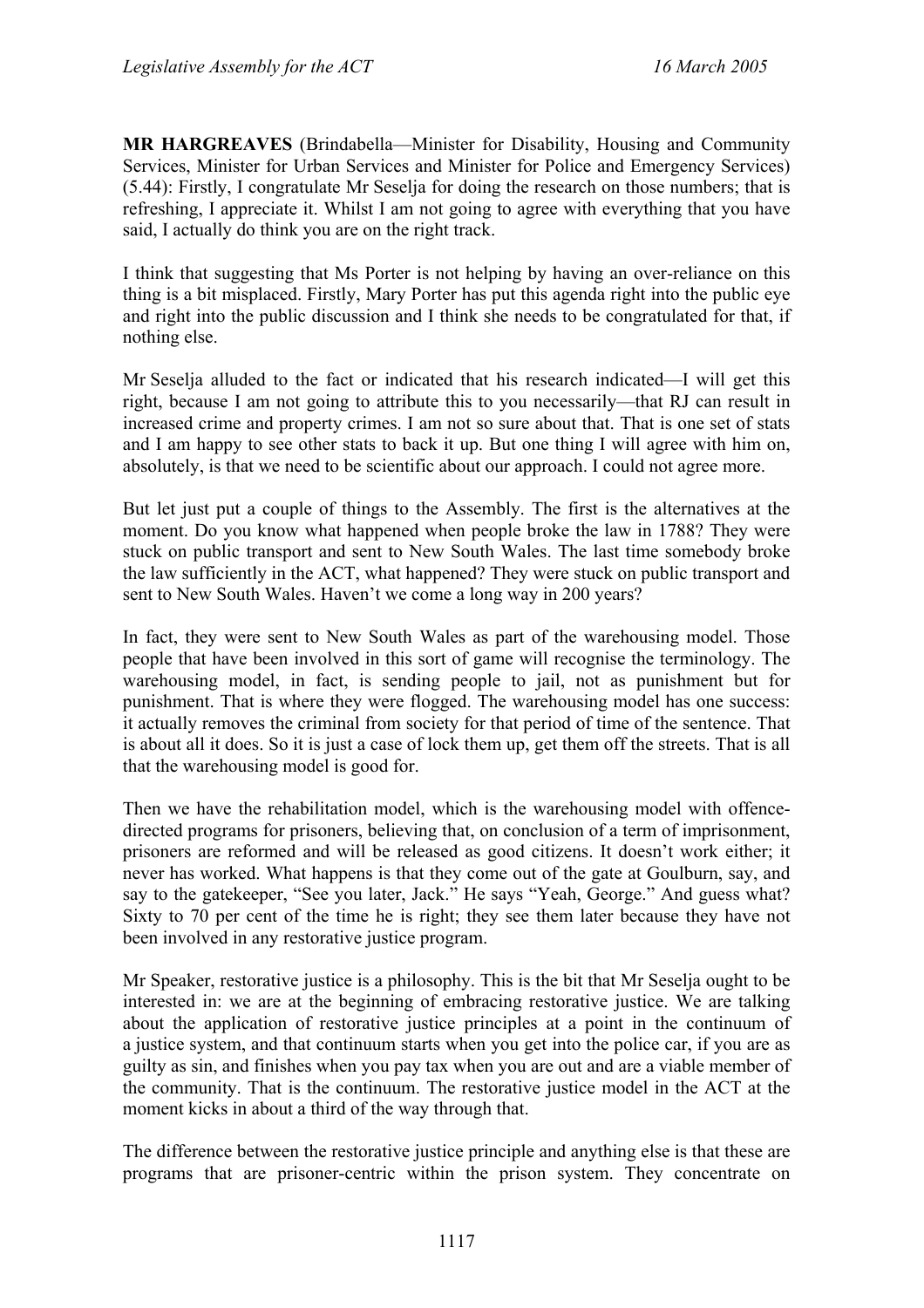**MR HARGREAVES** (Brindabella—Minister for Disability, Housing and Community Services, Minister for Urban Services and Minister for Police and Emergency Services) (5.44): Firstly, I congratulate Mr Seselja for doing the research on those numbers; that is refreshing, I appreciate it. Whilst I am not going to agree with everything that you have said, I actually do think you are on the right track.

I think that suggesting that Ms Porter is not helping by having an over-reliance on this thing is a bit misplaced. Firstly, Mary Porter has put this agenda right into the public eye and right into the public discussion and I think she needs to be congratulated for that, if nothing else.

Mr Seselja alluded to the fact or indicated that his research indicated—I will get this right, because I am not going to attribute this to you necessarily—that RJ can result in increased crime and property crimes. I am not so sure about that. That is one set of stats and I am happy to see other stats to back it up. But one thing I will agree with him on, absolutely, is that we need to be scientific about our approach. I could not agree more.

But let just put a couple of things to the Assembly. The first is the alternatives at the moment. Do you know what happened when people broke the law in 1788? They were stuck on public transport and sent to New South Wales. The last time somebody broke the law sufficiently in the ACT, what happened? They were stuck on public transport and sent to New South Wales. Haven't we come a long way in 200 years?

In fact, they were sent to New South Wales as part of the warehousing model. Those people that have been involved in this sort of game will recognise the terminology. The warehousing model, in fact, is sending people to jail, not as punishment but for punishment. That is where they were flogged. The warehousing model has one success: it actually removes the criminal from society for that period of time of the sentence. That is about all it does. So it is just a case of lock them up, get them off the streets. That is all that the warehousing model is good for.

Then we have the rehabilitation model, which is the warehousing model with offence-directed programs for prisoners, believing that, on conclusion of a term of imprisonment, prisoners are reformed and will be released as good citizens. It doesn't work either; it never has worked. What happens is that they come out of the gate at Goulburn, say, and say to the gatekeeper, "See you later, Jack." He says "Yeah, George." And guess what? Sixty to 70 per cent of the time he is right; they see them later because they have not been involved in any restorative justice program.

Mr Speaker, restorative justice is a philosophy. This is the bit that Mr Seselja ought to be interested in: we are at the beginning of embracing restorative justice. We are talking about the application of restorative justice principles at a point in the continuum of a justice system, and that continuum starts when you get into the police car, if you are as guilty as sin, and finishes when you pay tax when you are out and are a viable member of the community. That is the continuum. The restorative justice model in the ACT at the moment kicks in about a third of the way through that.

The difference between the restorative justice principle and anything else is that these are programs that are prisoner-centric within the prison system. They concentrate on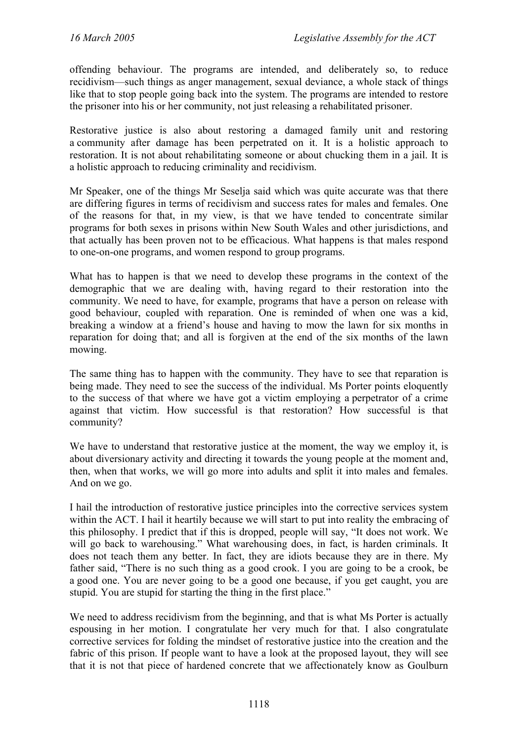offending behaviour. The programs are intended, and deliberately so, to reduce recidivism—such things as anger management, sexual deviance, a whole stack of things like that to stop people going back into the system. The programs are intended to restore the prisoner into his or her community, not just releasing a rehabilitated prisoner.

Restorative justice is also about restoring a damaged family unit and restoring a community after damage has been perpetrated on it. It is a holistic approach to restoration. It is not about rehabilitating someone or about chucking them in a jail. It is a holistic approach to reducing criminality and recidivism.

Mr Speaker, one of the things Mr Seselja said which was quite accurate was that there are differing figures in terms of recidivism and success rates for males and females. One of the reasons for that, in my view, is that we have tended to concentrate similar programs for both sexes in prisons within New South Wales and other jurisdictions, and that actually has been proven not to be efficacious. What happens is that males respond to one-on-one programs, and women respond to group programs.

What has to happen is that we need to develop these programs in the context of the demographic that we are dealing with, having regard to their restoration into the community. We need to have, for example, programs that have a person on release with good behaviour, coupled with reparation. One is reminded of when one was a kid, breaking a window at a friend's house and having to mow the lawn for six months in reparation for doing that; and all is forgiven at the end of the six months of the lawn mowing.

The same thing has to happen with the community. They have to see that reparation is being made. They need to see the success of the individual. Ms Porter points eloquently to the success of that where we have got a victim employing a perpetrator of a crime against that victim. How successful is that restoration? How successful is that community?

We have to understand that restorative justice at the moment, the way we employ it, is about diversionary activity and directing it towards the young people at the moment and, then, when that works, we will go more into adults and split it into males and females. And on we go.

I hail the introduction of restorative justice principles into the corrective services system within the ACT. I hail it heartily because we will start to put into reality the embracing of this philosophy. I predict that if this is dropped, people will say, "It does not work. We will go back to warehousing." What warehousing does, in fact, is harden criminals. It does not teach them any better. In fact, they are idiots because they are in there. My father said, "There is no such thing as a good crook. I you are going to be a crook, be a good one. You are never going to be a good one because, if you get caught, you are stupid. You are stupid for starting the thing in the first place."

We need to address recidivism from the beginning, and that is what Ms Porter is actually espousing in her motion. I congratulate her very much for that. I also congratulate corrective services for folding the mindset of restorative justice into the creation and the fabric of this prison. If people want to have a look at the proposed layout, they will see that it is not that piece of hardened concrete that we affectionately know as Goulburn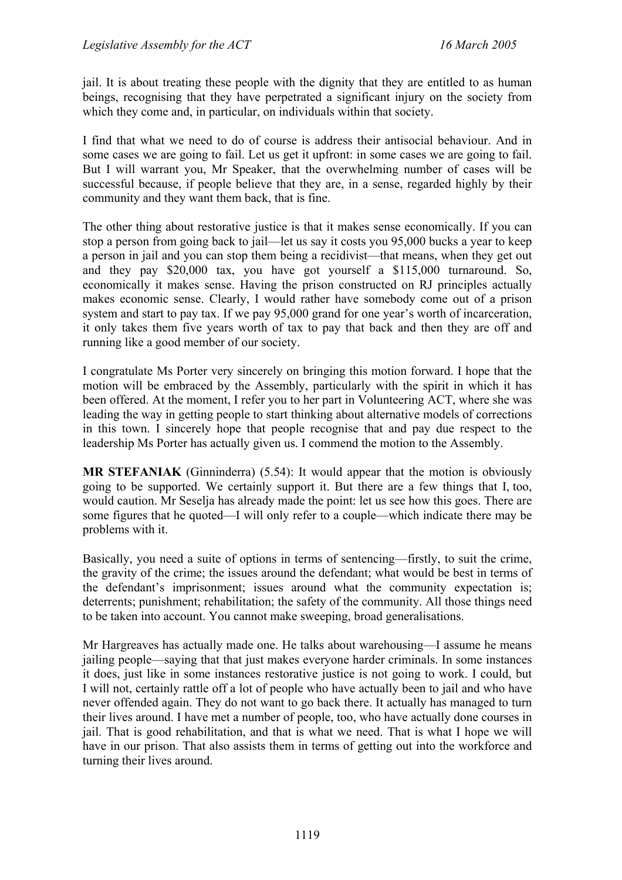jail. It is about treating these people with the dignity that they are entitled to as human beings, recognising that they have perpetrated a significant injury on the society from which they come and, in particular, on individuals within that society.

I find that what we need to do of course is address their antisocial behaviour. And in some cases we are going to fail. Let us get it upfront: in some cases we are going to fail. But I will warrant you, Mr Speaker, that the overwhelming number of cases will be successful because, if people believe that they are, in a sense, regarded highly by their community and they want them back, that is fine.

The other thing about restorative justice is that it makes sense economically. If you can stop a person from going back to jail—let us say it costs you 95,000 bucks a year to keep a person in jail and you can stop them being a recidivist—that means, when they get out and they pay $20,000 tax, you have got yourself a $115,000 turnaround. So, economically it makes sense. Having the prison constructed on RJ principles actually makes economic sense. Clearly, I would rather have somebody come out of a prison system and start to pay tax. If we pay 95,000 grand for one year's worth of incarceration, it only takes them five years worth of tax to pay that back and then they are off and running like a good member of our society.

I congratulate Ms Porter very sincerely on bringing this motion forward. I hope that the motion will be embraced by the Assembly, particularly with the spirit in which it has been offered. At the moment, I refer you to her part in Volunteering ACT, where she was leading the way in getting people to start thinking about alternative models of corrections in this town. I sincerely hope that people recognise that and pay due respect to the leadership Ms Porter has actually given us. I commend the motion to the Assembly.

**MR STEFANIAK** (Ginninderra) (5.54): It would appear that the motion is obviously going to be supported. We certainly support it. But there are a few things that I, too, would caution. Mr Seselja has already made the point: let us see how this goes. There are some figures that he quoted—I will only refer to a couple—which indicate there may be problems with it.

Basically, you need a suite of options in terms of sentencing—firstly, to suit the crime, the gravity of the crime; the issues around the defendant; what would be best in terms of the defendant's imprisonment; issues around what the community expectation is; deterrents; punishment; rehabilitation; the safety of the community. All those things need to be taken into account. You cannot make sweeping, broad generalisations.

Mr Hargreaves has actually made one. He talks about warehousing—I assume he means jailing people—saying that that just makes everyone harder criminals. In some instances it does, just like in some instances restorative justice is not going to work. I could, but I will not, certainly rattle off a lot of people who have actually been to jail and who have never offended again. They do not want to go back there. It actually has managed to turn their lives around. I have met a number of people, too, who have actually done courses in jail. That is good rehabilitation, and that is what we need. That is what I hope we will have in our prison. That also assists them in terms of getting out into the workforce and turning their lives around.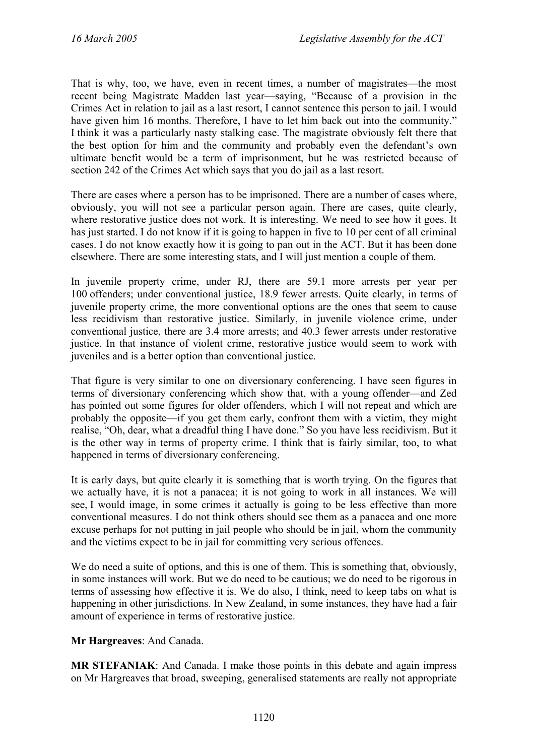That is why, too, we have, even in recent times, a number of magistrates—the most recent being Magistrate Madden last year—saying, "Because of a provision in the Crimes Act in relation to jail as a last resort, I cannot sentence this person to jail. I would have given him 16 months. Therefore, I have to let him back out into the community." I think it was a particularly nasty stalking case. The magistrate obviously felt there that the best option for him and the community and probably even the defendant's own ultimate benefit would be a term of imprisonment, but he was restricted because of section 242 of the Crimes Act which says that you do jail as a last resort.

There are cases where a person has to be imprisoned. There are a number of cases where, obviously, you will not see a particular person again. There are cases, quite clearly, where restorative justice does not work. It is interesting. We need to see how it goes. It has just started. I do not know if it is going to happen in five to 10 per cent of all criminal cases. I do not know exactly how it is going to pan out in the ACT. But it has been done elsewhere. There are some interesting stats, and I will just mention a couple of them.

In juvenile property crime, under RJ, there are 59.1 more arrests per year per 100 offenders; under conventional justice, 18.9 fewer arrests. Quite clearly, in terms of juvenile property crime, the more conventional options are the ones that seem to cause less recidivism than restorative justice. Similarly, in juvenile violence crime, under conventional justice, there are 3.4 more arrests; and 40.3 fewer arrests under restorative justice. In that instance of violent crime, restorative justice would seem to work with juveniles and is a better option than conventional justice.

That figure is very similar to one on diversionary conferencing. I have seen figures in terms of diversionary conferencing which show that, with a young offender—and Zed has pointed out some figures for older offenders, which I will not repeat and which are probably the opposite—if you get them early, confront them with a victim, they might realise, "Oh, dear, what a dreadful thing I have done." So you have less recidivism. But it is the other way in terms of property crime. I think that is fairly similar, too, to what happened in terms of diversionary conferencing.

It is early days, but quite clearly it is something that is worth trying. On the figures that we actually have, it is not a panacea; it is not going to work in all instances. We will see, I would image, in some crimes it actually is going to be less effective than more conventional measures. I do not think others should see them as a panacea and one more excuse perhaps for not putting in jail people who should be in jail, whom the community and the victims expect to be in jail for committing very serious offences.

We do need a suite of options, and this is one of them. This is something that, obviously, in some instances will work. But we do need to be cautious; we do need to be rigorous in terms of assessing how effective it is. We do also, I think, need to keep tabs on what is happening in other jurisdictions. In New Zealand, in some instances, they have had a fair amount of experience in terms of restorative justice.

**Mr Hargreaves**: And Canada.

**MR STEFANIAK**: And Canada. I make those points in this debate and again impress on Mr Hargreaves that broad, sweeping, generalised statements are really not appropriate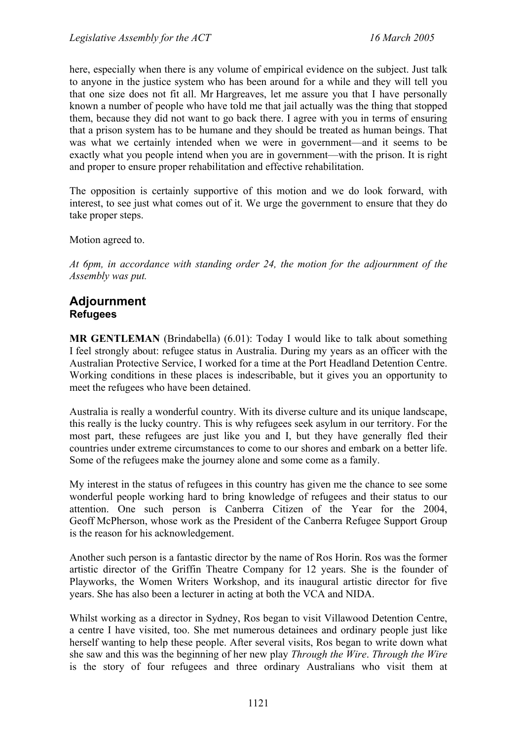here, especially when there is any volume of empirical evidence on the subject. Just talk to anyone in the justice system who has been around for a while and they will tell you that one size does not fit all. Mr Hargreaves, let me assure you that I have personally known a number of people who have told me that jail actually was the thing that stopped them, because they did not want to go back there. I agree with you in terms of ensuring that a prison system has to be humane and they should be treated as human beings. That was what we certainly intended when we were in government—and it seems to be exactly what you people intend when you are in government—with the prison. It is right and proper to ensure proper rehabilitation and effective rehabilitation.

The opposition is certainly supportive of this motion and we do look forward, with interest, to see just what comes out of it. We urge the government to ensure that they do take proper steps.

Motion agreed to.

*At 6pm, in accordance with standing order 24, the motion for the adjournment of the Assembly was put.*

## Adjournment

### Refugees

**MR GENTLEMAN** (Brindabella) (6.01): Today I would like to talk about something I feel strongly about: refugee status in Australia. During my years as an officer with the Australian Protective Service, I worked for a time at the Port Headland Detention Centre. Working conditions in these places is indescribable, but it gives you an opportunity to meet the refugees who have been detained.

Australia is really a wonderful country. With its diverse culture and its unique landscape, this really is the lucky country. This is why refugees seek asylum in our territory. For the most part, these refugees are just like you and I, but they have generally fled their countries under extreme circumstances to come to our shores and embark on a better life. Some of the refugees make the journey alone and some come as a family.

My interest in the status of refugees in this country has given me the chance to see some wonderful people working hard to bring knowledge of refugees and their status to our attention. One such person is Canberra Citizen of the Year for the 2004, Geoff McPherson, whose work as the President of the Canberra Refugee Support Group is the reason for his acknowledgement.

Another such person is a fantastic director by the name of Ros Horin. Ros was the former artistic director of the Griffin Theatre Company for 12 years. She is the founder of Playworks, the Women Writers Workshop, and its inaugural artistic director for five years. She has also been a lecturer in acting at both the VCA and NIDA.

Whilst working as a director in Sydney, Ros began to visit Villawood Detention Centre, a centre I have visited, too. She met numerous detainees and ordinary people just like herself wanting to help these people. After several visits, Ros began to write down what she saw and this was the beginning of her new play *Through the Wire*. *Through the Wire* is the story of four refugees and three ordinary Australians who visit them at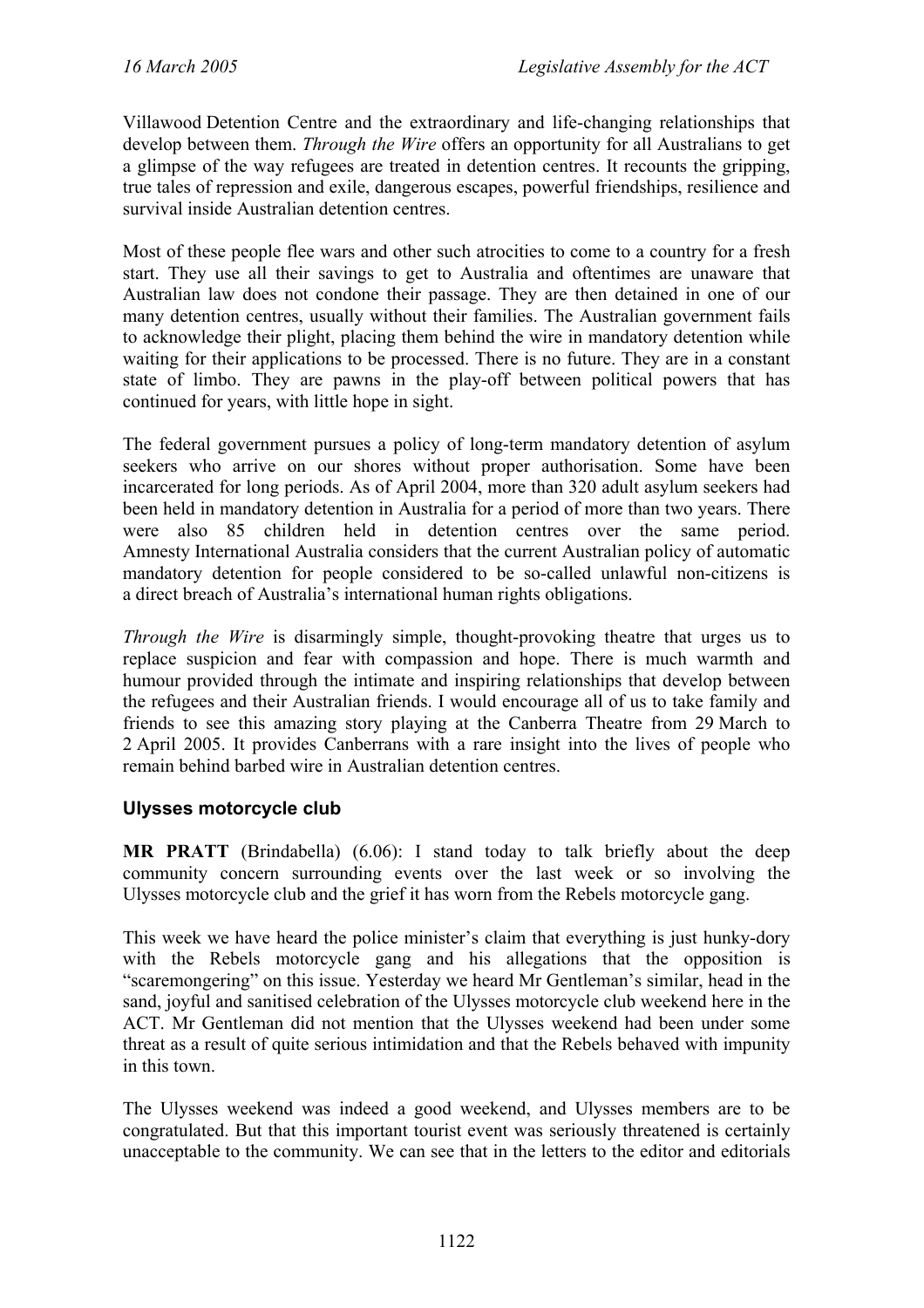Villawood Detention Centre and the extraordinary and life-changing relationships that develop between them. *Through the Wire* offers an opportunity for all Australians to get a glimpse of the way refugees are treated in detention centres. It recounts the gripping, true tales of repression and exile, dangerous escapes, powerful friendships, resilience and survival inside Australian detention centres.

Most of these people flee wars and other such atrocities to come to a country for a fresh start. They use all their savings to get to Australia and oftentimes are unaware that Australian law does not condone their passage. They are then detained in one of our many detention centres, usually without their families. The Australian government fails to acknowledge their plight, placing them behind the wire in mandatory detention while waiting for their applications to be processed. There is no future. They are in a constant state of limbo. They are pawns in the play-off between political powers that has continued for years, with little hope in sight.

The federal government pursues a policy of long-term mandatory detention of asylum seekers who arrive on our shores without proper authorisation. Some have been incarcerated for long periods. As of April 2004, more than 320 adult asylum seekers had been held in mandatory detention in Australia for a period of more than two years. There were also 85 children held in detention centres over the same period. Amnesty International Australia considers that the current Australian policy of automatic mandatory detention for people considered to be so-called unlawful non-citizens is a direct breach of Australia's international human rights obligations.

*Through the Wire* is disarmingly simple, thought-provoking theatre that urges us to replace suspicion and fear with compassion and hope. There is much warmth and humour provided through the intimate and inspiring relationships that develop between the refugees and their Australian friends. I would encourage all of us to take family and friends to see this amazing story playing at the Canberra Theatre from 29 March to 2 April 2005. It provides Canberrans with a rare insight into the lives of people who remain behind barbed wire in Australian detention centres.

### Ulysses motorcycle club

**MR PRATT** (Brindabella) (6.06): I stand today to talk briefly about the deep community concern surrounding events over the last week or so involving the Ulysses motorcycle club and the grief it has worn from the Rebels motorcycle gang.

This week we have heard the police minister's claim that everything is just hunky-dory with the Rebels motorcycle gang and his allegations that the opposition is "scaremongering" on this issue. Yesterday we heard Mr Gentleman's similar, head in the sand, joyful and sanitised celebration of the Ulysses motorcycle club weekend here in the ACT. Mr Gentleman did not mention that the Ulysses weekend had been under some threat as a result of quite serious intimidation and that the Rebels behaved with impunity in this town.

The Ulysses weekend was indeed a good weekend, and Ulysses members are to be congratulated. But that this important tourist event was seriously threatened is certainly unacceptable to the community. We can see that in the letters to the editor and editorials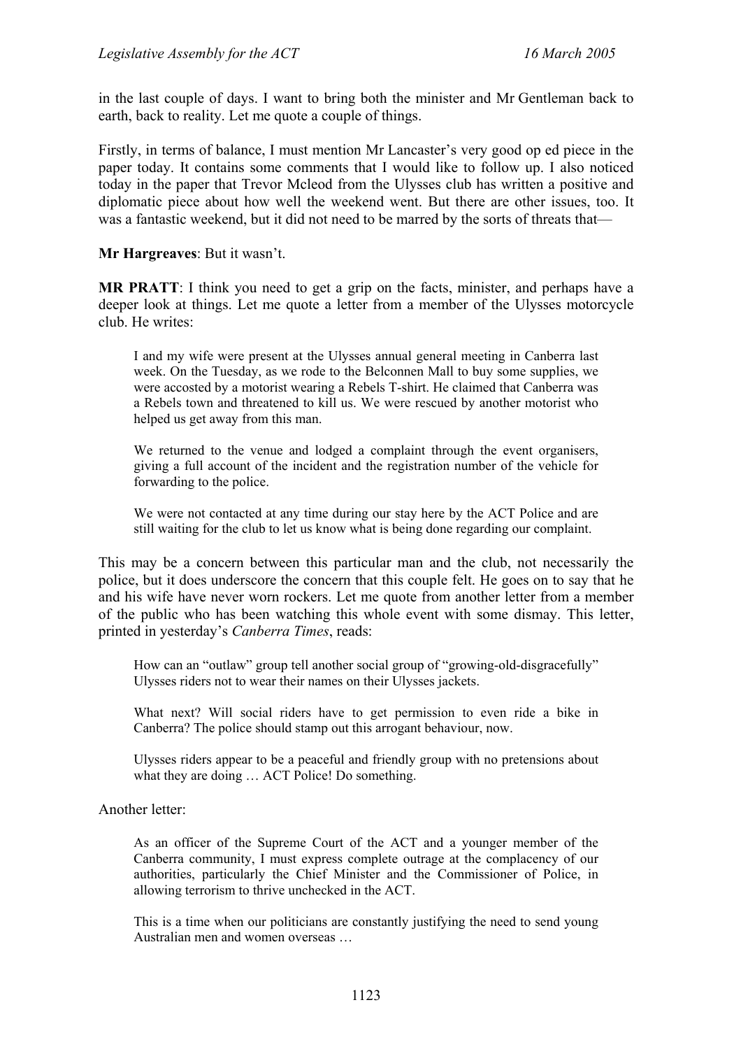in the last couple of days. I want to bring both the minister and Mr Gentleman back to earth, back to reality. Let me quote a couple of things.

Firstly, in terms of balance, I must mention Mr Lancaster's very good op ed piece in the paper today. It contains some comments that I would like to follow up. I also noticed today in the paper that Trevor Mcleod from the Ulysses club has written a positive and diplomatic piece about how well the weekend went. But there are other issues, too. It was a fantastic weekend, but it did not need to be marred by the sorts of threats that—

**Mr Hargreaves**: But it wasn't.

**MR PRATT**: I think you need to get a grip on the facts, minister, and perhaps have a deeper look at things. Let me quote a letter from a member of the Ulysses motorcycle club. He writes:

> I and my wife were present at the Ulysses annual general meeting in Canberra last week. On the Tuesday, as we rode to the Belconnen Mall to buy some supplies, we were accosted by a motorist wearing a Rebels T-shirt. He claimed that Canberra was a Rebels town and threatened to kill us. We were rescued by another motorist who helped us get away from this man.
>
> We returned to the venue and lodged a complaint through the event organisers, giving a full account of the incident and the registration number of the vehicle for forwarding to the police.
>
> We were not contacted at any time during our stay here by the ACT Police and are still waiting for the club to let us know what is being done regarding our complaint.

This may be a concern between this particular man and the club, not necessarily the police, but it does underscore the concern that this couple felt. He goes on to say that he and his wife have never worn rockers. Let me quote from another letter from a member of the public who has been watching this whole event with some dismay. This letter, printed in yesterday's *Canberra Times*, reads:

> How can an "outlaw" group tell another social group of "growing-old-disgracefully" Ulysses riders not to wear their names on their Ulysses jackets.
>
> What next? Will social riders have to get permission to even ride a bike in Canberra? The police should stamp out this arrogant behaviour, now.
>
> Ulysses riders appear to be a peaceful and friendly group with no pretensions about what they are doing … ACT Police! Do something.

Another letter:

> As an officer of the Supreme Court of the ACT and a younger member of the Canberra community, I must express complete outrage at the complacency of our authorities, particularly the Chief Minister and the Commissioner of Police, in allowing terrorism to thrive unchecked in the ACT.
>
> This is a time when our politicians are constantly justifying the need to send young Australian men and women overseas …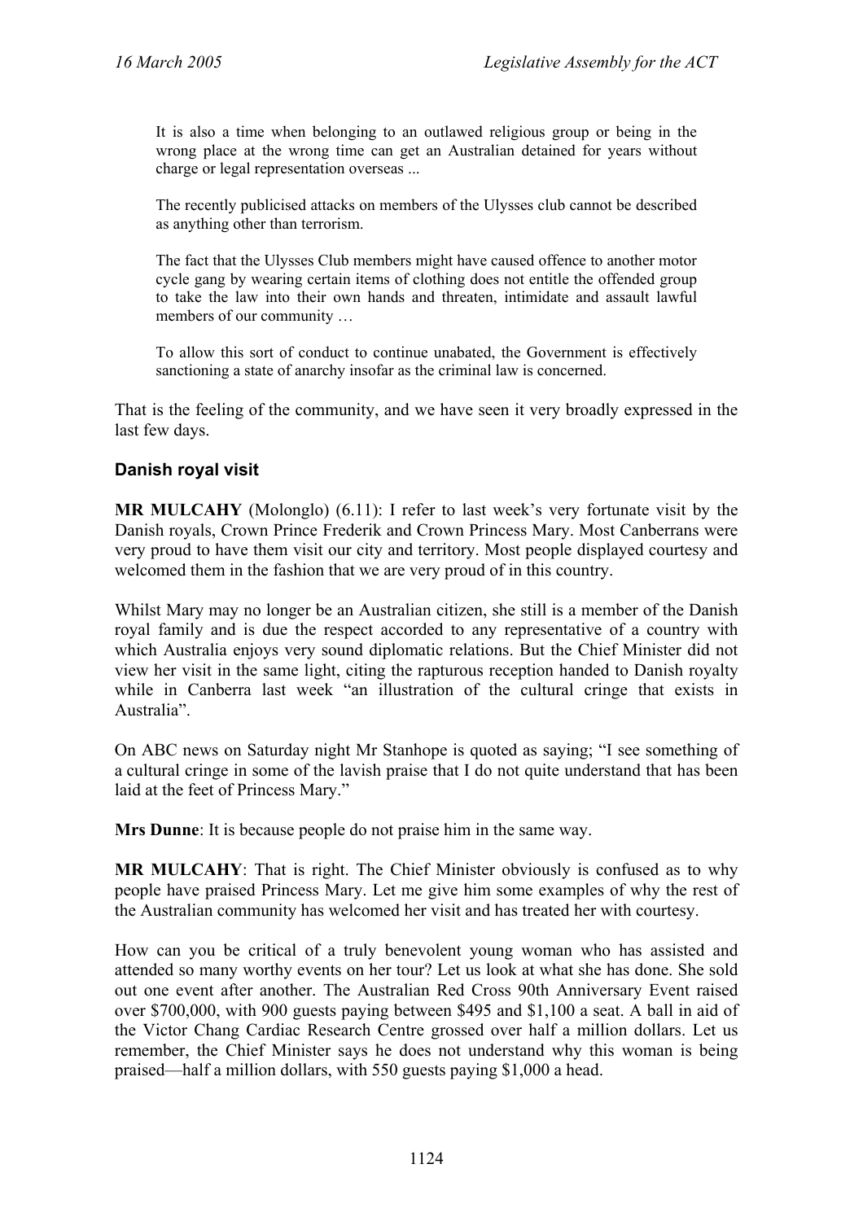> It is also a time when belonging to an outlawed religious group or being in the wrong place at the wrong time can get an Australian detained for years without charge or legal representation overseas ...
>
> The recently publicised attacks on members of the Ulysses club cannot be described as anything other than terrorism.
>
> The fact that the Ulysses Club members might have caused offence to another motor cycle gang by wearing certain items of clothing does not entitle the offended group to take the law into their own hands and threaten, intimidate and assault lawful members of our community …
>
> To allow this sort of conduct to continue unabated, the Government is effectively sanctioning a state of anarchy insofar as the criminal law is concerned.

That is the feeling of the community, and we have seen it very broadly expressed in the last few days.

### Danish royal visit

**MR MULCAHY** (Molonglo) (6.11): I refer to last week's very fortunate visit by the Danish royals, Crown Prince Frederik and Crown Princess Mary. Most Canberrans were very proud to have them visit our city and territory. Most people displayed courtesy and welcomed them in the fashion that we are very proud of in this country.

Whilst Mary may no longer be an Australian citizen, she still is a member of the Danish royal family and is due the respect accorded to any representative of a country with which Australia enjoys very sound diplomatic relations. But the Chief Minister did not view her visit in the same light, citing the rapturous reception handed to Danish royalty while in Canberra last week "an illustration of the cultural cringe that exists in Australia".

On ABC news on Saturday night Mr Stanhope is quoted as saying; "I see something of a cultural cringe in some of the lavish praise that I do not quite understand that has been laid at the feet of Princess Mary."

**Mrs Dunne**: It is because people do not praise him in the same way.

**MR MULCAHY**: That is right. The Chief Minister obviously is confused as to why people have praised Princess Mary. Let me give him some examples of why the rest of the Australian community has welcomed her visit and has treated her with courtesy.

How can you be critical of a truly benevolent young woman who has assisted and attended so many worthy events on her tour? Let us look at what she has done. She sold out one event after another. The Australian Red Cross 90th Anniversary Event raised over $700,000, with 900 guests paying between $495 and $1,100 a seat. A ball in aid of the Victor Chang Cardiac Research Centre grossed over half a million dollars. Let us remember, the Chief Minister says he does not understand why this woman is being praised—half a million dollars, with 550 guests paying $1,000 a head.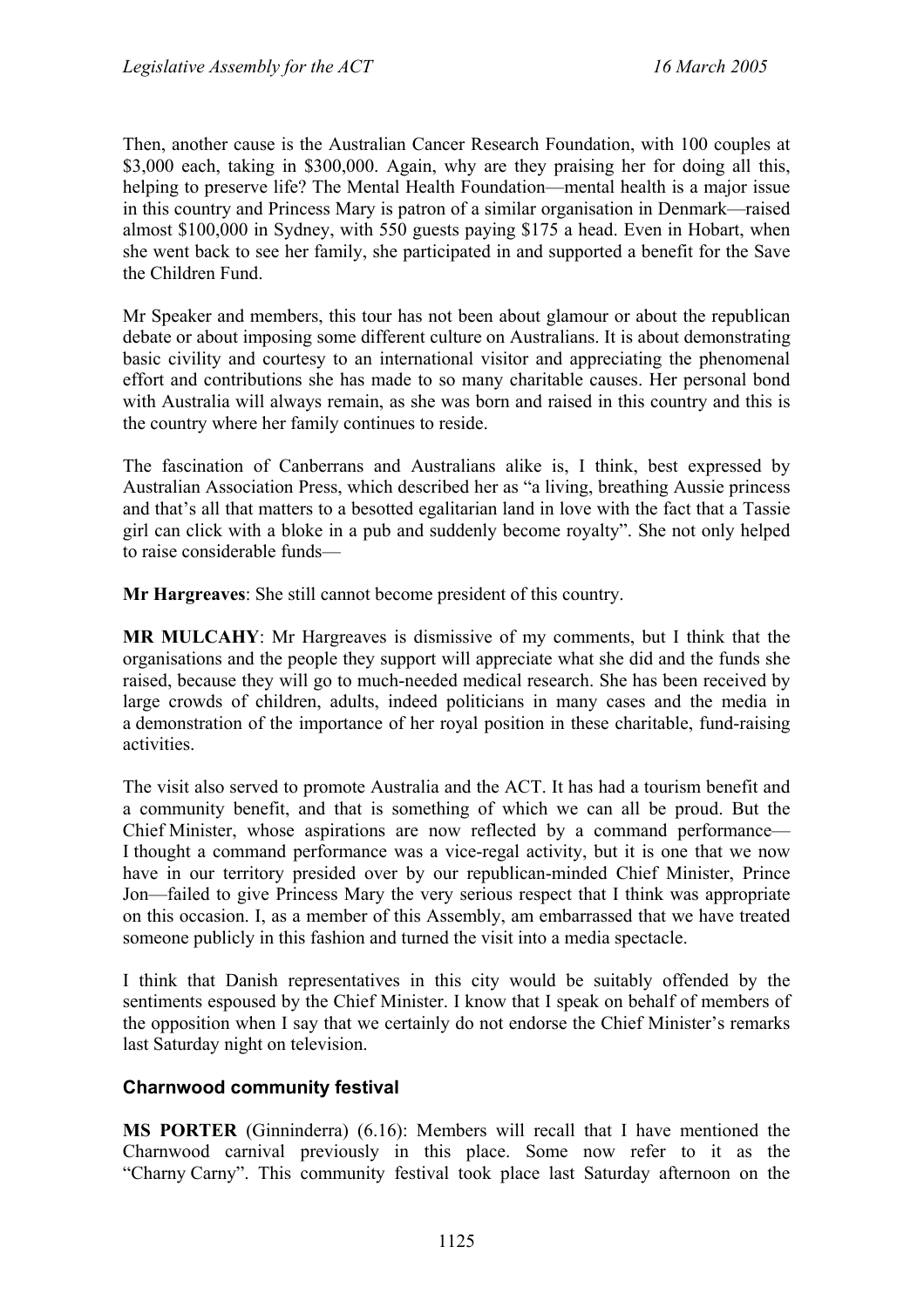Then, another cause is the Australian Cancer Research Foundation, with 100 couples at $3,000 each, taking in $300,000. Again, why are they praising her for doing all this, helping to preserve life? The Mental Health Foundation—mental health is a major issue in this country and Princess Mary is patron of a similar organisation in Denmark—raised almost $100,000 in Sydney, with 550 guests paying $175 a head. Even in Hobart, when she went back to see her family, she participated in and supported a benefit for the Save the Children Fund.

Mr Speaker and members, this tour has not been about glamour or about the republican debate or about imposing some different culture on Australians. It is about demonstrating basic civility and courtesy to an international visitor and appreciating the phenomenal effort and contributions she has made to so many charitable causes. Her personal bond with Australia will always remain, as she was born and raised in this country and this is the country where her family continues to reside.

The fascination of Canberrans and Australians alike is, I think, best expressed by Australian Association Press, which described her as "a living, breathing Aussie princess and that's all that matters to a besotted egalitarian land in love with the fact that a Tassie girl can click with a bloke in a pub and suddenly become royalty". She not only helped to raise considerable funds—

**Mr Hargreaves**: She still cannot become president of this country.

**MR MULCAHY**: Mr Hargreaves is dismissive of my comments, but I think that the organisations and the people they support will appreciate what she did and the funds she raised, because they will go to much-needed medical research. She has been received by large crowds of children, adults, indeed politicians in many cases and the media in a demonstration of the importance of her royal position in these charitable, fund-raising activities.

The visit also served to promote Australia and the ACT. It has had a tourism benefit and a community benefit, and that is something of which we can all be proud. But the Chief Minister, whose aspirations are now reflected by a command performance—I thought a command performance was a vice-regal activity, but it is one that we now have in our territory presided over by our republican-minded Chief Minister, Prince Jon—failed to give Princess Mary the very serious respect that I think was appropriate on this occasion. I, as a member of this Assembly, am embarrassed that we have treated someone publicly in this fashion and turned the visit into a media spectacle.

I think that Danish representatives in this city would be suitably offended by the sentiments espoused by the Chief Minister. I know that I speak on behalf of members of the opposition when I say that we certainly do not endorse the Chief Minister's remarks last Saturday night on television.

### Charnwood community festival

**MS PORTER** (Ginninderra) (6.16): Members will recall that I have mentioned the Charnwood carnival previously in this place. Some now refer to it as the "Charny Carny". This community festival took place last Saturday afternoon on the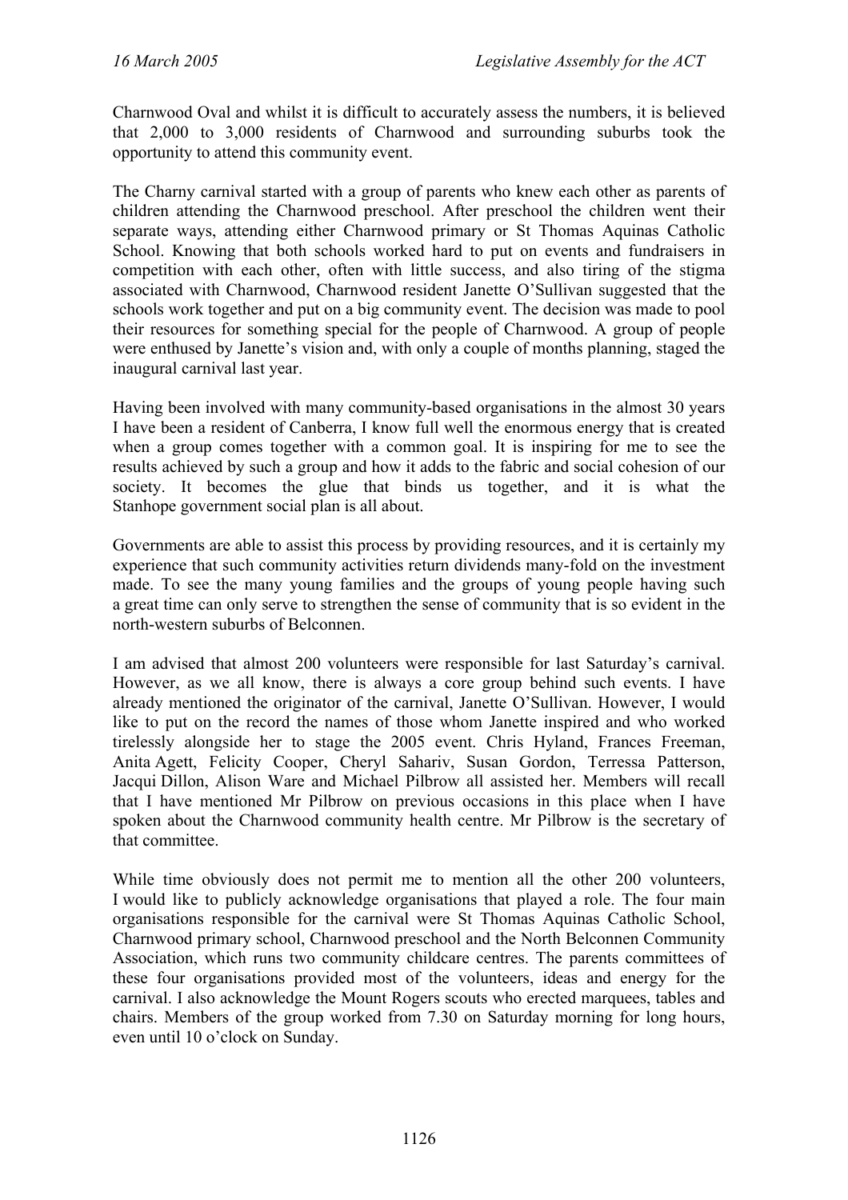Charnwood Oval and whilst it is difficult to accurately assess the numbers, it is believed that 2,000 to 3,000 residents of Charnwood and surrounding suburbs took the opportunity to attend this community event.

The Charny carnival started with a group of parents who knew each other as parents of children attending the Charnwood preschool. After preschool the children went their separate ways, attending either Charnwood primary or St Thomas Aquinas Catholic School. Knowing that both schools worked hard to put on events and fundraisers in competition with each other, often with little success, and also tiring of the stigma associated with Charnwood, Charnwood resident Janette O'Sullivan suggested that the schools work together and put on a big community event. The decision was made to pool their resources for something special for the people of Charnwood. A group of people were enthused by Janette's vision and, with only a couple of months planning, staged the inaugural carnival last year.

Having been involved with many community-based organisations in the almost 30 years I have been a resident of Canberra, I know full well the enormous energy that is created when a group comes together with a common goal. It is inspiring for me to see the results achieved by such a group and how it adds to the fabric and social cohesion of our society. It becomes the glue that binds us together, and it is what the Stanhope government social plan is all about.

Governments are able to assist this process by providing resources, and it is certainly my experience that such community activities return dividends many-fold on the investment made. To see the many young families and the groups of young people having such a great time can only serve to strengthen the sense of community that is so evident in the north-western suburbs of Belconnen.

I am advised that almost 200 volunteers were responsible for last Saturday's carnival. However, as we all know, there is always a core group behind such events. I have already mentioned the originator of the carnival, Janette O'Sullivan. However, I would like to put on the record the names of those whom Janette inspired and who worked tirelessly alongside her to stage the 2005 event. Chris Hyland, Frances Freeman, Anita Agett, Felicity Cooper, Cheryl Sahariv, Susan Gordon, Terressa Patterson, Jacqui Dillon, Alison Ware and Michael Pilbrow all assisted her. Members will recall that I have mentioned Mr Pilbrow on previous occasions in this place when I have spoken about the Charnwood community health centre. Mr Pilbrow is the secretary of that committee.

While time obviously does not permit me to mention all the other 200 volunteers, I would like to publicly acknowledge organisations that played a role. The four main organisations responsible for the carnival were St Thomas Aquinas Catholic School, Charnwood primary school, Charnwood preschool and the North Belconnen Community Association, which runs two community childcare centres. The parents committees of these four organisations provided most of the volunteers, ideas and energy for the carnival. I also acknowledge the Mount Rogers scouts who erected marquees, tables and chairs. Members of the group worked from 7.30 on Saturday morning for long hours, even until 10 o'clock on Sunday.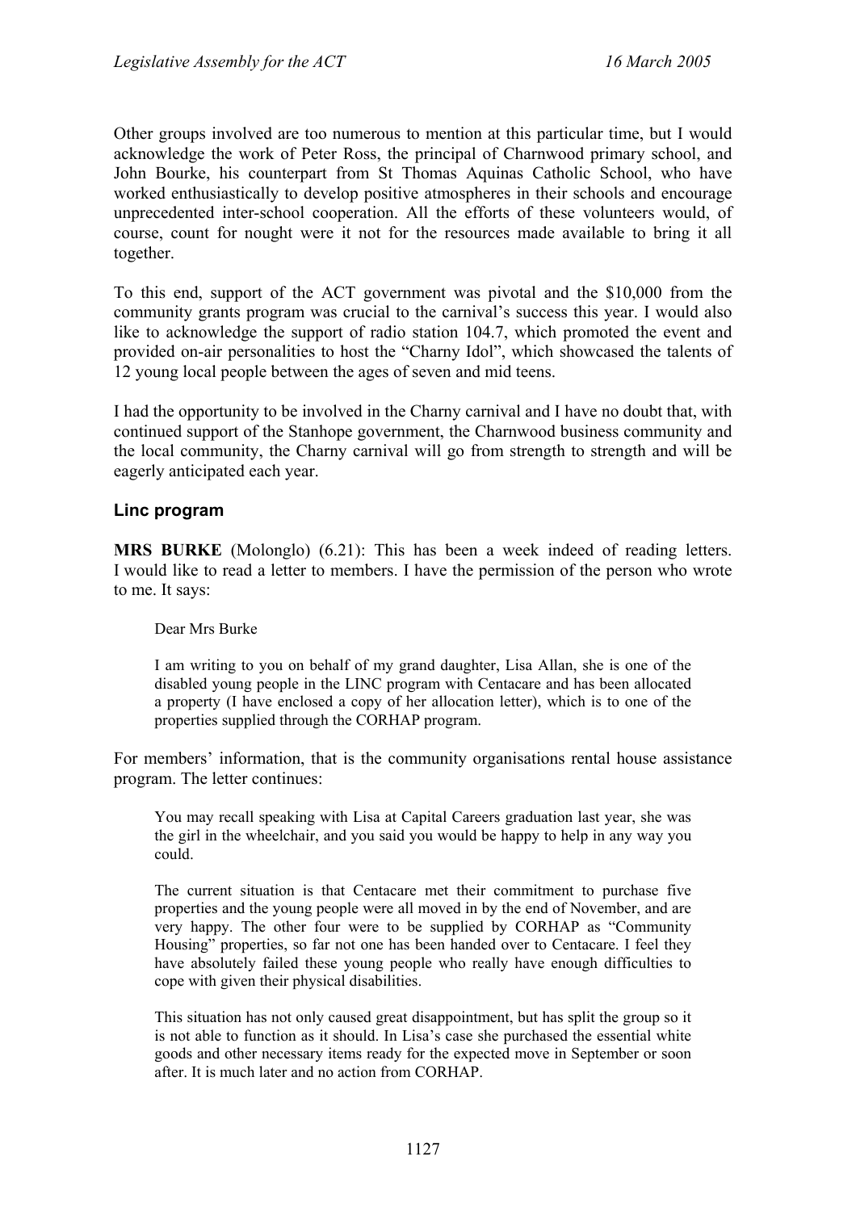Other groups involved are too numerous to mention at this particular time, but I would acknowledge the work of Peter Ross, the principal of Charnwood primary school, and John Bourke, his counterpart from St Thomas Aquinas Catholic School, who have worked enthusiastically to develop positive atmospheres in their schools and encourage unprecedented inter-school cooperation. All the efforts of these volunteers would, of course, count for nought were it not for the resources made available to bring it all together.

To this end, support of the ACT government was pivotal and the $10,000 from the community grants program was crucial to the carnival's success this year. I would also like to acknowledge the support of radio station 104.7, which promoted the event and provided on-air personalities to host the "Charny Idol", which showcased the talents of 12 young local people between the ages of seven and mid teens.

I had the opportunity to be involved in the Charny carnival and I have no doubt that, with continued support of the Stanhope government, the Charnwood business community and the local community, the Charny carnival will go from strength to strength and will be eagerly anticipated each year.

### Linc program

**MRS BURKE** (Molonglo) (6.21): This has been a week indeed of reading letters. I would like to read a letter to members. I have the permission of the person who wrote to me. It says:

> Dear Mrs Burke
>
> I am writing to you on behalf of my grand daughter, Lisa Allan, she is one of the disabled young people in the LINC program with Centacare and has been allocated a property (I have enclosed a copy of her allocation letter), which is to one of the properties supplied through the CORHAP program.

For members' information, that is the community organisations rental house assistance program. The letter continues:

> You may recall speaking with Lisa at Capital Careers graduation last year, she was the girl in the wheelchair, and you said you would be happy to help in any way you could.
>
> The current situation is that Centacare met their commitment to purchase five properties and the young people were all moved in by the end of November, and are very happy. The other four were to be supplied by CORHAP as "Community Housing" properties, so far not one has been handed over to Centacare. I feel they have absolutely failed these young people who really have enough difficulties to cope with given their physical disabilities.
>
> This situation has not only caused great disappointment, but has split the group so it is not able to function as it should. In Lisa's case she purchased the essential white goods and other necessary items ready for the expected move in September or soon after. It is much later and no action from CORHAP.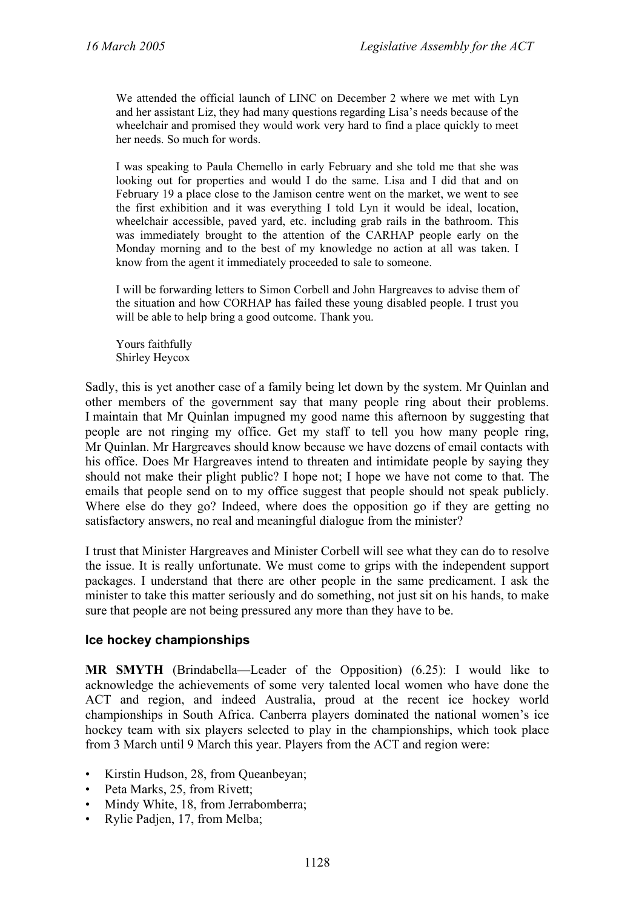> We attended the official launch of LINC on December 2 where we met with Lyn and her assistant Liz, they had many questions regarding Lisa's needs because of the wheelchair and promised they would work very hard to find a place quickly to meet her needs. So much for words.
>
> I was speaking to Paula Chemello in early February and she told me that she was looking out for properties and would I do the same. Lisa and I did that and on February 19 a place close to the Jamison centre went on the market, we went to see the first exhibition and it was everything I told Lyn it would be ideal, location, wheelchair accessible, paved yard, etc. including grab rails in the bathroom. This was immediately brought to the attention of the CARHAP people early on the Monday morning and to the best of my knowledge no action at all was taken. I know from the agent it immediately proceeded to sale to someone.
>
> I will be forwarding letters to Simon Corbell and John Hargreaves to advise them of the situation and how CORHAP has failed these young disabled people. I trust you will be able to help bring a good outcome. Thank you.
>
> Yours faithfully
> Shirley Heycox

Sadly, this is yet another case of a family being let down by the system. Mr Quinlan and other members of the government say that many people ring about their problems. I maintain that Mr Quinlan impugned my good name this afternoon by suggesting that people are not ringing my office. Get my staff to tell you how many people ring, Mr Quinlan. Mr Hargreaves should know because we have dozens of email contacts with his office. Does Mr Hargreaves intend to threaten and intimidate people by saying they should not make their plight public? I hope not; I hope we have not come to that. The emails that people send on to my office suggest that people should not speak publicly. Where else do they go? Indeed, where does the opposition go if they are getting no satisfactory answers, no real and meaningful dialogue from the minister?

I trust that Minister Hargreaves and Minister Corbell will see what they can do to resolve the issue. It is really unfortunate. We must come to grips with the independent support packages. I understand that there are other people in the same predicament. I ask the minister to take this matter seriously and do something, not just sit on his hands, to make sure that people are not being pressured any more than they have to be.

### Ice hockey championships

**MR SMYTH** (Brindabella—Leader of the Opposition) (6.25): I would like to acknowledge the achievements of some very talented local women who have done the ACT and region, and indeed Australia, proud at the recent ice hockey world championships in South Africa. Canberra players dominated the national women's ice hockey team with six players selected to play in the championships, which took place from 3 March until 9 March this year. Players from the ACT and region were:

- Kirstin Hudson, 28, from Queanbeyan;
- Peta Marks, 25, from Rivett;
- Mindy White, 18, from Jerrabomberra;
- Rylie Padjen, 17, from Melba;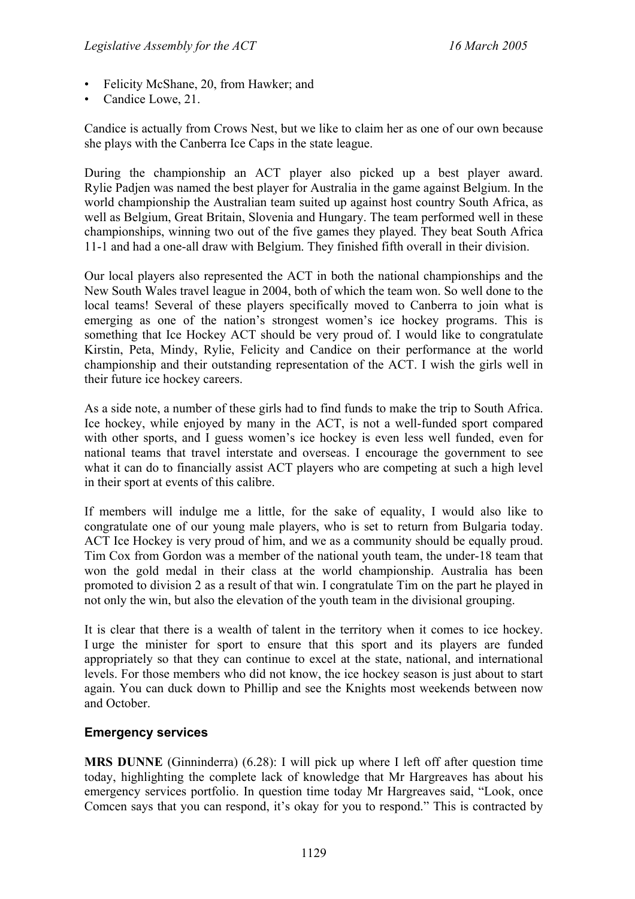- Felicity McShane, 20, from Hawker; and
- Candice Lowe, 21.

Candice is actually from Crows Nest, but we like to claim her as one of our own because she plays with the Canberra Ice Caps in the state league.

During the championship an ACT player also picked up a best player award. Rylie Padjen was named the best player for Australia in the game against Belgium. In the world championship the Australian team suited up against host country South Africa, as well as Belgium, Great Britain, Slovenia and Hungary. The team performed well in these championships, winning two out of the five games they played. They beat South Africa 11-1 and had a one-all draw with Belgium. They finished fifth overall in their division.

Our local players also represented the ACT in both the national championships and the New South Wales travel league in 2004, both of which the team won. So well done to the local teams! Several of these players specifically moved to Canberra to join what is emerging as one of the nation's strongest women's ice hockey programs. This is something that Ice Hockey ACT should be very proud of. I would like to congratulate Kirstin, Peta, Mindy, Rylie, Felicity and Candice on their performance at the world championship and their outstanding representation of the ACT. I wish the girls well in their future ice hockey careers.

As a side note, a number of these girls had to find funds to make the trip to South Africa. Ice hockey, while enjoyed by many in the ACT, is not a well-funded sport compared with other sports, and I guess women's ice hockey is even less well funded, even for national teams that travel interstate and overseas. I encourage the government to see what it can do to financially assist ACT players who are competing at such a high level in their sport at events of this calibre.

If members will indulge me a little, for the sake of equality, I would also like to congratulate one of our young male players, who is set to return from Bulgaria today. ACT Ice Hockey is very proud of him, and we as a community should be equally proud. Tim Cox from Gordon was a member of the national youth team, the under-18 team that won the gold medal in their class at the world championship. Australia has been promoted to division 2 as a result of that win. I congratulate Tim on the part he played in not only the win, but also the elevation of the youth team in the divisional grouping.

It is clear that there is a wealth of talent in the territory when it comes to ice hockey. I urge the minister for sport to ensure that this sport and its players are funded appropriately so that they can continue to excel at the state, national, and international levels. For those members who did not know, the ice hockey season is just about to start again. You can duck down to Phillip and see the Knights most weekends between now and October.

### Emergency services

**MRS DUNNE** (Ginninderra) (6.28): I will pick up where I left off after question time today, highlighting the complete lack of knowledge that Mr Hargreaves has about his emergency services portfolio. In question time today Mr Hargreaves said, "Look, once Comcen says that you can respond, it's okay for you to respond." This is contracted by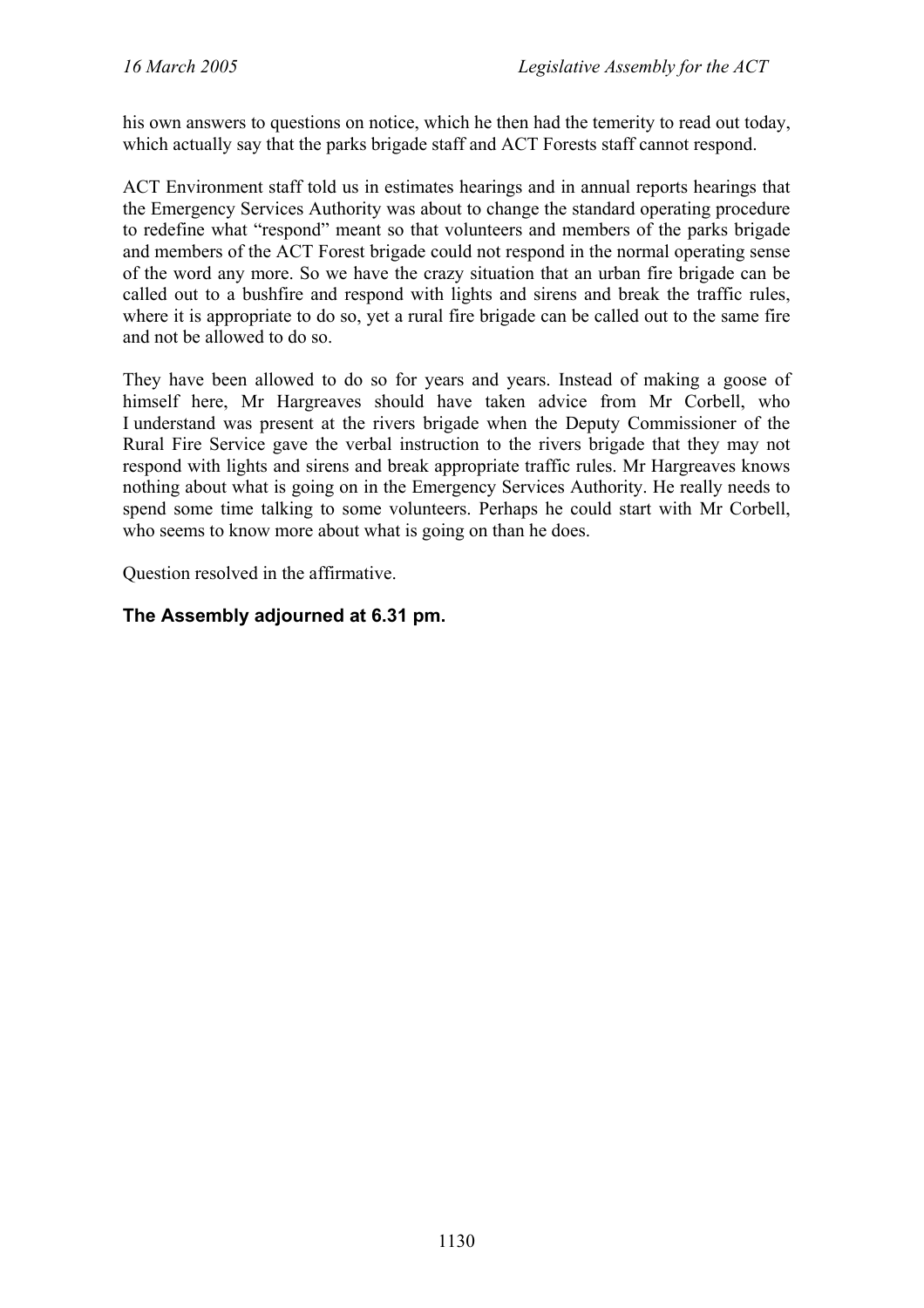his own answers to questions on notice, which he then had the temerity to read out today, which actually say that the parks brigade staff and ACT Forests staff cannot respond.

ACT Environment staff told us in estimates hearings and in annual reports hearings that the Emergency Services Authority was about to change the standard operating procedure to redefine what "respond" meant so that volunteers and members of the parks brigade and members of the ACT Forest brigade could not respond in the normal operating sense of the word any more. So we have the crazy situation that an urban fire brigade can be called out to a bushfire and respond with lights and sirens and break the traffic rules, where it is appropriate to do so, yet a rural fire brigade can be called out to the same fire and not be allowed to do so.

They have been allowed to do so for years and years. Instead of making a goose of himself here, Mr Hargreaves should have taken advice from Mr Corbell, who I understand was present at the rivers brigade when the Deputy Commissioner of the Rural Fire Service gave the verbal instruction to the rivers brigade that they may not respond with lights and sirens and break appropriate traffic rules. Mr Hargreaves knows nothing about what is going on in the Emergency Services Authority. He really needs to spend some time talking to some volunteers. Perhaps he could start with Mr Corbell, who seems to know more about what is going on than he does.

Question resolved in the affirmative.

**The Assembly adjourned at 6.31 pm.**